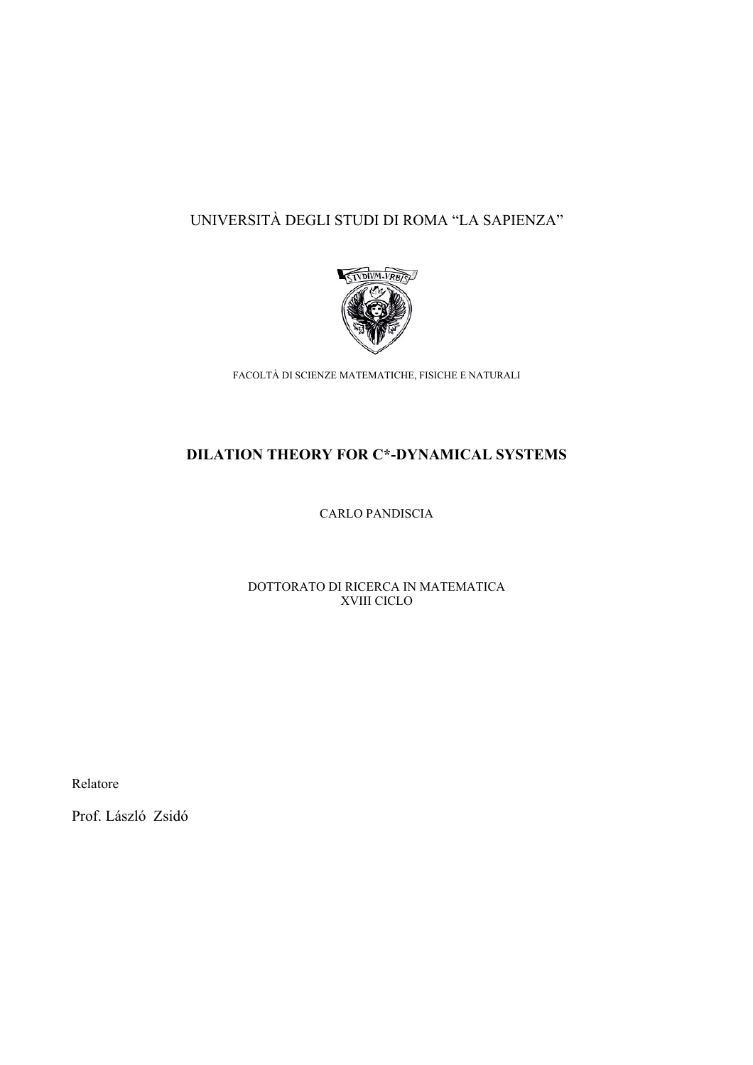UNIVERSITÀ DEGLI STUDI DI ROMA "LA SAPIENZA"

FACOLTÀ DI SCIENZE MATEMATICHE, FISICHE E NATURALI

# DILATION THEORY FOR C*-DYNAMICAL SYSTEMS

CARLO PANDISCIA

DOTTORATO DI RICERCA IN MATEMATICA
XVIII CICLO

Relatore

Prof. László Zsidó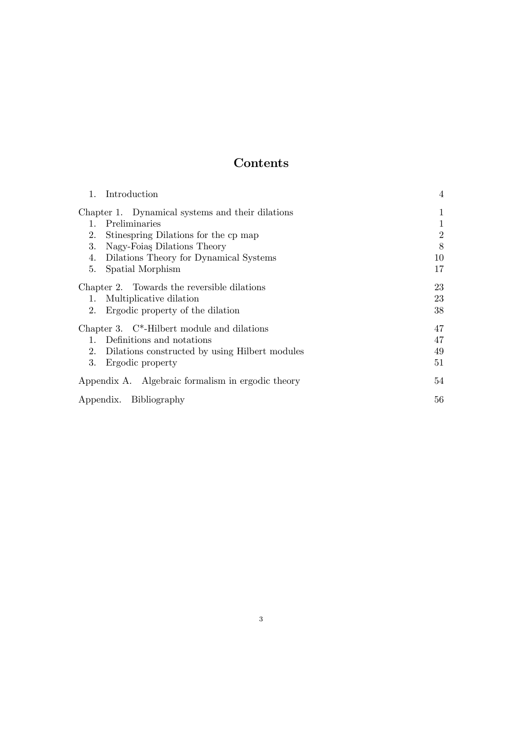# Contents

| | |
|---|---|
| 1. Introduction | 4 |
| Chapter 1. Dynamical systems and their dilations | 1 |
| 1. Preliminaries | 1 |
| 2. Stinespring Dilations for the cp map | 2 |
| 3. Nagy-Foiaş Dilations Theory | 8 |
| 4. Dilations Theory for Dynamical Systems | 10 |
| 5. Spatial Morphism | 17 |
| Chapter 2. Towards the reversible dilations | 23 |
| 1. Multiplicative dilation | 23 |
| 2. Ergodic property of the dilation | 38 |
| Chapter 3. C*-Hilbert module and dilations | 47 |
| 1. Definitions and notations | 47 |
| 2. Dilations constructed by using Hilbert modules | 49 |
| 3. Ergodic property | 51 |
| Appendix A. Algebraic formalism in ergodic theory | 54 |
| Appendix. Bibliography | 56 |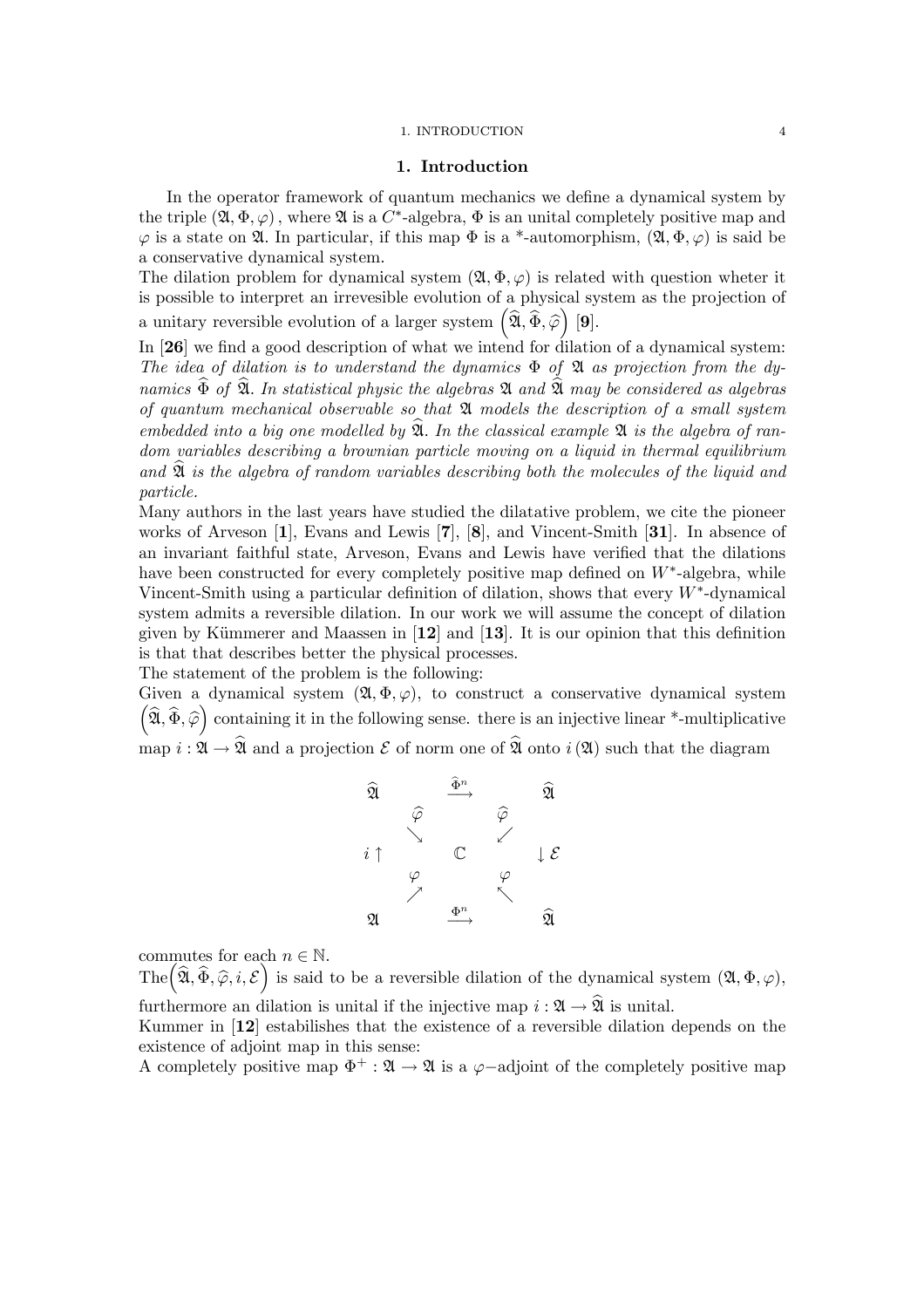## 1. Introduction

In the operator framework of quantum mechanics we define a dynamical system by the triple $(\mathfrak{A}, \Phi, \varphi)$, where $\mathfrak{A}$ is a $C^*$-algebra, $\Phi$ is an unital completely positive map and $\varphi$ is a state on $\mathfrak{A}$. In particular, if this map $\Phi$ is a *-automorphism, $(\mathfrak{A}, \Phi, \varphi)$ is said be a conservative dynamical system.

The dilation problem for dynamical system $(\mathfrak{A}, \Phi, \varphi)$ is related with question wheter it is possible to interpret an irrevesible evolution of a physical system as the projection of a unitary reversible evolution of a larger system $\left(\widehat{\mathfrak{A}}, \widehat{\Phi}, \widehat{\varphi}\right)$ [**9**].

In [**26**] we find a good description of what we intend for dilation of a dynamical system: *The idea of dilation is to understand the dynamics $\Phi$ of $\mathfrak{A}$ as projection from the dynamics $\widehat{\Phi}$ of $\widehat{\mathfrak{A}}$. In statistical physic the algebras $\mathfrak{A}$ and $\widehat{\mathfrak{A}}$ may be considered as algebras of quantum mechanical observable so that $\mathfrak{A}$ models the description of a small system embedded into a big one modelled by $\widehat{\mathfrak{A}}$. In the classical example $\mathfrak{A}$ is the algebra of random variables describing a brownian particle moving on a liquid in thermal equilibrium and $\widehat{\mathfrak{A}}$ is the algebra of random variables describing both the molecules of the liquid and particle.*

Many authors in the last years have studied the dilatative problem, we cite the pioneer works of Arveson [**1**], Evans and Lewis [**7**], [**8**], and Vincent-Smith [**31**]. In absence of an invariant faithful state, Arveson, Evans and Lewis have verified that the dilations have been constructed for every completely positive map defined on $W^*$-algebra, while Vincent-Smith using a particular definition of dilation, shows that every $W^*$-dynamical system admits a reversible dilation. In our work we will assume the concept of dilation given by Kümmerer and Maassen in [**12**] and [**13**]. It is our opinion that this definition is that that describes better the physical processes.

The statement of the problem is the following:

Given a dynamical system $(\mathfrak{A}, \Phi, \varphi)$, to construct a conservative dynamical system $\left(\widehat{\mathfrak{A}}, \widehat{\Phi}, \widehat{\varphi}\right)$ containing it in the following sense. there is an injective linear *-multiplicative map $i : \mathfrak{A} \to \widehat{\mathfrak{A}}$ and a projection $\mathcal{E}$ of norm one of $\widehat{\mathfrak{A}}$ onto $i(\mathfrak{A})$ such that the diagram

$$
\begin{array}{ccccc}
\widehat{\mathfrak{A}} & & \xrightarrow{\widehat{\Phi}^n} & & \widehat{\mathfrak{A}} \\
& \overset{\widehat{\varphi}}{\searrow} & & \overset{\widehat{\varphi}}{\swarrow} & \\
i\uparrow & & \mathbb{C} & & \downarrow \mathcal{E} \\
& \overset{\varphi}{\nearrow} & & \overset{\varphi}{\nwarrow} & \\
\mathfrak{A} & & \xrightarrow{\Phi^n} & & \widehat{\mathfrak{A}}
\end{array}
$$

commutes for each $n \in \mathbb{N}$.

The$\left(\widehat{\mathfrak{A}}, \widehat{\Phi}, \widehat{\varphi}, i, \mathcal{E}\right)$ is said to be a reversible dilation of the dynamical system $(\mathfrak{A}, \Phi, \varphi)$, furthermore an dilation is unital if the injective map $i : \mathfrak{A} \to \widehat{\mathfrak{A}}$ is unital.

Kummer in [**12**] estabilishes that the existence of a reversible dilation depends on the existence of adjoint map in this sense:

A completely positive map $\Phi^+ : \mathfrak{A} \to \mathfrak{A}$ is a $\varphi-$adjoint of the completely positive map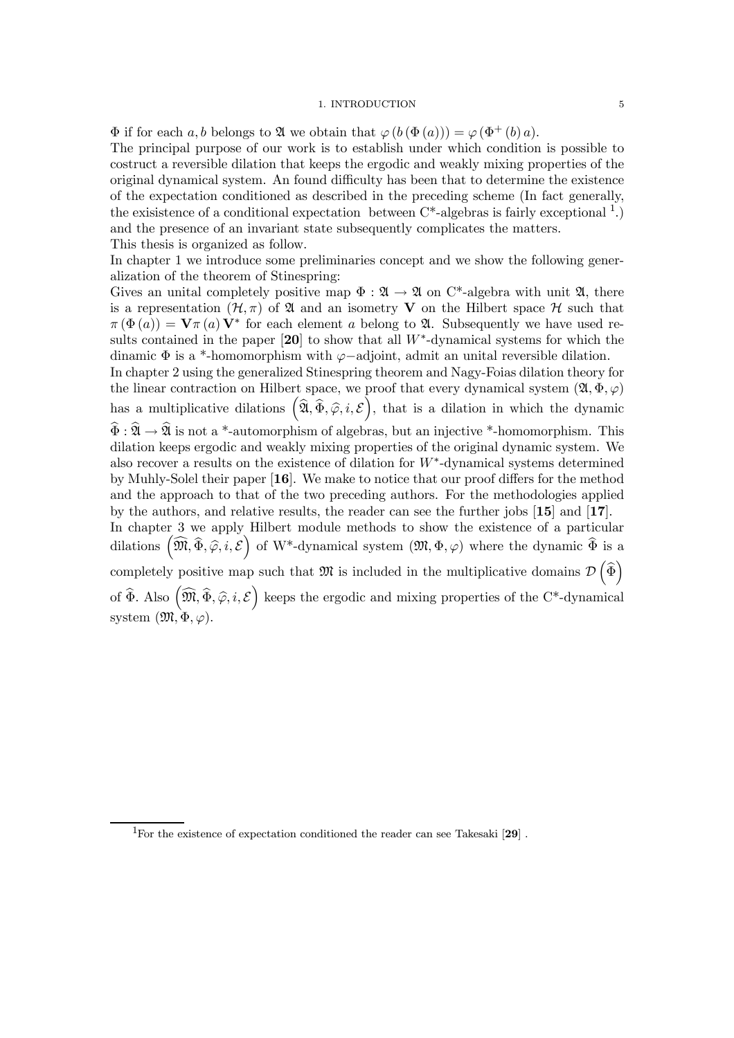$\Phi$ if for each $a, b$ belongs to $\mathfrak{A}$ we obtain that $\varphi(b(\Phi(a))) = \varphi(\Phi^{+}(b)a)$.

The principal purpose of our work is to establish under which condition is possible to costruct a reversible dilation that keeps the ergodic and weakly mixing properties of the original dynamical system. An found difficulty has been that to determine the existence of the expectation conditioned as described in the preceding scheme (In fact generally, the exisistence of a conditional expectation between C*-algebras is fairly exceptional [1].) and the presence of an invariant state subsequently complicates the matters.

This thesis is organized as follow.

In chapter 1 we introduce some preliminaries concept and we show the following generalization of the theorem of Stinespring:

Gives an unital completely positive map $\Phi : \mathfrak{A} \to \mathfrak{A}$ on C*-algebra with unit $\mathfrak{A}$, there is a representation $(\mathcal{H}, \pi)$ of $\mathfrak{A}$ and an isometry $\mathbf{V}$ on the Hilbert space $\mathcal{H}$ such that $\pi(\Phi(a)) = \mathbf{V}\pi(a)\mathbf{V}^{*}$ for each element $a$ belong to $\mathfrak{A}$. Subsequently we have used results contained in the paper [**20**] to show that all $W^{*}$-dynamical systems for which the dinamic $\Phi$ is a *-homomorphism with $\varphi-$adjoint, admit an unital reversible dilation.

In chapter 2 using the generalized Stinespring theorem and Nagy-Foias dilation theory for the linear contraction on Hilbert space, we proof that every dynamical system $(\mathfrak{A}, \Phi, \varphi)$ has a multiplicative dilations $\left(\widehat{\mathfrak{A}}, \widehat{\Phi}, \widehat{\varphi}, i, \mathcal{E}\right)$, that is a dilation in which the dynamic $\widehat{\Phi} : \widehat{\mathfrak{A}} \to \widehat{\mathfrak{A}}$ is not a *-automorphism of algebras, but an injective *-homomorphism. This dilation keeps ergodic and weakly mixing properties of the original dynamic system. We also recover a results on the existence of dilation for $W^{*}$-dynamical systems determined by Muhly-Solel their paper [**16**]. We make to notice that our proof differs for the method and the approach to that of the two preceding authors. For the methodologies applied by the authors, and relative results, the reader can see the further jobs [**15**] and [**17**].

In chapter 3 we apply Hilbert module methods to show the existence of a particular dilations $\left(\widehat{\mathfrak{M}}, \widehat{\Phi}, \widehat{\varphi}, i, \mathcal{E}\right)$ of W*-dynamical system $(\mathfrak{M}, \Phi, \varphi)$ where the dynamic $\widehat{\Phi}$ is a completely positive map such that $\mathfrak{M}$ is included in the multiplicative domains $\mathcal{D}\left(\widehat{\Phi}\right)$ of $\widehat{\Phi}$. Also $\left(\widehat{\mathfrak{M}}, \widehat{\Phi}, \widehat{\varphi}, i, \mathcal{E}\right)$ keeps the ergodic and mixing properties of the C*-dynamical system $(\mathfrak{M}, \Phi, \varphi)$.

[1] For the existence of expectation conditioned the reader can see Takesaki [**29**] .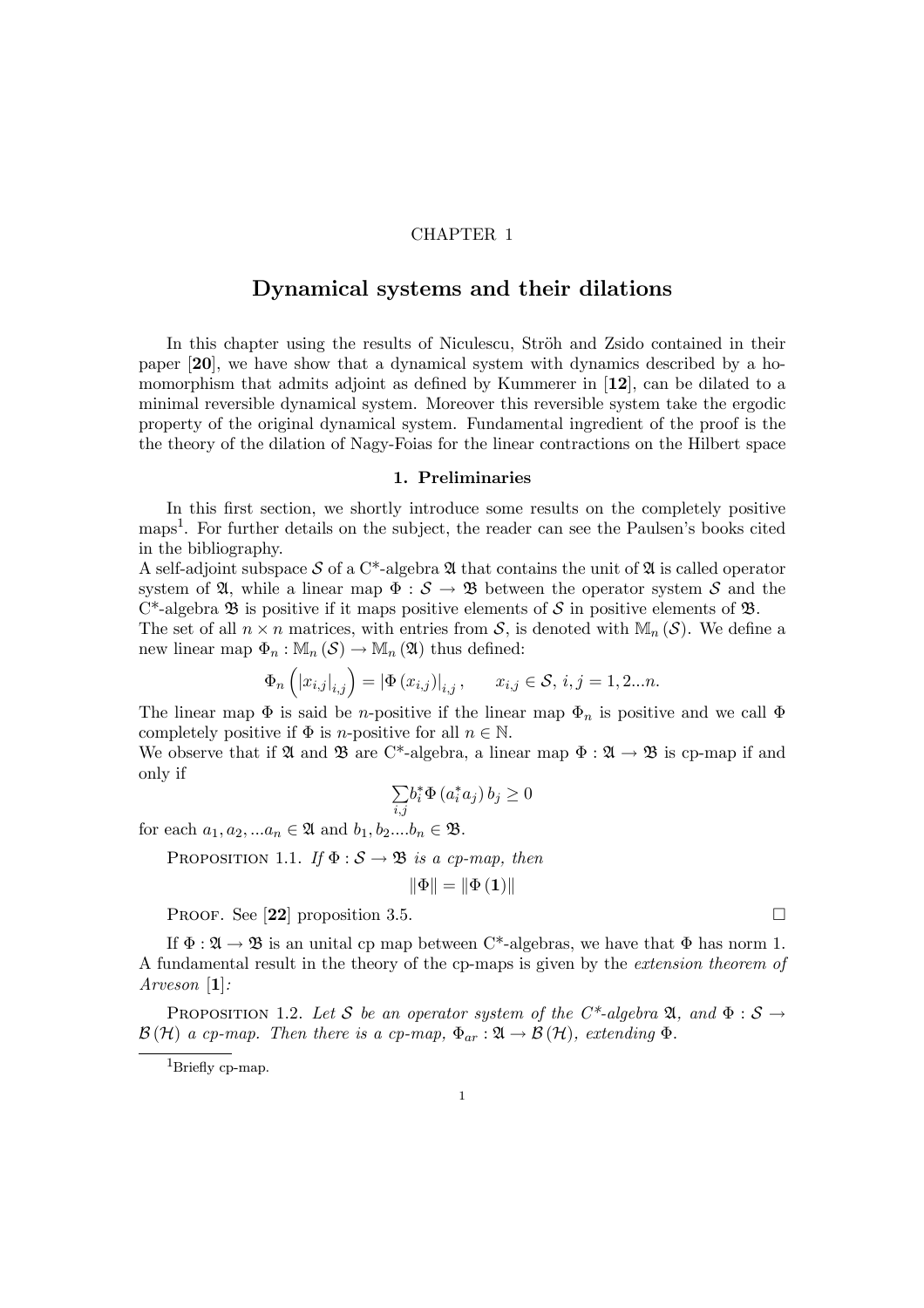CHAPTER 1

# Dynamical systems and their dilations

In this chapter using the results of Niculescu, Ströh and Zsido contained in their paper [**20**], we have show that a dynamical system with dynamics described by a homomorphism that admits adjoint as defined by Kummerer in [**12**], can be dilated to a minimal reversible dynamical system. Moreover this reversible system take the ergodic property of the original dynamical system. Fundamental ingredient of the proof is the the theory of the dilation of Nagy-Foias for the linear contractions on the Hilbert space

## 1. Preliminaries

In this first section, we shortly introduce some results on the completely positive maps[1]. For further details on the subject, the reader can see the Paulsen's books cited in the bibliography.

A self-adjoint subspace $\mathcal{S}$ of a C\*-algebra $\mathfrak{A}$ that contains the unit of $\mathfrak{A}$ is called operator system of $\mathfrak{A}$, while a linear map $\Phi : \mathcal{S} \to \mathfrak{B}$ between the operator system $\mathcal{S}$ and the C\*-algebra $\mathfrak{B}$ is positive if it maps positive elements of $\mathcal{S}$ in positive elements of $\mathfrak{B}$.

The set of all $n \times n$ matrices, with entries from $\mathcal{S}$, is denoted with $\mathbb{M}_n(\mathcal{S})$. We define a new linear map $\Phi_n : \mathbb{M}_n(\mathcal{S}) \to \mathbb{M}_n(\mathfrak{A})$ thus defined:

$$\Phi_n\left(\left|x_{i,j}\right|_{i,j}\right) = \left|\Phi\left(x_{i,j}\right)\right|_{i,j}, \qquad x_{i,j} \in \mathcal{S},\ i,j = 1,2...n.$$

The linear map $\Phi$ is said be $n$-positive if the linear map $\Phi_n$ is positive and we call $\Phi$ completely positive if $\Phi$ is $n$-positive for all $n \in \mathbb{N}$.

We observe that if $\mathfrak{A}$ and $\mathfrak{B}$ are C\*-algebra, a linear map $\Phi : \mathfrak{A} \to \mathfrak{B}$ is cp-map if and only if

$$\sum_{i,j} b_i^* \Phi\left(a_i^* a_j\right) b_j \geq 0$$

for each $a_1, a_2, ...a_n \in \mathfrak{A}$ and $b_1, b_2....b_n \in \mathfrak{B}$.

Proposition 1.1. *If $\Phi : \mathcal{S} \to \mathfrak{B}$ is a cp-map, then*

$$\|\Phi\| = \|\Phi(\mathbf{1})\|$$

Proof. See [**22**] proposition 3.5. □

If $\Phi : \mathfrak{A} \to \mathfrak{B}$ is an unital cp map between C\*-algebras, we have that $\Phi$ has norm 1. A fundamental result in the theory of the cp-maps is given by the *extension theorem of Arveson* [**1**]*:*

Proposition 1.2. *Let $\mathcal{S}$ be an operator system of the C\*-algebra $\mathfrak{A}$, and $\Phi : \mathcal{S} \to \mathcal{B}(\mathcal{H})$ a cp-map. Then there is a cp-map, $\Phi_{ar} : \mathfrak{A} \to \mathcal{B}(\mathcal{H})$, extending $\Phi$.*

[1] Briefly cp-map.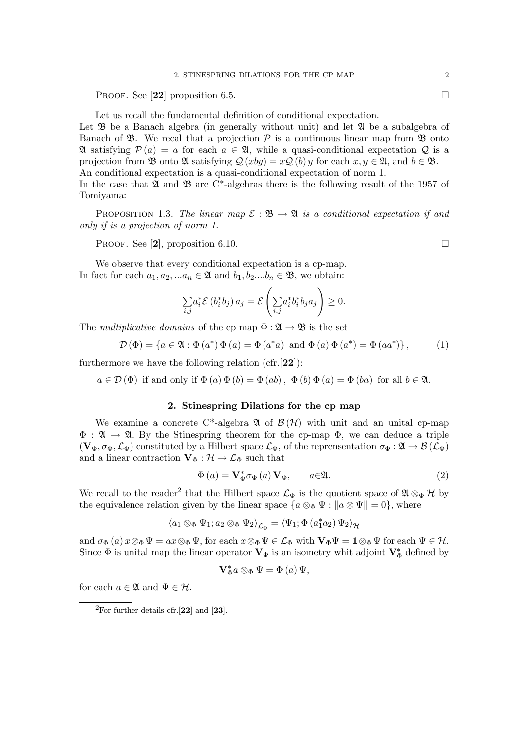PROOF. See [**22**] proposition 6.5. □

Let us recall the fundamental definition of conditional expectation.
Let $\mathfrak{B}$ be a Banach algebra (in generally without unit) and let $\mathfrak{A}$ be a subalgebra of Banach of $\mathfrak{B}$. We recal that a projection $\mathcal{P}$ is a continuous linear map from $\mathfrak{B}$ onto $\mathfrak{A}$ satisfying $\mathcal{P}(a) = a$ for each $a \in \mathfrak{A}$, while a quasi-conditional expectation $\mathcal{Q}$ is a projection from $\mathfrak{B}$ onto $\mathfrak{A}$ satisfying $\mathcal{Q}(xby) = x\mathcal{Q}(b)y$ for each $x, y \in \mathfrak{A}$, and $b \in \mathfrak{B}$.
An conditional expectation is a quasi-conditional expectation of norm 1.
In the case that $\mathfrak{A}$ and $\mathfrak{B}$ are C*-algebras there is the following result of the 1957 of Tomiyama:

PROPOSITION 1.3. *The linear map $\mathcal{E} : \mathfrak{B} \to \mathfrak{A}$ is a conditional expectation if and only if is a projection of norm 1.*

PROOF. See [**2**], proposition 6.10. □

We observe that every conditional expectation is a cp-map.
In fact for each $a_1, a_2, ...a_n \in \mathfrak{A}$ and $b_1, b_2....b_n \in \mathfrak{B}$, we obtain:

$$\sum_{i,j} a_i^* \mathcal{E}(b_i^* b_j) a_j = \mathcal{E}\left(\sum_{i,j} a_i^* b_i^* b_j a_j\right) \geq 0.$$

The *multiplicative domains* of the cp map $\Phi : \mathfrak{A} \to \mathfrak{B}$ is the set

$$\mathcal{D}(\Phi) = \{a \in \mathfrak{A} : \Phi(a^*)\Phi(a) = \Phi(a^*a) \text{ and } \Phi(a)\Phi(a^*) = \Phi(aa^*)\}, \tag{1}$$

furthermore we have the following relation (cfr.[**22**]):

$$a \in \mathcal{D}(\Phi) \text{ if and only if } \Phi(a)\Phi(b) = \Phi(ab),\ \Phi(b)\Phi(a) = \Phi(ba) \text{ for all } b \in \mathfrak{A}.$$

## 2. Stinespring Dilations for the cp map

We examine a concrete C*-algebra $\mathfrak{A}$ of $\mathcal{B}(\mathcal{H})$ with unit and an unital cp-map $\Phi : \mathfrak{A} \to \mathfrak{A}$. By the Stinespring theorem for the cp-map $\Phi$, we can deduce a triple $(\mathbf{V}_\Phi, \sigma_\Phi, \mathcal{L}_\Phi)$ constituted by a Hilbert space $\mathcal{L}_\Phi$, of the reprensentation $\sigma_\Phi : \mathfrak{A} \to \mathcal{B}(\mathcal{L}_\Phi)$ and a linear contraction $\mathbf{V}_\Phi : \mathcal{H} \to \mathcal{L}_\Phi$ such that

$$\Phi(a) = \mathbf{V}_\Phi^* \sigma_\Phi(a) \mathbf{V}_\Phi, \qquad a \in \mathfrak{A}. \tag{2}$$

We recall to the reader[2] that the Hilbert space $\mathcal{L}_\Phi$ is the quotient space of $\mathfrak{A} \otimes_\Phi \mathcal{H}$ by the equivalence relation given by the linear space $\{a \otimes_\Phi \Psi : \|a \otimes \Psi\| = 0\}$, where

$$\langle a_1 \otimes_\Phi \Psi_1; a_2 \otimes_\Phi \Psi_2 \rangle_{\mathcal{L}_\Phi} = \langle \Psi_1; \Phi(a_1^* a_2) \Psi_2 \rangle_{\mathcal{H}}$$

and $\sigma_\Phi(a) x \otimes_\Phi \Psi = ax \otimes_\Phi \Psi$, for each $x \otimes_\Phi \Psi \in \mathcal{L}_\Phi$ with $\mathbf{V}_\Phi \Psi = \mathbf{1} \otimes_\Phi \Psi$ for each $\Psi \in \mathcal{H}$.
Since $\Phi$ is unital map the linear operator $\mathbf{V}_\Phi$ is an isometry whit adjoint $\mathbf{V}_\Phi^*$ defined by

$$\mathbf{V}_\Phi^* a \otimes_\Phi \Psi = \Phi(a) \Psi,$$

for each $a \in \mathfrak{A}$ and $\Psi \in \mathcal{H}$.

[2] For further details cfr.[**22**] and [**23**].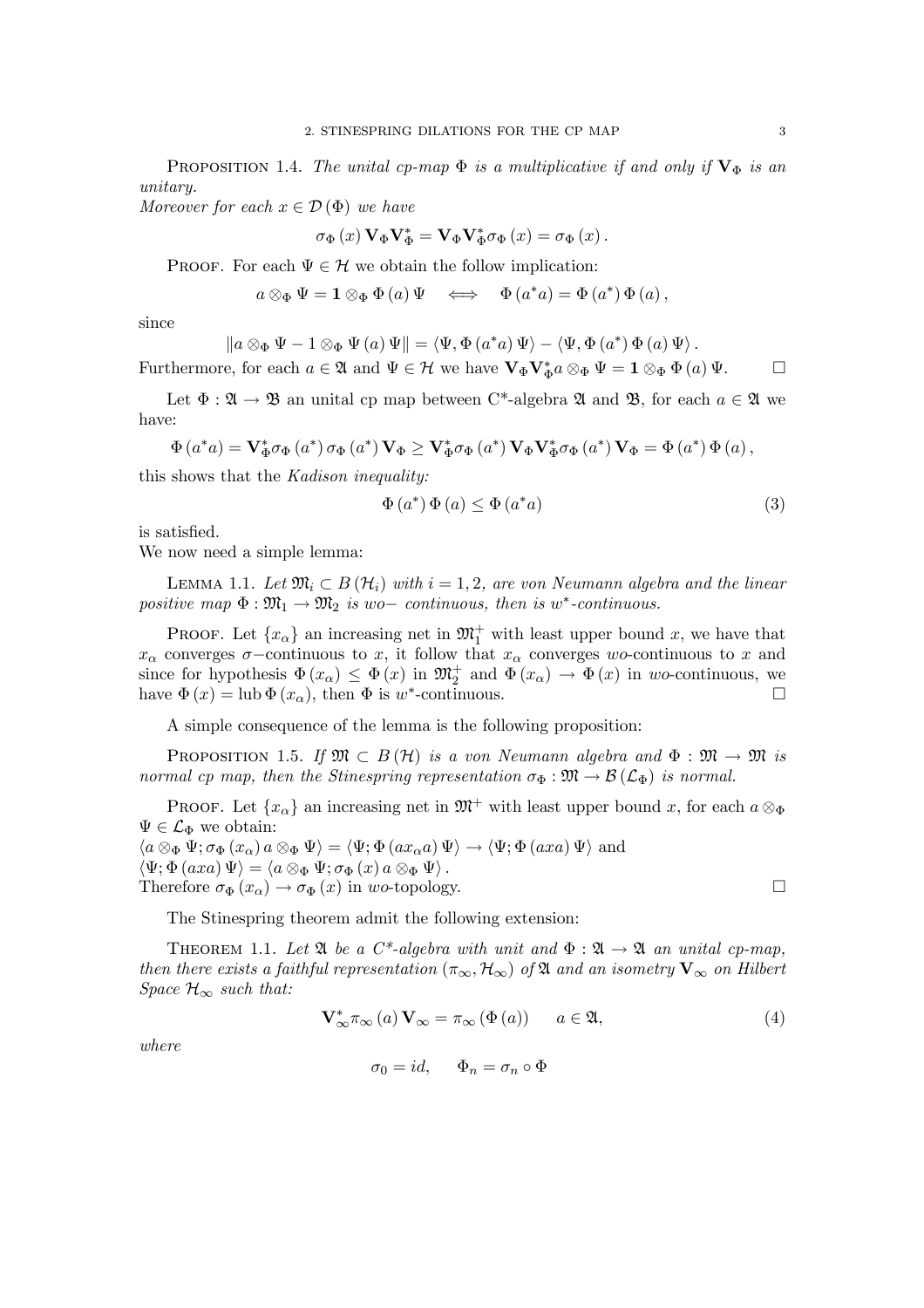**Proposition 1.4.** *The unital cp-map $\Phi$ is a multiplicative if and only if $\mathbf{V}_\Phi$ is an unitary.*
*Moreover for each $x \in \mathcal{D}(\Phi)$ we have*

$$\sigma_\Phi(x)\,\mathbf{V}_\Phi\mathbf{V}_\Phi^* = \mathbf{V}_\Phi\mathbf{V}_\Phi^*\sigma_\Phi(x) = \sigma_\Phi(x).$$

Proof. For each $\Psi \in \mathcal{H}$ we obtain the follow implication:

$$a \otimes_\Phi \Psi = \mathbf{1} \otimes_\Phi \Phi(a)\,\Psi \quad \Longleftrightarrow \quad \Phi(a^*a) = \Phi(a^*)\,\Phi(a),$$

since

$$\|a \otimes_\Phi \Psi - 1 \otimes_\Phi \Psi(a)\,\Psi\| = \langle \Psi, \Phi(a^*a)\,\Psi\rangle - \langle \Psi, \Phi(a^*)\,\Phi(a)\,\Psi\rangle.$$

Furthermore, for each $a \in \mathfrak{A}$ and $\Psi \in \mathcal{H}$ we have $\mathbf{V}_\Phi\mathbf{V}_\Phi^* a \otimes_\Phi \Psi = \mathbf{1} \otimes_\Phi \Phi(a)\,\Psi$. $\square$

Let $\Phi : \mathfrak{A} \to \mathfrak{B}$ an unital cp map between C*-algebra $\mathfrak{A}$ and $\mathfrak{B}$, for each $a \in \mathfrak{A}$ we have:

$$\Phi(a^*a) = \mathbf{V}_\Phi^*\sigma_\Phi(a^*)\,\sigma_\Phi(a^*)\,\mathbf{V}_\Phi \geq \mathbf{V}_\Phi^*\sigma_\Phi(a^*)\,\mathbf{V}_\Phi\mathbf{V}_\Phi^*\sigma_\Phi(a^*)\,\mathbf{V}_\Phi = \Phi(a^*)\,\Phi(a),$$

this shows that the *Kadison inequality:*

$$\Phi(a^*)\,\Phi(a) \leq \Phi(a^*a) \tag{3}$$

is satisfied.
We now need a simple lemma:

**Lemma 1.1.** *Let $\mathfrak{M}_i \subset B(\mathcal{H}_i)$ with $i = 1, 2$, are von Neumann algebra and the linear positive map $\Phi : \mathfrak{M}_1 \to \mathfrak{M}_2$ is wo$-$ continuous, then is $w^*$-continuous.*

Proof. Let $\{x_\alpha\}$ an increasing net in $\mathfrak{M}_1^+$ with least upper bound $x$, we have that $x_\alpha$ converges $\sigma-$continuous to $x$, it follow that $x_\alpha$ converges *wo*-continuous to $x$ and since for hypothesis $\Phi(x_\alpha) \leq \Phi(x)$ in $\mathfrak{M}_2^+$ and $\Phi(x_\alpha) \to \Phi(x)$ in *wo*-continuous, we have $\Phi(x) = \operatorname{lub}\Phi(x_\alpha)$, then $\Phi$ is $w^*$-continuous. $\square$

A simple consequence of the lemma is the following proposition:

**Proposition 1.5.** *If $\mathfrak{M} \subset B(\mathcal{H})$ is a von Neumann algebra and $\Phi : \mathfrak{M} \to \mathfrak{M}$ is normal cp map, then the Stinespring representation $\sigma_\Phi : \mathfrak{M} \to \mathcal{B}(\mathcal{L}_\Phi)$ is normal.*

Proof. Let $\{x_\alpha\}$ an increasing net in $\mathfrak{M}^+$ with least upper bound $x$, for each $a \otimes_\Phi \Psi \in \mathcal{L}_\Phi$ we obtain:
$\langle a \otimes_\Phi \Psi; \sigma_\Phi(x_\alpha)\,a \otimes_\Phi \Psi\rangle = \langle \Psi; \Phi(a x_\alpha a)\,\Psi\rangle \to \langle \Psi; \Phi(axa)\,\Psi\rangle$ and
$\langle \Psi; \Phi(axa)\,\Psi\rangle = \langle a \otimes_\Phi \Psi; \sigma_\Phi(x)\,a \otimes_\Phi \Psi\rangle.$
Therefore $\sigma_\Phi(x_\alpha) \to \sigma_\Phi(x)$ in *wo*-topology. $\square$

The Stinespring theorem admit the following extension:

**Theorem 1.1.** *Let $\mathfrak{A}$ be a C\*-algebra with unit and $\Phi : \mathfrak{A} \to \mathfrak{A}$ an unital cp-map, then there exists a faithful representation $(\pi_\infty, \mathcal{H}_\infty)$ of $\mathfrak{A}$ and an isometry $\mathbf{V}_\infty$ on Hilbert Space $\mathcal{H}_\infty$ such that:*

$$\mathbf{V}_\infty^*\pi_\infty(a)\,\mathbf{V}_\infty = \pi_\infty(\Phi(a)) \qquad a \in \mathfrak{A}, \tag{4}$$

*where*

$$\sigma_0 = id, \qquad \Phi_n = \sigma_n \circ \Phi$$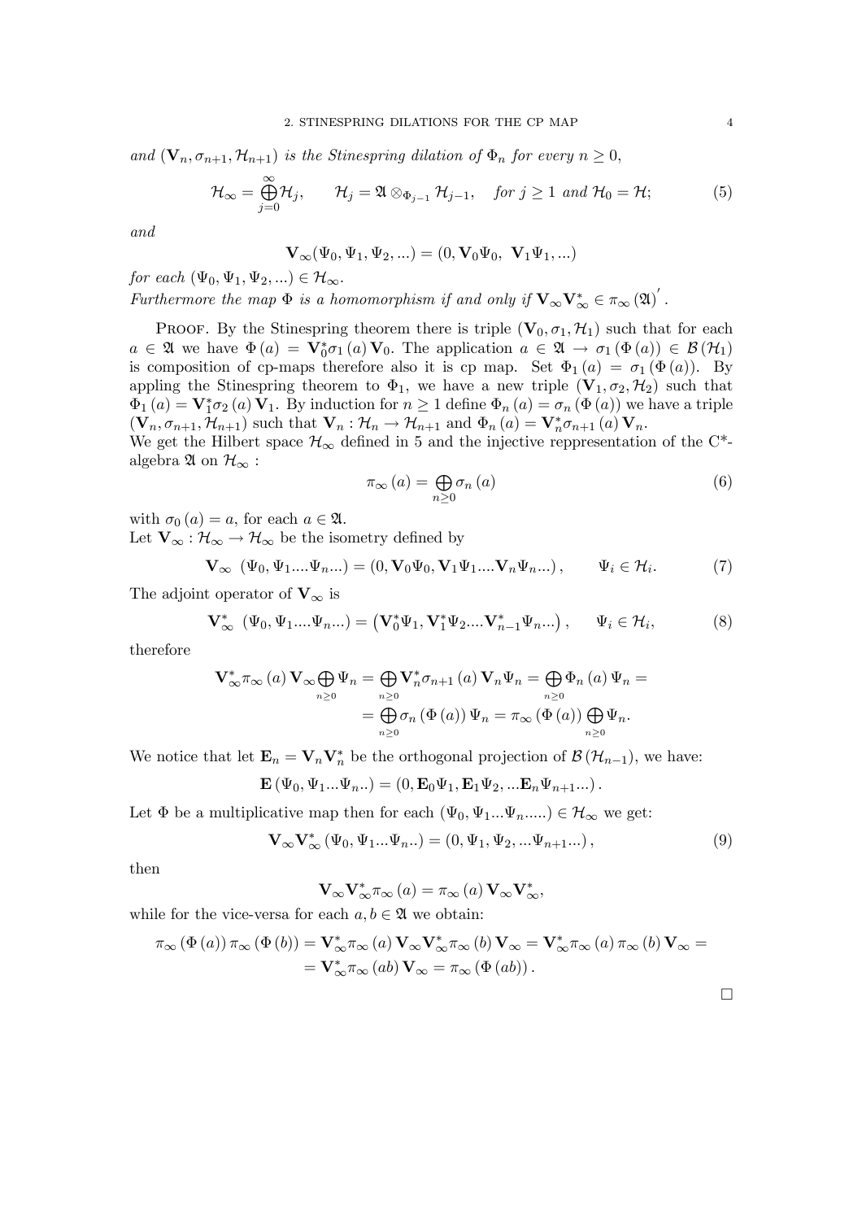*and* $(\mathbf{V}_n, \sigma_{n+1}, \mathcal{H}_{n+1})$ *is the Stinespring dilation of* $\Phi_n$ *for every* $n \geq 0$,

$$\mathcal{H}_\infty = \bigoplus_{j=0}^{\infty} \mathcal{H}_j, \qquad \mathcal{H}_j = \mathfrak{A} \otimes_{\Phi_{j-1}} \mathcal{H}_{j-1}, \quad \textit{for } j \geq 1 \textit{ and } \mathcal{H}_0 = \mathcal{H}; \tag{5}$$

*and*

$$\mathbf{V}_\infty(\Psi_0, \Psi_1, \Psi_2, ...) = (0, \mathbf{V}_0\Psi_0, \ \mathbf{V}_1\Psi_1, ...)$$

*for each* $(\Psi_0, \Psi_1, \Psi_2, ...) \in \mathcal{H}_\infty$.
*Furthermore the map* $\Phi$ *is a homomorphism if and only if* $\mathbf{V}_\infty \mathbf{V}_\infty^* \in \pi_\infty(\mathfrak{A})'$.

Proof. By the Stinespring theorem there is triple $(\mathbf{V}_0, \sigma_1, \mathcal{H}_1)$ such that for each $a \in \mathfrak{A}$ we have $\Phi(a) = \mathbf{V}_0^* \sigma_1(a) \mathbf{V}_0$. The application $a \in \mathfrak{A} \to \sigma_1(\Phi(a)) \in \mathcal{B}(\mathcal{H}_1)$ is composition of cp-maps therefore also it is cp map. Set $\Phi_1(a) = \sigma_1(\Phi(a))$. By appling the Stinespring theorem to $\Phi_1$, we have a new triple $(\mathbf{V}_1, \sigma_2, \mathcal{H}_2)$ such that $\Phi_1(a) = \mathbf{V}_1^* \sigma_2(a) \mathbf{V}_1$. By induction for $n \geq 1$ define $\Phi_n(a) = \sigma_n(\Phi(a))$ we have a triple $(\mathbf{V}_n, \sigma_{n+1}, \mathcal{H}_{n+1})$ such that $\mathbf{V}_n : \mathcal{H}_n \to \mathcal{H}_{n+1}$ and $\Phi_n(a) = \mathbf{V}_n^* \sigma_{n+1}(a) \mathbf{V}_n$.
We get the Hilbert space $\mathcal{H}_\infty$ defined in 5 and the injective reppresentation of the C*-algebra $\mathfrak{A}$ on $\mathcal{H}_\infty$ :

$$\pi_\infty(a) = \bigoplus_{n \geq 0} \sigma_n(a) \tag{6}$$

with $\sigma_0(a) = a$, for each $a \in \mathfrak{A}$.
Let $\mathbf{V}_\infty : \mathcal{H}_\infty \to \mathcal{H}_\infty$ be the isometry defined by

$$\mathbf{V}_\infty \ (\Psi_0, \Psi_1 .... \Psi_n ...) = (0, \mathbf{V}_0\Psi_0, \mathbf{V}_1\Psi_1 .... \mathbf{V}_n\Psi_n ...), \qquad \Psi_i \in \mathcal{H}_i. \tag{7}$$

The adjoint operator of $\mathbf{V}_\infty$ is

$$\mathbf{V}_\infty^* \ (\Psi_0, \Psi_1 .... \Psi_n ...) = \left(\mathbf{V}_0^*\Psi_1, \mathbf{V}_1^*\Psi_2 .... \mathbf{V}_{n-1}^*\Psi_n ...\right), \qquad \Psi_i \in \mathcal{H}_i, \tag{8}$$

therefore

$$\begin{aligned} \mathbf{V}_\infty^* \pi_\infty(a) \mathbf{V}_\infty \bigoplus_{n \geq 0} \Psi_n &= \bigoplus_{n \geq 0} \mathbf{V}_n^* \sigma_{n+1}(a) \mathbf{V}_n \Psi_n = \bigoplus_{n \geq 0} \Phi_n(a) \Psi_n = \\ &= \bigoplus_{n \geq 0} \sigma_n(\Phi(a)) \Psi_n = \pi_\infty(\Phi(a)) \bigoplus_{n \geq 0} \Psi_n. \end{aligned}$$

We notice that let $\mathbf{E}_n = \mathbf{V}_n \mathbf{V}_n^*$ be the orthogonal projection of $\mathcal{B}(\mathcal{H}_{n-1})$, we have:

$$\mathbf{E}(\Psi_0, \Psi_1 ... \Psi_n ..) = (0, \mathbf{E}_0\Psi_1, \mathbf{E}_1\Psi_2, ... \mathbf{E}_n\Psi_{n+1} ...).$$

Let $\Phi$ be a multiplicative map then for each $(\Psi_0, \Psi_1 ... \Psi_n .....) \in \mathcal{H}_\infty$ we get:

$$\mathbf{V}_\infty \mathbf{V}_\infty^* (\Psi_0, \Psi_1 ... \Psi_n ..) = (0, \Psi_1, \Psi_2, ... \Psi_{n+1} ...), \tag{9}$$

then

$$\mathbf{V}_\infty \mathbf{V}_\infty^* \pi_\infty(a) = \pi_\infty(a) \mathbf{V}_\infty \mathbf{V}_\infty^*,$$

while for the vice-versa for each $a, b \in \mathfrak{A}$ we obtain:

$$\begin{aligned} \pi_\infty(\Phi(a)) \pi_\infty(\Phi(b)) &= \mathbf{V}_\infty^* \pi_\infty(a) \mathbf{V}_\infty \mathbf{V}_\infty^* \pi_\infty(b) \mathbf{V}_\infty = \mathbf{V}_\infty^* \pi_\infty(a) \pi_\infty(b) \mathbf{V}_\infty = \\ &= \mathbf{V}_\infty^* \pi_\infty(ab) \mathbf{V}_\infty = \pi_\infty(\Phi(ab)). \end{aligned}$$

□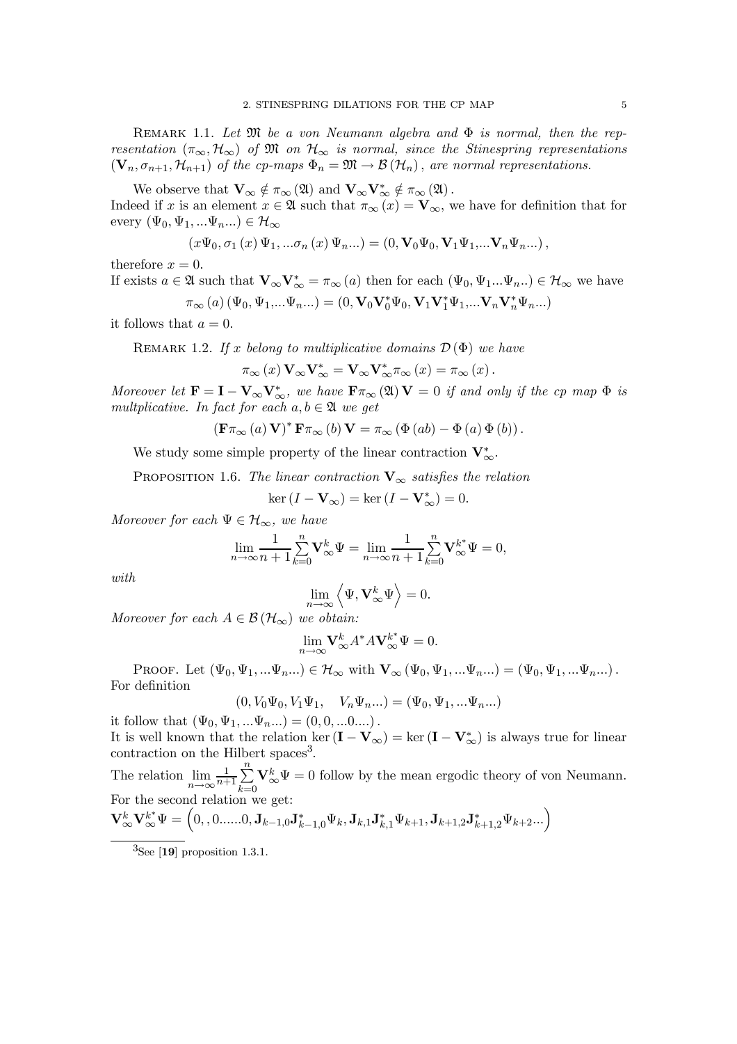Remark 1.1. *Let $\mathfrak{M}$ be a von Neumann algebra and $\Phi$ is normal, then the representation $(\pi_\infty, \mathcal{H}_\infty)$ of $\mathfrak{M}$ on $\mathcal{H}_\infty$ is normal, since the Stinespring representations $(\mathbf{V}_n, \sigma_{n+1}, \mathcal{H}_{n+1})$ of the cp-maps $\Phi_n = \mathfrak{M} \to \mathcal{B}(\mathcal{H}_n)$, are normal representations.*

We observe that $\mathbf{V}_\infty \notin \pi_\infty(\mathfrak{A})$ and $\mathbf{V}_\infty \mathbf{V}_\infty^* \notin \pi_\infty(\mathfrak{A})$.
Indeed if $x$ is an element $x \in \mathfrak{A}$ such that $\pi_\infty(x) = \mathbf{V}_\infty$, we have for definition that for every $(\Psi_0, \Psi_1, ...\Psi_n...) \in \mathcal{H}_\infty$

$$(x\Psi_0, \sigma_1(x)\Psi_1, ...\sigma_n(x)\Psi_n...) = (0, \mathbf{V}_0\Psi_0, \mathbf{V}_1\Psi_1, ...\mathbf{V}_n\Psi_n...),$$

therefore $x = 0$.
If exists $a \in \mathfrak{A}$ such that $\mathbf{V}_\infty \mathbf{V}_\infty^* = \pi_\infty(a)$ then for each $(\Psi_0, \Psi_1...\Psi_n..) \in \mathcal{H}_\infty$ we have

$$\pi_\infty(a)(\Psi_0, \Psi_1, ...\Psi_n...) = (0, \mathbf{V}_0\mathbf{V}_0^*\Psi_0, \mathbf{V}_1\mathbf{V}_1^*\Psi_1, ...\mathbf{V}_n\mathbf{V}_n^*\Psi_n...)$$

it follows that $a = 0$.

Remark 1.2. *If $x$ belong to multiplicative domains $\mathcal{D}(\Phi)$ we have*

$$\pi_\infty(x)\mathbf{V}_\infty\mathbf{V}_\infty^* = \mathbf{V}_\infty\mathbf{V}_\infty^*\pi_\infty(x) = \pi_\infty(x).$$

*Moreover let $\mathbf{F} = \mathbf{I} - \mathbf{V}_\infty\mathbf{V}_\infty^*$, we have $\mathbf{F}\pi_\infty(\mathfrak{A})\mathbf{V} = 0$ if and only if the cp map $\Phi$ is multplicative. In fact for each $a, b \in \mathfrak{A}$ we get*

$$(\mathbf{F}\pi_\infty(a)\mathbf{V})^* \mathbf{F}\pi_\infty(b)\mathbf{V} = \pi_\infty(\Phi(ab) - \Phi(a)\Phi(b)).$$

We study some simple property of the linear contraction $\mathbf{V}_\infty^*$.

Proposition 1.6. *The linear contraction $\mathbf{V}_\infty$ satisfies the relation*

$$\ker(I - \mathbf{V}_\infty) = \ker(I - \mathbf{V}_\infty^*) = 0.$$

*Moreover for each $\Psi \in \mathcal{H}_\infty$, we have*

$$\lim_{n\to\infty} \frac{1}{n+1} \sum_{k=0}^{n} \mathbf{V}_\infty^k \Psi = \lim_{n\to\infty} \frac{1}{n+1} \sum_{k=0}^{n} \mathbf{V}_\infty^{k^*} \Psi = 0,$$

*with*

$$\lim_{n\to\infty} \left\langle \Psi, \mathbf{V}_\infty^k \Psi \right\rangle = 0.$$

*Moreover for each $A \in \mathcal{B}(\mathcal{H}_\infty)$ we obtain:*

$$\lim_{n\to\infty} \mathbf{V}_\infty^k A^* A \mathbf{V}_\infty^{k^*} \Psi = 0.$$

Proof. Let $(\Psi_0, \Psi_1, ...\Psi_n...) \in \mathcal{H}_\infty$ with $\mathbf{V}_\infty(\Psi_0, \Psi_1, ...\Psi_n...) = (\Psi_0, \Psi_1, ...\Psi_n...)$.
For definition

$$(0, V_0\Psi_0, V_1\Psi_1, \quad V_n\Psi_n...) = (\Psi_0, \Psi_1, ...\Psi_n...)$$

it follow that $(\Psi_0, \Psi_1, ...\Psi_n...) = (0, 0, ...0....)$.
It is well known that the relation $\ker(\mathbf{I} - \mathbf{V}_\infty) = \ker(\mathbf{I} - \mathbf{V}_\infty^*)$ is always true for linear contraction on the Hilbert spaces[3].
The relation $\lim_{n\to\infty} \frac{1}{n+1} \sum_{k=0}^{n} \mathbf{V}_\infty^k \Psi = 0$ follow by the mean ergodic theory of von Neumann.
For the second relation we get:
$\mathbf{V}_\infty^k \mathbf{V}_\infty^{k^*} \Psi = \left(0, , 0......0, \mathbf{J}_{k-1,0}\mathbf{J}_{k-1,0}^* \Psi_k, \mathbf{J}_{k,1}\mathbf{J}_{k,1}^* \Psi_{k+1}, \mathbf{J}_{k+1,2}\mathbf{J}_{k+1,2}^* \Psi_{k+2}...\right)$

[3] See [**19**] proposition 1.3.1.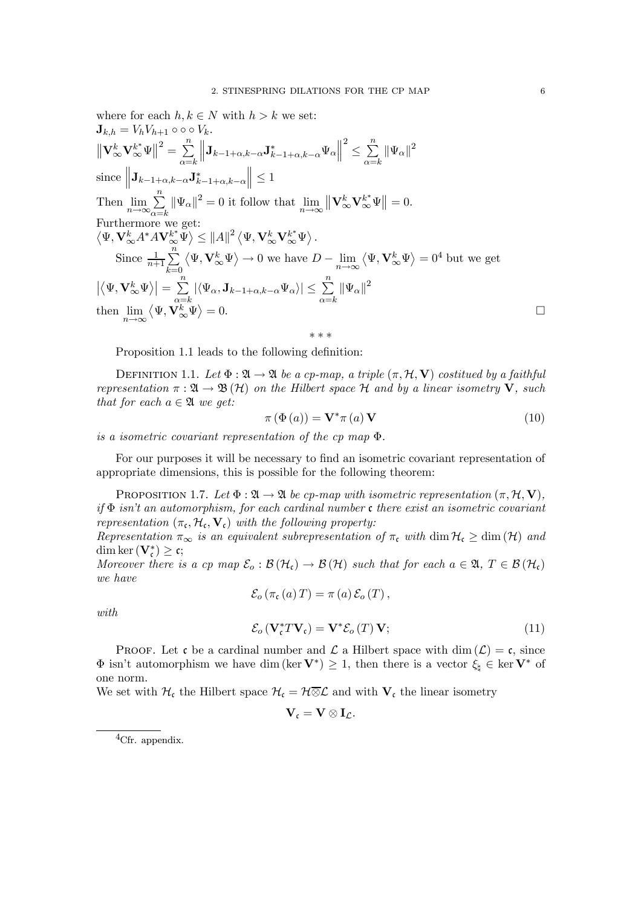where for each $h, k \in N$ with $h > k$ we set:
$\mathbf{J}_{k,h} = V_h V_{h+1} \circ \circ \circ V_k$.
$\left\|\mathbf{V}_\infty^k \mathbf{V}_\infty^{k^*} \Psi\right\|^2 = \sum_{\alpha=k}^{n} \left\|\mathbf{J}_{k-1+\alpha,k-\alpha} \mathbf{J}_{k-1+\alpha,k-\alpha}^* \Psi_\alpha\right\|^2 \leq \sum_{\alpha=k}^{n} \|\Psi_\alpha\|^2$
since $\left\|\mathbf{J}_{k-1+\alpha,k-\alpha} \mathbf{J}_{k-1+\alpha,k-\alpha}^*\right\| \leq 1$
Then $\lim_{n\to\infty} \sum_{\alpha=k}^{n} \|\Psi_\alpha\|^2 = 0$ it follow that $\lim_{n\to\infty} \left\|\mathbf{V}_\infty^k \mathbf{V}_\infty^{k^*} \Psi\right\| = 0$.
Furthermore we get:
$\left\langle \Psi, \mathbf{V}_\infty^k A^* A \mathbf{V}_\infty^{k^*} \Psi \right\rangle \leq \|A\|^2 \left\langle \Psi, \mathbf{V}_\infty^k \mathbf{V}_\infty^{k^*} \Psi \right\rangle$.

Since $\frac{1}{n+1} \sum_{k=0}^{n} \left\langle \Psi, \mathbf{V}_\infty^k \Psi \right\rangle \to 0$ we have $D - \lim_{n\to\infty} \left\langle \Psi, \mathbf{V}_\infty^k \Psi \right\rangle = 0$[4] but we get
$\left|\left\langle \Psi, \mathbf{V}_\infty^k \Psi \right\rangle\right| = \sum_{\alpha=k}^{n} \left|\left\langle \Psi_\alpha, \mathbf{J}_{k-1+\alpha,k-\alpha} \Psi_\alpha \right\rangle\right| \leq \sum_{\alpha=k}^{n} \|\Psi_\alpha\|^2$
then $\lim_{n\to\infty} \left\langle \Psi, \mathbf{V}_\infty^k \Psi \right\rangle = 0$. □

\* \* \*

Proposition 1.1 leads to the following definition:

Definition 1.1. *Let $\Phi : \mathfrak{A} \to \mathfrak{A}$ be a cp-map, a triple $(\pi, \mathcal{H}, \mathbf{V})$ costitued by a faithful representation $\pi : \mathfrak{A} \to \mathfrak{B}(\mathcal{H})$ on the Hilbert space $\mathcal{H}$ and by a linear isometry $\mathbf{V}$, such that for each $a \in \mathfrak{A}$ we get:*

$$\pi(\Phi(a)) = \mathbf{V}^* \pi(a) \mathbf{V} \tag{10}$$

*is a isometric covariant representation of the cp map $\Phi$.*

For our purposes it will be necessary to find an isometric covariant representation of appropriate dimensions, this is possible for the following theorem:

Proposition 1.7. *Let $\Phi : \mathfrak{A} \to \mathfrak{A}$ be cp-map with isometric representation $(\pi, \mathcal{H}, \mathbf{V})$, if $\Phi$ isn't an automorphism, for each cardinal number $\mathfrak{c}$ there exist an isometric covariant representation $(\pi_\mathfrak{c}, \mathcal{H}_\mathfrak{c}, \mathbf{V}_\mathfrak{c})$ with the following property:*
*Representation $\pi_\infty$ is an equivalent subrepresentation of $\pi_\mathfrak{c}$ with $\dim \mathcal{H}_\mathfrak{c} \geq \dim(\mathcal{H})$ and $\dim \ker(\mathbf{V}_\mathfrak{c}^*) \geq \mathfrak{c}$;*
*Moreover there is a cp map $\mathcal{E}_o : \mathcal{B}(\mathcal{H}_\mathfrak{c}) \to \mathcal{B}(\mathcal{H})$ such that for each $a \in \mathfrak{A}$, $T \in \mathcal{B}(\mathcal{H}_\mathfrak{c})$ we have*

$$\mathcal{E}_o(\pi_\mathfrak{c}(a) T) = \pi(a) \mathcal{E}_o(T),$$

*with*

$$\mathcal{E}_o(\mathbf{V}_\mathfrak{c}^* T \mathbf{V}_\mathfrak{c}) = \mathbf{V}^* \mathcal{E}_o(T) \mathbf{V}; \tag{11}$$

Proof. Let $\mathfrak{c}$ be a cardinal number and $\mathcal{L}$ a Hilbert space with $\dim(\mathcal{L}) = \mathfrak{c}$, since $\Phi$ isn't automorphism we have $\dim(\ker \mathbf{V}^*) \geq 1$, then there is a vector $\xi_\natural \in \ker \mathbf{V}^*$ of one norm.
We set with $\mathcal{H}_\mathfrak{c}$ the Hilbert space $\mathcal{H}_\mathfrak{c} = \mathcal{H} \overline{\otimes} \mathcal{L}$ and with $\mathbf{V}_\mathfrak{c}$ the linear isometry

$$\mathbf{V}_\mathfrak{c} = \mathbf{V} \otimes \mathbf{I}_\mathcal{L}.$$

[4] Cfr. appendix.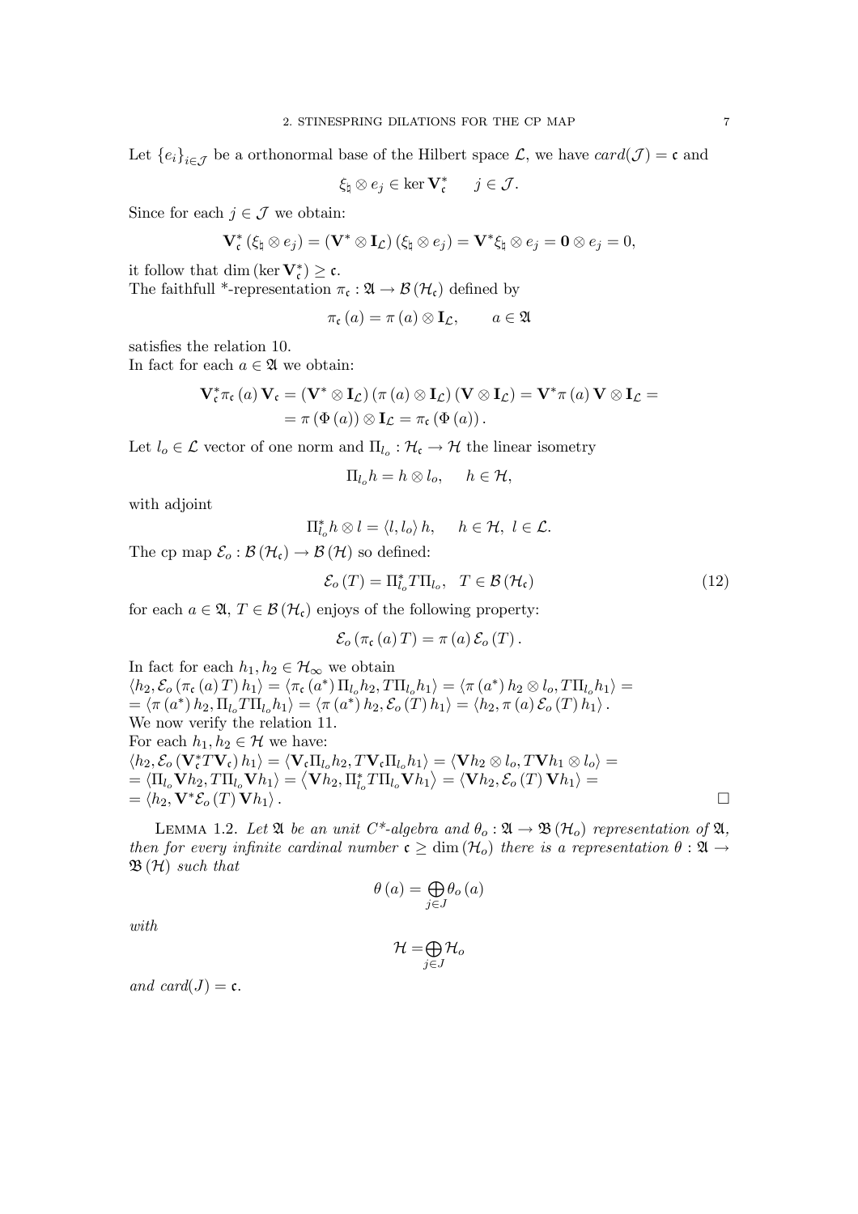Let $\{e_i\}_{i\in\mathcal{J}}$ be a orthonormal base of the Hilbert space $\mathcal{L}$, we have $card(\mathcal{J})=\mathfrak{c}$ and

$$\xi_\natural \otimes e_j \in \ker \mathbf{V}_\mathfrak{c}^* \qquad j\in\mathcal{J}.$$

Since for each $j\in\mathcal{J}$ we obtain:

$$\mathbf{V}_\mathfrak{c}^*\left(\xi_\natural \otimes e_j\right) = \left(\mathbf{V}^*\otimes \mathbf{I}_\mathcal{L}\right)\left(\xi_\natural \otimes e_j\right) = \mathbf{V}^*\xi_\natural \otimes e_j = \mathbf{0}\otimes e_j = 0,$$

it follow that $\dim\left(\ker \mathbf{V}_\mathfrak{c}^*\right)\geq \mathfrak{c}$.
The faithfull *-representation $\pi_\mathfrak{c}:\mathfrak{A}\to\mathcal{B}\left(\mathcal{H}_\mathfrak{c}\right)$ defined by

$$\pi_\mathfrak{c}(a) = \pi(a)\otimes \mathbf{I}_\mathcal{L}, \qquad a\in\mathfrak{A}$$

satisfies the relation 10.
In fact for each $a\in\mathfrak{A}$ we obtain:

$$\mathbf{V}_\mathfrak{c}^*\pi_\mathfrak{c}(a)\mathbf{V}_\mathfrak{c} = \left(\mathbf{V}^*\otimes \mathbf{I}_\mathcal{L}\right)\left(\pi(a)\otimes \mathbf{I}_\mathcal{L}\right)\left(\mathbf{V}\otimes \mathbf{I}_\mathcal{L}\right) = \mathbf{V}^*\pi(a)\mathbf{V}\otimes \mathbf{I}_\mathcal{L} =$$
$$= \pi\left(\Phi(a)\right)\otimes \mathbf{I}_\mathcal{L} = \pi_\mathfrak{c}\left(\Phi(a)\right).$$

Let $l_o\in\mathcal{L}$ vector of one norm and $\Pi_{l_o}:\mathcal{H}_\mathfrak{c}\to\mathcal{H}$ the linear isometry

$$\Pi_{l_o}h = h\otimes l_o, \qquad h\in\mathcal{H},$$

with adjoint

$$\Pi_{l_o}^* h\otimes l = \langle l, l_o\rangle h, \qquad h\in\mathcal{H},\ l\in\mathcal{L}.$$

The cp map $\mathcal{E}_o:\mathcal{B}\left(\mathcal{H}_\mathfrak{c}\right)\to\mathcal{B}\left(\mathcal{H}\right)$ so defined:

$$\mathcal{E}_o(T) = \Pi_{l_o}^* T\Pi_{l_o}, \quad T\in\mathcal{B}\left(\mathcal{H}_\mathfrak{c}\right) \tag{12}$$

for each $a\in\mathfrak{A}$, $T\in\mathcal{B}\left(\mathcal{H}_\mathfrak{c}\right)$ enjoys of the following property:

$$\mathcal{E}_o\left(\pi_\mathfrak{c}(a)T\right) = \pi(a)\mathcal{E}_o(T).$$

In fact for each $h_1,h_2\in\mathcal{H}_\infty$ we obtain
$\langle h_2, \mathcal{E}_o\left(\pi_\mathfrak{c}(a)T\right)h_1\rangle = \langle \pi_\mathfrak{c}(a^*)\Pi_{l_o}h_2, T\Pi_{l_o}h_1\rangle = \langle \pi(a^*)h_2\otimes l_o, T\Pi_{l_o}h_1\rangle =$
$= \langle \pi(a^*)h_2, \Pi_{l_o}T\Pi_{l_o}h_1\rangle = \langle \pi(a^*)h_2, \mathcal{E}_o(T)h_1\rangle = \langle h_2, \pi(a)\mathcal{E}_o(T)h_1\rangle.$
We now verify the relation 11.
For each $h_1,h_2\in\mathcal{H}$ we have:
$\langle h_2, \mathcal{E}_o\left(\mathbf{V}_\mathfrak{c}^*T\mathbf{V}_\mathfrak{c}\right)h_1\rangle = \langle \mathbf{V}_\mathfrak{c}\Pi_{l_o}h_2, T\mathbf{V}_\mathfrak{c}\Pi_{l_o}h_1\rangle = \langle \mathbf{V}h_2\otimes l_o, T\mathbf{V}h_1\otimes l_o\rangle =$
$= \langle \Pi_{l_o}\mathbf{V}h_2, T\Pi_{l_o}\mathbf{V}h_1\rangle = \left\langle \mathbf{V}h_2, \Pi_{l_o}^*T\Pi_{l_o}\mathbf{V}h_1\right\rangle = \langle \mathbf{V}h_2, \mathcal{E}_o(T)\mathbf{V}h_1\rangle =$
$= \langle h_2, \mathbf{V}^*\mathcal{E}_o(T)\mathbf{V}h_1\rangle.$ ☐

LEMMA 1.2. *Let $\mathfrak{A}$ be an unit $C^*$-algebra and $\theta_o:\mathfrak{A}\to\mathfrak{B}\left(\mathcal{H}_o\right)$ representation of $\mathfrak{A}$, then for every infinite cardinal number $\mathfrak{c}\geq\dim\left(\mathcal{H}_o\right)$ there is a representation $\theta:\mathfrak{A}\to\mathfrak{B}\left(\mathcal{H}\right)$ such that*

$$\theta(a) = \bigoplus_{j\in J}\theta_o(a)$$

*with*

$$\mathcal{H} = \bigoplus_{j\in J}\mathcal{H}_o$$

*and $card(J)=\mathfrak{c}$.*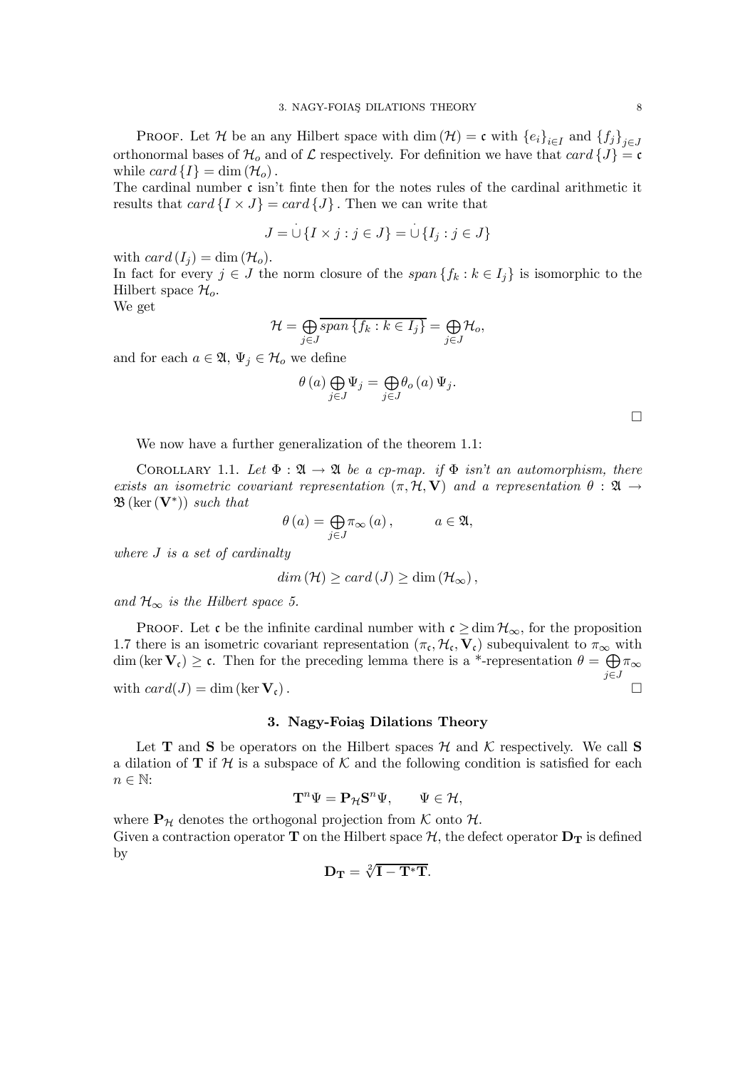PROOF. Let $\mathcal{H}$ be an any Hilbert space with $\dim(\mathcal{H}) = \mathfrak{c}$ with $\{e_i\}_{i\in I}$ and $\{f_j\}_{j\in J}$ orthonormal bases of $\mathcal{H}_o$ and of $\mathcal{L}$ respectively. For definition we have that $card\{J\} = \mathfrak{c}$ while $card\{I\} = \dim(\mathcal{H}_o)$.
The cardinal number $\mathfrak{c}$ isn't finte then for the notes rules of the cardinal arithmetic it results that $card\{I \times J\} = card\{J\}$. Then we can write that

$$J = \dot{\cup}\{I \times j : j \in J\} = \dot{\cup}\{I_j : j \in J\}$$

with $card(I_j) = \dim(\mathcal{H}_o)$.
In fact for every $j \in J$ the norm closure of the $span\{f_k : k \in I_j\}$ is isomorphic to the Hilbert space $\mathcal{H}_o$.
We get

$$\mathcal{H} = \bigoplus_{j\in J} \overline{span\{f_k : k \in I_j\}} = \bigoplus_{j\in J} \mathcal{H}_o,$$

and for each $a \in \mathfrak{A}$, $\Psi_j \in \mathcal{H}_o$ we define

$$\theta(a) \bigoplus_{j\in J} \Psi_j = \bigoplus_{j\in J} \theta_o(a) \Psi_j.$$

□

We now have a further generalization of the theorem 1.1:

COROLLARY 1.1. *Let $\Phi : \mathfrak{A} \to \mathfrak{A}$ be a cp-map. if $\Phi$ isn't an automorphism, there exists an isometric covariant representation $(\pi, \mathcal{H}, \mathbf{V})$ and a representation $\theta : \mathfrak{A} \to \mathfrak{B}(\ker(\mathbf{V}^*))$ such that*

$$\theta(a) = \bigoplus_{j\in J} \pi_\infty(a), \qquad a \in \mathfrak{A},$$

*where $J$ is a set of cardinalty*

$$dim(\mathcal{H}) \geq card(J) \geq \dim(\mathcal{H}_\infty),$$

*and $\mathcal{H}_\infty$ is the Hilbert space 5.*

PROOF. Let $\mathfrak{c}$ be the infinite cardinal number with $\mathfrak{c} \geq \dim \mathcal{H}_\infty$, for the proposition 1.7 there is an isometric covariant representation $(\pi_\mathfrak{c}, \mathcal{H}_\mathfrak{c}, \mathbf{V}_\mathfrak{c})$ subequivalent to $\pi_\infty$ with $\dim(\ker \mathbf{V}_\mathfrak{c}) \geq \mathfrak{c}$. Then for the preceding lemma there is a \*-representation $\theta = \bigoplus_{j\in J} \pi_\infty$ with $card(J) = \dim(\ker \mathbf{V}_\mathfrak{c})$. □

### 3. Nagy-Foiaş Dilations Theory

Let $\mathbf{T}$ and $\mathbf{S}$ be operators on the Hilbert spaces $\mathcal{H}$ and $\mathcal{K}$ respectively. We call $\mathbf{S}$ a dilation of $\mathbf{T}$ if $\mathcal{H}$ is a subspace of $\mathcal{K}$ and the following condition is satisfied for each $n \in \mathbb{N}$:

$$\mathbf{T}^n \Psi = \mathbf{P}_\mathcal{H} \mathbf{S}^n \Psi, \qquad \Psi \in \mathcal{H},$$

where $\mathbf{P}_\mathcal{H}$ denotes the orthogonal projection from $\mathcal{K}$ onto $\mathcal{H}$.
Given a contraction operator $\mathbf{T}$ on the Hilbert space $\mathcal{H}$, the defect operator $\mathbf{D_T}$ is defined by

$$\mathbf{D_T} = \sqrt[2]{\mathbf{I} - \mathbf{T}^*\mathbf{T}}.$$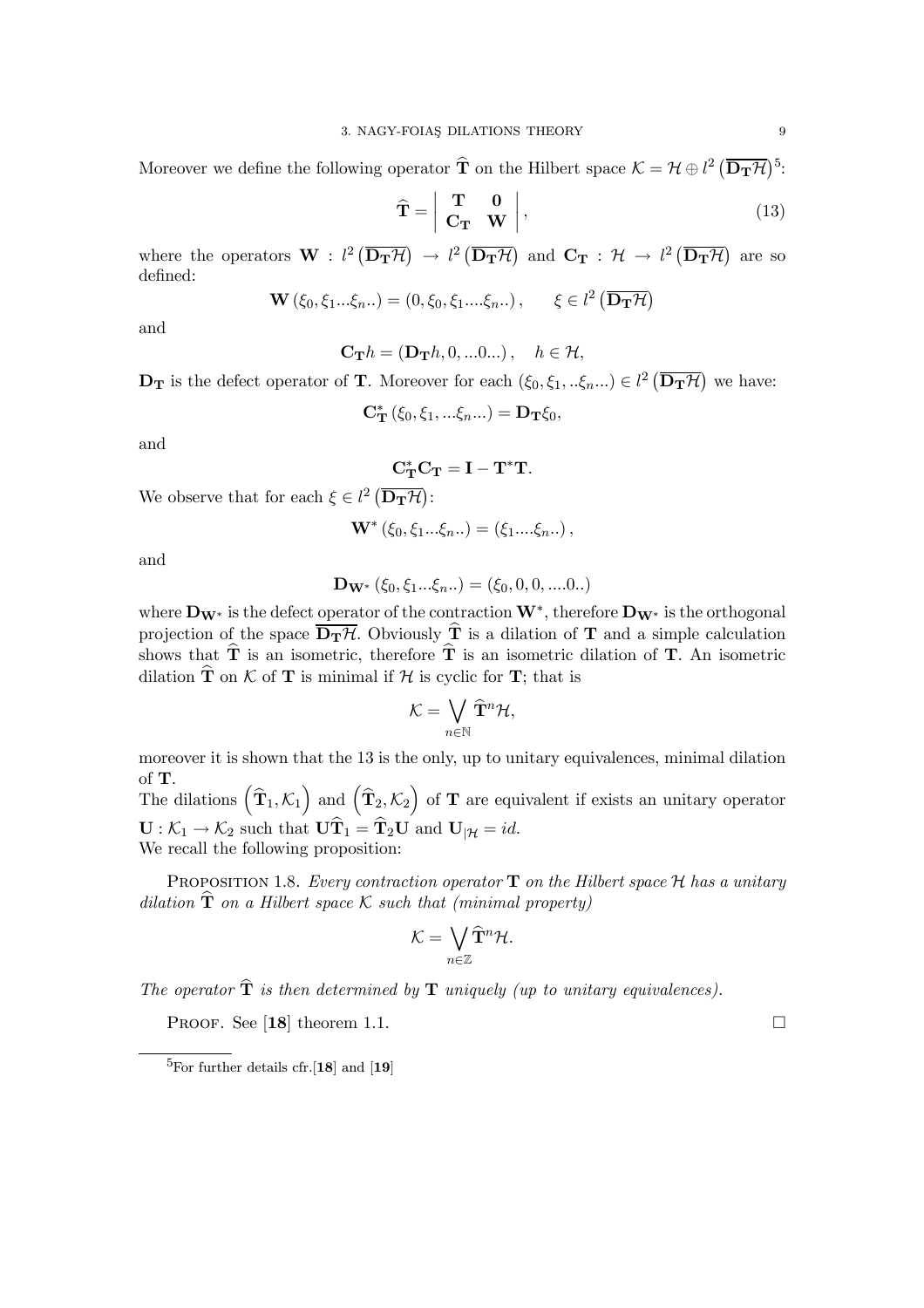Moreover we define the following operator $\widehat{\mathbf{T}}$ on the Hilbert space $\mathcal{K} = \mathcal{H} \oplus l^2\left(\overline{\mathbf{D_T}\mathcal{H}}\right)$[5]:

$$\widehat{\mathbf{T}} = \begin{vmatrix} \mathbf{T} & \mathbf{0} \\ \mathbf{C_T} & \mathbf{W} \end{vmatrix}, \tag{13}$$

where the operators $\mathbf{W} : l^2\left(\overline{\mathbf{D_T}\mathcal{H}}\right) \to l^2\left(\overline{\mathbf{D_T}\mathcal{H}}\right)$ and $\mathbf{C_T} : \mathcal{H} \to l^2\left(\overline{\mathbf{D_T}\mathcal{H}}\right)$ are so defined:

$$\mathbf{W}\left(\xi_0, \xi_1 ... \xi_n ..\right) = \left(0, \xi_0, \xi_1 .... \xi_n ..\right), \qquad \xi \in l^2\left(\overline{\mathbf{D_T}\mathcal{H}}\right)$$

and

$$\mathbf{C_T} h = \left(\mathbf{D_T} h, 0, ...0...\right), \quad h \in \mathcal{H},$$

$\mathbf{D_T}$ is the defect operator of $\mathbf{T}$. Moreover for each $\left(\xi_0, \xi_1, ..\xi_n ...\right) \in l^2\left(\overline{\mathbf{D_T}\mathcal{H}}\right)$ we have:

$$\mathbf{C_T^*}\left(\xi_0, \xi_1, ...\xi_n ...\right) = \mathbf{D_T}\xi_0,$$

and

$$\mathbf{C_T^*}\mathbf{C_T} = \mathbf{I} - \mathbf{T}^*\mathbf{T}.$$

We observe that for each $\xi \in l^2\left(\overline{\mathbf{D_T}\mathcal{H}}\right)$:

$$\mathbf{W}^*\left(\xi_0, \xi_1 ... \xi_n ..\right) = \left(\xi_1 .... \xi_n ..\right),$$

and

$$\mathbf{D_{W^*}}\left(\xi_0, \xi_1 ... \xi_n ..\right) = \left(\xi_0, 0, 0, ....0..\right)$$

where $\mathbf{D_{W^*}}$ is the defect operator of the contraction $\mathbf{W}^*$, therefore $\mathbf{D_{W^*}}$ is the orthogonal projection of the space $\overline{\mathbf{D_T}\mathcal{H}}$. Obviously $\widehat{\mathbf{T}}$ is a dilation of $\mathbf{T}$ and a simple calculation shows that $\widehat{\mathbf{T}}$ is an isometric, therefore $\widehat{\mathbf{T}}$ is an isometric dilation of $\mathbf{T}$. An isometric dilation $\widehat{\mathbf{T}}$ on $\mathcal{K}$ of $\mathbf{T}$ is minimal if $\mathcal{H}$ is cyclic for $\mathbf{T}$; that is

$$\mathcal{K} = \bigvee_{n \in \mathbb{N}} \widehat{\mathbf{T}}^n \mathcal{H},$$

moreover it is shown that the 13 is the only, up to unitary equivalences, minimal dilation of $\mathbf{T}$.
The dilations $\left(\widehat{\mathbf{T}}_1, \mathcal{K}_1\right)$ and $\left(\widehat{\mathbf{T}}_2, \mathcal{K}_2\right)$ of $\mathbf{T}$ are equivalent if exists an unitary operator $\mathbf{U} : \mathcal{K}_1 \to \mathcal{K}_2$ such that $\mathbf{U}\widehat{\mathbf{T}}_1 = \widehat{\mathbf{T}}_2\mathbf{U}$ and $\mathbf{U}_{|\mathcal{H}} = id$.
We recall the following proposition:

Proposition 1.8. *Every contraction operator $\mathbf{T}$ on the Hilbert space $\mathcal{H}$ has a unitary dilation $\widehat{\mathbf{T}}$ on a Hilbert space $\mathcal{K}$ such that (minimal property)*

$$\mathcal{K} = \bigvee_{n \in \mathbb{Z}} \widehat{\mathbf{T}}^n \mathcal{H}.$$

*The operator $\widehat{\mathbf{T}}$ is then determined by $\mathbf{T}$ uniquely (up to unitary equivalences).*

Proof. See [**18**] theorem 1.1. □

[5] For further details cfr.[**18**] and [**19**]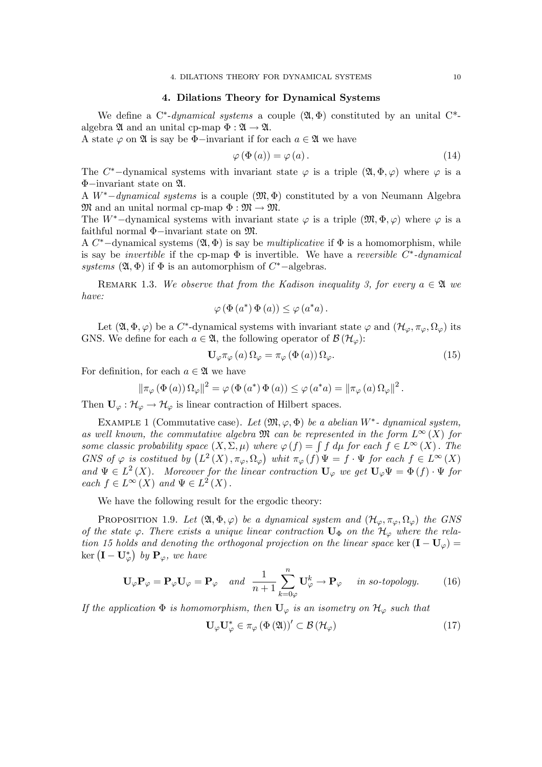## 4. Dilations Theory for Dynamical Systems

We define a C*-*dynamical systems* a couple $(\mathfrak{A}, \Phi)$ constituted by an unital C*-algebra $\mathfrak{A}$ and an unital cp-map $\Phi : \mathfrak{A} \to \mathfrak{A}$.
A state $\varphi$ on $\mathfrak{A}$ is say be $\Phi-$invariant if for each $a \in \mathfrak{A}$ we have

$$\varphi(\Phi(a)) = \varphi(a). \tag{14}$$

The $C^*-$dynamical systems with invariant state $\varphi$ is a triple $(\mathfrak{A}, \Phi, \varphi)$ where $\varphi$ is a $\Phi-$invariant state on $\mathfrak{A}$.
A $W^*-$*dynamical systems* is a couple $(\mathfrak{M}, \Phi)$ constituted by a von Neumann Algebra $\mathfrak{M}$ and an unital normal cp-map $\Phi : \mathfrak{M} \to \mathfrak{M}$.
The $W^*-$dynamical systems with invariant state $\varphi$ is a triple $(\mathfrak{M}, \Phi, \varphi)$ where $\varphi$ is a faithful normal $\Phi-$invariant state on $\mathfrak{M}$.
A $C^*-$dynamical systems $(\mathfrak{A}, \Phi)$ is say be *multiplicative* if $\Phi$ is a homomorphism, while is say be *invertible* if the cp-map $\Phi$ is invertible. We have a *reversible* $C^*$*-dynamical systems* $(\mathfrak{A}, \Phi)$ if $\Phi$ is an automorphism of $C^*-$algebras.

Remark 1.3. *We observe that from the Kadison inequality 3, for every $a \in \mathfrak{A}$ we have:*

$$\varphi(\Phi(a^*)\Phi(a)) \leq \varphi(a^*a).$$

Let $(\mathfrak{A}, \Phi, \varphi)$ be a $C^*$-dynamical systems with invariant state $\varphi$ and $(\mathcal{H}_\varphi, \pi_\varphi, \Omega_\varphi)$ its GNS. We define for each $a \in \mathfrak{A}$, the following operator of $\mathcal{B}(\mathcal{H}_\varphi)$:

$$\mathbf{U}_\varphi \pi_\varphi(a)\Omega_\varphi = \pi_\varphi(\Phi(a))\Omega_\varphi. \tag{15}$$

For definition, for each $a \in \mathfrak{A}$ we have

$$\|\pi_\varphi(\Phi(a))\Omega_\varphi\|^2 = \varphi(\Phi(a^*)\Phi(a)) \leq \varphi(a^*a) = \|\pi_\varphi(a)\Omega_\varphi\|^2.$$

Then $\mathbf{U}_\varphi : \mathcal{H}_\varphi \to \mathcal{H}_\varphi$ is linear contraction of Hilbert spaces.

Example 1 (Commutative case). *Let $(\mathfrak{M}, \varphi, \Phi)$ be a abelian $W^*$- dynamical system, as well known, the commutative algebra $\mathfrak{M}$ can be represented in the form $L^\infty(X)$ for some classic probability space $(X, \Sigma, \mu)$ where $\varphi(f) = \int f \, d\mu$ for each $f \in L^\infty(X)$. The GNS of $\varphi$ is costitued by $(L^2(X), \pi_\varphi, \Omega_\varphi)$ whit $\pi_\varphi(f)\Psi = f \cdot \Psi$ for each $f \in L^\infty(X)$ and $\Psi \in L^2(X)$. Moreover for the linear contraction $\mathbf{U}_\varphi$ we get $\mathbf{U}_\varphi \Psi = \Phi(f) \cdot \Psi$ for each $f \in L^\infty(X)$ and $\Psi \in L^2(X)$.*

We have the following result for the ergodic theory:

Proposition 1.9. *Let $(\mathfrak{A}, \Phi, \varphi)$ be a dynamical system and $(\mathcal{H}_\varphi, \pi_\varphi, \Omega_\varphi)$ the GNS of the state $\varphi$. There exists a unique linear contraction $\mathbf{U}_\Phi$ on the $\mathcal{H}_\varphi$ where the relation 15 holds and denoting the orthogonal projection on the linear space $\ker(\mathbf{I} - \mathbf{U}_\varphi) = \ker(\mathbf{I} - \mathbf{U}_\varphi^*)$ by $\mathbf{P}_\varphi$, we have*

$$\mathbf{U}_\varphi \mathbf{P}_\varphi = \mathbf{P}_\varphi \mathbf{U}_\varphi = \mathbf{P}_\varphi \quad \text{and} \quad \frac{1}{n+1}\sum_{k=0\varphi}^{n} \mathbf{U}_\varphi^k \to \mathbf{P}_\varphi \quad \text{in so-topology.} \tag{16}$$

*If the application $\Phi$ is homomorphism, then $\mathbf{U}_\varphi$ is an isometry on $\mathcal{H}_\varphi$ such that*

$$\mathbf{U}_\varphi \mathbf{U}_\varphi^* \in \pi_\varphi(\Phi(\mathfrak{A}))' \subset \mathcal{B}(\mathcal{H}_\varphi) \tag{17}$$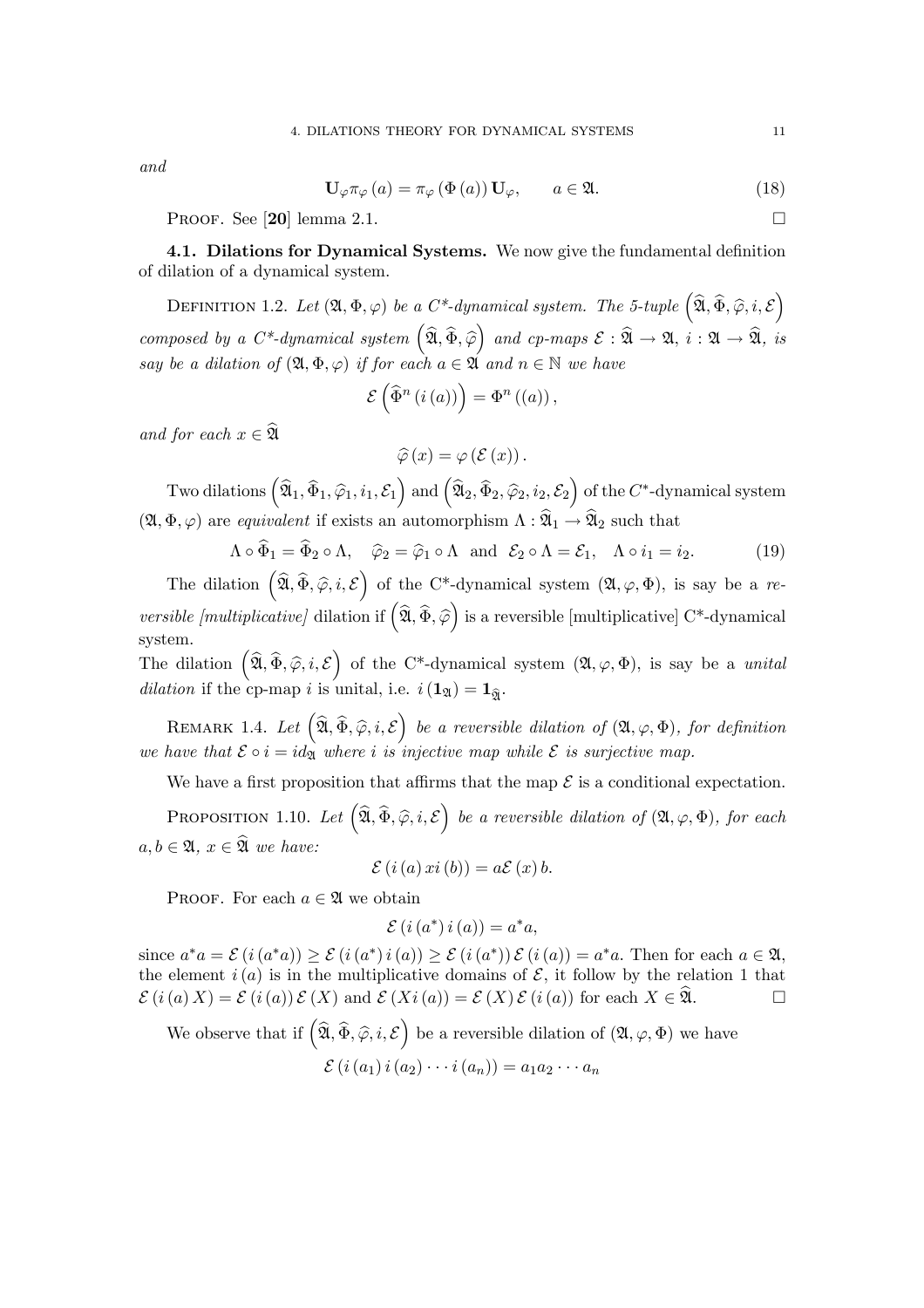and

$$\mathbf{U}_{\varphi}\pi_{\varphi}(a) = \pi_{\varphi}(\Phi(a))\mathbf{U}_{\varphi}, \qquad a \in \mathfrak{A}. \tag{18}$$

PROOF. See [20] lemma 2.1. □

**4.1. Dilations for Dynamical Systems.** We now give the fundamental definition of dilation of a dynamical system.

DEFINITION 1.2. *Let $(\mathfrak{A}, \Phi, \varphi)$ be a C\*-dynamical system. The 5-tuple $\left(\widehat{\mathfrak{A}}, \widehat{\Phi}, \widehat{\varphi}, i, \mathcal{E}\right)$ composed by a C\*-dynamical system $\left(\widehat{\mathfrak{A}}, \widehat{\Phi}, \widehat{\varphi}\right)$ and cp-maps $\mathcal{E} : \widehat{\mathfrak{A}} \to \mathfrak{A}$, $i : \mathfrak{A} \to \widehat{\mathfrak{A}}$, is say be a dilation of $(\mathfrak{A}, \Phi, \varphi)$ if for each $a \in \mathfrak{A}$ and $n \in \mathbb{N}$ we have*

$$\mathcal{E}\left(\widehat{\Phi}^n(i(a))\right) = \Phi^n((a)),$$

*and for each $x \in \widehat{\mathfrak{A}}$*

$$\widehat{\varphi}(x) = \varphi(\mathcal{E}(x)).$$

Two dilations $\left(\widehat{\mathfrak{A}}_1, \widehat{\Phi}_1, \widehat{\varphi}_1, i_1, \mathcal{E}_1\right)$ and $\left(\widehat{\mathfrak{A}}_2, \widehat{\Phi}_2, \widehat{\varphi}_2, i_2, \mathcal{E}_2\right)$ of the $C^*$-dynamical system $(\mathfrak{A}, \Phi, \varphi)$ are *equivalent* if exists an automorphism $\Lambda : \widehat{\mathfrak{A}}_1 \to \widehat{\mathfrak{A}}_2$ such that

$$\Lambda \circ \widehat{\Phi}_1 = \widehat{\Phi}_2 \circ \Lambda, \quad \widehat{\varphi}_2 = \widehat{\varphi}_1 \circ \Lambda \ \text{ and } \ \mathcal{E}_2 \circ \Lambda = \mathcal{E}_1, \quad \Lambda \circ i_1 = i_2. \tag{19}$$

The dilation $\left(\widehat{\mathfrak{A}}, \widehat{\Phi}, \widehat{\varphi}, i, \mathcal{E}\right)$ of the C\*-dynamical system $(\mathfrak{A}, \varphi, \Phi)$, is say be a *reversible [multiplicative]* dilation if $\left(\widehat{\mathfrak{A}}, \widehat{\Phi}, \widehat{\varphi}\right)$ is a reversible [multiplicative] C\*-dynamical system.
The dilation $\left(\widehat{\mathfrak{A}}, \widehat{\Phi}, \widehat{\varphi}, i, \mathcal{E}\right)$ of the C\*-dynamical system $(\mathfrak{A}, \varphi, \Phi)$, is say be a *unital dilation* if the cp-map $i$ is unital, i.e. $i(\mathbf{1}_{\mathfrak{A}}) = \mathbf{1}_{\widehat{\mathfrak{A}}}$.

REMARK 1.4. *Let $\left(\widehat{\mathfrak{A}}, \widehat{\Phi}, \widehat{\varphi}, i, \mathcal{E}\right)$ be a reversible dilation of $(\mathfrak{A}, \varphi, \Phi)$, for definition we have that $\mathcal{E} \circ i = id_{\mathfrak{A}}$ where $i$ is injective map while $\mathcal{E}$ is surjective map.*

We have a first proposition that affirms that the map $\mathcal{E}$ is a conditional expectation.

PROPOSITION 1.10. *Let $\left(\widehat{\mathfrak{A}}, \widehat{\Phi}, \widehat{\varphi}, i, \mathcal{E}\right)$ be a reversible dilation of $(\mathfrak{A}, \varphi, \Phi)$, for each $a, b \in \mathfrak{A}$, $x \in \widehat{\mathfrak{A}}$ we have:*

$$\mathcal{E}(i(a)\, x\, i(b)) = a\mathcal{E}(x)\, b.$$

PROOF. For each $a \in \mathfrak{A}$ we obtain

$$\mathcal{E}(i(a^*)\, i(a)) = a^* a,$$

since $a^*a = \mathcal{E}(i(a^*a)) \geq \mathcal{E}(i(a^*)\, i(a)) \geq \mathcal{E}(i(a^*))\,\mathcal{E}(i(a)) = a^*a$. Then for each $a \in \mathfrak{A}$, the element $i(a)$ is in the multiplicative domains of $\mathcal{E}$, it follow by the relation 1 that $\mathcal{E}(i(a)\, X) = \mathcal{E}(i(a))\,\mathcal{E}(X)$ and $\mathcal{E}(X i(a)) = \mathcal{E}(X)\,\mathcal{E}(i(a))$ for each $X \in \widehat{\mathfrak{A}}$. □

We observe that if $\left(\widehat{\mathfrak{A}}, \widehat{\Phi}, \widehat{\varphi}, i, \mathcal{E}\right)$ be a reversible dilation of $(\mathfrak{A}, \varphi, \Phi)$ we have

$$\mathcal{E}(i(a_1)\, i(a_2) \cdots i(a_n)) = a_1 a_2 \cdots a_n$$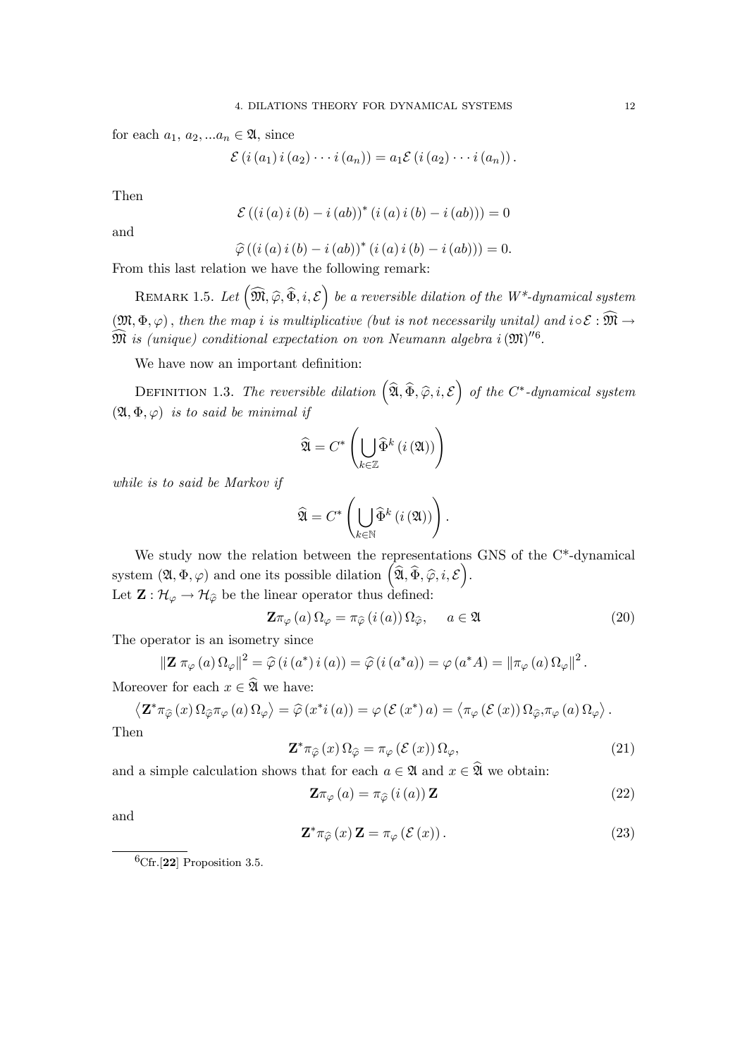for each $a_1, a_2, ... a_n \in \mathfrak{A}$, since

$$\mathcal{E}\left(i\left(a_1\right) i\left(a_2\right) \cdots i\left(a_n\right)\right) = a_1 \mathcal{E}\left(i\left(a_2\right) \cdots i\left(a_n\right)\right).$$

Then

$$\mathcal{E}\left(\left(i\left(a\right) i\left(b\right) - i\left(ab\right)\right)^* \left(i\left(a\right) i\left(b\right) - i\left(ab\right)\right)\right) = 0$$

and

$$\widehat{\varphi}\left(\left(i\left(a\right) i\left(b\right) - i\left(ab\right)\right)^* \left(i\left(a\right) i\left(b\right) - i\left(ab\right)\right)\right) = 0.$$

From this last relation we have the following remark:

REMARK 1.5. *Let $\left(\widehat{\mathfrak{M}}, \widehat{\varphi}, \widehat{\Phi}, i, \mathcal{E}\right)$ be a reversible dilation of the W\*-dynamical system $\left(\mathfrak{M}, \Phi, \varphi\right)$, then the map $i$ is multiplicative (but is not necessarily unital) and $i \circ \mathcal{E} : \widehat{\mathfrak{M}} \to \widehat{\mathfrak{M}}$ is (unique) conditional expectation on von Neumann algebra $i\left(\mathfrak{M}\right)''$*[6].

We have now an important definition:

DEFINITION 1.3. *The reversible dilation $\left(\widehat{\mathfrak{A}}, \widehat{\Phi}, \widehat{\varphi}, i, \mathcal{E}\right)$ of the $C^*$-dynamical system $\left(\mathfrak{A}, \Phi, \varphi\right)$ is to said be minimal if*

$$\widehat{\mathfrak{A}} = C^* \left( \bigcup_{k \in \mathbb{Z}} \widehat{\Phi}^k \left(i\left(\mathfrak{A}\right)\right) \right)$$

*while is to said be Markov if*

$$\widehat{\mathfrak{A}} = C^* \left( \bigcup_{k \in \mathbb{N}} \widehat{\Phi}^k \left(i\left(\mathfrak{A}\right)\right) \right).$$

We study now the relation between the representations GNS of the C\*-dynamical system $\left(\mathfrak{A}, \Phi, \varphi\right)$ and one its possible dilation $\left(\widehat{\mathfrak{A}}, \widehat{\Phi}, \widehat{\varphi}, i, \mathcal{E}\right)$.
Let $\mathbf{Z} : \mathcal{H}_\varphi \to \mathcal{H}_{\widehat{\varphi}}$ be the linear operator thus defined:

$$\mathbf{Z} \pi_\varphi\left(a\right) \Omega_\varphi = \pi_{\widehat{\varphi}}\left(i\left(a\right)\right) \Omega_{\widehat{\varphi}}, \qquad a \in \mathfrak{A} \tag{20}$$

The operator is an isometry since

$$\left\| \mathbf{Z}\, \pi_\varphi\left(a\right) \Omega_\varphi \right\|^2 = \widehat{\varphi}\left(i\left(a^*\right) i\left(a\right)\right) = \widehat{\varphi}\left(i\left(a^* a\right)\right) = \varphi\left(a^* A\right) = \left\| \pi_\varphi\left(a\right) \Omega_\varphi \right\|^2.$$

Moreover for each $x \in \widehat{\mathfrak{A}}$ we have:

$$\left\langle \mathbf{Z}^* \pi_{\widehat{\varphi}}\left(x\right) \Omega_{\widehat{\varphi}} \pi_\varphi\left(a\right) \Omega_\varphi \right\rangle = \widehat{\varphi}\left(x^* i\left(a\right)\right) = \varphi\left(\mathcal{E}\left(x^*\right) a\right) = \left\langle \pi_\varphi\left(\mathcal{E}\left(x\right)\right) \Omega_{\widehat{\varphi}}, \pi_\varphi\left(a\right) \Omega_\varphi \right\rangle.$$

Then

$$\mathbf{Z}^* \pi_{\widehat{\varphi}}\left(x\right) \Omega_{\widehat{\varphi}} = \pi_\varphi\left(\mathcal{E}\left(x\right)\right) \Omega_\varphi, \tag{21}$$

and a simple calculation shows that for each $a \in \mathfrak{A}$ and $x \in \widehat{\mathfrak{A}}$ we obtain:

$$\mathbf{Z} \pi_\varphi\left(a\right) = \pi_{\widehat{\varphi}}\left(i\left(a\right)\right) \mathbf{Z} \tag{22}$$

and

$$\mathbf{Z}^* \pi_{\widehat{\varphi}}\left(x\right) \mathbf{Z} = \pi_\varphi\left(\mathcal{E}\left(x\right)\right). \tag{23}$$

[6] Cfr.[**22**] Proposition 3.5.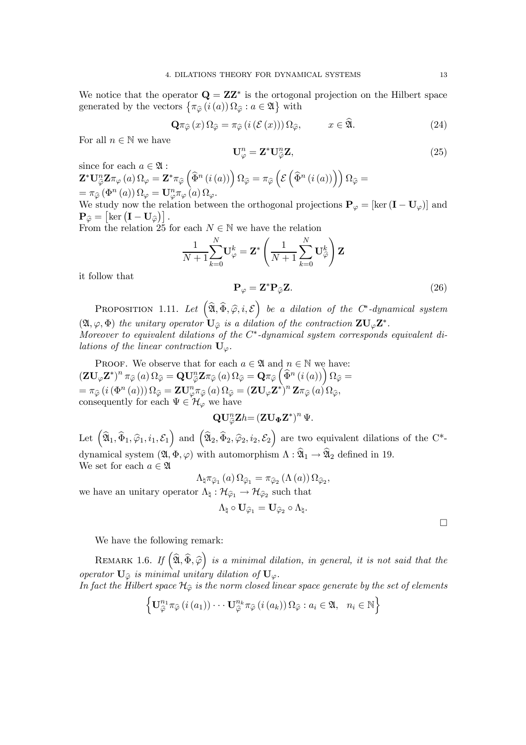We notice that the operator $\mathbf{Q}=\mathbf{Z}\mathbf{Z}^{*}$ is the ortogonal projection on the Hilbert space generated by the vectors $\left\{\pi_{\widehat{\varphi}}\left(i\left(a\right)\right)\Omega_{\widehat{\varphi}}:a\in\mathfrak{A}\right\}$ with

$$\mathbf{Q}\pi_{\widehat{\varphi}}\left(x\right)\Omega_{\widehat{\varphi}}=\pi_{\widehat{\varphi}}\left(i\left(\mathcal{E}\left(x\right)\right)\right)\Omega_{\widehat{\varphi}},\qquad x\in\widehat{\mathfrak{A}}. \tag{24}$$

For all $n\in\mathbb{N}$ we have

$$\mathbf{U}_{\varphi}^{n}=\mathbf{Z}^{*}\mathbf{U}_{\widehat{\varphi}}^{n}\mathbf{Z}, \tag{25}$$

since for each $a\in\mathfrak{A}$ :
$\mathbf{Z}^{*}\mathbf{U}_{\widehat{\varphi}}^{n}\mathbf{Z}\pi_{\varphi}\left(a\right)\Omega_{\varphi}=\mathbf{Z}^{*}\pi_{\widehat{\varphi}}\left(\widehat{\Phi}^{n}\left(i\left(a\right)\right)\right)\Omega_{\widehat{\varphi}}=\pi_{\widehat{\varphi}}\left(\mathcal{E}\left(\widehat{\Phi}^{n}\left(i\left(a\right)\right)\right)\right)\Omega_{\widehat{\varphi}}=$
$=\pi_{\widehat{\varphi}}\left(\Phi^{n}\left(a\right)\right)\Omega_{\varphi}=\mathbf{U}_{\varphi}^{n}\pi_{\varphi}\left(a\right)\Omega_{\varphi}.$
We study now the relation between the orthogonal projections $\mathbf{P}_{\varphi}=\left[\ker\left(\mathbf{I}-\mathbf{U}_{\varphi}\right)\right]$ and $\mathbf{P}_{\widehat{\varphi}}=\left[\ker\left(\mathbf{I}-\mathbf{U}_{\widehat{\varphi}}\right)\right].$
From the relation 25 for each $N\in\mathbb{N}$ we have the relation

$$\frac{1}{N+1}\sum_{k=0}^{N}\mathbf{U}_{\varphi}^{k}=\mathbf{Z}^{*}\left(\frac{1}{N+1}\sum_{k=0}^{N}\mathbf{U}_{\widehat{\varphi}}^{k}\right)\mathbf{Z}$$

it follow that

$$\mathbf{P}_{\varphi}=\mathbf{Z}^{*}\mathbf{P}_{\widehat{\varphi}}\mathbf{Z}. \tag{26}$$

Proposition 1.11. *Let $\left(\widehat{\mathfrak{A}},\widehat{\Phi},\widehat{\varphi},i,\mathcal{E}\right)$ be a dilation of the $C^{*}$-dynamical system $\left(\mathfrak{A},\varphi,\Phi\right)$ the unitary operator $\mathbf{U}_{\widehat{\varphi}}$ is a dilation of the contraction $\mathbf{Z}\mathbf{U}_{\varphi}\mathbf{Z}^{*}$.*
*Moreover to equivalent dilations of the $C^{*}$-dynamical system corresponds equivalent dilations of the linear contraction $\mathbf{U}_{\varphi}$.*

Proof. We observe that for each $a\in\mathfrak{A}$ and $n\in\mathbb{N}$ we have:
$\left(\mathbf{Z}\mathbf{U}_{\varphi}\mathbf{Z}^{*}\right)^{n}\pi_{\widehat{\varphi}}\left(a\right)\Omega_{\widehat{\varphi}}=\mathbf{Q}\mathbf{U}_{\widehat{\varphi}}^{n}\mathbf{Z}\pi_{\widehat{\varphi}}\left(a\right)\Omega_{\widehat{\varphi}}=\mathbf{Q}\pi_{\widehat{\varphi}}\left(\widehat{\Phi}^{n}\left(i\left(a\right)\right)\right)\Omega_{\widehat{\varphi}}=$
$=\pi_{\widehat{\varphi}}\left(i\left(\Phi^{n}\left(a\right)\right)\right)\Omega_{\widehat{\varphi}}=\mathbf{Z}\mathbf{U}_{\varphi}^{n}\pi_{\widehat{\varphi}}\left(a\right)\Omega_{\widehat{\varphi}}=\left(\mathbf{Z}\mathbf{U}_{\varphi}\mathbf{Z}^{*}\right)^{n}\mathbf{Z}\pi_{\widehat{\varphi}}\left(a\right)\Omega_{\widehat{\varphi}},$
consequently for each $\Psi\in\mathcal{H}_{\varphi}$ we have

$$\mathbf{Q}\mathbf{U}_{\widehat{\varphi}}^{n}\mathbf{Z}h=\left(\mathbf{Z}\mathbf{U}_{\mathbf{\Phi}}\mathbf{Z}^{*}\right)^{n}\Psi.$$

Let $\left(\widehat{\mathfrak{A}}_{1},\widehat{\Phi}_{1},\widehat{\varphi}_{1},i_{1},\mathcal{E}_{1}\right)$ and $\left(\widehat{\mathfrak{A}}_{2},\widehat{\Phi}_{2},\widehat{\varphi}_{2},i_{2},\mathcal{E}_{2}\right)$ are two equivalent dilations of the C\*-dynamical system $\left(\mathfrak{A},\Phi,\varphi\right)$ with automorphism $\Lambda:\widehat{\mathfrak{A}}_{1}\rightarrow\widehat{\mathfrak{A}}_{2}$ defined in 19.
We set for each $a\in\mathfrak{A}$

$$\Lambda_{\natural}\pi_{\widehat{\varphi}_{1}}\left(a\right)\Omega_{\widehat{\varphi}_{1}}=\pi_{\widehat{\varphi}_{2}}\left(\Lambda\left(a\right)\right)\Omega_{\widehat{\varphi}_{2}},$$

we have an unitary operator $\Lambda_{\natural}:\mathcal{H}_{\widehat{\varphi}_{1}}\rightarrow\mathcal{H}_{\widehat{\varphi}_{2}}$ such that

$$\Lambda_{\natural}\circ\mathbf{U}_{\widehat{\varphi}_{1}}=\mathbf{U}_{\widehat{\varphi}_{2}}\circ\Lambda_{\natural}.$$

□

We have the following remark:

Remark 1.6. *If $\left(\widehat{\mathfrak{A}},\widehat{\Phi},\widehat{\varphi}\right)$ is a minimal dilation, in general, it is not said that the operator $\mathbf{U}_{\widehat{\varphi}}$ is minimal unitary dilation of $\mathbf{U}_{\varphi}$.*
*In fact the Hilbert space $\mathcal{H}_{\widehat{\varphi}}$ is the norm closed linear space generate by the set of elements*

$$\left\{\mathbf{U}_{\widehat{\varphi}}^{n_{1}}\pi_{\widehat{\varphi}}\left(i\left(a_{1}\right)\right)\cdots\mathbf{U}_{\widehat{\varphi}}^{n_{k}}\pi_{\widehat{\varphi}}\left(i\left(a_{k}\right)\right)\Omega_{\widehat{\varphi}}:a_{i}\in\mathfrak{A},\quad n_{i}\in\mathbb{N}\right\}$$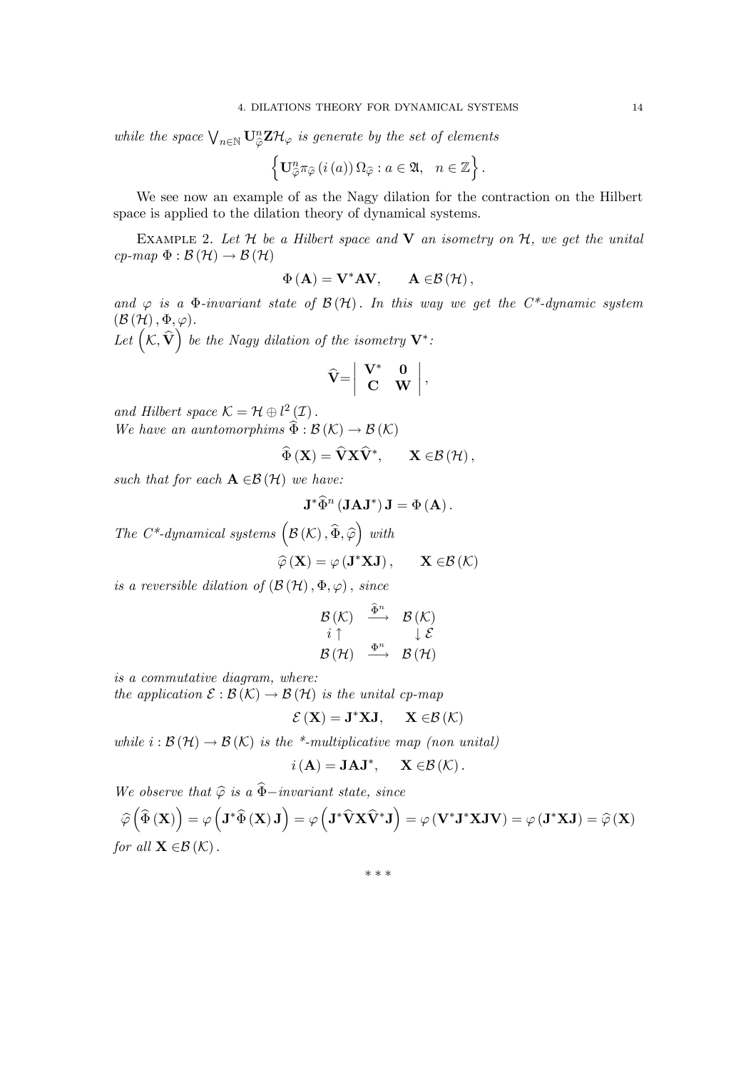*while the space* $\bigvee_{n\in\mathbb{N}} \mathbf{U}_{\widehat{\varphi}}^{n}\mathbf{Z}\mathcal{H}_{\varphi}$ *is generate by the set of elements*

$$\left\{ \mathbf{U}_{\widehat{\varphi}}^{n}\pi_{\widehat{\varphi}}\left(i\left(a\right)\right)\Omega_{\widehat{\varphi}} : a \in \mathfrak{A}, \quad n \in \mathbb{Z} \right\}.$$

We see now an example of as the Nagy dilation for the contraction on the Hilbert space is applied to the dilation theory of dynamical systems.

Example 2. *Let* $\mathcal{H}$ *be a Hilbert space and* $\mathbf{V}$ *an isometry on* $\mathcal{H}$*, we get the unital cp-map* $\Phi : \mathcal{B}(\mathcal{H}) \to \mathcal{B}(\mathcal{H})$

$$\Phi\left(\mathbf{A}\right) = \mathbf{V}^{*}\mathbf{A}\mathbf{V}, \qquad \mathbf{A} \in \mathcal{B}\left(\mathcal{H}\right),$$

*and* $\varphi$ *is a* $\Phi$*-invariant state of* $\mathcal{B}(\mathcal{H})$*. In this way we get the C\*-dynamic system* $(\mathcal{B}(\mathcal{H}), \Phi, \varphi)$*.*
*Let* $\left(\mathcal{K}, \widehat{\mathbf{V}}\right)$ *be the Nagy dilation of the isometry* $\mathbf{V}^{*}$*:*

$$\widehat{\mathbf{V}} = \left| \begin{array}{cc} \mathbf{V}^{*} & \mathbf{0} \\ \mathbf{C} & \mathbf{W} \end{array} \right|,$$

*and Hilbert space* $\mathcal{K} = \mathcal{H} \oplus l^{2}(\mathcal{I})$*.*
*We have an auntomorphims* $\widehat{\Phi} : \mathcal{B}(\mathcal{K}) \to \mathcal{B}(\mathcal{K})$

$$\widehat{\Phi}\left(\mathbf{X}\right) = \widehat{\mathbf{V}}\mathbf{X}\widehat{\mathbf{V}}^{*}, \qquad \mathbf{X} \in \mathcal{B}\left(\mathcal{H}\right),$$

*such that for each* $\mathbf{A} \in \mathcal{B}(\mathcal{H})$ *we have:*

$$\mathbf{J}^{*}\widehat{\Phi}^{n}\left(\mathbf{J}\mathbf{A}\mathbf{J}^{*}\right)\mathbf{J} = \Phi\left(\mathbf{A}\right).$$

*The C\*-dynamical systems* $\left(\mathcal{B}(\mathcal{K}), \widehat{\Phi}, \widehat{\varphi}\right)$ *with*

$$\widehat{\varphi}\left(\mathbf{X}\right) = \varphi\left(\mathbf{J}^{*}\mathbf{X}\mathbf{J}\right), \qquad \mathbf{X} \in \mathcal{B}\left(\mathcal{K}\right)$$

*is a reversible dilation of* $(\mathcal{B}(\mathcal{H}), \Phi, \varphi)$*, since*

$$\begin{array}{ccc} \mathcal{B}(\mathcal{K}) & \xrightarrow{\widehat{\Phi}^{n}} & \mathcal{B}(\mathcal{K}) \\ i\uparrow & & \downarrow\mathcal{E} \\ \mathcal{B}(\mathcal{H}) & \xrightarrow{\Phi^{n}} & \mathcal{B}(\mathcal{H}) \end{array}$$

*is a commutative diagram, where:*
*the application* $\mathcal{E} : \mathcal{B}(\mathcal{K}) \to \mathcal{B}(\mathcal{H})$ *is the unital cp-map*

$$\mathcal{E}\left(\mathbf{X}\right) = \mathbf{J}^{*}\mathbf{X}\mathbf{J}, \qquad \mathbf{X} \in \mathcal{B}\left(\mathcal{K}\right)$$

*while* $i : \mathcal{B}(\mathcal{H}) \to \mathcal{B}(\mathcal{K})$ *is the \*-multiplicative map (non unital)*

$$i\left(\mathbf{A}\right) = \mathbf{J}\mathbf{A}\mathbf{J}^{*}, \qquad \mathbf{X} \in \mathcal{B}\left(\mathcal{K}\right).$$

*We observe that* $\widehat{\varphi}$ *is a* $\widehat{\Phi}$*−invariant state, since*

$$\widehat{\varphi}\left(\widehat{\Phi}\left(\mathbf{X}\right)\right) = \varphi\left(\mathbf{J}^{*}\widehat{\Phi}\left(\mathbf{X}\right)\mathbf{J}\right) = \varphi\left(\mathbf{J}^{*}\widehat{\mathbf{V}}\mathbf{X}\widehat{\mathbf{V}}^{*}\mathbf{J}\right) = \varphi\left(\mathbf{V}^{*}\mathbf{J}^{*}\mathbf{X}\mathbf{J}\mathbf{V}\right) = \varphi\left(\mathbf{J}^{*}\mathbf{X}\mathbf{J}\right) = \widehat{\varphi}\left(\mathbf{X}\right)$$

*for all* $\mathbf{X} \in \mathcal{B}(\mathcal{K})$*.*

\* \* \*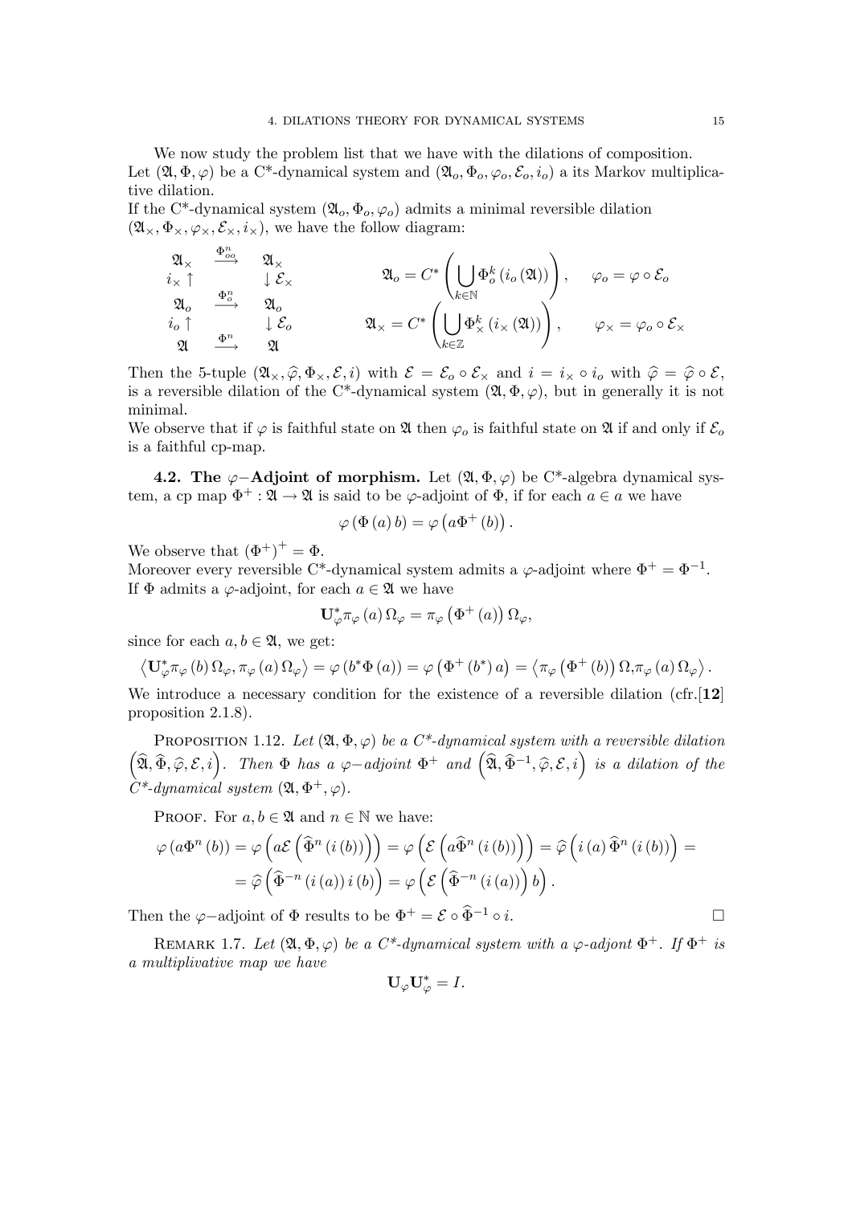We now study the problem list that we have with the dilations of composition.
Let $(\mathfrak{A}, \Phi, \varphi)$ be a C*-dynamical system and $(\mathfrak{A}_o, \Phi_o, \varphi_o, \mathcal{E}_o, i_o)$ a its Markov multiplicative dilation.
If the C*-dynamical system $(\mathfrak{A}_o, \Phi_o, \varphi_o)$ admits a minimal reversible dilation $(\mathfrak{A}_\times, \Phi_\times, \varphi_\times, \mathcal{E}_\times, i_\times)$, we have the follow diagram:

$$
\begin{array}{ccc}
\mathfrak{A}_\times & \xrightarrow{\Phi_{oo}^n} & \mathfrak{A}_\times \\
i_\times \uparrow & & \downarrow \mathcal{E}_\times \\
\mathfrak{A}_o & \xrightarrow{\Phi_o^n} & \mathfrak{A}_o \\
i_o \uparrow & & \downarrow \mathcal{E}_o \\
\mathfrak{A} & \xrightarrow{\Phi^n} & \mathfrak{A}
\end{array}
\qquad
\begin{array}{ll}
\mathfrak{A}_o = C^*\left(\bigcup_{k\in\mathbb{N}} \Phi_o^k\left(i_o\left(\mathfrak{A}\right)\right)\right), & \varphi_o = \varphi \circ \mathcal{E}_o \\
\mathfrak{A}_\times = C^*\left(\bigcup_{k\in\mathbb{Z}} \Phi_\times^k\left(i_\times\left(\mathfrak{A}\right)\right)\right), & \varphi_\times = \varphi_o \circ \mathcal{E}_\times
\end{array}
$$

Then the 5-tuple $(\mathfrak{A}_\times, \widehat{\varphi}, \Phi_\times, \mathcal{E}, i)$ with $\mathcal{E} = \mathcal{E}_o \circ \mathcal{E}_\times$ and $i = i_\times \circ i_o$ with $\widehat{\varphi} = \widehat{\varphi} \circ \mathcal{E}$, is a reversible dilation of the C*-dynamical system $(\mathfrak{A}, \Phi, \varphi)$, but in generally it is not minimal.
We observe that if $\varphi$ is faithful state on $\mathfrak{A}$ then $\varphi_o$ is faithful state on $\mathfrak{A}$ if and only if $\mathcal{E}_o$ is a faithful cp-map.

**4.2. The $\varphi-$Adjoint of morphism.** Let $(\mathfrak{A}, \Phi, \varphi)$ be C*-algebra dynamical system, a cp map $\Phi^+ : \mathfrak{A} \to \mathfrak{A}$ is said to be $\varphi$-adjoint of $\Phi$, if for each $a \in a$ we have

$$\varphi\left(\Phi\left(a\right)b\right) = \varphi\left(a\Phi^+\left(b\right)\right).$$

We observe that $(\Phi^+)^+ = \Phi$.
Moreover every reversible C*-dynamical system admits a $\varphi$-adjoint where $\Phi^+ = \Phi^{-1}$.
If $\Phi$ admits a $\varphi$-adjoint, for each $a \in \mathfrak{A}$ we have

$$\mathbf{U}_\varphi^* \pi_\varphi\left(a\right)\Omega_\varphi = \pi_\varphi\left(\Phi^+\left(a\right)\right)\Omega_\varphi,$$

since for each $a, b \in \mathfrak{A}$, we get:

$$\left\langle \mathbf{U}_\varphi^* \pi_\varphi\left(b\right)\Omega_\varphi, \pi_\varphi\left(a\right)\Omega_\varphi\right\rangle = \varphi\left(b^*\Phi\left(a\right)\right) = \varphi\left(\Phi^+\left(b^*\right)a\right) = \left\langle \pi_\varphi\left(\Phi^+\left(b\right)\right)\Omega, \pi_\varphi\left(a\right)\Omega_\varphi\right\rangle.$$

We introduce a necessary condition for the existence of a reversible dilation (cfr.[**12**] proposition 2.1.8).

PROPOSITION 1.12. *Let $(\mathfrak{A}, \Phi, \varphi)$ be a C*-dynamical system with a reversible dilation $\left(\widehat{\mathfrak{A}}, \widehat{\Phi}, \widehat{\varphi}, \mathcal{E}, i\right)$. Then $\Phi$ has a $\varphi-$adjoint $\Phi^+$ and $\left(\widehat{\mathfrak{A}}, \widehat{\Phi}^{-1}, \widehat{\varphi}, \mathcal{E}, i\right)$ is a dilation of the C*-dynamical system $(\mathfrak{A}, \Phi^+, \varphi)$.*

PROOF. For $a, b \in \mathfrak{A}$ and $n \in \mathbb{N}$ we have:

$$\varphi\left(a\Phi^n\left(b\right)\right) = \varphi\left(a\mathcal{E}\left(\widehat{\Phi}^n\left(i\left(b\right)\right)\right)\right) = \varphi\left(\mathcal{E}\left(a\widehat{\Phi}^n\left(i\left(b\right)\right)\right)\right) = \widehat{\varphi}\left(i\left(a\right)\widehat{\Phi}^n\left(i\left(b\right)\right)\right) =$$
$$= \widehat{\varphi}\left(\widehat{\Phi}^{-n}\left(i\left(a\right)\right)i\left(b\right)\right) = \varphi\left(\mathcal{E}\left(\widehat{\Phi}^{-n}\left(i\left(a\right)\right)\right)b\right).$$

Then the $\varphi-$adjoint of $\Phi$ results to be $\Phi^+ = \mathcal{E} \circ \widehat{\Phi}^{-1} \circ i$. □

REMARK 1.7. *Let $(\mathfrak{A}, \Phi, \varphi)$ be a C*-dynamical system with a $\varphi$-adjont $\Phi^+$. If $\Phi^+$ is a multiplivative map we have*

$$\mathbf{U}_\varphi \mathbf{U}_\varphi^* = I.$$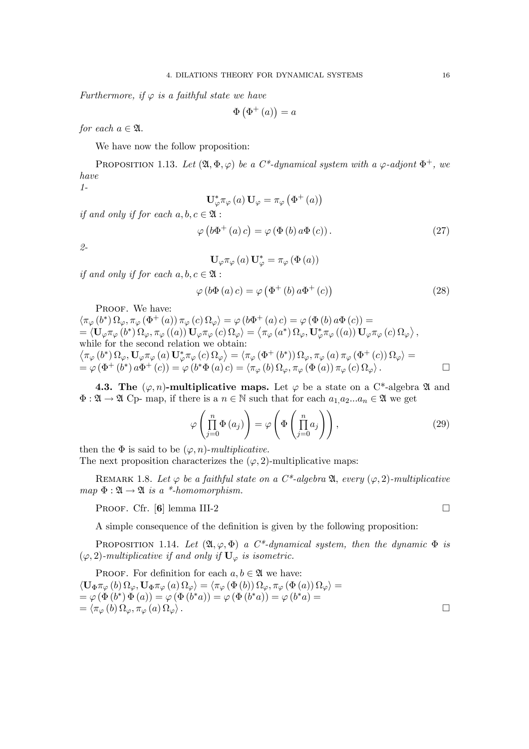*Furthermore, if $\varphi$ is a faithful state we have*

$$\Phi\left(\Phi^{+}\left(a\right)\right)=a$$

*for each $a\in\mathfrak{A}$.*

We have now the follow proposition:

PROPOSITION 1.13. *Let $(\mathfrak{A},\Phi,\varphi)$ be a C\*-dynamical system with a $\varphi$-adjont $\Phi^{+}$, we have*
*1-*

$$\mathbf{U}_{\varphi}^{*}\pi_{\varphi}\left(a\right)\mathbf{U}_{\varphi}=\pi_{\varphi}\left(\Phi^{+}\left(a\right)\right)$$

*if and only if for each $a,b,c\in\mathfrak{A}$ :*

$$\varphi\left(b\Phi^{+}\left(a\right)c\right)=\varphi\left(\Phi\left(b\right)a\Phi\left(c\right)\right). \tag{27}$$

*2-*

$$\mathbf{U}_{\varphi}\pi_{\varphi}\left(a\right)\mathbf{U}_{\varphi}^{*}=\pi_{\varphi}\left(\Phi\left(a\right)\right)$$

*if and only if for each $a,b,c\in\mathfrak{A}$ :*

$$\varphi\left(b\Phi\left(a\right)c\right)=\varphi\left(\Phi^{+}\left(b\right)a\Phi^{+}\left(c\right)\right) \tag{28}$$

PROOF. We have:
$\left\langle\pi_{\varphi}\left(b^{*}\right)\Omega_{\varphi},\pi_{\varphi}\left(\Phi^{+}\left(a\right)\right)\pi_{\varphi}\left(c\right)\Omega_{\varphi}\right\rangle=\varphi\left(b\Phi^{+}\left(a\right)c\right)=\varphi\left(\Phi\left(b\right)a\Phi\left(c\right)\right)=$
$=\left\langle\mathbf{U}_{\varphi}\pi_{\varphi}\left(b^{*}\right)\Omega_{\varphi},\pi_{\varphi}\left(\left(a\right)\right)\mathbf{U}_{\varphi}\pi_{\varphi}\left(c\right)\Omega_{\varphi}\right\rangle=\left\langle\pi_{\varphi}\left(a^{*}\right)\Omega_{\varphi},\mathbf{U}_{\varphi}^{*}\pi_{\varphi}\left(\left(a\right)\right)\mathbf{U}_{\varphi}\pi_{\varphi}\left(c\right)\Omega_{\varphi}\right\rangle,$
while for the second relation we obtain:
$\left\langle\pi_{\varphi}\left(b^{*}\right)\Omega_{\varphi},\mathbf{U}_{\varphi}\pi_{\varphi}\left(a\right)\mathbf{U}_{\varphi}^{*}\pi_{\varphi}\left(c\right)\Omega_{\varphi}\right\rangle=\left\langle\pi_{\varphi}\left(\Phi^{+}\left(b^{*}\right)\right)\Omega_{\varphi},\pi_{\varphi}\left(a\right)\pi_{\varphi}\left(\Phi^{+}\left(c\right)\right)\Omega_{\varphi}\right\rangle=$
$=\varphi\left(\Phi^{+}\left(b^{*}\right)a\Phi^{+}\left(c\right)\right)=\varphi\left(b^{*}\Phi\left(a\right)c\right)=\left\langle\pi_{\varphi}\left(b\right)\Omega_{\varphi},\pi_{\varphi}\left(\Phi\left(a\right)\right)\pi_{\varphi}\left(c\right)\Omega_{\varphi}\right\rangle.$ □

**4.3. The $(\varphi,n)$-multiplicative maps.** Let $\varphi$ be a state on a C\*-algebra $\mathfrak{A}$ and $\Phi:\mathfrak{A}\rightarrow\mathfrak{A}$ Cp- map, if there is a $n\in\mathbb{N}$ such that for each $a_{1,}a_{2}...a_{n}\in\mathfrak{A}$ we get

$$\varphi\left(\prod_{j=0}^{n}\Phi\left(a_{j}\right)\right)=\varphi\left(\Phi\left(\prod_{j=0}^{n}a_{j}\right)\right), \tag{29}$$

then the $\Phi$ is said to be *$(\varphi,n)$-multiplicative.*
The next proposition characterizes the $(\varphi,2)$-multiplicative maps:

REMARK 1.8. *Let $\varphi$ be a faithful state on a C\*-algebra $\mathfrak{A}$, every $(\varphi,2)$-multiplicative map $\Phi:\mathfrak{A}\rightarrow\mathfrak{A}$ is a \*-homomorphism.*

PROOF. Cfr. [**6**] lemma III-2 □

A simple consequence of the definition is given by the following proposition:

PROPOSITION 1.14. *Let $(\mathfrak{A},\varphi,\Phi)$ a C\*-dynamical system, then the dynamic $\Phi$ is $(\varphi,2)$-multiplicative if and only if $\mathbf{U}_{\varphi}$ is isometric.*

PROOF. For definition for each $a,b\in\mathfrak{A}$ we have:
$\left\langle\mathbf{U}_{\Phi}\pi_{\varphi}\left(b\right)\Omega_{\varphi},\mathbf{U}_{\Phi}\pi_{\varphi}\left(a\right)\Omega_{\varphi}\right\rangle=\left\langle\pi_{\varphi}\left(\Phi\left(b\right)\right)\Omega_{\varphi},\pi_{\varphi}\left(\Phi\left(a\right)\right)\Omega_{\varphi}\right\rangle=$
$=\varphi\left(\Phi\left(b^{*}\right)\Phi\left(a\right)\right)=\varphi\left(\Phi\left(b^{*}a\right)\right)=\varphi\left(\Phi\left(b^{*}a\right)\right)=\varphi\left(b^{*}a\right)=$
$=\left\langle\pi_{\varphi}\left(b\right)\Omega_{\varphi},\pi_{\varphi}\left(a\right)\Omega_{\varphi}\right\rangle.$ □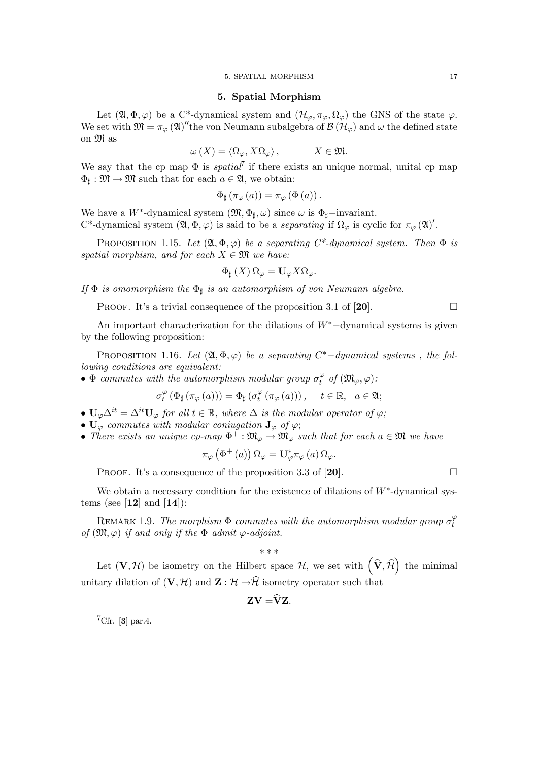## 5. Spatial Morphism

Let $(\mathfrak{A}, \Phi, \varphi)$ be a C*-dynamical system and $(\mathcal{H}_\varphi, \pi_\varphi, \Omega_\varphi)$ the GNS of the state $\varphi$. We set with $\mathfrak{M} = \pi_\varphi(\mathfrak{A})''$the von Neumann subalgebra of $\mathcal{B}(\mathcal{H}_\varphi)$ and $\omega$ the defined state on $\mathfrak{M}$ as

$$\omega(X) = \langle \Omega_\varphi, X\Omega_\varphi \rangle, \qquad X \in \mathfrak{M}.$$

We say that the cp map $\Phi$ is *spatial*[7] if there exists an unique normal, unital cp map $\Phi_\sharp : \mathfrak{M} \to \mathfrak{M}$ such that for each $a \in \mathfrak{A}$, we obtain:

$$\Phi_\sharp(\pi_\varphi(a)) = \pi_\varphi(\Phi(a)).$$

We have a $W^*$-dynamical system $(\mathfrak{M}, \Phi_\sharp, \omega)$ since $\omega$ is $\Phi_\sharp-$invariant.
C*-dynamical system $(\mathfrak{A}, \Phi, \varphi)$ is said to be a *separating* if $\Omega_\varphi$ is cyclic for $\pi_\varphi(\mathfrak{A})'$.

Proposition 1.15. *Let $(\mathfrak{A}, \Phi, \varphi)$ be a separating C*-dynamical system. Then $\Phi$ is spatial morphism, and for each $X \in \mathfrak{M}$ we have:*

$$\Phi_\sharp(X)\,\Omega_\varphi = \mathbf{U}_\varphi X \Omega_\varphi.$$

*If $\Phi$ is omomorphism the $\Phi_\sharp$ is an automorphism of von Neumann algebra.*

Proof. It's a trivial consequence of the proposition 3.1 of [**20**]. $\square$

An important characterization for the dilations of $W^*-$dynamical systems is given by the following proposition:

Proposition 1.16. *Let $(\mathfrak{A}, \Phi, \varphi)$ be a separating $C^*-$dynamical systems , the following conditions are equivalent:*

- *$\Phi$ commutes with the automorphism modular group $\sigma_t^\varphi$ of $(\mathfrak{M}_\varphi, \varphi)$:*

$$\sigma_t^\varphi(\Phi_\sharp(\pi_\varphi(a))) = \Phi_\sharp(\sigma_t^\varphi(\pi_\varphi(a))), \quad t \in \mathbb{R}, \quad a \in \mathfrak{A};$$

- *$\mathbf{U}_\varphi \Delta^{it} = \Delta^{it}\mathbf{U}_\varphi$ for all $t \in \mathbb{R}$, where $\Delta$ is the modular operator of $\varphi$;*
- *$\mathbf{U}_\varphi$ commutes with modular coniugation $\mathbf{J}_\varphi$ of $\varphi$;*
- *There exists an unique cp-map $\Phi^+ : \mathfrak{M}_\varphi \to \mathfrak{M}_\varphi$ such that for each $a \in \mathfrak{M}$ we have*

$$\pi_\varphi(\Phi^+(a))\,\Omega_\varphi = \mathbf{U}_\varphi^* \pi_\varphi(a)\,\Omega_\varphi.$$

Proof. It's a consequence of the proposition 3.3 of [**20**]. $\square$

We obtain a necessary condition for the existence of dilations of $W^*$-dynamical systems (see [**12**] and [**14**]):

Remark 1.9. *The morphism $\Phi$ commutes with the automorphism modular group $\sigma_t^\varphi$ of $(\mathfrak{M}, \varphi)$ if and only if the $\Phi$ admit $\varphi$-adjoint.*

\* \* \*

Let $(\mathbf{V}, \mathcal{H})$ be isometry on the Hilbert space $\mathcal{H}$, we set with $\left(\widehat{\mathbf{V}}, \widehat{\mathcal{H}}\right)$ the minimal unitary dilation of $(\mathbf{V}, \mathcal{H})$ and $\mathbf{Z} : \mathcal{H} \to \widehat{\mathcal{H}}$ isometry operator such that

$$\mathbf{Z}\mathbf{V} = \widehat{\mathbf{V}}\mathbf{Z}.$$

[7] Cfr. [**3**] par.4.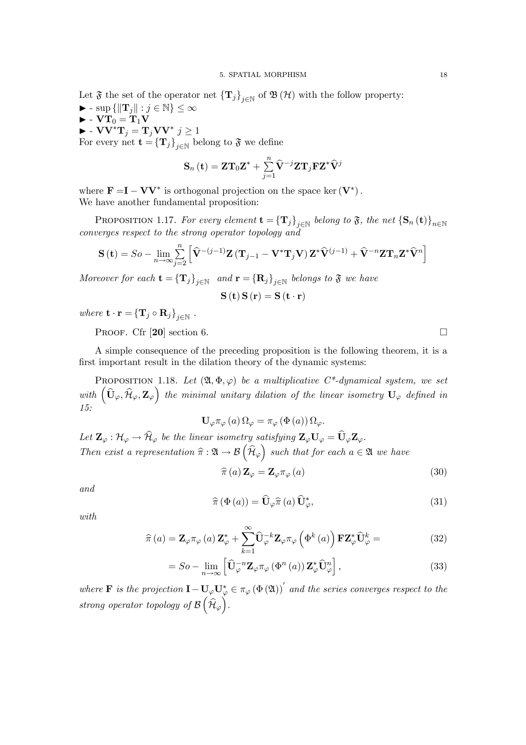Let $\mathfrak{F}$ the set of the operator net $\{\mathbf{T}_j\}_{j\in\mathbb{N}}$ of $\mathfrak{B}(\mathcal{H})$ with the follow property:

► - $\sup\{\|\mathbf{T}_j\| : j \in \mathbb{N}\} \leq \infty$

► - $\mathbf{V}\mathbf{T}_0 = \mathbf{T}_1\mathbf{V}$

► - $\mathbf{V}\mathbf{V}^*\mathbf{T}_j = \mathbf{T}_j\mathbf{V}\mathbf{V}^*$ $j \geq 1$

For every net $\mathbf{t} = \{\mathbf{T}_j\}_{j\in\mathbb{N}}$ belong to $\mathfrak{F}$ we define

$$\mathbf{S}_n(\mathbf{t}) = \mathbf{Z}\mathbf{T}_0\mathbf{Z}^* + \sum_{j=1}^{n} \widehat{\mathbf{V}}^{-j}\mathbf{Z}\mathbf{T}_j\mathbf{F}\mathbf{Z}^*\widehat{\mathbf{V}}^j$$

where $\mathbf{F} = \mathbf{I} - \mathbf{V}\mathbf{V}^*$ is orthogonal projection on the space $\ker(\mathbf{V}^*)$.
We have another fundamental proposition:

Proposition 1.17. *For every element $\mathbf{t} = \{\mathbf{T}_j\}_{j\in\mathbb{N}}$ belong to $\mathfrak{F}$, the net $\{\mathbf{S}_n(\mathbf{t})\}_{n\in\mathbb{N}}$ converges respect to the strong operator topology and*

$$\mathbf{S}(\mathbf{t}) = So - \lim_{n\to\infty}\sum_{j=2}^{n}\left[\widehat{\mathbf{V}}^{-(j-1)}\mathbf{Z}\left(\mathbf{T}_{j-1} - \mathbf{V}^*\mathbf{T}_j\mathbf{V}\right)\mathbf{Z}^*\widehat{\mathbf{V}}^{(j-1)} + \widehat{\mathbf{V}}^{-n}\mathbf{Z}\mathbf{T}_n\mathbf{Z}^*\widehat{\mathbf{V}}^n\right]$$

*Moreover for each $\mathbf{t} = \{\mathbf{T}_j\}_{j\in\mathbb{N}}$ and $\mathbf{r} = \{\mathbf{R}_j\}_{j\in\mathbb{N}}$ belongs to $\mathfrak{F}$ we have*

$$\mathbf{S}(\mathbf{t})\,\mathbf{S}(\mathbf{r}) = \mathbf{S}(\mathbf{t}\cdot\mathbf{r})$$

*where $\mathbf{t}\cdot\mathbf{r} = \{\mathbf{T}_j \circ \mathbf{R}_j\}_{j\in\mathbb{N}}$.*

Proof. Cfr [**20**] section 6. □

A simple consequence of the preceding proposition is the following theorem, it is a first important result in the dilation theory of the dynamic systems:

Proposition 1.18. *Let $(\mathfrak{A}, \Phi, \varphi)$ be a multiplicative $C^*$-dynamical system, we set with $\left(\widehat{\mathbf{U}}_\varphi, \widehat{\mathcal{H}}_\varphi, \mathbf{Z}_\varphi\right)$ the minimal unitary dilation of the linear isometry $\mathbf{U}_\varphi$ defined in 15:*

$$\mathbf{U}_\varphi\pi_\varphi(a)\,\Omega_\varphi = \pi_\varphi(\Phi(a))\,\Omega_\varphi.$$

*Let $\mathbf{Z}_\varphi : \mathcal{H}_\varphi \to \widehat{\mathcal{H}}_\varphi$ be the linear isometry satisfying $\mathbf{Z}_\varphi\mathbf{U}_\varphi = \widehat{\mathbf{U}}_\varphi\mathbf{Z}_\varphi$.*
*Then exist a representation $\widehat{\pi} : \mathfrak{A} \to \mathcal{B}\left(\widehat{\mathcal{H}}_\varphi\right)$ such that for each $a \in \mathfrak{A}$ we have*

$$\widehat{\pi}(a)\,\mathbf{Z}_\varphi = \mathbf{Z}_\varphi\pi_\varphi(a) \tag{30}$$

*and*

$$\widehat{\pi}(\Phi(a)) = \widehat{\mathbf{U}}_\varphi\widehat{\pi}(a)\,\widehat{\mathbf{U}}_\varphi^*, \tag{31}$$

*with*

$$\widehat{\pi}(a) = \mathbf{Z}_\varphi\pi_\varphi(a)\,\mathbf{Z}_\varphi^* + \sum_{k=1}^{\infty}\widehat{\mathbf{U}}_\varphi^{-k}\mathbf{Z}_\varphi\pi_\varphi\left(\Phi^k(a)\right)\mathbf{F}\mathbf{Z}_\varphi^*\widehat{\mathbf{U}}_\varphi^k = \tag{32}$$

$$= So - \lim_{n\to\infty}\left[\widehat{\mathbf{U}}_\varphi^{-n}\mathbf{Z}_\varphi\pi_\varphi(\Phi^n(a))\,\mathbf{Z}_\varphi^*\widehat{\mathbf{U}}_\varphi^n\right], \tag{33}$$

*where $\mathbf{F}$ is the projection $\mathbf{I} - \mathbf{U}_\varphi\mathbf{U}_\varphi^* \in \pi_\varphi(\Phi(\mathfrak{A}))'$ and the series converges respect to the strong operator topology of $\mathcal{B}\left(\widehat{\mathcal{H}}_\varphi\right)$.*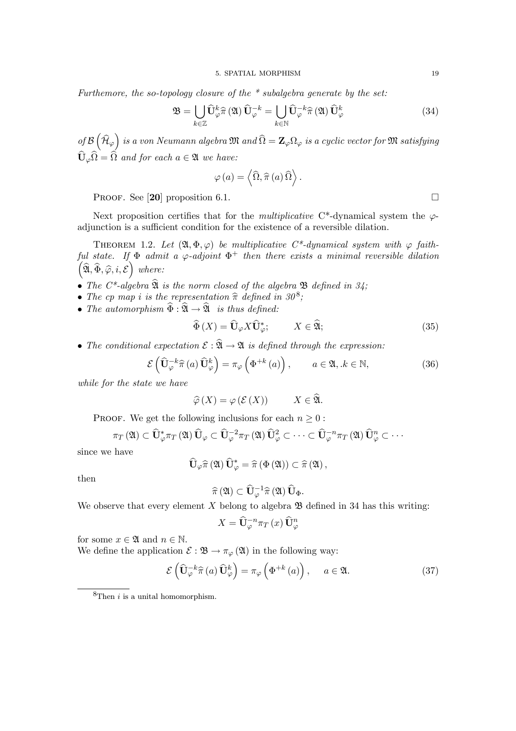*Furthermore, the so-topology closure of the * subalgebra generate by the set:*

$$\mathfrak{B} = \bigcup_{k \in \mathbb{Z}} \widehat{\mathbf{U}}_{\varphi}^{k} \widehat{\pi}(\mathfrak{A}) \widehat{\mathbf{U}}_{\varphi}^{-k} = \bigcup_{k \in \mathbb{N}} \widehat{\mathbf{U}}_{\varphi}^{-k} \widehat{\pi}(\mathfrak{A}) \widehat{\mathbf{U}}_{\varphi}^{k} \tag{34}$$

*of $\mathcal{B}\left(\widehat{\mathcal{H}}_{\varphi}\right)$ is a von Neumann algebra $\mathfrak{M}$ and $\widehat{\Omega} = \mathbf{Z}_{\varphi}\Omega_{\varphi}$ is a cyclic vector for $\mathfrak{M}$ satisfying $\widehat{\mathbf{U}}_{\varphi}\widehat{\Omega} = \widehat{\Omega}$ and for each $a \in \mathfrak{A}$ we have:*

$$\varphi(a) = \left\langle \widehat{\Omega}, \widehat{\pi}(a) \widehat{\Omega} \right\rangle.$$

Proof. See [**20**] proposition 6.1. □

Next proposition certifies that for the *multiplicative* C*-dynamical system the $\varphi$-adjunction is a sufficient condition for the existence of a reversible dilation.

Theorem 1.2. *Let $(\mathfrak{A}, \Phi, \varphi)$ be multiplicative C*-dynamical system with $\varphi$ faithful state. If $\Phi$ admit a $\varphi$-adjoint $\Phi^{+}$ then there exists a minimal reversible dilation $\left(\widehat{\mathfrak{A}}, \widehat{\Phi}, \widehat{\varphi}, i, \mathcal{E}\right)$ where:*

- *The C*-algebra $\widehat{\mathfrak{A}}$ is the norm closed of the algebra $\mathfrak{B}$ defined in 34;*
- *The cp map $i$ is the representation $\widehat{\pi}$ defined in 30[8];*
- *The automorphism $\widehat{\Phi} : \widehat{\mathfrak{A}} \to \widehat{\mathfrak{A}}$ is thus defined:*

$$\widehat{\Phi}(X) = \widehat{\mathbf{U}}_{\varphi} X \widehat{\mathbf{U}}_{\varphi}^{*}; \qquad X \in \widehat{\mathfrak{A}}; \tag{35}$$

- *The conditional expectation $\mathcal{E} : \widehat{\mathfrak{A}} \to \mathfrak{A}$ is defined through the expression:*

$$\mathcal{E}\left(\widehat{\mathbf{U}}_{\varphi}^{-k} \widehat{\pi}(a) \widehat{\mathbf{U}}_{\varphi}^{k}\right) = \pi_{\varphi}\left(\Phi^{+k}(a)\right), \qquad a \in \mathfrak{A}, .k \in \mathbb{N}, \tag{36}$$

*while for the state we have*

$$\widehat{\varphi}(X) = \varphi(\mathcal{E}(X)) \qquad X \in \widehat{\mathfrak{A}}.$$

Proof. We get the following inclusions for each $n \geq 0$ :

$$\pi_T(\mathfrak{A}) \subset \widehat{\mathbf{U}}_{\varphi}^{*} \pi_T(\mathfrak{A}) \widehat{\mathbf{U}}_{\varphi} \subset \widehat{\mathbf{U}}_{\varphi}^{-2} \pi_T(\mathfrak{A}) \widehat{\mathbf{U}}_{\varphi}^{2} \subset \cdots \subset \widehat{\mathbf{U}}_{\varphi}^{-n} \pi_T(\mathfrak{A}) \widehat{\mathbf{U}}_{\varphi}^{n} \subset \cdots$$

since we have

$$\widehat{\mathbf{U}}_{\varphi} \widehat{\pi}(\mathfrak{A}) \widehat{\mathbf{U}}_{\varphi}^{*} = \widehat{\pi}(\Phi(\mathfrak{A})) \subset \widehat{\pi}(\mathfrak{A}),$$

then

$$\widehat{\pi}(\mathfrak{A}) \subset \widehat{\mathbf{U}}_{\varphi}^{-1} \widehat{\pi}(\mathfrak{A}) \widehat{\mathbf{U}}_{\Phi}.$$

We observe that every element $X$ belong to algebra $\mathfrak{B}$ defined in 34 has this writing:

$$X = \widehat{\mathbf{U}}_{\varphi}^{-n} \pi_T(x) \widehat{\mathbf{U}}_{\varphi}^{n}$$

for some $x \in \mathfrak{A}$ and $n \in \mathbb{N}$.
We define the application $\mathcal{E} : \mathfrak{B} \to \pi_{\varphi}(\mathfrak{A})$ in the following way:

$$\mathcal{E}\left(\widehat{\mathbf{U}}_{\varphi}^{-k} \widehat{\pi}(a) \widehat{\mathbf{U}}_{\varphi}^{k}\right) = \pi_{\varphi}\left(\Phi^{+k}(a)\right), \quad a \in \mathfrak{A}. \tag{37}$$

[8] Then $i$ is a unital homomorphism.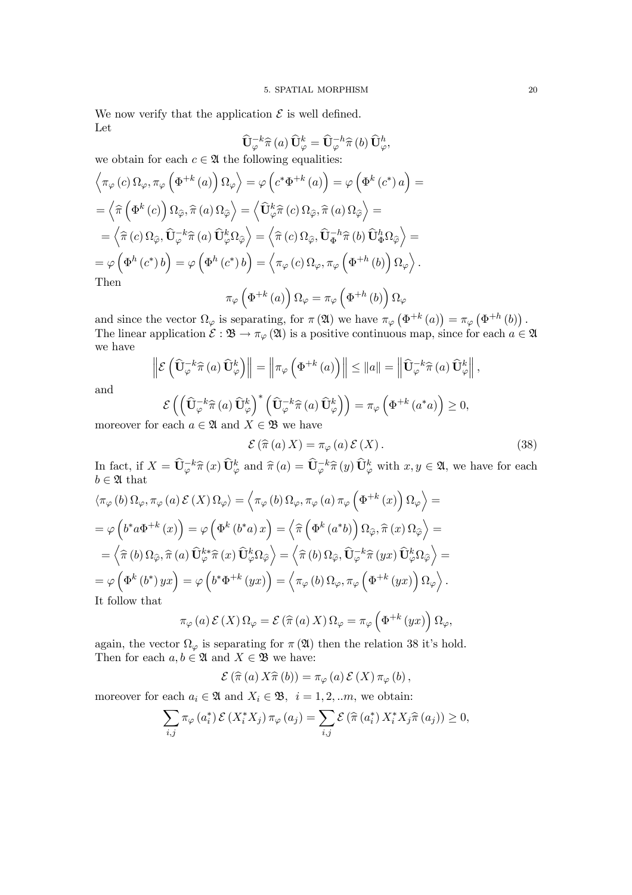We now verify that the application $\mathcal{E}$ is well defined.
Let

$$\widehat{\mathbf{U}}_{\varphi}^{-k}\widehat{\pi}\left(a\right)\widehat{\mathbf{U}}_{\varphi}^{k}=\widehat{\mathbf{U}}_{\varphi}^{-h}\widehat{\pi}\left(b\right)\widehat{\mathbf{U}}_{\varphi}^{h},$$

we obtain for each $c\in\mathfrak{A}$ the following equalities:

$$\begin{aligned}
&\left\langle \pi_{\varphi}\left(c\right)\Omega_{\varphi},\pi_{\varphi}\left(\Phi^{+k}\left(a\right)\right)\Omega_{\varphi}\right\rangle =\varphi\left(c^{*}\Phi^{+k}\left(a\right)\right)=\varphi\left(\Phi^{k}\left(c^{*}\right)a\right)=\\
&=\left\langle \widehat{\pi}\left(\Phi^{k}\left(c\right)\right)\Omega_{\widehat{\varphi}},\widehat{\pi}\left(a\right)\Omega_{\widehat{\varphi}}\right\rangle =\left\langle \widehat{\mathbf{U}}_{\varphi}^{k}\widehat{\pi}\left(c\right)\Omega_{\widehat{\varphi}},\widehat{\pi}\left(a\right)\Omega_{\widehat{\varphi}}\right\rangle =\\
&=\left\langle \widehat{\pi}\left(c\right)\Omega_{\widehat{\varphi}},\widehat{\mathbf{U}}_{\varphi}^{-k}\widehat{\pi}\left(a\right)\widehat{\mathbf{U}}_{\varphi}^{k}\Omega_{\widehat{\varphi}}\right\rangle =\left\langle \widehat{\pi}\left(c\right)\Omega_{\widehat{\varphi}},\widehat{\mathbf{U}}_{\Phi}^{-h}\widehat{\pi}\left(b\right)\widehat{\mathbf{U}}_{\Phi}^{h}\Omega_{\widehat{\varphi}}\right\rangle =\\
&=\varphi\left(\Phi^{h}\left(c^{*}\right)b\right)=\varphi\left(\Phi^{h}\left(c^{*}\right)b\right)=\left\langle \pi_{\varphi}\left(c\right)\Omega_{\varphi},\pi_{\varphi}\left(\Phi^{+h}\left(b\right)\right)\Omega_{\varphi}\right\rangle .
\end{aligned}$$

Then

$$\pi_{\varphi}\left(\Phi^{+k}\left(a\right)\right)\Omega_{\varphi}=\pi_{\varphi}\left(\Phi^{+h}\left(b\right)\right)\Omega_{\varphi}$$

and since the vector $\Omega_{\varphi}$ is separating, for $\pi\left(\mathfrak{A}\right)$ we have $\pi_{\varphi}\left(\Phi^{+k}\left(a\right)\right)=\pi_{\varphi}\left(\Phi^{+h}\left(b\right)\right)$.
The linear application $\mathcal{E}:\mathfrak{B}\rightarrow\pi_{\varphi}\left(\mathfrak{A}\right)$ is a positive continuous map, since for each $a\in\mathfrak{A}$ we have

$$\left\Vert \mathcal{E}\left(\widehat{\mathbf{U}}_{\varphi}^{-k}\widehat{\pi}\left(a\right)\widehat{\mathbf{U}}_{\varphi}^{k}\right)\right\Vert =\left\Vert \pi_{\varphi}\left(\Phi^{+k}\left(a\right)\right)\right\Vert \leq\left\Vert a\right\Vert =\left\Vert \widehat{\mathbf{U}}_{\varphi}^{-k}\widehat{\pi}\left(a\right)\widehat{\mathbf{U}}_{\varphi}^{k}\right\Vert ,$$

and

$$\mathcal{E}\left(\left(\widehat{\mathbf{U}}_{\varphi}^{-k}\widehat{\pi}\left(a\right)\widehat{\mathbf{U}}_{\varphi}^{k}\right)^{*}\left(\widehat{\mathbf{U}}_{\varphi}^{-k}\widehat{\pi}\left(a\right)\widehat{\mathbf{U}}_{\varphi}^{k}\right)\right)=\pi_{\varphi}\left(\Phi^{+k}\left(a^{*}a\right)\right)\geq0,$$

moreover for each $a\in\mathfrak{A}$ and $X\in\mathfrak{B}$ we have

$$\mathcal{E}\left(\widehat{\pi}\left(a\right)X\right)=\pi_{\varphi}\left(a\right)\mathcal{E}\left(X\right). \tag{38}$$

In fact, if $X=\widehat{\mathbf{U}}_{\varphi}^{-k}\widehat{\pi}\left(x\right)\widehat{\mathbf{U}}_{\varphi}^{k}$ and $\widehat{\pi}\left(a\right)=\widehat{\mathbf{U}}_{\varphi}^{-k}\widehat{\pi}\left(y\right)\widehat{\mathbf{U}}_{\varphi}^{k}$ with $x,y\in\mathfrak{A}$, we have for each $b\in\mathfrak{A}$ that

$$\begin{aligned}
&\left\langle \pi_{\varphi}\left(b\right)\Omega_{\varphi},\pi_{\varphi}\left(a\right)\mathcal{E}\left(X\right)\Omega_{\varphi}\right\rangle =\left\langle \pi_{\varphi}\left(b\right)\Omega_{\varphi},\pi_{\varphi}\left(a\right)\pi_{\varphi}\left(\Phi^{+k}\left(x\right)\right)\Omega_{\varphi}\right\rangle =\\
&=\varphi\left(b^{*}a\Phi^{+k}\left(x\right)\right)=\varphi\left(\Phi^{k}\left(b^{*}a\right)x\right)=\left\langle \widehat{\pi}\left(\Phi^{k}\left(a^{*}b\right)\right)\Omega_{\widehat{\varphi}},\widehat{\pi}\left(x\right)\Omega_{\widehat{\varphi}}\right\rangle =\\
&=\left\langle \widehat{\pi}\left(b\right)\Omega_{\widehat{\varphi}},\widehat{\pi}\left(a\right)\widehat{\mathbf{U}}_{\varphi}^{k*}\widehat{\pi}\left(x\right)\widehat{\mathbf{U}}_{\varphi}^{k}\Omega_{\widehat{\varphi}}\right\rangle =\left\langle \widehat{\pi}\left(b\right)\Omega_{\widehat{\varphi}},\widehat{\mathbf{U}}_{\varphi}^{-k}\widehat{\pi}\left(yx\right)\widehat{\mathbf{U}}_{\varphi}^{k}\Omega_{\widehat{\varphi}}\right\rangle =\\
&=\varphi\left(\Phi^{k}\left(b^{*}\right)yx\right)=\varphi\left(b^{*}\Phi^{+k}\left(yx\right)\right)=\left\langle \pi_{\varphi}\left(b\right)\Omega_{\varphi},\pi_{\varphi}\left(\Phi^{+k}\left(yx\right)\right)\Omega_{\varphi}\right\rangle .
\end{aligned}$$

It follow that

$$\pi_{\varphi}\left(a\right)\mathcal{E}\left(X\right)\Omega_{\varphi}=\mathcal{E}\left(\widehat{\pi}\left(a\right)X\right)\Omega_{\varphi}=\pi_{\varphi}\left(\Phi^{+k}\left(yx\right)\right)\Omega_{\varphi},$$

again, the vector $\Omega_{\varphi}$ is separating for $\pi\left(\mathfrak{A}\right)$ then the relation 38 it's hold.
Then for each $a,b\in\mathfrak{A}$ and $X\in\mathfrak{B}$ we have:

$$\mathcal{E}\left(\widehat{\pi}\left(a\right)X\widehat{\pi}\left(b\right)\right)=\pi_{\varphi}\left(a\right)\mathcal{E}\left(X\right)\pi_{\varphi}\left(b\right),$$

moreover for each $a_{i}\in\mathfrak{A}$ and $X_{i}\in\mathfrak{B}$, $i=1,2,..m$, we obtain:

$$\sum_{i,j}\pi_{\varphi}\left(a_{i}^{*}\right)\mathcal{E}\left(X_{i}^{*}X_{j}\right)\pi_{\varphi}\left(a_{j}\right)=\sum_{i,j}\mathcal{E}\left(\widehat{\pi}\left(a_{i}^{*}\right)X_{i}^{*}X_{j}\widehat{\pi}\left(a_{j}\right)\right)\geq0,$$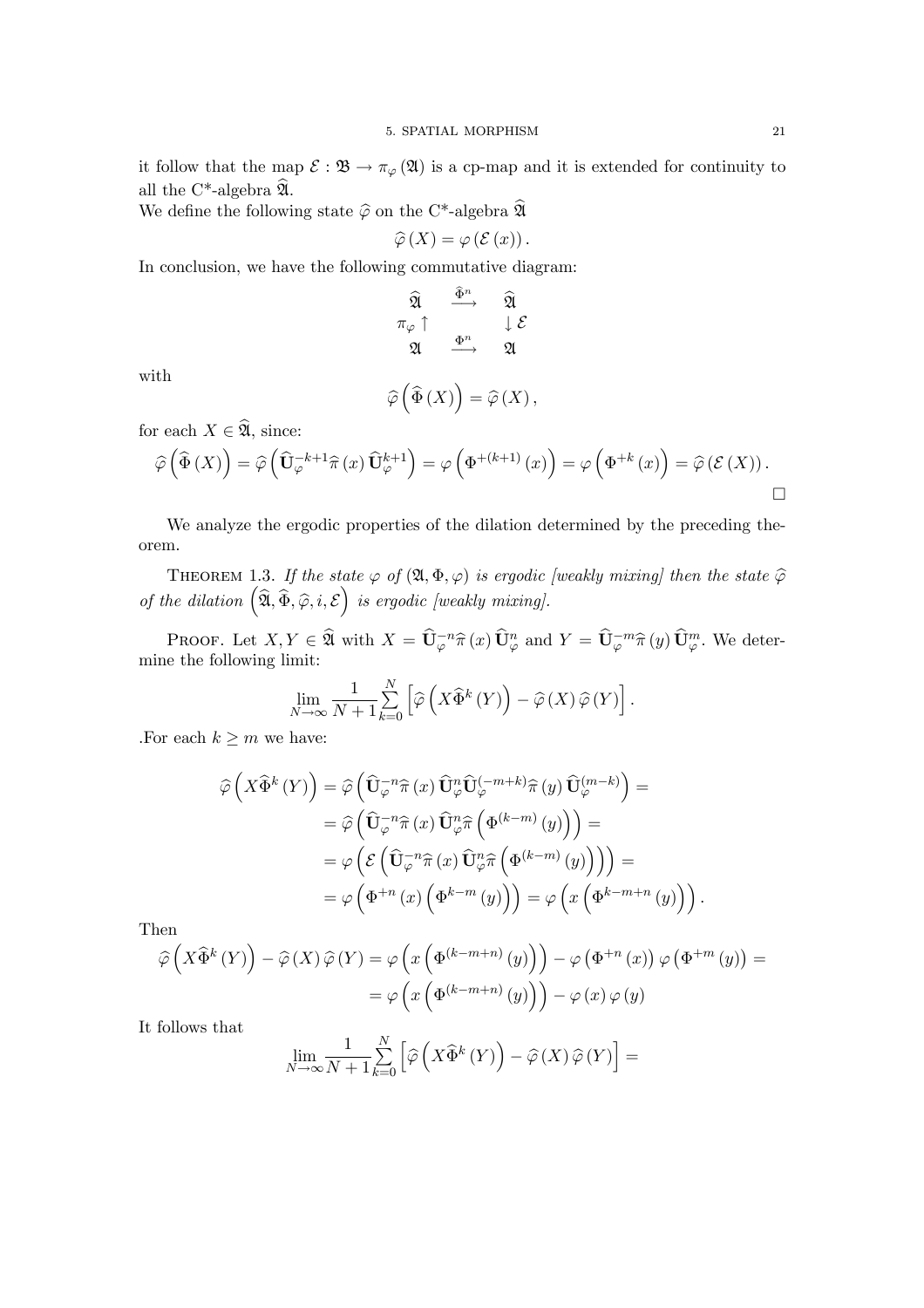it follow that the map $\mathcal{E} : \mathfrak{B} \to \pi_{\varphi}(\mathfrak{A})$ is a cp-map and it is extended for continuity to all the C*-algebra $\widehat{\mathfrak{A}}$.
We define the following state $\widehat{\varphi}$ on the C*-algebra $\widehat{\mathfrak{A}}$

$$\widehat{\varphi}(X) = \varphi(\mathcal{E}(x)).$$

In conclusion, we have the following commutative diagram:

$$\begin{array}{ccc} \widehat{\mathfrak{A}} & \xrightarrow{\widehat{\Phi}^n} & \widehat{\mathfrak{A}} \\ \pi_{\varphi} \uparrow & & \downarrow \mathcal{E} \\ \mathfrak{A} & \xrightarrow{\Phi^n} & \mathfrak{A} \end{array}$$

with

$$\widehat{\varphi}\left(\widehat{\Phi}(X)\right) = \widehat{\varphi}(X),$$

for each $X \in \widehat{\mathfrak{A}}$, since:

$$\widehat{\varphi}\left(\widehat{\Phi}(X)\right) = \widehat{\varphi}\left(\widehat{\mathbf{U}}_{\varphi}^{-k+1}\widehat{\pi}(x)\widehat{\mathbf{U}}_{\varphi}^{k+1}\right) = \varphi\left(\Phi^{+(k+1)}(x)\right) = \varphi\left(\Phi^{+k}(x)\right) = \widehat{\varphi}(\mathcal{E}(X)).$$

□

We analyze the ergodic properties of the dilation determined by the preceding theorem.

**Theorem 1.3.** *If the state $\varphi$ of $(\mathfrak{A}, \Phi, \varphi)$ is ergodic [weakly mixing] then the state $\widehat{\varphi}$ of the dilation $\left(\widehat{\mathfrak{A}}, \widehat{\Phi}, \widehat{\varphi}, i, \mathcal{E}\right)$ is ergodic [weakly mixing].*

Proof. Let $X, Y \in \widehat{\mathfrak{A}}$ with $X = \widehat{\mathbf{U}}_{\varphi}^{-n}\widehat{\pi}(x)\widehat{\mathbf{U}}_{\varphi}^{n}$ and $Y = \widehat{\mathbf{U}}_{\varphi}^{-m}\widehat{\pi}(y)\widehat{\mathbf{U}}_{\varphi}^{m}$. We determine the following limit:

$$\lim_{N\to\infty}\frac{1}{N+1}\sum_{k=0}^{N}\left[\widehat{\varphi}\left(X\widehat{\Phi}^k(Y)\right) - \widehat{\varphi}(X)\widehat{\varphi}(Y)\right].$$

.For each $k \geq m$ we have:

$$\begin{aligned}
\widehat{\varphi}\left(X\widehat{\Phi}^k(Y)\right) &= \widehat{\varphi}\left(\widehat{\mathbf{U}}_{\varphi}^{-n}\widehat{\pi}(x)\widehat{\mathbf{U}}_{\varphi}^{n}\widehat{\mathbf{U}}_{\varphi}^{(-m+k)}\widehat{\pi}(y)\widehat{\mathbf{U}}_{\varphi}^{(m-k)}\right) = \\
&= \widehat{\varphi}\left(\widehat{\mathbf{U}}_{\varphi}^{-n}\widehat{\pi}(x)\widehat{\mathbf{U}}_{\varphi}^{n}\widehat{\pi}\left(\Phi^{(k-m)}(y)\right)\right) = \\
&= \varphi\left(\mathcal{E}\left(\widehat{\mathbf{U}}_{\varphi}^{-n}\widehat{\pi}(x)\widehat{\mathbf{U}}_{\varphi}^{n}\widehat{\pi}\left(\Phi^{(k-m)}(y)\right)\right)\right) = \\
&= \varphi\left(\Phi^{+n}(x)\left(\Phi^{k-m}(y)\right)\right) = \varphi\left(x\left(\Phi^{k-m+n}(y)\right)\right).
\end{aligned}$$

Then

$$\begin{aligned}
\widehat{\varphi}\left(X\widehat{\Phi}^k(Y)\right) - \widehat{\varphi}(X)\widehat{\varphi}(Y) &= \varphi\left(x\left(\Phi^{(k-m+n)}(y)\right)\right) - \varphi\left(\Phi^{+n}(x)\right)\varphi\left(\Phi^{+m}(y)\right) = \\
&= \varphi\left(x\left(\Phi^{(k-m+n)}(y)\right)\right) - \varphi(x)\varphi(y)
\end{aligned}$$

It follows that

$$\lim_{N\to\infty}\frac{1}{N+1}\sum_{k=0}^{N}\left[\widehat{\varphi}\left(X\widehat{\Phi}^k(Y)\right) - \widehat{\varphi}(X)\widehat{\varphi}(Y)\right] =$$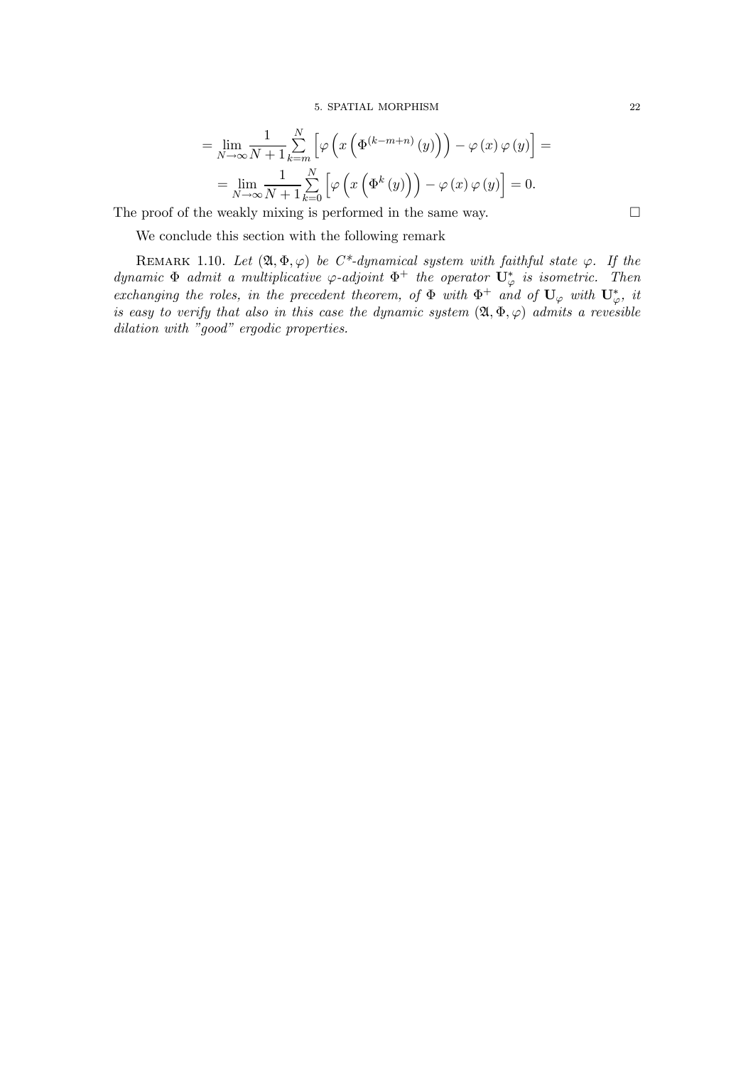$$= \lim_{N\to\infty} \frac{1}{N+1} \sum_{k=m}^{N} \left[ \varphi\left( x\left( \Phi^{(k-m+n)}\left(y\right) \right) \right) - \varphi\left(x\right)\varphi\left(y\right) \right] =$$

$$= \lim_{N\to\infty} \frac{1}{N+1} \sum_{k=0}^{N} \left[ \varphi\left( x\left( \Phi^{k}\left(y\right) \right) \right) - \varphi\left(x\right)\varphi\left(y\right) \right] = 0.$$

The proof of the weakly mixing is performed in the same way. □

We conclude this section with the following remark

REMARK 1.10. *Let $(\mathfrak{A}, \Phi, \varphi)$ be $C^*$-dynamical system with faithful state $\varphi$. If the dynamic $\Phi$ admit a multiplicative $\varphi$-adjoint $\Phi^+$ the operator $\mathbf{U}_\varphi^*$ is isometric. Then exchanging the roles, in the precedent theorem, of $\Phi$ with $\Phi^+$ and of $\mathbf{U}_\varphi$ with $\mathbf{U}_\varphi^*$, it is easy to verify that also in this case the dynamic system $(\mathfrak{A}, \Phi, \varphi)$ admits a revesible dilation with "good" ergodic properties.*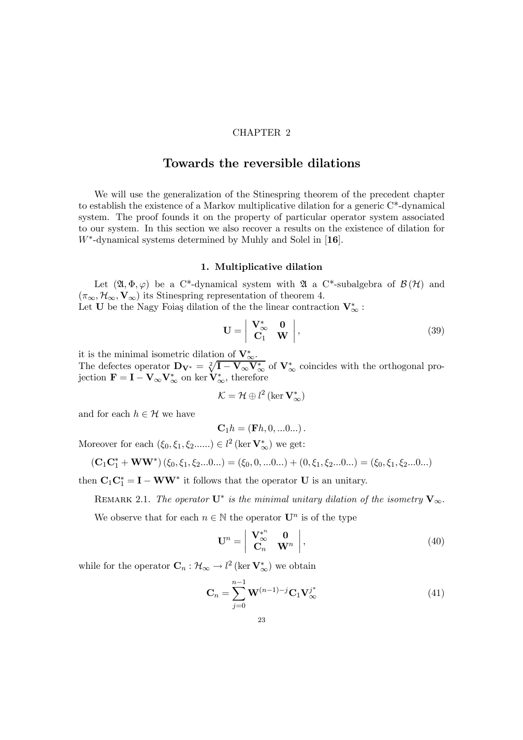CHAPTER 2

# Towards the reversible dilations

We will use the generalization of the Stinespring theorem of the precedent chapter to establish the existence of a Markov multiplicative dilation for a generic C*-dynamical system. The proof founds it on the property of particular operator system associated to our system. In this section we also recover a results on the existence of dilation for $W^*$-dynamical systems determined by Muhly and Solel in [**16**].

## 1. Multiplicative dilation

Let $(\mathfrak{A}, \Phi, \varphi)$ be a C*-dynamical system with $\mathfrak{A}$ a C*-subalgebra of $\mathcal{B}(\mathcal{H})$ and $(\pi_\infty, \mathcal{H}_\infty, \mathbf{V}_\infty)$ its Stinespring representation of theorem 4.
Let $\mathbf{U}$ be the Nagy Foiaş dilation of the the linear contraction $\mathbf{V}_\infty^*$ :

$$\mathbf{U} = \begin{vmatrix} \mathbf{V}_\infty^* & \mathbf{0} \\ \mathbf{C}_1 & \mathbf{W} \end{vmatrix}, \tag{39}$$

it is the minimal isometric dilation of $\mathbf{V}_\infty^*$.
The defectes operator $\mathbf{D}_{\mathbf{V}^*} = \sqrt[2]{\mathbf{I} - \mathbf{V}_\infty \mathbf{V}_\infty^*}$ of $\mathbf{V}_\infty^*$ coincides with the orthogonal projection $\mathbf{F} = \mathbf{I} - \mathbf{V}_\infty \mathbf{V}_\infty^*$ on $\ker \mathbf{V}_\infty^*$, therefore

$$\mathcal{K} = \mathcal{H} \oplus l^2 \left(\ker \mathbf{V}_\infty^*\right)$$

and for each $h \in \mathcal{H}$ we have

$$\mathbf{C}_1 h = (\mathbf{F}h, 0, ...0...).$$

Moreover for each $(\xi_0, \xi_1, \xi_2......) \in l^2 \left(\ker \mathbf{V}_\infty^*\right)$ we get:

$$\left(\mathbf{C}_1 \mathbf{C}_1^* + \mathbf{W}\mathbf{W}^*\right)(\xi_0, \xi_1, \xi_2...0...) = (\xi_0, 0, ...0...) + (0, \xi_1, \xi_2...0...) = (\xi_0, \xi_1, \xi_2...0...)$$

then $\mathbf{C}_1 \mathbf{C}_1^* = \mathbf{I} - \mathbf{W}\mathbf{W}^*$ it follows that the operator $\mathbf{U}$ is an unitary.

Remark 2.1. *The operator $\mathbf{U}^*$ is the minimal unitary dilation of the isometry $\mathbf{V}_\infty$.*

We observe that for each $n \in \mathbb{N}$ the operator $\mathbf{U}^n$ is of the type

$$\mathbf{U}^n = \begin{vmatrix} \mathbf{V}_\infty^{*^n} & \mathbf{0} \\ \mathbf{C}_n & \mathbf{W}^n \end{vmatrix}, \tag{40}$$

while for the operator $\mathbf{C}_n : \mathcal{H}_\infty \to l^2 \left(\ker \mathbf{V}_\infty^*\right)$ we obtain

$$\mathbf{C}_n = \sum_{j=0}^{n-1} \mathbf{W}^{(n-1)-j} \mathbf{C}_1 \mathbf{V}_\infty^{j^*} \tag{41}$$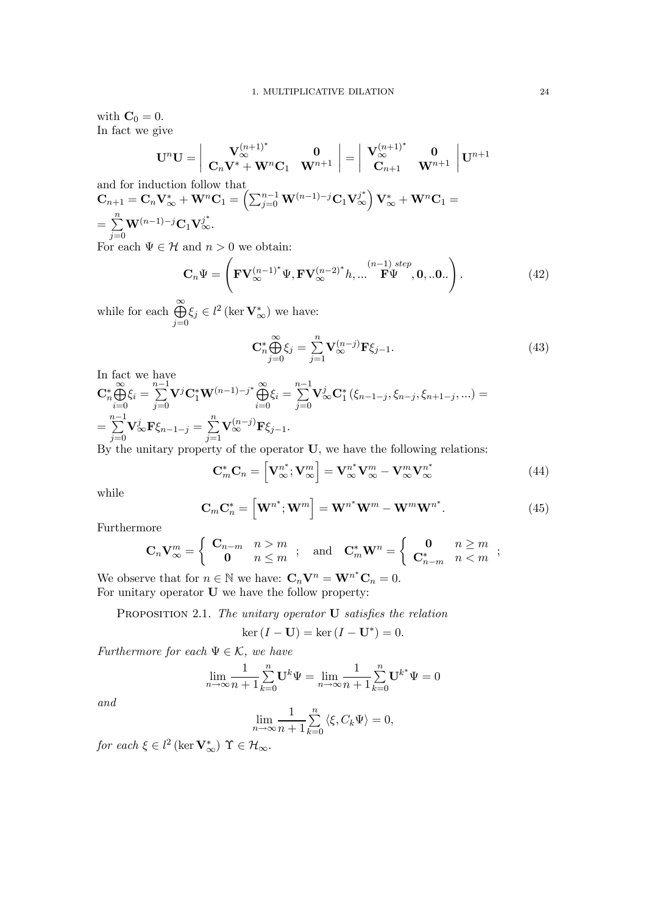with $\mathbf{C}_0 = 0$.
In fact we give

$$\mathbf{U}^n\mathbf{U} = \begin{vmatrix} \mathbf{V}_\infty^{(n+1)^*} & \mathbf{0} \\ \mathbf{C}_n\mathbf{V}^* + \mathbf{W}^n\mathbf{C}_1 & \mathbf{W}^{n+1} \end{vmatrix} = \begin{vmatrix} \mathbf{V}_\infty^{(n+1)^*} & \mathbf{0} \\ \mathbf{C}_{n+1} & \mathbf{W}^{n+1} \end{vmatrix} \mathbf{U}^{n+1}$$

and for induction follow that
$\mathbf{C}_{n+1} = \mathbf{C}_n\mathbf{V}_\infty^* + \mathbf{W}^n\mathbf{C}_1 = \left(\sum_{j=0}^{n-1} \mathbf{W}^{(n-1)-j}\mathbf{C}_1\mathbf{V}_\infty^{j^*}\right)\mathbf{V}_\infty^* + \mathbf{W}^n\mathbf{C}_1 =$
$= \sum_{j=0}^{n} \mathbf{W}^{(n-1)-j}\mathbf{C}_1\mathbf{V}_\infty^{j^*}$.
For each $\Psi \in \mathcal{H}$ and $n > 0$ we obtain:

$$\mathbf{C}_n\Psi = \left(\mathbf{F}\mathbf{V}_\infty^{(n-1)^*}\Psi, \mathbf{F}\mathbf{V}_\infty^{(n-2)^*}h, \ldots \overset{(n-1)\,step}{\mathbf{F}\Psi}, \mathbf{0}, ..\mathbf{0}..\right). \tag{42}$$

while for each $\bigoplus_{j=0}^{\infty}\xi_j \in l^2\left(\ker \mathbf{V}_\infty^*\right)$ we have:

$$\mathbf{C}_n^* \bigoplus_{j=0}^{\infty}\xi_j = \sum_{j=1}^{n} \mathbf{V}_\infty^{(n-j)}\mathbf{F}\xi_{j-1}. \tag{43}$$

In fact we have
$\mathbf{C}_n^* \bigoplus_{i=0}^{\infty}\xi_i = \sum_{j=0}^{n-1} \mathbf{V}^j\mathbf{C}_1^*\mathbf{W}^{(n-1)-j^*} \bigoplus_{i=0}^{\infty}\xi_i = \sum_{j=0}^{n-1} \mathbf{V}_\infty^j\mathbf{C}_1^*\left(\xi_{n-1-j}, \xi_{n-j}, \xi_{n+1-j}, \ldots\right) =$
$= \sum_{j=0}^{n-1} \mathbf{V}_\infty^j\mathbf{F}\xi_{n-1-j} = \sum_{j=1}^{n} \mathbf{V}_\infty^{(n-j)}\mathbf{F}\xi_{j-1}$.
By the unitary property of the operator $\mathbf{U}$, we have the following relations:

$$\mathbf{C}_m^*\mathbf{C}_n = \left[\mathbf{V}_\infty^{n^*}; \mathbf{V}_\infty^m\right] = \mathbf{V}_\infty^{n^*}\mathbf{V}_\infty^m - \mathbf{V}_\infty^m\mathbf{V}_\infty^{n^*} \tag{44}$$

while

$$\mathbf{C}_m\mathbf{C}_n^* = \left[\mathbf{W}^{n^*}; \mathbf{W}^m\right] = \mathbf{W}^{n^*}\mathbf{W}^m - \mathbf{W}^m\mathbf{W}^{n^*}. \tag{45}$$

Furthermore

$$\mathbf{C}_n\mathbf{V}_\infty^m = \begin{cases} \mathbf{C}_{n-m} & n > m \\ \mathbf{0} & n \leq m \end{cases} ; \quad \text{and} \quad \mathbf{C}_m^*\mathbf{W}^n = \begin{cases} \mathbf{0} & n \geq m \\ \mathbf{C}_{n-m}^* & n < m \end{cases} ;$$

We observe that for $n \in \mathbb{N}$ we have: $\mathbf{C}_n\mathbf{V}^n = \mathbf{W}^{n^*}\mathbf{C}_n = 0$.
For unitary operator $\mathbf{U}$ we have the follow property:

Proposition 2.1. *The unitary operator* $\mathbf{U}$ *satisfies the relation*

$$\ker\left(I - \mathbf{U}\right) = \ker\left(I - \mathbf{U}^*\right) = 0.$$

*Furthermore for each* $\Psi \in \mathcal{K}$, *we have*

$$\lim_{n\to\infty} \frac{1}{n+1} \sum_{k=0}^{n} \mathbf{U}^k\Psi = \lim_{n\to\infty} \frac{1}{n+1} \sum_{k=0}^{n} \mathbf{U}^{k^*}\Psi = 0$$

*and*

$$\lim_{n\to\infty} \frac{1}{n+1} \sum_{k=0}^{n} \langle \xi, C_k\Psi \rangle = 0,$$

*for each* $\xi \in l^2\left(\ker \mathbf{V}_\infty^*\right)$ $\Upsilon \in \mathcal{H}_\infty$.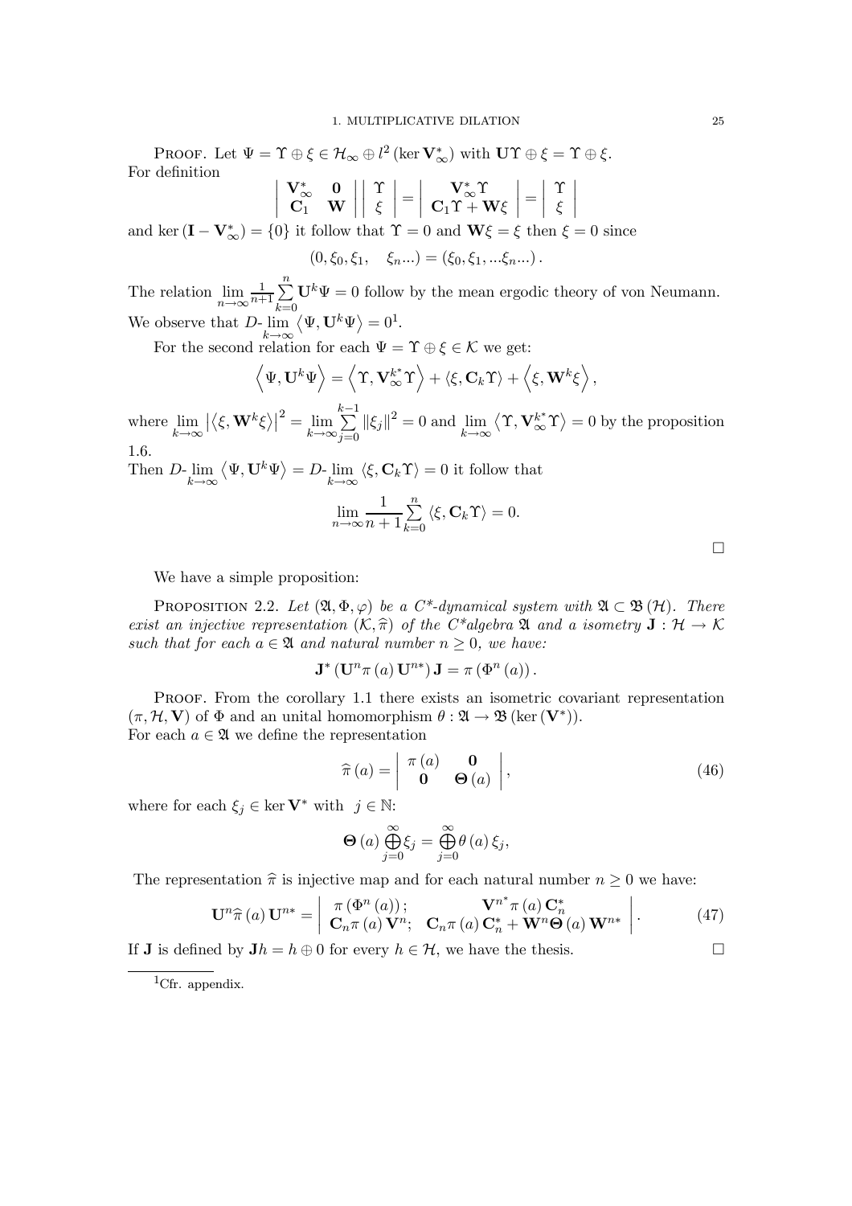PROOF. Let $\Psi = \Upsilon \oplus \xi \in \mathcal{H}_\infty \oplus l^2(\ker \mathbf{V}_\infty^*)$ with $\mathbf{U}\Upsilon \oplus \xi = \Upsilon \oplus \xi$.
For definition

$$\left| \begin{array}{cc} \mathbf{V}_\infty^* & \mathbf{0} \\ \mathbf{C}_1 & \mathbf{W} \end{array} \right| \left| \begin{array}{c} \Upsilon \\ \xi \end{array} \right| = \left| \begin{array}{c} \mathbf{V}_\infty^* \Upsilon \\ \mathbf{C}_1 \Upsilon + \mathbf{W}\xi \end{array} \right| = \left| \begin{array}{c} \Upsilon \\ \xi \end{array} \right|$$

and $\ker(\mathbf{I} - \mathbf{V}_\infty^*) = \{0\}$ it follow that $\Upsilon = 0$ and $\mathbf{W}\xi = \xi$ then $\xi = 0$ since

$$(0, \xi_0, \xi_1, \quad \xi_n ...) = (\xi_0, \xi_1, ...\xi_n ...).$$

The relation $\lim_{n\to\infty} \frac{1}{n+1} \sum_{k=0}^{n} \mathbf{U}^k \Psi = 0$ follow by the mean ergodic theory of von Neumann.
We observe that $D\text{-}\lim_{k\to\infty} \left\langle \Psi, \mathbf{U}^k \Psi \right\rangle = 0$[1].

For the second relation for each $\Psi = \Upsilon \oplus \xi \in \mathcal{K}$ we get:

$$\left\langle \Psi, \mathbf{U}^k \Psi \right\rangle = \left\langle \Upsilon, \mathbf{V}_\infty^{k^*} \Upsilon \right\rangle + \left\langle \xi, \mathbf{C}_k \Upsilon \right\rangle + \left\langle \xi, \mathbf{W}^k \xi \right\rangle,$$

where $\lim_{k\to\infty} \left| \left\langle \xi, \mathbf{W}^k \xi \right\rangle \right|^2 = \lim_{k\to\infty} \sum_{j=0}^{k-1} \|\xi_j\|^2 = 0$ and $\lim_{k\to\infty} \left\langle \Upsilon, \mathbf{V}_\infty^{k^*} \Upsilon \right\rangle = 0$ by the proposition 1.6.
Then $D\text{-}\lim_{k\to\infty} \left\langle \Psi, \mathbf{U}^k \Psi \right\rangle = D\text{-}\lim_{k\to\infty} \left\langle \xi, \mathbf{C}_k \Upsilon \right\rangle = 0$ it follow that

$$\lim_{n\to\infty} \frac{1}{n+1} \sum_{k=0}^{n} \left\langle \xi, \mathbf{C}_k \Upsilon \right\rangle = 0.$$

□

We have a simple proposition:

PROPOSITION 2.2. *Let $(\mathfrak{A}, \Phi, \varphi)$ be a $C^*$-dynamical system with $\mathfrak{A} \subset \mathfrak{B}(\mathcal{H})$. There exist an injective representation $(\mathcal{K}, \widehat{\pi})$ of the $C^*$algebra $\mathfrak{A}$ and a isometry $\mathbf{J} : \mathcal{H} \to \mathcal{K}$ such that for each $a \in \mathfrak{A}$ and natural number $n \geq 0$, we have:*

$$\mathbf{J}^* \left( \mathbf{U}^n \pi(a) \mathbf{U}^{n*} \right) \mathbf{J} = \pi(\Phi^n(a)).$$

PROOF. From the corollary 1.1 there exists an isometric covariant representation $(\pi, \mathcal{H}, \mathbf{V})$ of $\Phi$ and an unital homomorphism $\theta : \mathfrak{A} \to \mathfrak{B}(\ker(\mathbf{V}^*))$.
For each $a \in \mathfrak{A}$ we define the representation

$$\widehat{\pi}(a) = \left| \begin{array}{cc} \pi(a) & \mathbf{0} \\ \mathbf{0} & \mathbf{\Theta}(a) \end{array} \right|, \tag{46}$$

where for each $\xi_j \in \ker \mathbf{V}^*$ with $j \in \mathbb{N}$:

$$\mathbf{\Theta}(a) \bigoplus_{j=0}^{\infty} \xi_j = \bigoplus_{j=0}^{\infty} \theta(a) \xi_j,$$

The representation $\widehat{\pi}$ is injective map and for each natural number $n \geq 0$ we have:

$$\mathbf{U}^n \widehat{\pi}(a) \mathbf{U}^{n*} = \left| \begin{array}{cc} \pi(\Phi^n(a)); & \mathbf{V}^{n^*} \pi(a) \mathbf{C}_n^* \\ \mathbf{C}_n \pi(a) \mathbf{V}^n; & \mathbf{C}_n \pi(a) \mathbf{C}_n^* + \mathbf{W}^n \mathbf{\Theta}(a) \mathbf{W}^{n*} \end{array} \right|. \tag{47}$$

If $\mathbf{J}$ is defined by $\mathbf{J}h = h \oplus 0$ for every $h \in \mathcal{H}$, we have the thesis. □

[1] Cfr. appendix.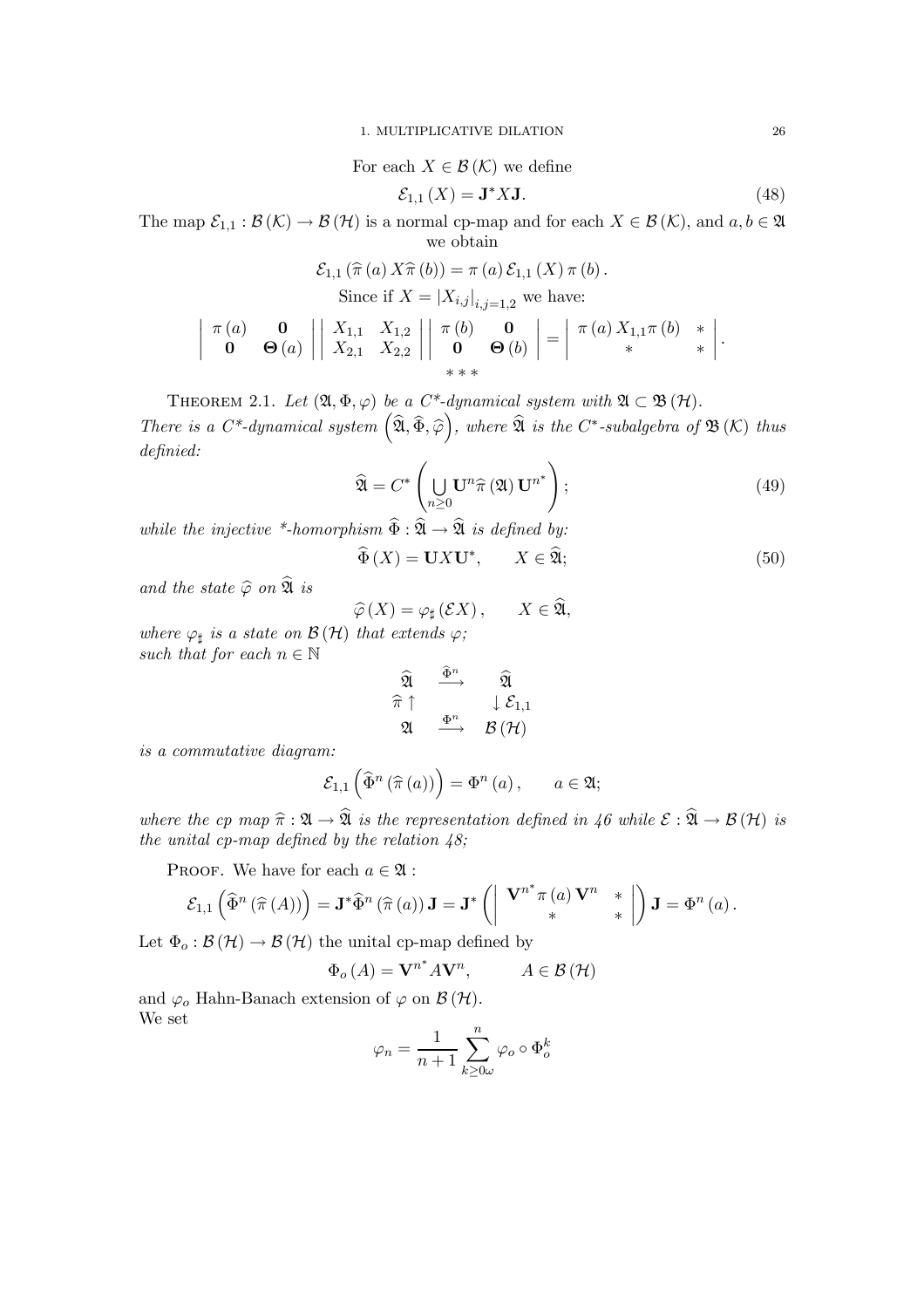For each $X \in \mathcal{B}(\mathcal{K})$ we define

$$\mathcal{E}_{1,1}(X) = \mathbf{J}^* X \mathbf{J}. \tag{48}$$

The map $\mathcal{E}_{1,1} : \mathcal{B}(\mathcal{K}) \to \mathcal{B}(\mathcal{H})$ is a normal cp-map and for each $X \in \mathcal{B}(\mathcal{K})$, and $a, b \in \mathfrak{A}$ we obtain

$$\mathcal{E}_{1,1}(\widehat{\pi}(a) X \widehat{\pi}(b)) = \pi(a) \mathcal{E}_{1,1}(X) \pi(b).$$

Since if $X = |X_{i,j}|_{i,j=1,2}$ we have:

$$\left| \begin{array}{cc} \pi(a) & \mathbf{0} \\ \mathbf{0} & \mathbf{\Theta}(a) \end{array} \right| \left| \begin{array}{cc} X_{1,1} & X_{1,2} \\ X_{2,1} & X_{2,2} \end{array} \right| \left| \begin{array}{cc} \pi(b) & \mathbf{0} \\ \mathbf{0} & \mathbf{\Theta}(b) \end{array} \right| = \left| \begin{array}{cc} \pi(a) X_{1,1} \pi(b) & * \\ * & * \end{array} \right|.$$

\* \* \*

THEOREM 2.1. *Let $(\mathfrak{A}, \Phi, \varphi)$ be a $C^*$-dynamical system with $\mathfrak{A} \subset \mathfrak{B}(\mathcal{H})$. There is a $C^*$-dynamical system $\left(\widehat{\mathfrak{A}}, \widehat{\Phi}, \widehat{\varphi}\right)$, where $\widehat{\mathfrak{A}}$ is the $C^*$-subalgebra of $\mathfrak{B}(\mathcal{K})$ thus definied:*

$$\widehat{\mathfrak{A}} = C^* \left( \bigcup_{n \geq 0} \mathbf{U}^n \widehat{\pi}(\mathfrak{A}) \mathbf{U}^{n^*} \right); \tag{49}$$

*while the injective \*-homorphism $\widehat{\Phi} : \widehat{\mathfrak{A}} \to \widehat{\mathfrak{A}}$ is defined by:*

$$\widehat{\Phi}(X) = \mathbf{U} X \mathbf{U}^*, \qquad X \in \widehat{\mathfrak{A}}; \tag{50}$$

*and the state $\widehat{\varphi}$ on $\widehat{\mathfrak{A}}$ is*

$$\widehat{\varphi}(X) = \varphi_\sharp(\mathcal{E} X), \qquad X \in \widehat{\mathfrak{A}},$$

*where $\varphi_\sharp$ is a state on $\mathcal{B}(\mathcal{H})$ that extends $\varphi$; such that for each $n \in \mathbb{N}$*

$$\begin{array}{ccc} \widehat{\mathfrak{A}} & \xrightarrow{\widehat{\Phi}^n} & \widehat{\mathfrak{A}} \\ \widehat{\pi} \uparrow & & \downarrow \mathcal{E}_{1,1} \\ \mathfrak{A} & \xrightarrow{\Phi^n} & \mathcal{B}(\mathcal{H}) \end{array}$$

*is a commutative diagram:*

$$\mathcal{E}_{1,1}\left(\widehat{\Phi}^n(\widehat{\pi}(a))\right) = \Phi^n(a), \qquad a \in \mathfrak{A};$$

*where the cp map $\widehat{\pi} : \mathfrak{A} \to \widehat{\mathfrak{A}}$ is the representation defined in 46 while $\mathcal{E} : \widehat{\mathfrak{A}} \to \mathcal{B}(\mathcal{H})$ is the unital cp-map defined by the relation 48;*

PROOF. We have for each $a \in \mathfrak{A}$ :

$$\mathcal{E}_{1,1}\left(\widehat{\Phi}^n(\widehat{\pi}(A))\right) = \mathbf{J}^* \widehat{\Phi}^n(\widehat{\pi}(a)) \mathbf{J} = \mathbf{J}^* \left( \left| \begin{array}{cc} \mathbf{V}^{n^*} \pi(a) \mathbf{V}^n & * \\ * & * \end{array} \right| \right) \mathbf{J} = \Phi^n(a).$$

Let $\Phi_o : \mathcal{B}(\mathcal{H}) \to \mathcal{B}(\mathcal{H})$ the unital cp-map defined by

$$\Phi_o(A) = \mathbf{V}^{n^*} A \mathbf{V}^n, \qquad A \in \mathcal{B}(\mathcal{H})$$

and $\varphi_o$ Hahn-Banach extension of $\varphi$ on $\mathcal{B}(\mathcal{H})$.
We set

$$\varphi_n = \frac{1}{n+1} \sum_{k \geq 0 \omega}^{n} \varphi_o \circ \Phi_o^k$$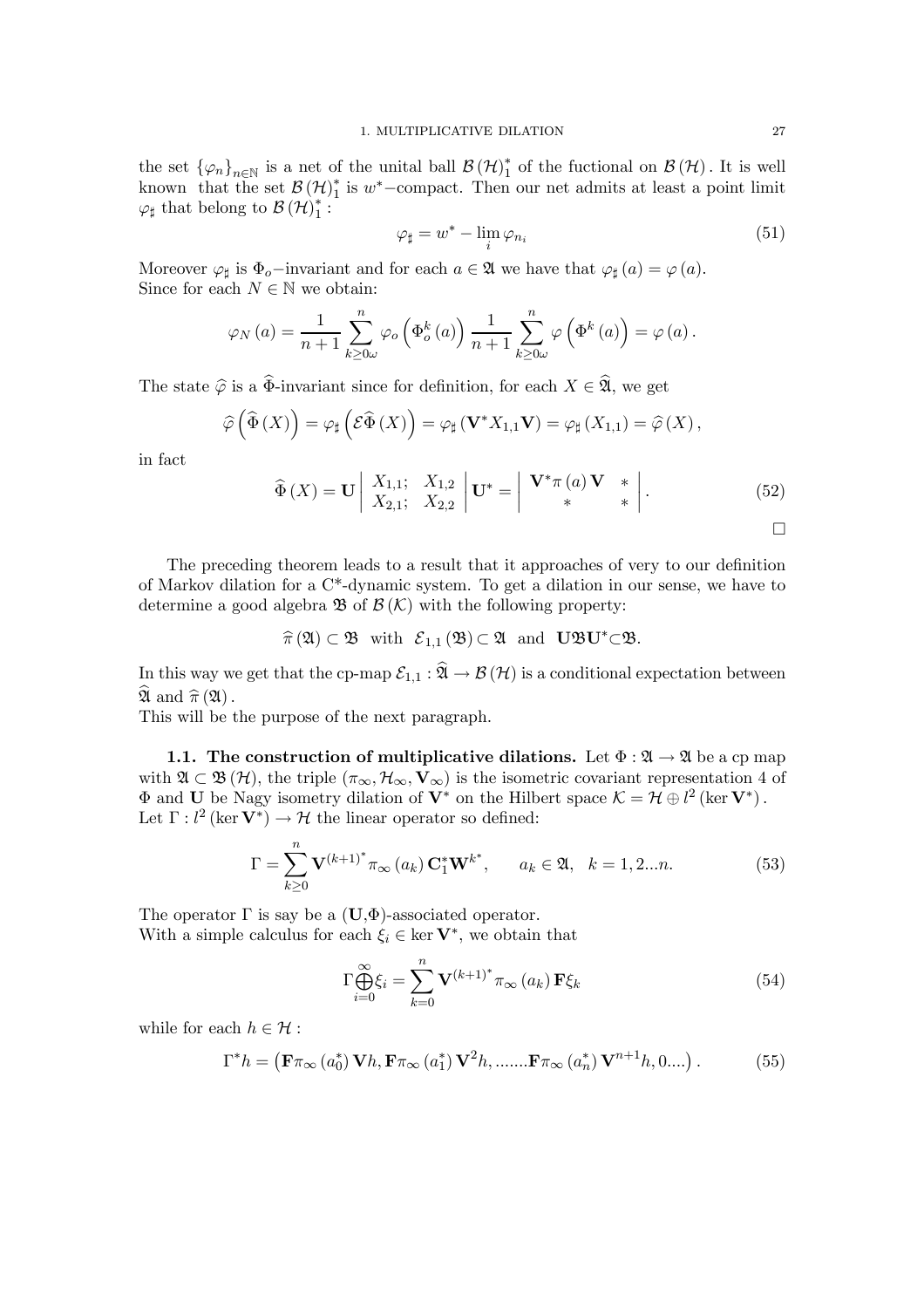the set $\{\varphi_n\}_{n\in\mathbb{N}}$ is a net of the unital ball $\mathcal{B}(\mathcal{H})_1^*$ of the fuctional on $\mathcal{B}(\mathcal{H})$. It is well known that the set $\mathcal{B}(\mathcal{H})_1^*$ is $w^*-$compact. Then our net admits at least a point limit $\varphi_\sharp$ that belong to $\mathcal{B}(\mathcal{H})_1^*$ :

$$\varphi_\sharp = w^* - \lim_i \varphi_{n_i} \tag{51}$$

Moreover $\varphi_\sharp$ is $\Phi_o-$invariant and for each $a \in \mathfrak{A}$ we have that $\varphi_\sharp(a) = \varphi(a)$.
Since for each $N \in \mathbb{N}$ we obtain:

$$\varphi_N(a) = \frac{1}{n+1}\sum_{k\geq 0\omega}^{n} \varphi_o\left(\Phi_o^k(a)\right) \frac{1}{n+1}\sum_{k\geq 0\omega}^{n} \varphi\left(\Phi^k(a)\right) = \varphi(a).$$

The state $\widehat{\varphi}$ is a $\widehat{\Phi}$-invariant since for definition, for each $X \in \widehat{\mathfrak{A}}$, we get

$$\widehat{\varphi}\left(\widehat{\Phi}(X)\right) = \varphi_\sharp\left(\mathcal{E}\widehat{\Phi}(X)\right) = \varphi_\sharp(\mathbf{V}^* X_{1,1}\mathbf{V}) = \varphi_\sharp(X_{1,1}) = \widehat{\varphi}(X),$$

in fact

$$\widehat{\Phi}(X) = \mathbf{U}\begin{vmatrix} X_{1,1}; & X_{1,2} \\ X_{2,1}; & X_{2,2}\end{vmatrix}\mathbf{U}^* = \begin{vmatrix} \mathbf{V}^*\pi(a)\mathbf{V} & * \\ * & * \end{vmatrix}. \tag{52}$$

□

The preceding theorem leads to a result that it approaches of very to our definition of Markov dilation for a C*-dynamic system. To get a dilation in our sense, we have to determine a good algebra $\mathfrak{B}$ of $\mathcal{B}(\mathcal{K})$ with the following property:

$$\widehat{\pi}(\mathfrak{A}) \subset \mathfrak{B} \text{ with } \mathcal{E}_{1,1}(\mathfrak{B}) \subset \mathfrak{A} \text{ and } \mathbf{U}\mathfrak{B}\mathbf{U}^* \subset \mathfrak{B}.$$

In this way we get that the cp-map $\mathcal{E}_{1,1} : \widehat{\mathfrak{A}} \to \mathcal{B}(\mathcal{H})$ is a conditional expectation between $\widehat{\mathfrak{A}}$ and $\widehat{\pi}(\mathfrak{A})$.
This will be the purpose of the next paragraph.

**1.1. The construction of multiplicative dilations.** Let $\Phi : \mathfrak{A} \to \mathfrak{A}$ be a cp map with $\mathfrak{A} \subset \mathfrak{B}(\mathcal{H})$, the triple $(\pi_\infty, \mathcal{H}_\infty, \mathbf{V}_\infty)$ is the isometric covariant representation 4 of $\Phi$ and $\mathbf{U}$ be Nagy isometry dilation of $\mathbf{V}^*$ on the Hilbert space $\mathcal{K} = \mathcal{H} \oplus l^2(\ker \mathbf{V}^*)$.
Let $\Gamma : l^2(\ker \mathbf{V}^*) \to \mathcal{H}$ the linear operator so defined:

$$\Gamma = \sum_{k\geq 0}^{n} \mathbf{V}^{(k+1)^*}\pi_\infty(a_k)\,\mathbf{C}_1^*\mathbf{W}^{k^*}, \qquad a_k \in \mathfrak{A}, \quad k = 1, 2...n. \tag{53}$$

The operator $\Gamma$ is say be a $(\mathbf{U},\Phi)$-associated operator.
With a simple calculus for each $\xi_i \in \ker \mathbf{V}^*$, we obtain that

$$\Gamma \bigoplus_{i=0}^{\infty} \xi_i = \sum_{k=0}^{n} \mathbf{V}^{(k+1)^*}\pi_\infty(a_k)\,\mathbf{F}\xi_k \tag{54}$$

while for each $h \in \mathcal{H}$ :

$$\Gamma^* h = \left(\mathbf{F}\pi_\infty(a_0^*)\,\mathbf{V}h, \mathbf{F}\pi_\infty(a_1^*)\,\mathbf{V}^2 h, .......\mathbf{F}\pi_\infty(a_n^*)\,\mathbf{V}^{n+1}h, 0....\right). \tag{55}$$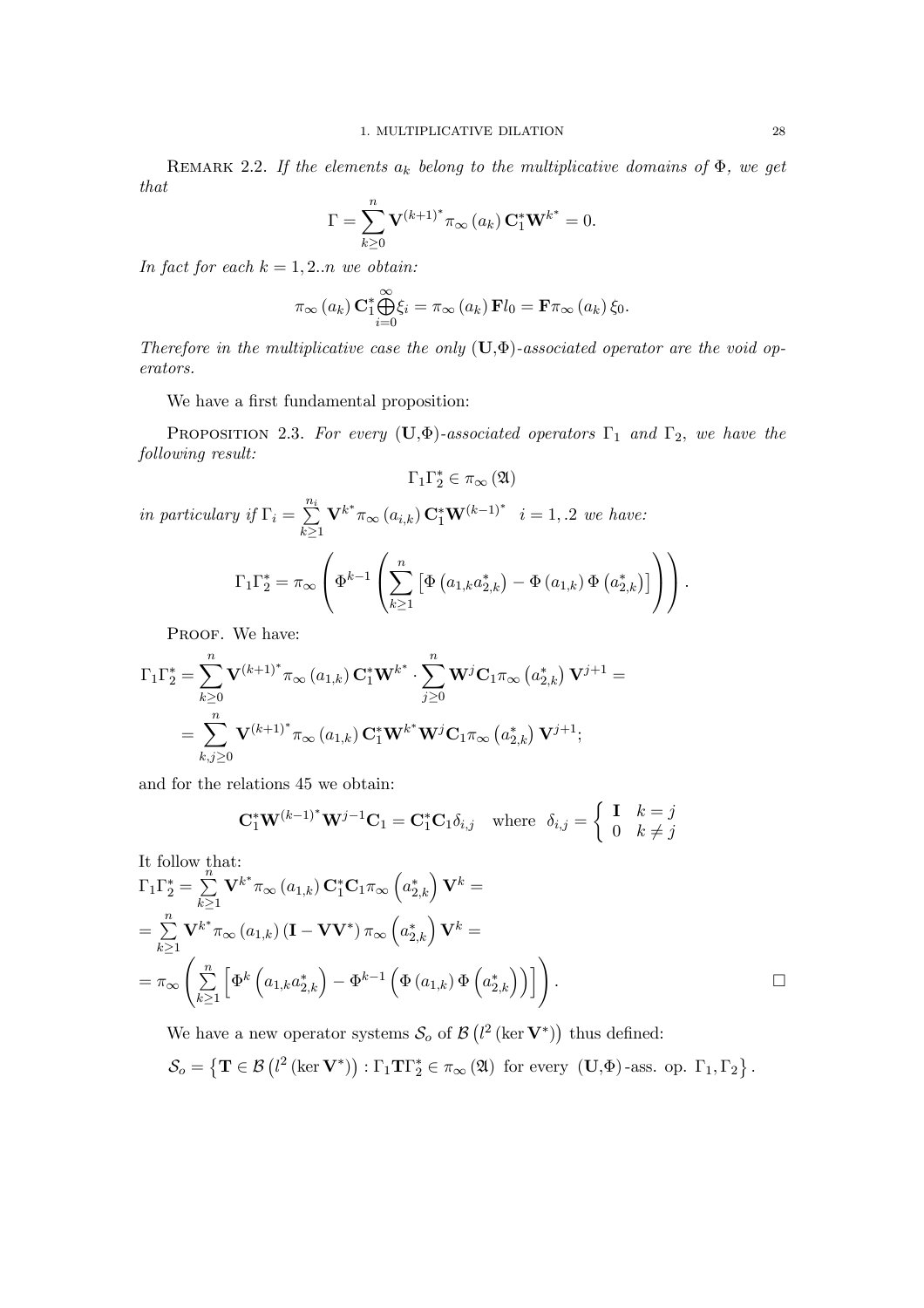Remark 2.2. *If the elements $a_k$ belong to the multiplicative domains of $\Phi$, we get that*

$$\Gamma = \sum_{k\geq 0}^{n} \mathbf{V}^{(k+1)^*} \pi_\infty (a_k) \mathbf{C}_1^* \mathbf{W}^{k^*} = 0.$$

*In fact for each $k = 1, 2..n$ we obtain:*

$$\pi_\infty (a_k) \mathbf{C}_1^* \bigoplus_{i=0}^{\infty} \xi_i = \pi_\infty (a_k) \mathbf{F} l_0 = \mathbf{F} \pi_\infty (a_k) \xi_0.$$

*Therefore in the multiplicative case the only $(\mathbf{U}$,$\Phi)$-associated operator are the void operators.*

We have a first fundamental proposition:

Proposition 2.3. *For every $(\mathbf{U}$,$\Phi)$-associated operators $\Gamma_1$ and $\Gamma_2$, we have the following result:*

$$\Gamma_1 \Gamma_2^* \in \pi_\infty (\mathfrak{A})$$

*in particulary if $\Gamma_i = \sum_{k\geq 1}^{n_i} \mathbf{V}^{k^*} \pi_\infty (a_{i,k}) \mathbf{C}_1^* \mathbf{W}^{(k-1)^*}$ $i = 1, .2$ we have:*

$$\Gamma_1 \Gamma_2^* = \pi_\infty \left( \Phi^{k-1} \left( \sum_{k\geq 1}^{n} \left[ \Phi \left( a_{1,k} a_{2,k}^* \right) - \Phi \left( a_{1,k} \right) \Phi \left( a_{2,k}^* \right) \right] \right) \right).$$

Proof. We have:

$$\Gamma_1 \Gamma_2^* = \sum_{k\geq 0}^{n} \mathbf{V}^{(k+1)^*} \pi_\infty (a_{1,k}) \mathbf{C}_1^* \mathbf{W}^{k^*} \cdot \sum_{j\geq 0}^{n} \mathbf{W}^j \mathbf{C}_1 \pi_\infty \left( a_{2,k}^* \right) \mathbf{V}^{j+1} =$$

$$= \sum_{k,j\geq 0}^{n} \mathbf{V}^{(k+1)^*} \pi_\infty (a_{1,k}) \mathbf{C}_1^* \mathbf{W}^{k^*} \mathbf{W}^j \mathbf{C}_1 \pi_\infty \left( a_{2,k}^* \right) \mathbf{V}^{j+1};$$

and for the relations 45 we obtain:

$$\mathbf{C}_1^* \mathbf{W}^{(k-1)^*} \mathbf{W}^{j-1} \mathbf{C}_1 = \mathbf{C}_1^* \mathbf{C}_1 \delta_{i,j} \quad \text{where} \quad \delta_{i,j} = \begin{cases} \mathbf{I} & k = j \\ 0 & k \neq j \end{cases}$$

It follow that:

$$\Gamma_1 \Gamma_2^* = \sum_{k\geq 1}^{n} \mathbf{V}^{k^*} \pi_\infty (a_{1,k}) \mathbf{C}_1^* \mathbf{C}_1 \pi_\infty \left( a_{2,k}^* \right) \mathbf{V}^k =$$

$$= \sum_{k\geq 1}^{n} \mathbf{V}^{k^*} \pi_\infty (a_{1,k}) (\mathbf{I} - \mathbf{V}\mathbf{V}^*) \pi_\infty \left( a_{2,k}^* \right) \mathbf{V}^k =$$

$$= \pi_\infty \left( \sum_{k\geq 1}^{n} \left[ \Phi^k \left( a_{1,k} a_{2,k}^* \right) - \Phi^{k-1} \left( \Phi (a_{1,k}) \Phi \left( a_{2,k}^* \right) \right) \right] \right). \qquad \square$$

We have a new operator systems $\mathcal{S}_o$ of $\mathcal{B}\left(l^2 (\ker \mathbf{V}^*)\right)$ thus defined:

$$\mathcal{S}_o = \left\{ \mathbf{T} \in \mathcal{B}\left(l^2 (\ker \mathbf{V}^*)\right) : \Gamma_1 \mathbf{T} \Gamma_2^* \in \pi_\infty (\mathfrak{A}) \text{ for every } (\mathbf{U},\Phi)\text{-ass. op. } \Gamma_1, \Gamma_2 \right\}.$$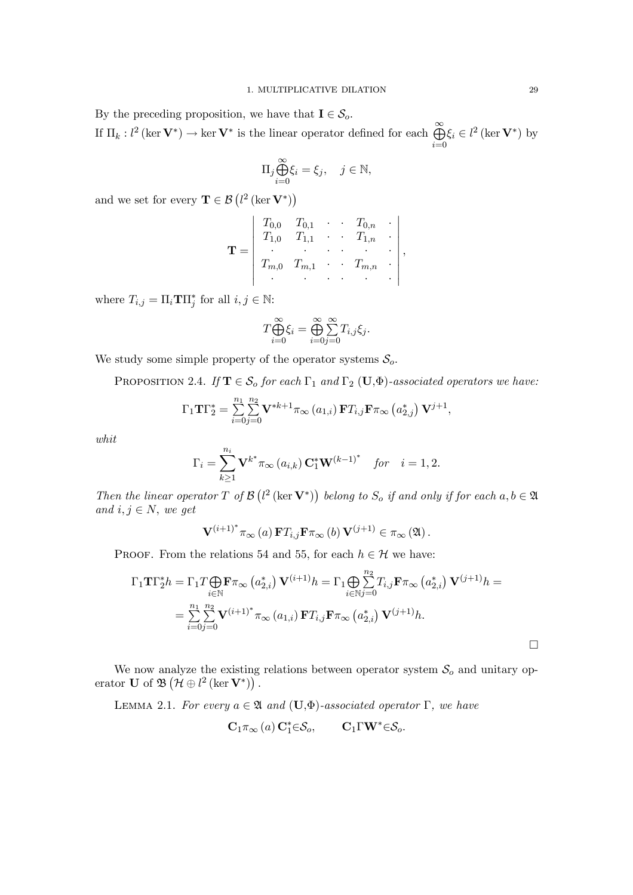By the preceding proposition, we have that $\mathbf{I} \in \mathcal{S}_o$.

If $\Pi_k : l^2(\ker \mathbf{V}^*) \to \ker \mathbf{V}^*$ is the linear operator defined for each $\bigoplus_{i=0}^{\infty} \xi_i \in l^2(\ker \mathbf{V}^*)$ by

$$\Pi_j \bigoplus_{i=0}^{\infty} \xi_i = \xi_j, \quad j \in \mathbb{N},$$

and we set for every $\mathbf{T} \in \mathcal{B}\left(l^2(\ker \mathbf{V}^*)\right)$

$$\mathbf{T} = \left| \begin{array}{cccccc} T_{0,0} & T_{0,1} & \cdot & \cdot & T_{0,n} & \cdot \\ T_{1,0} & T_{1,1} & \cdot & \cdot & T_{1,n} & \cdot \\ \cdot & \cdot & \cdot & \cdot & \cdot & \cdot \\ T_{m,0} & T_{m,1} & \cdot & \cdot & T_{m,n} & \cdot \\ \cdot & \cdot & \cdot & \cdot & \cdot & \cdot \end{array} \right|,$$

where $T_{i,j} = \Pi_i \mathbf{T} \Pi_j^*$ for all $i, j \in \mathbb{N}$:

$$T \bigoplus_{i=0}^{\infty} \xi_i = \bigoplus_{i=0}^{\infty} \sum_{j=0}^{\infty} T_{i,j} \xi_j.$$

We study some simple property of the operator systems $\mathcal{S}_o$.

PROPOSITION 2.4. *If $\mathbf{T} \in \mathcal{S}_o$ for each $\Gamma_1$ and $\Gamma_2$ $(\mathbf{U},\Phi)$-associated operators we have:*

$$\Gamma_1 \mathbf{T} \Gamma_2^* = \sum_{i=0}^{n_1} \sum_{j=0}^{n_2} \mathbf{V}^{*k+1} \pi_\infty(a_{1,i}) \mathbf{F} T_{i,j} \mathbf{F} \pi_\infty\left(a_{2,j}^*\right) \mathbf{V}^{j+1},$$

*whit*

$$\Gamma_i = \sum_{k \geq 1}^{n_i} \mathbf{V}^{k^*} \pi_\infty(a_{i,k}) \mathbf{C}_1^* \mathbf{W}^{(k-1)^*} \quad \text{for} \quad i = 1, 2.$$

*Then the linear operator $T$ of $\mathcal{B}\left(l^2(\ker \mathbf{V}^*)\right)$ belong to $S_o$ if and only if for each $a, b \in \mathfrak{A}$ and $i, j \in N$, we get*

$$\mathbf{V}^{(i+1)^*} \pi_\infty(a) \mathbf{F} T_{i,j} \mathbf{F} \pi_\infty(b) \mathbf{V}^{(j+1)} \in \pi_\infty(\mathfrak{A}).$$

PROOF. From the relations 54 and 55, for each $h \in \mathcal{H}$ we have:

$$\Gamma_1 \mathbf{T} \Gamma_2^* h = \Gamma_1 T \bigoplus_{i \in \mathbb{N}} \mathbf{F} \pi_\infty\left(a_{2,i}^*\right) \mathbf{V}^{(i+1)} h = \Gamma_1 \bigoplus_{i \in \mathbb{N}} \sum_{j=0}^{n_2} T_{i,j} \mathbf{F} \pi_\infty\left(a_{2,i}^*\right) \mathbf{V}^{(j+1)} h =$$

$$= \sum_{i=0}^{n_1} \sum_{j=0}^{n_2} \mathbf{V}^{(i+1)^*} \pi_\infty(a_{1,i}) \mathbf{F} T_{i,j} \mathbf{F} \pi_\infty\left(a_{2,i}^*\right) \mathbf{V}^{(j+1)} h.$$

□

We now analyze the existing relations between operator system $\mathcal{S}_o$ and unitary operator $\mathbf{U}$ of $\mathfrak{B}\left(\mathcal{H} \oplus l^2(\ker \mathbf{V}^*)\right)$.

LEMMA 2.1. *For every $a \in \mathfrak{A}$ and $(\mathbf{U},\Phi)$-associated operator $\Gamma$, we have*

$$\mathbf{C}_1 \pi_\infty(a) \mathbf{C}_1^* \in \mathcal{S}_o, \qquad \mathbf{C}_1 \Gamma \mathbf{W}^* \in \mathcal{S}_o.$$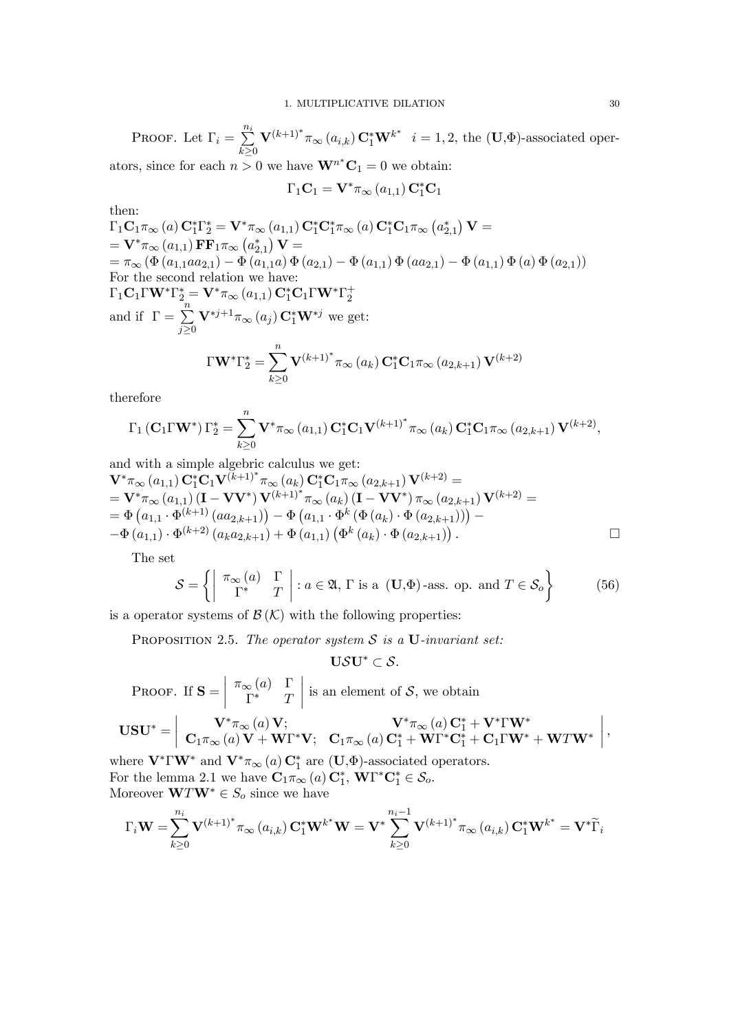**Proof.** Let $\Gamma_i = \sum_{k\geq 0}^{n_i} \mathbf{V}^{(k+1)^*}\pi_\infty(a_{i,k})\,\mathbf{C}_1^*\mathbf{W}^{k^*}$ $\;i=1,2$, the ($\mathbf{U}$,$\Phi$)-associated operators, since for each $n>0$ we have $\mathbf{W}^{n^*}\mathbf{C}_1 = 0$ we obtain:

$$\Gamma_1\mathbf{C}_1 = \mathbf{V}^*\pi_\infty(a_{1,1})\,\mathbf{C}_1^*\mathbf{C}_1$$

then:

$\Gamma_1\mathbf{C}_1\pi_\infty(a)\,\mathbf{C}_1^*\Gamma_2^* = \mathbf{V}^*\pi_\infty(a_{1,1})\,\mathbf{C}_1^*\mathbf{C}_1^*\pi_\infty(a)\,\mathbf{C}_1^*\mathbf{C}_1\pi_\infty\left(a_{2,1}^*\right)\mathbf{V} =$
$= \mathbf{V}^*\pi_\infty(a_{1,1})\,\mathbf{F}\mathbf{F}_1\pi_\infty\left(a_{2,1}^*\right)\mathbf{V} =$
$= \pi_\infty\left(\Phi(a_{1,1}aa_{2,1}) - \Phi(a_{1,1}a)\,\Phi(a_{2,1}) - \Phi(a_{1,1})\,\Phi(aa_{2,1}) - \Phi(a_{1,1})\,\Phi(a)\,\Phi(a_{2,1})\right)$

For the second relation we have:

$\Gamma_1\mathbf{C}_1\Gamma\mathbf{W}^*\Gamma_2^* = \mathbf{V}^*\pi_\infty(a_{1,1})\,\mathbf{C}_1^*\mathbf{C}_1\Gamma\mathbf{W}^*\Gamma_2^+$

and if $\Gamma = \sum_{j\geq 0}^{n} \mathbf{V}^{*j+1}\pi_\infty(a_j)\,\mathbf{C}_1^*\mathbf{W}^{*j}$ we get:

$$\Gamma\mathbf{W}^*\Gamma_2^* = \sum_{k\geq 0}^{n} \mathbf{V}^{(k+1)^*}\pi_\infty(a_k)\,\mathbf{C}_1^*\mathbf{C}_1\pi_\infty(a_{2,k+1})\,\mathbf{V}^{(k+2)}$$

therefore

$$\Gamma_1\left(\mathbf{C}_1\Gamma\mathbf{W}^*\right)\Gamma_2^* = \sum_{k\geq 0}^{n} \mathbf{V}^*\pi_\infty(a_{1,1})\,\mathbf{C}_1^*\mathbf{C}_1\mathbf{V}^{(k+1)^*}\pi_\infty(a_k)\,\mathbf{C}_1^*\mathbf{C}_1\pi_\infty(a_{2,k+1})\,\mathbf{V}^{(k+2)},$$

and with a simple algebric calculus we get:

$\mathbf{V}^*\pi_\infty(a_{1,1})\,\mathbf{C}_1^*\mathbf{C}_1\mathbf{V}^{(k+1)^*}\pi_\infty(a_k)\,\mathbf{C}_1^*\mathbf{C}_1\pi_\infty(a_{2,k+1})\,\mathbf{V}^{(k+2)} =$
$= \mathbf{V}^*\pi_\infty(a_{1,1})\,(\mathbf{I}-\mathbf{V}\mathbf{V}^*)\,\mathbf{V}^{(k+1)^*}\pi_\infty(a_k)\,(\mathbf{I}-\mathbf{V}\mathbf{V}^*)\,\pi_\infty(a_{2,k+1})\,\mathbf{V}^{(k+2)} =$
$= \Phi\left(a_{1,1}\cdot\Phi^{(k+1)}(aa_{2,k+1})\right) - \Phi\left(a_{1,1}\cdot\Phi^{k}\left(\Phi(a_k)\cdot\Phi(a_{2,k+1})\right)\right) -$
$-\Phi(a_{1,1})\cdot\Phi^{(k+2)}(a_k a_{2,k+1}) + \Phi(a_{1,1})\left(\Phi^{k}(a_k)\cdot\Phi(a_{2,k+1})\right).$ $\square$

The set

$$\mathcal{S} = \left\{ \left| \begin{array}{cc} \pi_\infty(a) & \Gamma \\ \Gamma^* & T \end{array} \right| : a\in\mathfrak{A},\ \Gamma \text{ is a } (\mathbf{U},\Phi)\text{-ass. op. and } T\in\mathcal{S}_o \right\} \tag{56}$$

is a operator systems of $\mathcal{B}(\mathcal{K})$ with the following properties:

**Proposition 2.5.** *The operator system $\mathcal{S}$ is a $\mathbf{U}$-invariant set:*

$$\mathbf{U}\mathcal{S}\mathbf{U}^* \subset \mathcal{S}.$$

**Proof.** If $\mathbf{S} = \left| \begin{array}{cc} \pi_\infty(a) & \Gamma \\ \Gamma^* & T \end{array} \right|$ is an element of $\mathcal{S}$, we obtain

$$\mathbf{U}\mathbf{S}\mathbf{U}^* = \left| \begin{array}{cc} \mathbf{V}^*\pi_\infty(a)\,\mathbf{V}; & \mathbf{V}^*\pi_\infty(a)\,\mathbf{C}_1^* + \mathbf{V}^*\Gamma\mathbf{W}^* \\ \mathbf{C}_1\pi_\infty(a)\,\mathbf{V} + \mathbf{W}\Gamma^*\mathbf{V}; & \mathbf{C}_1\pi_\infty(a)\,\mathbf{C}_1^* + \mathbf{W}\Gamma^*\mathbf{C}_1^* + \mathbf{C}_1\Gamma\mathbf{W}^* + \mathbf{W}T\mathbf{W}^* \end{array} \right|,$$

where $\mathbf{V}^*\Gamma\mathbf{W}^*$ and $\mathbf{V}^*\pi_\infty(a)\,\mathbf{C}_1^*$ are ($\mathbf{U}$,$\Phi$)-associated operators.
For the lemma 2.1 we have $\mathbf{C}_1\pi_\infty(a)\,\mathbf{C}_1^*$, $\mathbf{W}\Gamma^*\mathbf{C}_1^* \in \mathcal{S}_o$.
Moreover $\mathbf{W}T\mathbf{W}^* \in S_o$ since we have

$$\Gamma_i\mathbf{W} = \sum_{k\geq 0}^{n_i} \mathbf{V}^{(k+1)^*}\pi_\infty(a_{i,k})\,\mathbf{C}_1^*\mathbf{W}^{k^*}\mathbf{W} = \mathbf{V}^*\sum_{k\geq 0}^{n_i-1} \mathbf{V}^{(k+1)^*}\pi_\infty(a_{i,k})\,\mathbf{C}_1^*\mathbf{W}^{k^*} = \mathbf{V}^*\widetilde{\Gamma}_i$$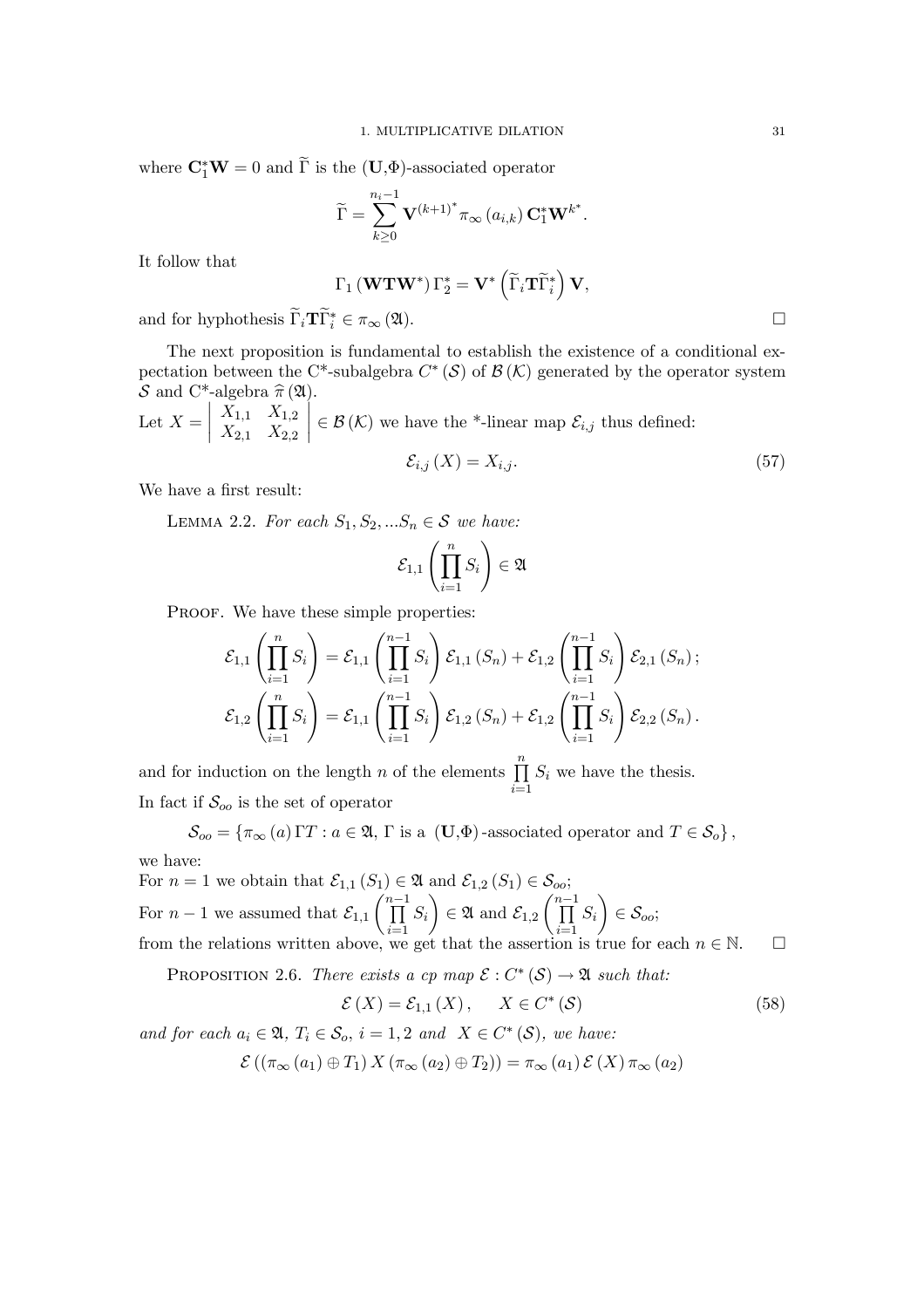where $\mathbf{C}_1^*\mathbf{W} = 0$ and $\widetilde{\Gamma}$ is the $(\mathbf{U},\Phi)$-associated operator

$$\widetilde{\Gamma} = \sum_{k\geq 0}^{n_i-1} \mathbf{V}^{(k+1)^*} \pi_\infty (a_{i,k}) \mathbf{C}_1^* \mathbf{W}^{k^*}.$$

It follow that

$$\Gamma_1 (\mathbf{W}\mathbf{T}\mathbf{W}^*) \Gamma_2^* = \mathbf{V}^* \left( \widetilde{\Gamma}_i \mathbf{T} \widetilde{\Gamma}_i^* \right) \mathbf{V},$$

and for hyphothesis $\widetilde{\Gamma}_i \mathbf{T} \widetilde{\Gamma}_i^* \in \pi_\infty (\mathfrak{A})$. $\square$

The next proposition is fundamental to establish the existence of a conditional expectation between the C*-subalgebra $C^*(\mathcal{S})$ of $\mathcal{B}(\mathcal{K})$ generated by the operator system $\mathcal{S}$ and C*-algebra $\widehat{\pi}(\mathfrak{A})$.

Let $X = \begin{vmatrix} X_{1,1} & X_{1,2} \\ X_{2,1} & X_{2,2} \end{vmatrix} \in \mathcal{B}(\mathcal{K})$ we have the *-linear map $\mathcal{E}_{i,j}$ thus defined:

$$\mathcal{E}_{i,j}(X) = X_{i,j}. \tag{57}$$

We have a first result:

LEMMA 2.2. *For each $S_1, S_2, ...S_n \in \mathcal{S}$ we have:*

$$\mathcal{E}_{1,1}\left(\prod_{i=1}^{n} S_i\right) \in \mathfrak{A}$$

PROOF. We have these simple properties:

$$\mathcal{E}_{1,1}\left(\prod_{i=1}^{n} S_i\right) = \mathcal{E}_{1,1}\left(\prod_{i=1}^{n-1} S_i\right)\mathcal{E}_{1,1}(S_n) + \mathcal{E}_{1,2}\left(\prod_{i=1}^{n-1} S_i\right)\mathcal{E}_{2,1}(S_n);$$

$$\mathcal{E}_{1,2}\left(\prod_{i=1}^{n} S_i\right) = \mathcal{E}_{1,1}\left(\prod_{i=1}^{n-1} S_i\right)\mathcal{E}_{1,2}(S_n) + \mathcal{E}_{1,2}\left(\prod_{i=1}^{n-1} S_i\right)\mathcal{E}_{2,2}(S_n).$$

and for induction on the length $n$ of the elements $\prod_{i=1}^{n} S_i$ we have the thesis.

In fact if $\mathcal{S}_{oo}$ is the set of operator

$$\mathcal{S}_{oo} = \{\pi_\infty(a)\Gamma T : a \in \mathfrak{A},\ \Gamma \text{ is a } (\mathbf{U},\Phi)\text{-associated operator and } T \in \mathcal{S}_o\},$$

we have:

For $n = 1$ we obtain that $\mathcal{E}_{1,1}(S_1) \in \mathfrak{A}$ and $\mathcal{E}_{1,2}(S_1) \in \mathcal{S}_{oo}$;

For $n-1$ we assumed that $\mathcal{E}_{1,1}\left(\prod_{i=1}^{n-1} S_i\right) \in \mathfrak{A}$ and $\mathcal{E}_{1,2}\left(\prod_{i=1}^{n-1} S_i\right) \in \mathcal{S}_{oo}$;

from the relations written above, we get that the assertion is true for each $n \in \mathbb{N}$. $\square$

PROPOSITION 2.6. *There exists a cp map $\mathcal{E} : C^*(\mathcal{S}) \to \mathfrak{A}$ such that:*

$$\mathcal{E}(X) = \mathcal{E}_{1,1}(X), \qquad X \in C^*(\mathcal{S}) \tag{58}$$

*and for each $a_i \in \mathfrak{A}$, $T_i \in \mathcal{S}_o$, $i = 1, 2$ and $X \in C^*(\mathcal{S})$, we have:*

$$\mathcal{E}((\pi_\infty(a_1) \oplus T_1) X (\pi_\infty(a_2) \oplus T_2)) = \pi_\infty(a_1)\mathcal{E}(X)\pi_\infty(a_2)$$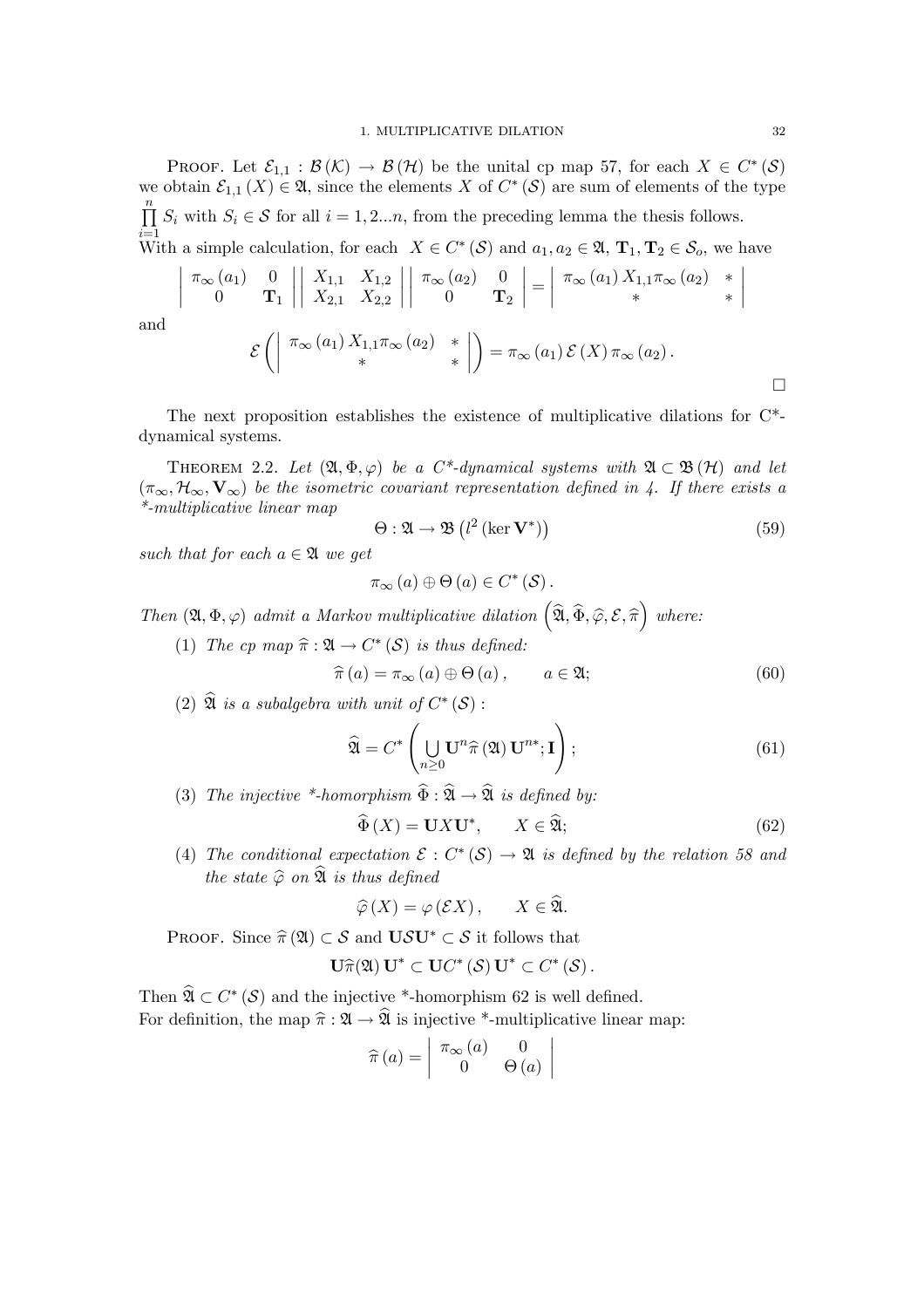**Proof.** Let $\mathcal{E}_{1,1} : \mathcal{B}(\mathcal{K}) \to \mathcal{B}(\mathcal{H})$ be the unital cp map 57, for each $X \in C^*(\mathcal{S})$ we obtain $\mathcal{E}_{1,1}(X) \in \mathfrak{A}$, since the elements $X$ of $C^*(\mathcal{S})$ are sum of elements of the type $\prod_{i=1}^{n} S_i$ with $S_i \in \mathcal{S}$ for all $i = 1, 2...n$, from the preceding lemma the thesis follows.
With a simple calculation, for each $X \in C^*(\mathcal{S})$ and $a_1, a_2 \in \mathfrak{A}$, $\mathbf{T}_1, \mathbf{T}_2 \in \mathcal{S}_o$, we have

$$\begin{vmatrix} \pi_\infty(a_1) & 0 \\ 0 & \mathbf{T}_1 \end{vmatrix} \begin{vmatrix} X_{1,1} & X_{1,2} \\ X_{2,1} & X_{2,2} \end{vmatrix} \begin{vmatrix} \pi_\infty(a_2) & 0 \\ 0 & \mathbf{T}_2 \end{vmatrix} = \begin{vmatrix} \pi_\infty(a_1) X_{1,1} \pi_\infty(a_2) & * \\ * & * \end{vmatrix}$$

and

$$\mathcal{E}\left( \begin{vmatrix} \pi_\infty(a_1) X_{1,1} \pi_\infty(a_2) & * \\ * & * \end{vmatrix} \right) = \pi_\infty(a_1) \mathcal{E}(X) \pi_\infty(a_2).$$

□

The next proposition establishes the existence of multiplicative dilations for C*-dynamical systems.

**Theorem 2.2.** *Let $(\mathfrak{A}, \Phi, \varphi)$ be a $C^*$-dynamical systems with $\mathfrak{A} \subset \mathfrak{B}(\mathcal{H})$ and let $(\pi_\infty, \mathcal{H}_\infty, \mathbf{V}_\infty)$ be the isometric covariant representation defined in 4. If there exists a \*-multiplicative linear map*

$$\Theta : \mathfrak{A} \to \mathfrak{B}\left(l^2(\ker \mathbf{V}^*)\right) \tag{59}$$

*such that for each $a \in \mathfrak{A}$ we get*

$$\pi_\infty(a) \oplus \Theta(a) \in C^*(\mathcal{S}).$$

*Then $(\mathfrak{A}, \Phi, \varphi)$ admit a Markov multiplicative dilation $\left(\widehat{\mathfrak{A}}, \widehat{\Phi}, \widehat{\varphi}, \mathcal{E}, \widehat{\pi}\right)$ where:*

(1) *The cp map $\widehat{\pi} : \mathfrak{A} \to C^*(\mathcal{S})$ is thus defined:*

$$\widehat{\pi}(a) = \pi_\infty(a) \oplus \Theta(a), \qquad a \in \mathfrak{A}; \tag{60}$$

(2) *$\widehat{\mathfrak{A}}$ is a subalgebra with unit of $C^*(\mathcal{S})$ :*

$$\widehat{\mathfrak{A}} = C^*\left( \bigcup_{n \geq 0} \mathbf{U}^n \widehat{\pi}(\mathfrak{A}) \mathbf{U}^{n*}; \mathbf{I} \right); \tag{61}$$

(3) *The injective \*-homorphism $\widehat{\Phi} : \widehat{\mathfrak{A}} \to \widehat{\mathfrak{A}}$ is defined by:*

$$\widehat{\Phi}(X) = \mathbf{U} X \mathbf{U}^*, \qquad X \in \widehat{\mathfrak{A}}; \tag{62}$$

(4) *The conditional expectation $\mathcal{E} : C^*(\mathcal{S}) \to \mathfrak{A}$ is defined by the relation 58 and the state $\widehat{\varphi}$ on $\widehat{\mathfrak{A}}$ is thus defined*

$$\widehat{\varphi}(X) = \varphi(\mathcal{E} X), \qquad X \in \widehat{\mathfrak{A}}.$$

**Proof.** Since $\widehat{\pi}(\mathfrak{A}) \subset \mathcal{S}$ and $\mathbf{U} \mathcal{S} \mathbf{U}^* \subset \mathcal{S}$ it follows that

$$\mathbf{U} \widehat{\pi}(\mathfrak{A}) \mathbf{U}^* \subset \mathbf{U} C^*(\mathcal{S}) \mathbf{U}^* \subset C^*(\mathcal{S}).$$

Then $\widehat{\mathfrak{A}} \subset C^*(\mathcal{S})$ and the injective \*-homorphism 62 is well defined.
For definition, the map $\widehat{\pi} : \mathfrak{A} \to \widehat{\mathfrak{A}}$ is injective \*-multiplicative linear map:

$$\widehat{\pi}(a) = \begin{vmatrix} \pi_\infty(a) & 0 \\ 0 & \Theta(a) \end{vmatrix}$$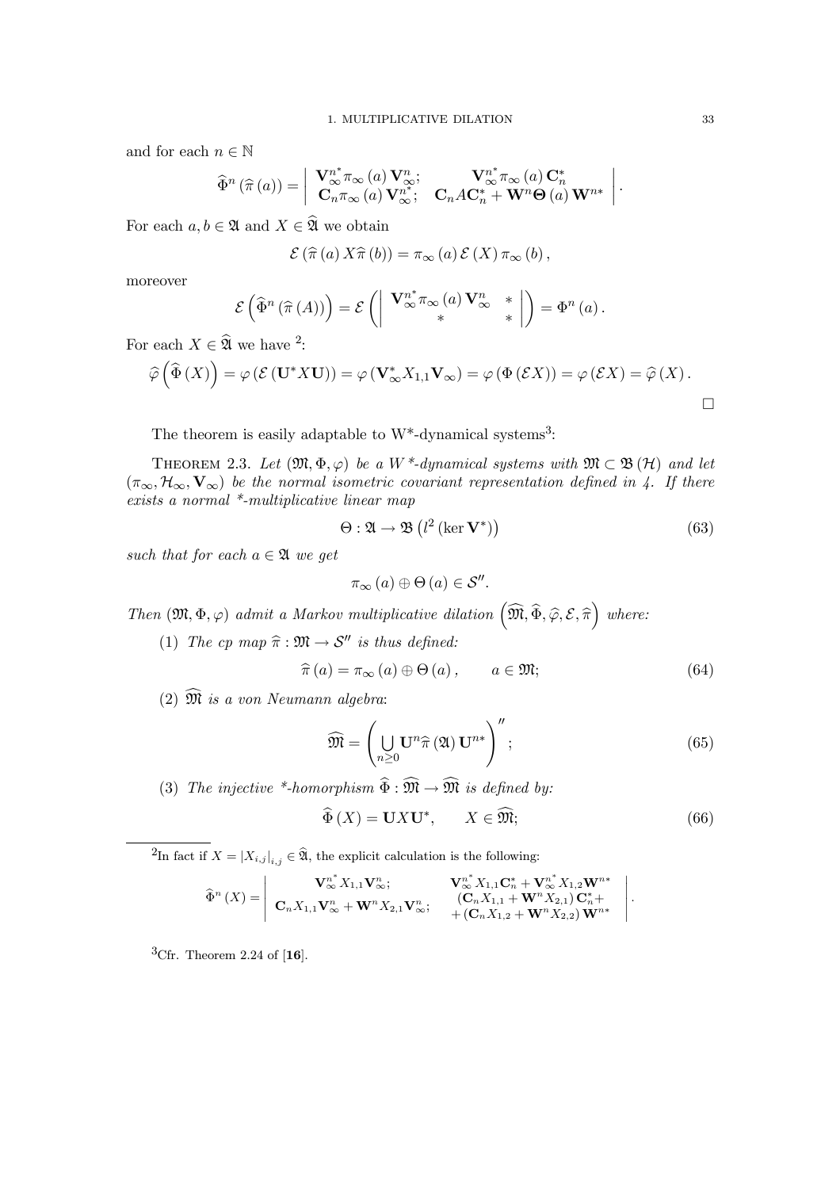and for each $n \in \mathbb{N}$

$$\widehat{\Phi}^n(\widehat{\pi}(a)) = \left| \begin{array}{cc} \mathbf{V}_\infty^{n^*} \pi_\infty(a) \mathbf{V}_\infty^n; & \mathbf{V}_\infty^{n^*} \pi_\infty(a) \mathbf{C}_n^* \\ \mathbf{C}_n \pi_\infty(a) \mathbf{V}_\infty^{n^*}; & \mathbf{C}_n A \mathbf{C}_n^* + \mathbf{W}^n \boldsymbol{\Theta}(a) \mathbf{W}^{n*} \end{array} \right|.$$

For each $a, b \in \mathfrak{A}$ and $X \in \widehat{\mathfrak{A}}$ we obtain

$$\mathcal{E}(\widehat{\pi}(a) X \widehat{\pi}(b)) = \pi_\infty(a) \mathcal{E}(X) \pi_\infty(b),$$

moreover

$$\mathcal{E}\left(\widehat{\Phi}^n(\widehat{\pi}(A))\right) = \mathcal{E}\left(\left| \begin{array}{cc} \mathbf{V}_\infty^{n^*} \pi_\infty(a) \mathbf{V}_\infty^n & * \\ * & * \end{array} \right|\right) = \Phi^n(a).$$

For each $X \in \widehat{\mathfrak{A}}$ we have [2]:

$$\widehat{\varphi}\left(\widehat{\Phi}(X)\right) = \varphi(\mathcal{E}(\mathbf{U}^* X \mathbf{U})) = \varphi(\mathbf{V}_\infty^* X_{1,1} \mathbf{V}_\infty) = \varphi(\Phi(\mathcal{E}X)) = \varphi(\mathcal{E}X) = \widehat{\varphi}(X).$$

□

The theorem is easily adaptable to W*-dynamical systems[3]:

Theorem 2.3. *Let $(\mathfrak{M}, \Phi, \varphi)$ be a W\*-dynamical systems with $\mathfrak{M} \subset \mathfrak{B}(\mathcal{H})$ and let $(\pi_\infty, \mathcal{H}_\infty, \mathbf{V}_\infty)$ be the normal isometric covariant representation defined in 4. If there exists a normal \*-multiplicative linear map*

$$\Theta : \mathfrak{A} \to \mathfrak{B}\left(l^2(\ker \mathbf{V}^*)\right) \tag{63}$$

*such that for each $a \in \mathfrak{A}$ we get*

$$\pi_\infty(a) \oplus \Theta(a) \in \mathcal{S}''.$$

*Then $(\mathfrak{M}, \Phi, \varphi)$ admit a Markov multiplicative dilation $\left(\widehat{\mathfrak{M}}, \widehat{\Phi}, \widehat{\varphi}, \mathcal{E}, \widehat{\pi}\right)$ where:*

(1) *The cp map $\widehat{\pi} : \mathfrak{M} \to \mathcal{S}''$ is thus defined:*

$$\widehat{\pi}(a) = \pi_\infty(a) \oplus \Theta(a), \qquad a \in \mathfrak{M}; \tag{64}$$

(2) *$\widehat{\mathfrak{M}}$ is a von Neumann algebra:*

$$\widehat{\mathfrak{M}} = \left(\bigcup_{n \geq 0} \mathbf{U}^n \widehat{\pi}(\mathfrak{A}) \mathbf{U}^{n*}\right)''; \tag{65}$$

(3) *The injective \*-homorphism $\widehat{\Phi} : \widehat{\mathfrak{M}} \to \widehat{\mathfrak{M}}$ is defined by:*

$$\widehat{\Phi}(X) = \mathbf{U} X \mathbf{U}^*, \qquad X \in \widehat{\mathfrak{M}}; \tag{66}$$

---

[2] In fact if $X = |X_{i,j}|_{i,j} \in \widehat{\mathfrak{A}}$, the explicit calculation is the following:

$$\widehat{\Phi}^n(X) = \left| \begin{array}{cc} \mathbf{V}_\infty^{n^*} X_{1,1} \mathbf{V}_\infty^n; & \mathbf{V}_\infty^{n^*} X_{1,1} \mathbf{C}_n^* + \mathbf{V}_\infty^{n^*} X_{1,2} \mathbf{W}^{n*} \\ \mathbf{C}_n X_{1,1} \mathbf{V}_\infty^n + \mathbf{W}^n X_{2,1} \mathbf{V}_\infty^n; & \begin{array}{c} (\mathbf{C}_n X_{1,1} + \mathbf{W}^n X_{2,1}) \mathbf{C}_n^* + \\ + (\mathbf{C}_n X_{1,2} + \mathbf{W}^n X_{2,2}) \mathbf{W}^{n*} \end{array} \end{array} \right|.$$

[3] Cfr. Theorem 2.24 of [**16**].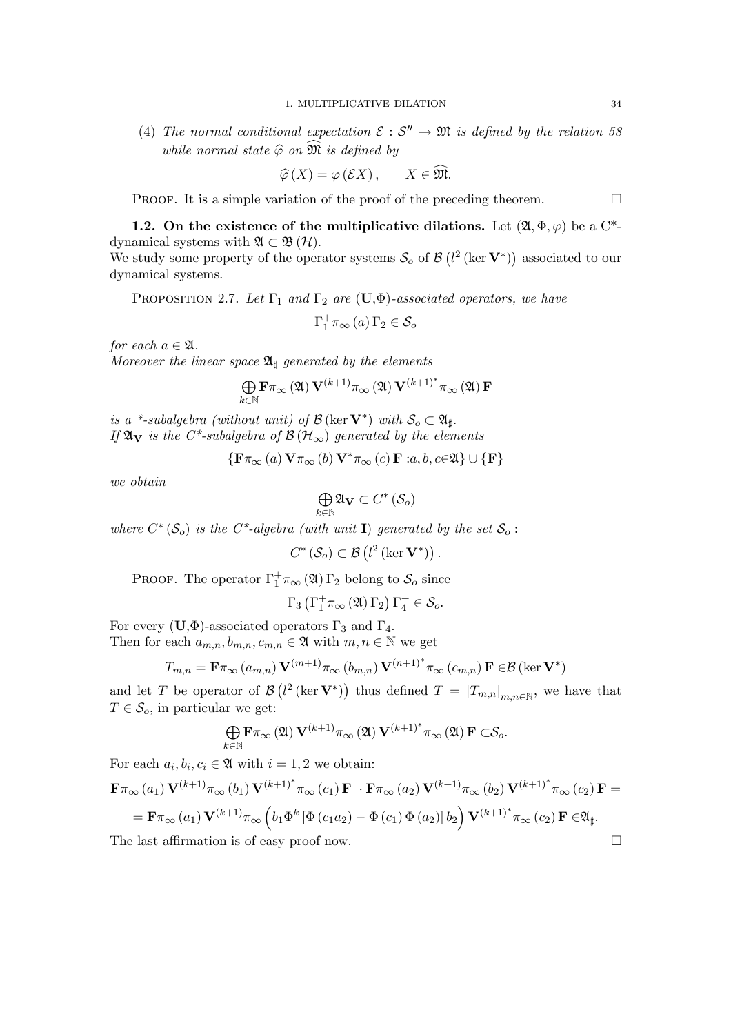(4) *The normal conditional expectation $\mathcal{E} : \mathcal{S}'' \to \mathfrak{M}$ is defined by the relation 58 while normal state $\widehat{\varphi}$ on $\widehat{\mathfrak{M}}$ is defined by*

$$\widehat{\varphi}(X) = \varphi(\mathcal{E}X), \qquad X \in \widehat{\mathfrak{M}}.$$

Proof. It is a simple variation of the proof of the preceding theorem. □

**1.2. On the existence of the multiplicative dilations.** Let $(\mathfrak{A}, \Phi, \varphi)$ be a C\*-dynamical systems with $\mathfrak{A} \subset \mathfrak{B}(\mathcal{H})$.
We study some property of the operator systems $\mathcal{S}_o$ of $\mathcal{B}\left(l^2(\ker \mathbf{V}^*)\right)$ associated to our dynamical systems.

Proposition 2.7. *Let $\Gamma_1$ and $\Gamma_2$ are $(\mathbf{U},\Phi)$-associated operators, we have*

$$\Gamma_1^+ \pi_\infty(a) \Gamma_2 \in \mathcal{S}_o$$

*for each $a \in \mathfrak{A}$.*
*Moreover the linear space $\mathfrak{A}_\sharp$ generated by the elements*

$$\bigoplus_{k\in\mathbb{N}} \mathbf{F}\pi_\infty(\mathfrak{A}) \mathbf{V}^{(k+1)} \pi_\infty(\mathfrak{A}) \mathbf{V}^{(k+1)^*} \pi_\infty(\mathfrak{A}) \mathbf{F}$$

*is a \*-subalgebra (without unit) of $\mathcal{B}(\ker \mathbf{V}^*)$ with $\mathcal{S}_o \subset \mathfrak{A}_\sharp$.*
*If $\mathfrak{A}_{\mathbf{V}}$ is the C\*-subalgebra of $\mathcal{B}(\mathcal{H}_\infty)$ generated by the elements*

$$\{\mathbf{F}\pi_\infty(a) \mathbf{V} \pi_\infty(b) \mathbf{V}^* \pi_\infty(c) \mathbf{F} : a, b, c \in \mathfrak{A}\} \cup \{\mathbf{F}\}$$

*we obtain*

$$\bigoplus_{k\in\mathbb{N}} \mathfrak{A}_{\mathbf{V}} \subset C^*(\mathcal{S}_o)$$

*where $C^*(\mathcal{S}_o)$ is the C\*-algebra (with unit $\mathbf{I}$) generated by the set $\mathcal{S}_o$ :*

$$C^*(\mathcal{S}_o) \subset \mathcal{B}\left(l^2(\ker \mathbf{V}^*)\right).$$

Proof. The operator $\Gamma_1^+ \pi_\infty(\mathfrak{A}) \Gamma_2$ belong to $\mathcal{S}_o$ since

$$\Gamma_3 \left(\Gamma_1^+ \pi_\infty(\mathfrak{A}) \Gamma_2\right) \Gamma_4^+ \in \mathcal{S}_o.$$

For every $(\mathbf{U},\Phi)$-associated operators $\Gamma_3$ and $\Gamma_4$.
Then for each $a_{m,n}, b_{m,n}, c_{m,n} \in \mathfrak{A}$ with $m, n \in \mathbb{N}$ we get

$$T_{m,n} = \mathbf{F}\pi_\infty(a_{m,n}) \mathbf{V}^{(m+1)} \pi_\infty(b_{m,n}) \mathbf{V}^{(n+1)^*} \pi_\infty(c_{m,n}) \mathbf{F} \in \mathcal{B}(\ker \mathbf{V}^*)$$

and let $T$ be operator of $\mathcal{B}\left(l^2(\ker \mathbf{V}^*)\right)$ thus defined $T = |T_{m,n}|_{m,n\in\mathbb{N}}$, we have that $T \in \mathcal{S}_o$, in particular we get:

$$\bigoplus_{k\in\mathbb{N}} \mathbf{F}\pi_\infty(\mathfrak{A}) \mathbf{V}^{(k+1)} \pi_\infty(\mathfrak{A}) \mathbf{V}^{(k+1)^*} \pi_\infty(\mathfrak{A}) \mathbf{F} \subset \mathcal{S}_o.$$

For each $a_i, b_i, c_i \in \mathfrak{A}$ with $i = 1, 2$ we obtain:

$$\mathbf{F}\pi_\infty(a_1) \mathbf{V}^{(k+1)} \pi_\infty(b_1) \mathbf{V}^{(k+1)^*} \pi_\infty(c_1) \mathbf{F} \cdot \mathbf{F}\pi_\infty(a_2) \mathbf{V}^{(k+1)} \pi_\infty(b_2) \mathbf{V}^{(k+1)^*} \pi_\infty(c_2) \mathbf{F} =$$

$$= \mathbf{F}\pi_\infty(a_1) \mathbf{V}^{(k+1)} \pi_\infty\left(b_1 \Phi^k \left[\Phi(c_1 a_2) - \Phi(c_1)\Phi(a_2)\right] b_2\right) \mathbf{V}^{(k+1)^*} \pi_\infty(c_2) \mathbf{F} \in \mathfrak{A}_\sharp.$$

The last affirmation is of easy proof now. □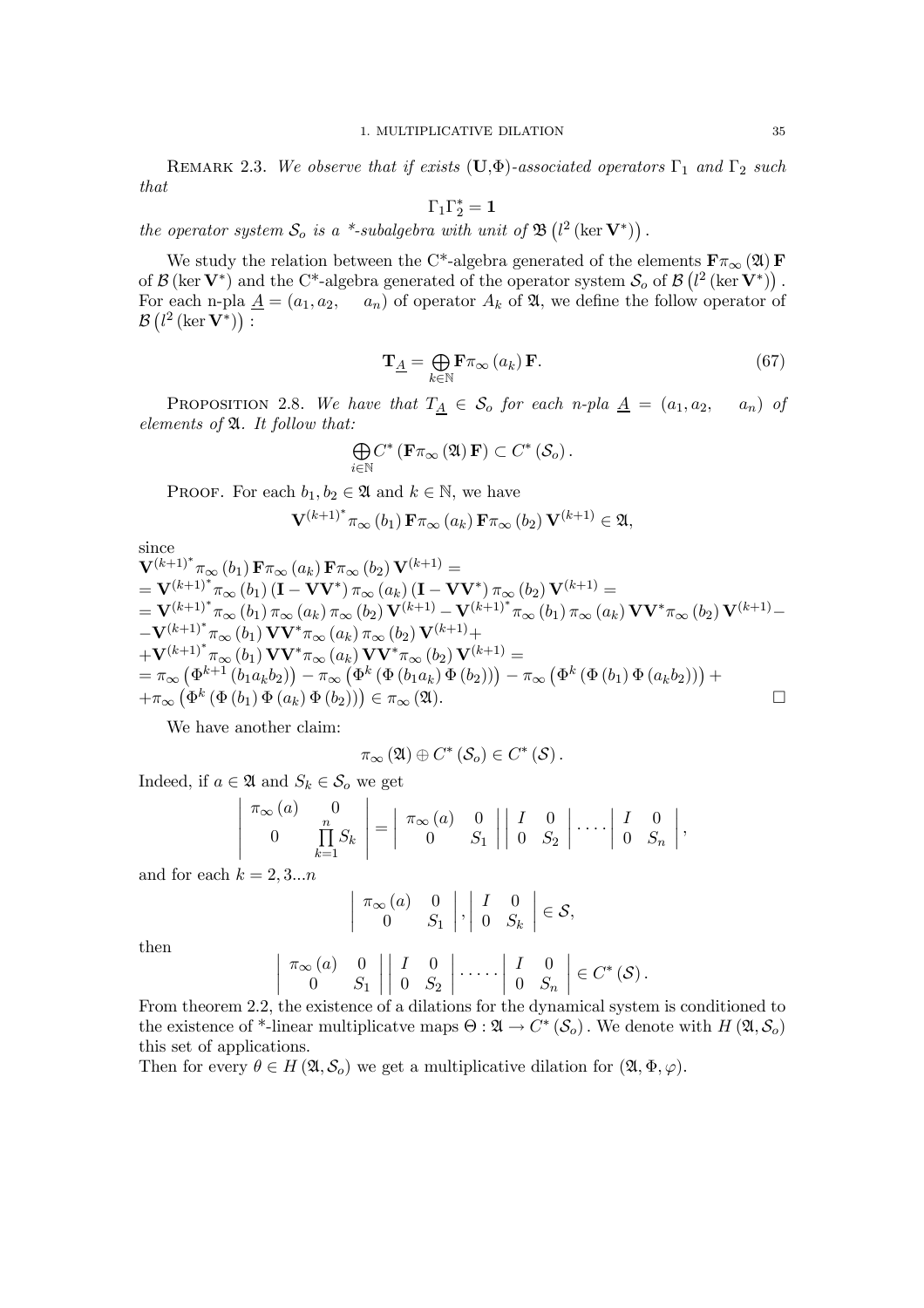Remark 2.3. *We observe that if exists* $(\mathbf{U},\Phi)$*-associated operators* $\Gamma_1$ *and* $\Gamma_2$ *such that*

$$\Gamma_1 \Gamma_2^* = \mathbf{1}$$

*the operator system* $\mathcal{S}_o$ *is a \*-subalgebra with unit of* $\mathfrak{B}\left(l^2\left(\ker \mathbf{V}^*\right)\right)$*.*

We study the relation between the C\*-algebra generated of the elements $\mathbf{F}\pi_\infty(\mathfrak{A})\mathbf{F}$ of $\mathcal{B}(\ker \mathbf{V}^*)$ and the C\*-algebra generated of the operator system $\mathcal{S}_o$ of $\mathcal{B}\left(l^2\left(\ker \mathbf{V}^*\right)\right)$. For each n-pla $\underline{A} = (a_1, a_2, \quad a_n)$ of operator $A_k$ of $\mathfrak{A}$, we define the follow operator of $\mathcal{B}\left(l^2\left(\ker \mathbf{V}^*\right)\right)$:

$$\mathbf{T}_{\underline{A}} = \bigoplus_{k\in\mathbb{N}} \mathbf{F}\pi_\infty(a_k)\mathbf{F}. \tag{67}$$

Proposition 2.8. *We have that* $T_{\underline{A}} \in \mathcal{S}_o$ *for each n-pla* $\underline{A} = (a_1, a_2, \quad a_n)$ *of elements of* $\mathfrak{A}$*. It follow that:*

$$\bigoplus_{i\in\mathbb{N}} C^*\left(\mathbf{F}\pi_\infty(\mathfrak{A})\mathbf{F}\right) \subset C^*(\mathcal{S}_o).$$

Proof. For each $b_1, b_2 \in \mathfrak{A}$ and $k \in \mathbb{N}$, we have

$$\mathbf{V}^{(k+1)^*}\pi_\infty(b_1)\mathbf{F}\pi_\infty(a_k)\mathbf{F}\pi_\infty(b_2)\mathbf{V}^{(k+1)} \in \mathfrak{A},$$

since

$\mathbf{V}^{(k+1)^*}\pi_\infty(b_1)\mathbf{F}\pi_\infty(a_k)\mathbf{F}\pi_\infty(b_2)\mathbf{V}^{(k+1)} =$
$= \mathbf{V}^{(k+1)^*}\pi_\infty(b_1)(\mathbf{I}-\mathbf{V}\mathbf{V}^*)\pi_\infty(a_k)(\mathbf{I}-\mathbf{V}\mathbf{V}^*)\pi_\infty(b_2)\mathbf{V}^{(k+1)} =$
$= \mathbf{V}^{(k+1)^*}\pi_\infty(b_1)\pi_\infty(a_k)\pi_\infty(b_2)\mathbf{V}^{(k+1)} - \mathbf{V}^{(k+1)^*}\pi_\infty(b_1)\pi_\infty(a_k)\mathbf{V}\mathbf{V}^*\pi_\infty(b_2)\mathbf{V}^{(k+1)} -$
$-\mathbf{V}^{(k+1)^*}\pi_\infty(b_1)\mathbf{V}\mathbf{V}^*\pi_\infty(a_k)\pi_\infty(b_2)\mathbf{V}^{(k+1)} +$
$+\mathbf{V}^{(k+1)^*}\pi_\infty(b_1)\mathbf{V}\mathbf{V}^*\pi_\infty(a_k)\mathbf{V}\mathbf{V}^*\pi_\infty(b_2)\mathbf{V}^{(k+1)} =$
$= \pi_\infty\left(\Phi^{k+1}(b_1 a_k b_2)\right) - \pi_\infty\left(\Phi^k\left(\Phi(b_1 a_k)\Phi(b_2)\right)\right) - \pi_\infty\left(\Phi^k\left(\Phi(b_1)\Phi(a_k b_2)\right)\right) +$
$+\pi_\infty\left(\Phi^k\left(\Phi(b_1)\Phi(a_k)\Phi(b_2)\right)\right) \in \pi_\infty(\mathfrak{A}).$ $\square$

We have another claim:

$$\pi_\infty(\mathfrak{A}) \oplus C^*(\mathcal{S}_o) \in C^*(\mathcal{S}).$$

Indeed, if $a \in \mathfrak{A}$ and $S_k \in \mathcal{S}_o$ we get

$$\begin{vmatrix} \pi_\infty(a) & 0 \\ 0 & \prod_{k=1}^{n} S_k \end{vmatrix} = \begin{vmatrix} \pi_\infty(a) & 0 \\ 0 & S_1 \end{vmatrix}\begin{vmatrix} I & 0 \\ 0 & S_2 \end{vmatrix} \cdots \cdot \begin{vmatrix} I & 0 \\ 0 & S_n \end{vmatrix},$$

and for each $k = 2, 3...n$

$$\begin{vmatrix} \pi_\infty(a) & 0 \\ 0 & S_1 \end{vmatrix}, \begin{vmatrix} I & 0 \\ 0 & S_k \end{vmatrix} \in \mathcal{S},$$

then

$$\begin{vmatrix} \pi_\infty(a) & 0 \\ 0 & S_1 \end{vmatrix}\begin{vmatrix} I & 0 \\ 0 & S_2 \end{vmatrix} \cdots \cdot \begin{vmatrix} I & 0 \\ 0 & S_n \end{vmatrix} \in C^*(\mathcal{S}).$$

From theorem 2.2, the existence of a dilations for the dynamical system is conditioned to the existence of \*-linear multiplicatve maps $\Theta : \mathfrak{A} \to C^*(\mathcal{S}_o)$. We denote with $H(\mathfrak{A}, \mathcal{S}_o)$ this set of applications.
Then for every $\theta \in H(\mathfrak{A}, \mathcal{S}_o)$ we get a multiplicative dilation for $(\mathfrak{A}, \Phi, \varphi)$.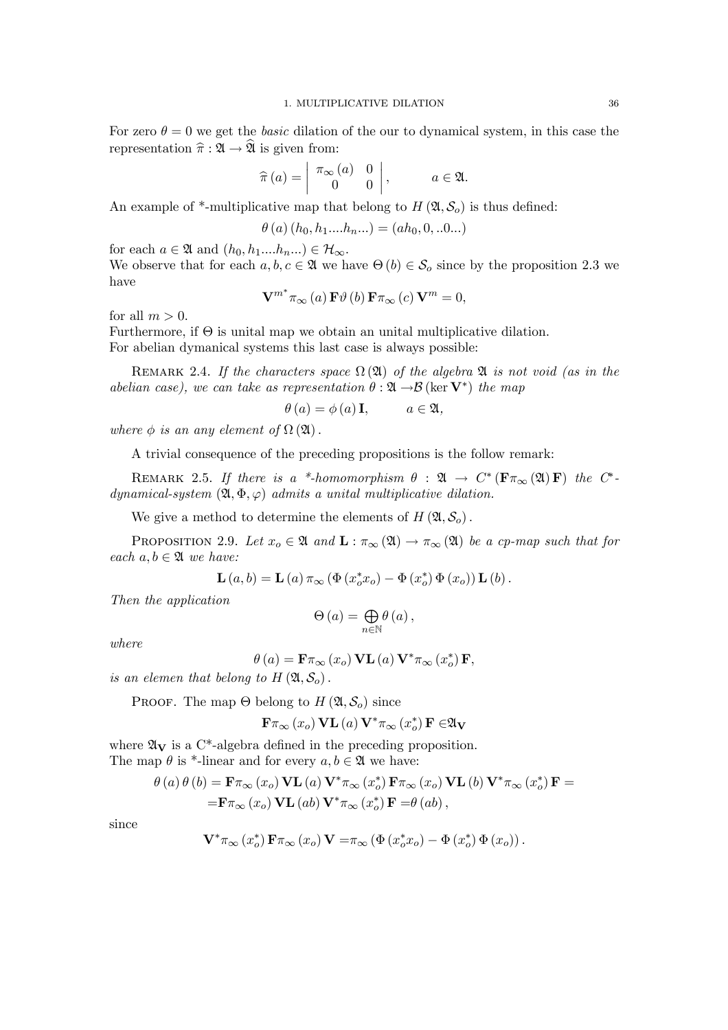For zero $\theta = 0$ we get the *basic* dilation of the our to dynamical system, in this case the representation $\widehat{\pi} : \mathfrak{A} \to \widehat{\mathfrak{A}}$ is given from:

$$\widehat{\pi}(a) = \begin{vmatrix} \pi_\infty(a) & 0 \\ 0 & 0 \end{vmatrix}, \qquad a \in \mathfrak{A}.$$

An example of *-multiplicative map that belong to $H(\mathfrak{A}, \mathcal{S}_o)$ is thus defined:

$$\theta(a)(h_0, h_1....h_n...) = (ah_0, 0, ..0...)$$

for each $a \in \mathfrak{A}$ and $(h_0, h_1....h_n...) \in \mathcal{H}_\infty$.
We observe that for each $a, b, c \in \mathfrak{A}$ we have $\Theta(b) \in \mathcal{S}_o$ since by the proposition 2.3 we have

$$\mathbf{V}^{m^*}\pi_\infty(a)\,\mathbf{F}\vartheta(b)\,\mathbf{F}\pi_\infty(c)\,\mathbf{V}^m = 0,$$

for all $m > 0$.
Furthermore, if $\Theta$ is unital map we obtain an unital multiplicative dilation.
For abelian dymanical systems this last case is always possible:

REMARK 2.4. *If the characters space $\Omega(\mathfrak{A})$ of the algebra $\mathfrak{A}$ is not void (as in the abelian case), we can take as representation $\theta : \mathfrak{A} \to \mathcal{B}(\ker \mathbf{V}^*)$ the map*

$$\theta(a) = \phi(a)\,\mathbf{I}, \qquad a \in \mathfrak{A},$$

*where $\phi$ is an any element of $\Omega(\mathfrak{A})$.*

A trivial consequence of the preceding propositions is the follow remark:

REMARK 2.5. *If there is a *-homomorphism $\theta : \mathfrak{A} \to C^*(\mathbf{F}\pi_\infty(\mathfrak{A})\,\mathbf{F})$ the $C^*$-dynamical-system $(\mathfrak{A}, \Phi, \varphi)$ admits a unital multiplicative dilation.*

We give a method to determine the elements of $H(\mathfrak{A}, \mathcal{S}_o)$.

PROPOSITION 2.9. *Let $x_o \in \mathfrak{A}$ and $\mathbf{L} : \pi_\infty(\mathfrak{A}) \to \pi_\infty(\mathfrak{A})$ be a cp-map such that for each $a, b \in \mathfrak{A}$ we have:*

$$\mathbf{L}(a, b) = \mathbf{L}(a)\,\pi_\infty(\Phi(x_o^* x_o) - \Phi(x_o^*)\,\Phi(x_o))\,\mathbf{L}(b).$$

*Then the application*

$$\Theta(a) = \bigoplus_{n \in \mathbb{N}} \theta(a),$$

*where*

$$\theta(a) = \mathbf{F}\pi_\infty(x_o)\,\mathbf{V}\mathbf{L}(a)\,\mathbf{V}^*\pi_\infty(x_o^*)\,\mathbf{F},$$

*is an elemen that belong to $H(\mathfrak{A}, \mathcal{S}_o)$.*

PROOF. The map $\Theta$ belong to $H(\mathfrak{A}, \mathcal{S}_o)$ since

$$\mathbf{F}\pi_\infty(x_o)\,\mathbf{V}\mathbf{L}(a)\,\mathbf{V}^*\pi_\infty(x_o^*)\,\mathbf{F} \in \mathfrak{A}_{\mathbf{V}}$$

where $\mathfrak{A}_{\mathbf{V}}$ is a C*-algebra defined in the preceding proposition.
The map $\theta$ is *-linear and for every $a, b \in \mathfrak{A}$ we have:

$$\begin{aligned} \theta(a)\,\theta(b) &= \mathbf{F}\pi_\infty(x_o)\,\mathbf{V}\mathbf{L}(a)\,\mathbf{V}^*\pi_\infty(x_o^*)\,\mathbf{F}\pi_\infty(x_o)\,\mathbf{V}\mathbf{L}(b)\,\mathbf{V}^*\pi_\infty(x_o^*)\,\mathbf{F} = \\ &= \mathbf{F}\pi_\infty(x_o)\,\mathbf{V}\mathbf{L}(ab)\,\mathbf{V}^*\pi_\infty(x_o^*)\,\mathbf{F} = \theta(ab), \end{aligned}$$

since

$$\mathbf{V}^*\pi_\infty(x_o^*)\,\mathbf{F}\pi_\infty(x_o)\,\mathbf{V} = \pi_\infty(\Phi(x_o^* x_o) - \Phi(x_o^*)\,\Phi(x_o)).$$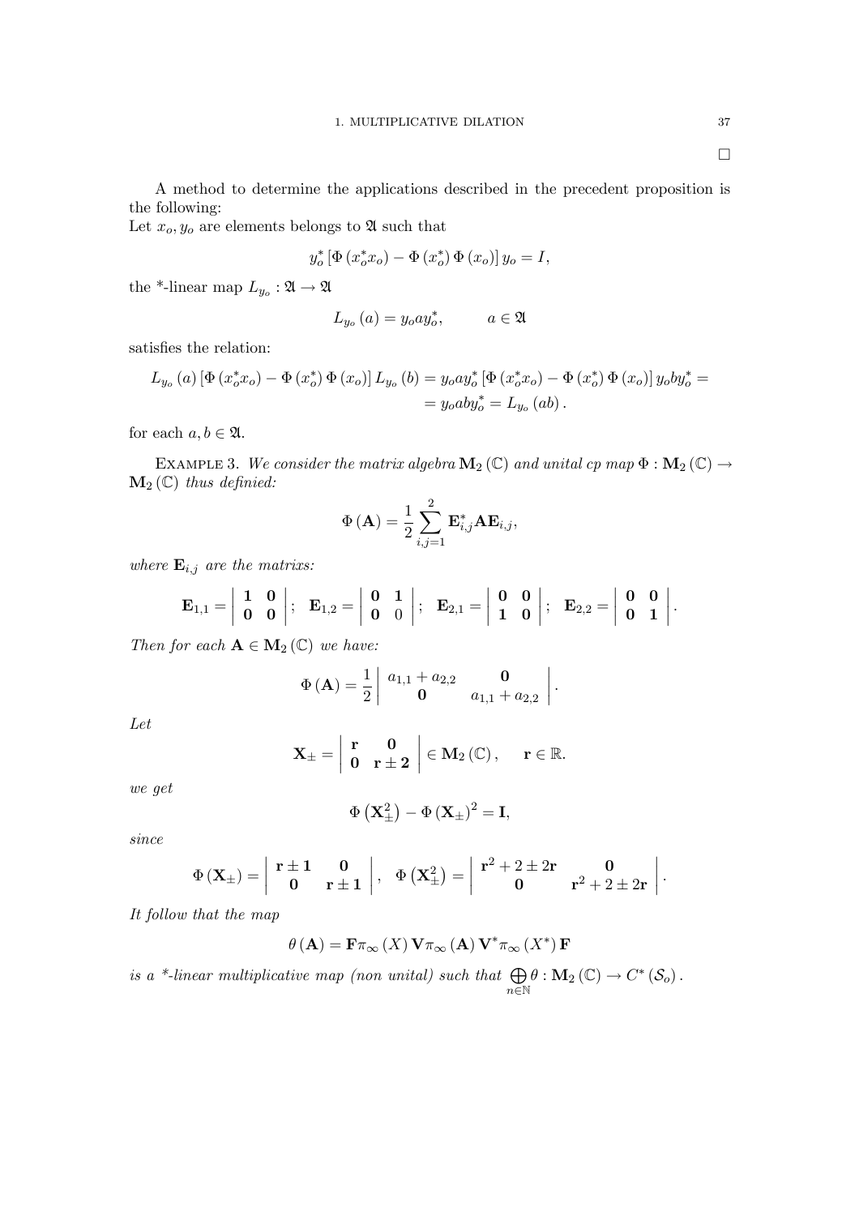□

A method to determine the applications described in the precedent proposition is the following:
Let $x_o, y_o$ are elements belongs to $\mathfrak{A}$ such that

$$y_o^* \left[\Phi\left(x_o^* x_o\right) - \Phi\left(x_o^*\right)\Phi\left(x_o\right)\right] y_o = I,$$

the *-linear map $L_{y_o} : \mathfrak{A} \to \mathfrak{A}$

$$L_{y_o}(a) = y_o a y_o^*, \qquad a \in \mathfrak{A}$$

satisfies the relation:

$$L_{y_o}(a)\left[\Phi\left(x_o^* x_o\right) - \Phi\left(x_o^*\right)\Phi\left(x_o\right)\right] L_{y_o}(b) = y_o a y_o^* \left[\Phi\left(x_o^* x_o\right) - \Phi\left(x_o^*\right)\Phi\left(x_o\right)\right] y_o b y_o^* =$$
$$= y_o a b y_o^* = L_{y_o}(ab).$$

for each $a, b \in \mathfrak{A}$.

EXAMPLE 3. *We consider the matrix algebra $\mathbf{M}_2(\mathbb{C})$ and unital cp map $\Phi : \mathbf{M}_2(\mathbb{C}) \to \mathbf{M}_2(\mathbb{C})$ thus definied:*

$$\Phi(\mathbf{A}) = \frac{1}{2}\sum_{i,j=1}^{2} \mathbf{E}_{i,j}^* \mathbf{A} \mathbf{E}_{i,j},$$

*where $\mathbf{E}_{i,j}$ are the matrixs:*

$$\mathbf{E}_{1,1} = \left|\begin{array}{cc} \mathbf{1} & \mathbf{0} \\ \mathbf{0} & \mathbf{0} \end{array}\right|; \quad \mathbf{E}_{1,2} = \left|\begin{array}{cc} \mathbf{0} & \mathbf{1} \\ \mathbf{0} & 0 \end{array}\right|; \quad \mathbf{E}_{2,1} = \left|\begin{array}{cc} \mathbf{0} & \mathbf{0} \\ \mathbf{1} & \mathbf{0} \end{array}\right|; \quad \mathbf{E}_{2,2} = \left|\begin{array}{cc} \mathbf{0} & \mathbf{0} \\ \mathbf{0} & \mathbf{1} \end{array}\right|.$$

*Then for each $\mathbf{A} \in \mathbf{M}_2(\mathbb{C})$ we have:*

$$\Phi(\mathbf{A}) = \frac{1}{2}\left|\begin{array}{cc} a_{1,1} + a_{2,2} & \mathbf{0} \\ \mathbf{0} & a_{1,1} + a_{2,2} \end{array}\right|.$$

*Let*

$$\mathbf{X}_{\pm} = \left|\begin{array}{cc} \mathbf{r} & \mathbf{0} \\ \mathbf{0} & \mathbf{r} \pm \mathbf{2} \end{array}\right| \in \mathbf{M}_2(\mathbb{C}), \qquad \mathbf{r} \in \mathbb{R}.$$

*we get*

$$\Phi\left(\mathbf{X}_{\pm}^2\right) - \Phi\left(\mathbf{X}_{\pm}\right)^2 = \mathbf{I},$$

*since*

$$\Phi\left(\mathbf{X}_{\pm}\right) = \left|\begin{array}{cc} \mathbf{r} \pm \mathbf{1} & \mathbf{0} \\ \mathbf{0} & \mathbf{r} \pm \mathbf{1} \end{array}\right|, \quad \Phi\left(\mathbf{X}_{\pm}^2\right) = \left|\begin{array}{cc} \mathbf{r}^2 + 2 \pm 2\mathbf{r} & \mathbf{0} \\ \mathbf{0} & \mathbf{r}^2 + 2 \pm 2\mathbf{r} \end{array}\right|.$$

*It follow that the map*

$$\theta(\mathbf{A}) = \mathbf{F}\pi_\infty(X)\mathbf{V}\pi_\infty(\mathbf{A})\mathbf{V}^*\pi_\infty(X^*)\mathbf{F}$$

*is a *-linear multiplicative map (non unital) such that $\bigoplus_{n\in\mathbb{N}} \theta : \mathbf{M}_2(\mathbb{C}) \to C^*(\mathcal{S}_o)$.*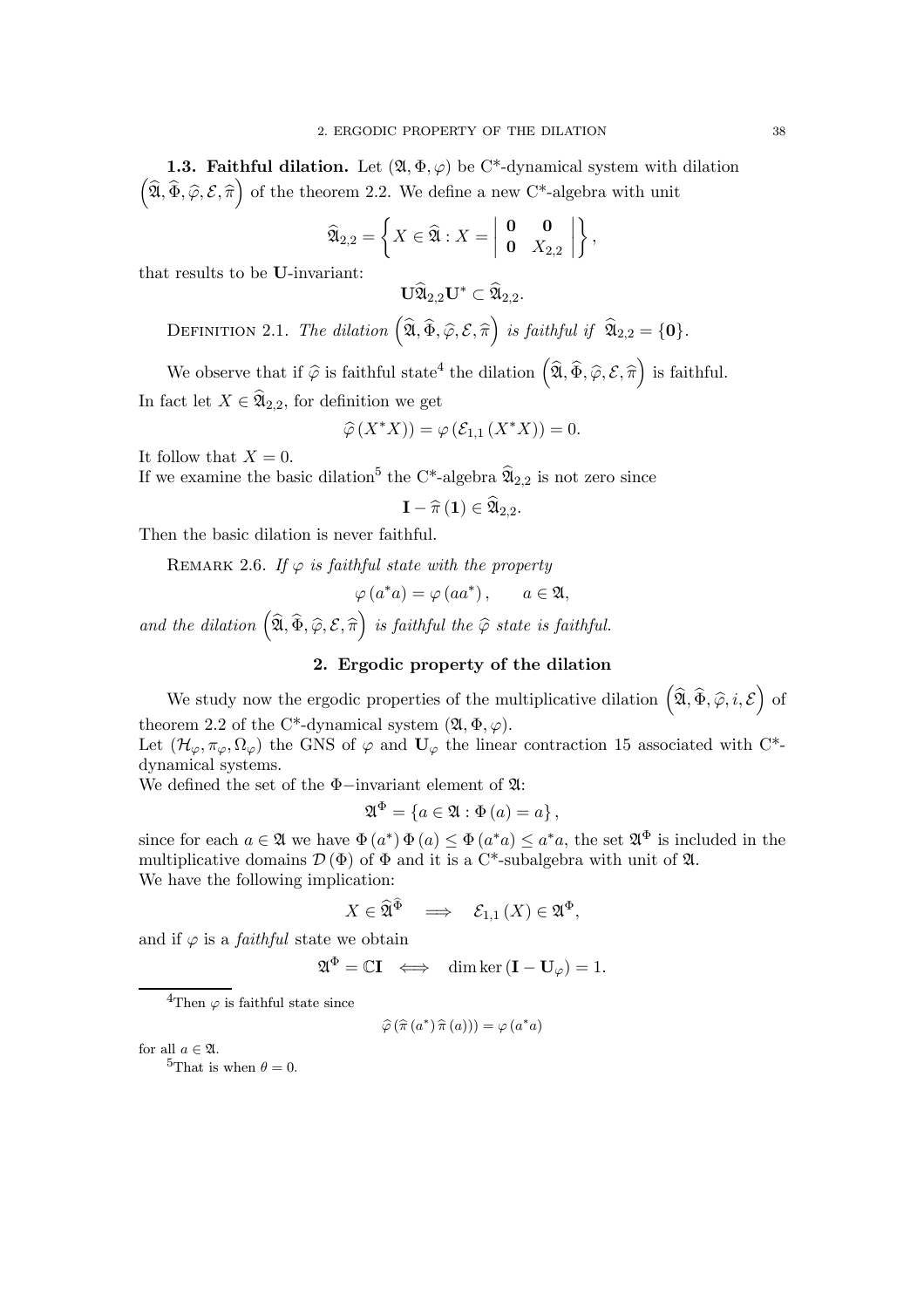**1.3. Faithful dilation.** Let $(\mathfrak{A}, \Phi, \varphi)$ be C*-dynamical system with dilation $\left(\widehat{\mathfrak{A}}, \widehat{\Phi}, \widehat{\varphi}, \mathcal{E}, \widehat{\pi}\right)$ of the theorem 2.2. We define a new C*-algebra with unit

$$\widehat{\mathfrak{A}}_{2,2} = \left\{ X \in \widehat{\mathfrak{A}} : X = \left| \begin{array}{cc} \mathbf{0} & \mathbf{0} \\ \mathbf{0} & X_{2,2} \end{array} \right| \right\},$$

that results to be $\mathbf{U}$-invariant:

$$\mathbf{U}\widehat{\mathfrak{A}}_{2,2}\mathbf{U}^* \subset \widehat{\mathfrak{A}}_{2,2}.$$

Definition 2.1. *The dilation $\left(\widehat{\mathfrak{A}}, \widehat{\Phi}, \widehat{\varphi}, \mathcal{E}, \widehat{\pi}\right)$ is faithful if $\widehat{\mathfrak{A}}_{2,2} = \{\mathbf{0}\}$.*

We observe that if $\widehat{\varphi}$ is faithful state[4] the dilation $\left(\widehat{\mathfrak{A}}, \widehat{\Phi}, \widehat{\varphi}, \mathcal{E}, \widehat{\pi}\right)$ is faithful.
In fact let $X \in \widehat{\mathfrak{A}}_{2,2}$, for definition we get

$$\widehat{\varphi}\left(X^*X\right)) = \varphi\left(\mathcal{E}_{1,1}\left(X^*X\right)\right) = 0.$$

It follow that $X = 0$.
If we examine the basic dilation[5] the C*-algebra $\widehat{\mathfrak{A}}_{2,2}$ is not zero since

$$\mathbf{I} - \widehat{\pi}\left(\mathbf{1}\right) \in \widehat{\mathfrak{A}}_{2,2}.$$

Then the basic dilation is never faithful.

Remark 2.6. *If $\varphi$ is faithful state with the property*

$$\varphi\left(a^*a\right) = \varphi\left(aa^*\right), \qquad a \in \mathfrak{A},$$

*and the dilation $\left(\widehat{\mathfrak{A}}, \widehat{\Phi}, \widehat{\varphi}, \mathcal{E}, \widehat{\pi}\right)$ is faithful the $\widehat{\varphi}$ state is faithful.*

## 2. Ergodic property of the dilation

We study now the ergodic properties of the multiplicative dilation $\left(\widehat{\mathfrak{A}}, \widehat{\Phi}, \widehat{\varphi}, i, \mathcal{E}\right)$ of theorem 2.2 of the C*-dynamical system $(\mathfrak{A}, \Phi, \varphi)$.
Let $(\mathcal{H}_\varphi, \pi_\varphi, \Omega_\varphi)$ the GNS of $\varphi$ and $\mathbf{U}_\varphi$ the linear contraction 15 associated with C*-dynamical systems.
We defined the set of the $\Phi-$invariant element of $\mathfrak{A}$:

$$\mathfrak{A}^\Phi = \left\{a \in \mathfrak{A} : \Phi\left(a\right) = a\right\},$$

since for each $a \in \mathfrak{A}$ we have $\Phi\left(a^*\right)\Phi\left(a\right) \leq \Phi\left(a^*a\right) \leq a^*a$, the set $\mathfrak{A}^\Phi$ is included in the multiplicative domains $\mathcal{D}\left(\Phi\right)$ of $\Phi$ and it is a C*-subalgebra with unit of $\mathfrak{A}$.
We have the following implication:

$$X \in \widehat{\mathfrak{A}}^{\widehat{\Phi}} \quad \Longrightarrow \quad \mathcal{E}_{1,1}\left(X\right) \in \mathfrak{A}^\Phi,$$

and if $\varphi$ is a *faithful* state we obtain

$$\mathfrak{A}^\Phi = \mathbb{C}\mathbf{I} \iff \dim\ker\left(\mathbf{I} - \mathbf{U}_\varphi\right) = 1.$$

[4]Then $\varphi$ is faithful state since

$$\widehat{\varphi}\left(\widehat{\pi}\left(a^*\right)\widehat{\pi}\left(a\right)\right)) = \varphi\left(a^*a\right)$$

for all $a \in \mathfrak{A}$.

[5]That is when $\theta = 0$.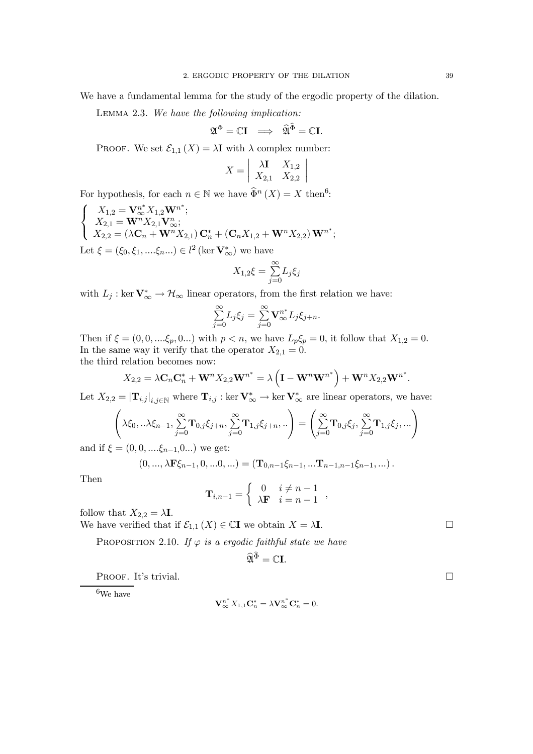We have a fundamental lemma for the study of the ergodic property of the dilation.

Lemma 2.3. *We have the following implication:*

$$\mathfrak{A}^{\Phi} = \mathbb{C}\mathbf{I} \implies \widehat{\mathfrak{A}}^{\widehat{\Phi}} = \mathbb{C}\mathbf{I}.$$

Proof. We set $\mathcal{E}_{1,1}(X) = \lambda \mathbf{I}$ with $\lambda$ complex number:

$$X = \begin{vmatrix} \lambda \mathbf{I} & X_{1,2} \\ X_{2,1} & X_{2,2} \end{vmatrix}$$

For hypothesis, for each $n \in \mathbb{N}$ we have $\widehat{\Phi}^n(X) = X$ then[6]:

$$\begin{cases} X_{1,2} = \mathbf{V}_\infty^{n^*} X_{1,2} \mathbf{W}^{n^*}; \\ X_{2,1} = \mathbf{W}^n X_{2,1} \mathbf{V}_\infty^n; \\ X_{2,2} = (\lambda \mathbf{C}_n + \mathbf{W}^n X_{2,1}) \mathbf{C}_n^* + (\mathbf{C}_n X_{1,2} + \mathbf{W}^n X_{2,2}) \mathbf{W}^{n^*}; \end{cases}$$

Let $\xi = (\xi_0, \xi_1, ....\xi_n ...) \in l^2(\ker \mathbf{V}_\infty^*)$ we have

$$X_{1,2}\xi = \sum_{j=0}^{\infty} L_j \xi_j$$

with $L_j : \ker \mathbf{V}_\infty^* \to \mathcal{H}_\infty$ linear operators, from the first relation we have:

$$\sum_{j=0}^{\infty} L_j \xi_j = \sum_{j=0}^{\infty} \mathbf{V}_\infty^{n^*} L_j \xi_{j+n}.$$

Then if $\xi = (0, 0, ....\xi_p, 0...)$ with $p < n$, we have $L_p \xi_p = 0$, it follow that $X_{1,2} = 0$.
In the same way it verify that the operator $X_{2,1} = 0$.
the third relation becomes now:

$$X_{2,2} = \lambda \mathbf{C}_n \mathbf{C}_n^* + \mathbf{W}^n X_{2,2} \mathbf{W}^{n^*} = \lambda \left( \mathbf{I} - \mathbf{W}^n \mathbf{W}^{n^*} \right) + \mathbf{W}^n X_{2,2} \mathbf{W}^{n^*}.$$

Let $X_{2,2} = |\mathbf{T}_{i,j}|_{i,j \in \mathbb{N}}$ where $\mathbf{T}_{i,j} : \ker \mathbf{V}_\infty^* \to \ker \mathbf{V}_\infty^*$ are linear operators, we have:

$$\left( \lambda \xi_0, ..\lambda \xi_{n-1}, \sum_{j=0}^{\infty} \mathbf{T}_{0,j} \xi_{j+n}, \sum_{j=0}^{\infty} \mathbf{T}_{1,j} \xi_{j+n}, .. \right) = \left( \sum_{j=0}^{\infty} \mathbf{T}_{0,j} \xi_j, \sum_{j=0}^{\infty} \mathbf{T}_{1,j} \xi_j, ... \right)$$

and if $\xi = (0, 0, ....\xi_{n-1}, 0...)$ we get:

$$(0, ..., \lambda \mathbf{F} \xi_{n-1}, 0, ...0, ...) = (\mathbf{T}_{0,n-1} \xi_{n-1}, ...\mathbf{T}_{n-1,n-1} \xi_{n-1}, ...).$$

Then

$$\mathbf{T}_{i,n-1} = \begin{cases} 0 & i \neq n-1 \\ \lambda \mathbf{F} & i = n-1 \end{cases},$$

follow that $X_{2,2} = \lambda \mathbf{I}$.
We have verified that if $\mathcal{E}_{1,1}(X) \in \mathbb{C}\mathbf{I}$ we obtain $X = \lambda \mathbf{I}$. □

Proposition 2.10. *If $\varphi$ is a ergodic faithful state we have*

$$\widehat{\mathfrak{A}}^{\widehat{\Phi}} = \mathbb{C}\mathbf{I}.$$

Proof. It's trivial. □

[6]We have

$$\mathbf{V}_\infty^{n^*} X_{1,1} \mathbf{C}_n^* = \lambda \mathbf{V}_\infty^{n^*} \mathbf{C}_n^* = 0.$$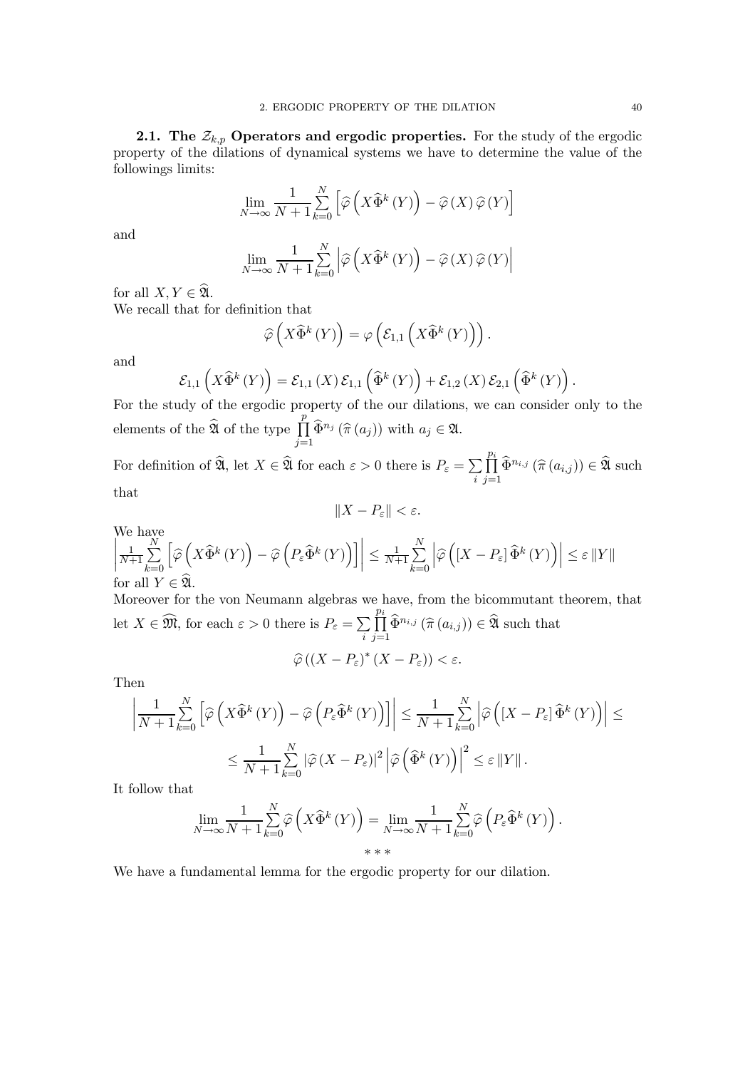**2.1. The $\mathcal{Z}_{k,p}$ Operators and ergodic properties.** For the study of the ergodic property of the dilations of dynamical systems we have to determine the value of the followings limits:

$$\lim_{N\to\infty}\frac{1}{N+1}\sum_{k=0}^{N}\left[\widehat{\varphi}\left(X\widehat{\Phi}^{k}\left(Y\right)\right)-\widehat{\varphi}\left(X\right)\widehat{\varphi}\left(Y\right)\right]$$

and

$$\lim_{N\to\infty}\frac{1}{N+1}\sum_{k=0}^{N}\left|\widehat{\varphi}\left(X\widehat{\Phi}^{k}\left(Y\right)\right)-\widehat{\varphi}\left(X\right)\widehat{\varphi}\left(Y\right)\right|$$

for all $X,Y\in\widehat{\mathfrak{A}}$.

We recall that for definition that

$$\widehat{\varphi}\left(X\widehat{\Phi}^{k}\left(Y\right)\right)=\varphi\left(\mathcal{E}_{1,1}\left(X\widehat{\Phi}^{k}\left(Y\right)\right)\right).$$

and

$$\mathcal{E}_{1,1}\left(X\widehat{\Phi}^{k}\left(Y\right)\right)=\mathcal{E}_{1,1}\left(X\right)\mathcal{E}_{1,1}\left(\widehat{\Phi}^{k}\left(Y\right)\right)+\mathcal{E}_{1,2}\left(X\right)\mathcal{E}_{2,1}\left(\widehat{\Phi}^{k}\left(Y\right)\right).$$

For the study of the ergodic property of the our dilations, we can consider only to the elements of the $\widehat{\mathfrak{A}}$ of the type $\prod_{j=1}^{p}\widehat{\Phi}^{n_j}\left(\widehat{\pi}\left(a_j\right)\right)$ with $a_j\in\mathfrak{A}$.

For definition of $\widehat{\mathfrak{A}}$, let $X\in\widehat{\mathfrak{A}}$ for each $\varepsilon>0$ there is $P_{\varepsilon}=\sum_{i}\prod_{j=1}^{p_i}\widehat{\Phi}^{n_{i,j}}\left(\widehat{\pi}\left(a_{i,j}\right)\right)\in\widehat{\mathfrak{A}}$ such that

$$\left\|X-P_{\varepsilon}\right\|<\varepsilon.$$

We have

$\left|\frac{1}{N+1}\sum_{k=0}^{N}\left[\widehat{\varphi}\left(X\widehat{\Phi}^{k}\left(Y\right)\right)-\widehat{\varphi}\left(P_{\varepsilon}\widehat{\Phi}^{k}\left(Y\right)\right)\right]\right|\leq\frac{1}{N+1}\sum_{k=0}^{N}\left|\widehat{\varphi}\left(\left[X-P_{\varepsilon}\right]\widehat{\Phi}^{k}\left(Y\right)\right)\right|\leq\varepsilon\left\|Y\right\|$

for all $Y\in\widehat{\mathfrak{A}}$.

Moreover for the von Neumann algebras we have, from the bicommutant theorem, that let $X\in\widehat{\mathfrak{M}}$, for each $\varepsilon>0$ there is $P_{\varepsilon}=\sum_{i}\prod_{j=1}^{p_i}\widehat{\Phi}^{n_{i,j}}\left(\widehat{\pi}\left(a_{i,j}\right)\right)\in\widehat{\mathfrak{A}}$ such that

$$\widehat{\varphi}\left(\left(X-P_{\varepsilon}\right)^{*}\left(X-P_{\varepsilon}\right)\right)<\varepsilon.$$

Then

$$\left|\frac{1}{N+1}\sum_{k=0}^{N}\left[\widehat{\varphi}\left(X\widehat{\Phi}^{k}\left(Y\right)\right)-\widehat{\varphi}\left(P_{\varepsilon}\widehat{\Phi}^{k}\left(Y\right)\right)\right]\right|\leq\frac{1}{N+1}\sum_{k=0}^{N}\left|\widehat{\varphi}\left(\left[X-P_{\varepsilon}\right]\widehat{\Phi}^{k}\left(Y\right)\right)\right|\leq$$

$$\leq\frac{1}{N+1}\sum_{k=0}^{N}\left|\widehat{\varphi}\left(X-P_{\varepsilon}\right)\right|^{2}\left|\widehat{\varphi}\left(\widehat{\Phi}^{k}\left(Y\right)\right)\right|^{2}\leq\varepsilon\left\|Y\right\|.$$

It follow that

$$\lim_{N\to\infty}\frac{1}{N+1}\sum_{k=0}^{N}\widehat{\varphi}\left(X\widehat{\Phi}^{k}\left(Y\right)\right)=\lim_{N\to\infty}\frac{1}{N+1}\sum_{k=0}^{N}\widehat{\varphi}\left(P_{\varepsilon}\widehat{\Phi}^{k}\left(Y\right)\right).$$

\* \* \*

We have a fundamental lemma for the ergodic property for our dilation.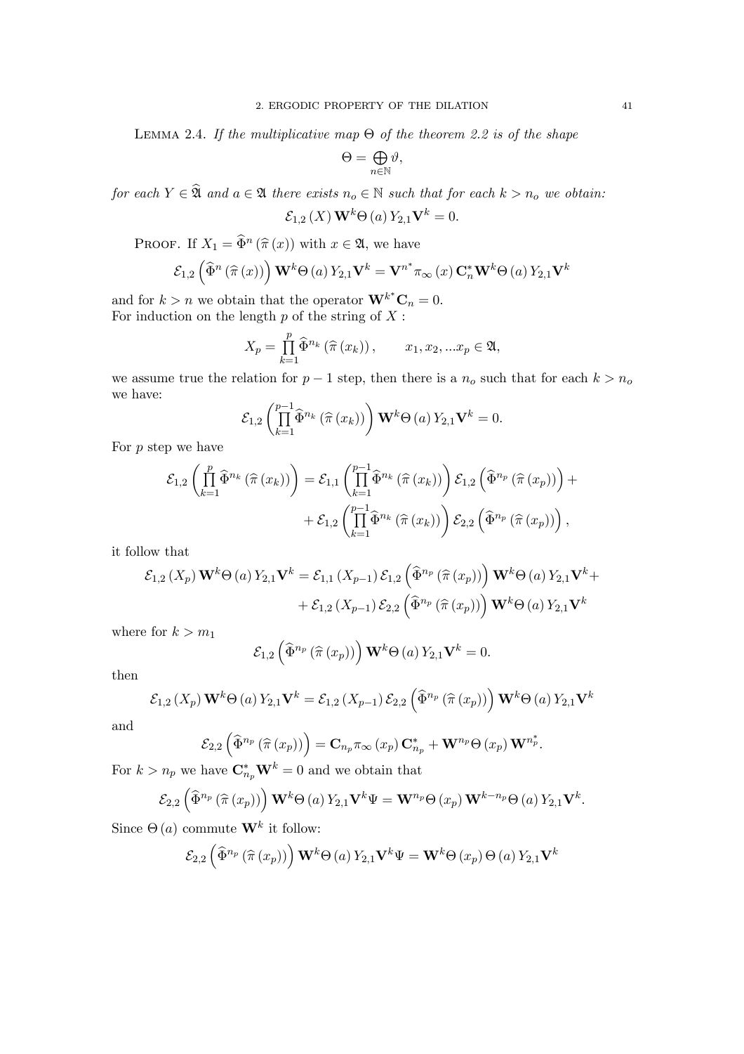**Lemma 2.4.** *If the multiplicative map $\Theta$ of the theorem 2.2 is of the shape*

$$\Theta = \bigoplus_{n\in\mathbb{N}} \vartheta,$$

*for each $Y \in \widehat{\mathfrak{A}}$ and $a \in \mathfrak{A}$ there exists $n_o \in \mathbb{N}$ such that for each $k > n_o$ we obtain:*

$$\mathcal{E}_{1,2}(X)\, \mathbf{W}^k \Theta(a)\, Y_{2,1} \mathbf{V}^k = 0.$$

Proof. If $X_1 = \widehat{\Phi}^n(\widehat{\pi}(x))$ with $x \in \mathfrak{A}$, we have

$$\mathcal{E}_{1,2}\left(\widehat{\Phi}^n(\widehat{\pi}(x))\right) \mathbf{W}^k \Theta(a)\, Y_{2,1} \mathbf{V}^k = \mathbf{V}^{n^*} \pi_\infty(x)\, \mathbf{C}_n^* \mathbf{W}^k \Theta(a)\, Y_{2,1} \mathbf{V}^k$$

and for $k > n$ we obtain that the operator $\mathbf{W}^{k^*} \mathbf{C}_n = 0$.
For induction on the length $p$ of the string of $X$ :

$$X_p = \prod_{k=1}^{p} \widehat{\Phi}^{n_k}(\widehat{\pi}(x_k)), \qquad x_1, x_2, ... x_p \in \mathfrak{A},$$

we assume true the relation for $p-1$ step, then there is a $n_o$ such that for each $k > n_o$ we have:

$$\mathcal{E}_{1,2}\left(\prod_{k=1}^{p-1} \widehat{\Phi}^{n_k}(\widehat{\pi}(x_k))\right) \mathbf{W}^k \Theta(a)\, Y_{2,1} \mathbf{V}^k = 0.$$

For $p$ step we have

$$\mathcal{E}_{1,2}\left(\prod_{k=1}^{p} \widehat{\Phi}^{n_k}(\widehat{\pi}(x_k))\right) = \mathcal{E}_{1,1}\left(\prod_{k=1}^{p-1} \widehat{\Phi}^{n_k}(\widehat{\pi}(x_k))\right) \mathcal{E}_{1,2}\left(\widehat{\Phi}^{n_p}(\widehat{\pi}(x_p))\right) + \\ + \mathcal{E}_{1,2}\left(\prod_{k=1}^{p-1} \widehat{\Phi}^{n_k}(\widehat{\pi}(x_k))\right) \mathcal{E}_{2,2}\left(\widehat{\Phi}^{n_p}(\widehat{\pi}(x_p))\right),$$

it follow that

$$\mathcal{E}_{1,2}(X_p)\, \mathbf{W}^k \Theta(a)\, Y_{2,1} \mathbf{V}^k = \mathcal{E}_{1,1}(X_{p-1})\, \mathcal{E}_{1,2}\left(\widehat{\Phi}^{n_p}(\widehat{\pi}(x_p))\right) \mathbf{W}^k \Theta(a)\, Y_{2,1} \mathbf{V}^k + \\ + \mathcal{E}_{1,2}(X_{p-1})\, \mathcal{E}_{2,2}\left(\widehat{\Phi}^{n_p}(\widehat{\pi}(x_p))\right) \mathbf{W}^k \Theta(a)\, Y_{2,1} \mathbf{V}^k$$

where for $k > m_1$

$$\mathcal{E}_{1,2}\left(\widehat{\Phi}^{n_p}(\widehat{\pi}(x_p))\right) \mathbf{W}^k \Theta(a)\, Y_{2,1} \mathbf{V}^k = 0.$$

then

$$\mathcal{E}_{1,2}(X_p)\, \mathbf{W}^k \Theta(a)\, Y_{2,1} \mathbf{V}^k = \mathcal{E}_{1,2}(X_{p-1})\, \mathcal{E}_{2,2}\left(\widehat{\Phi}^{n_p}(\widehat{\pi}(x_p))\right) \mathbf{W}^k \Theta(a)\, Y_{2,1} \mathbf{V}^k$$

and

$$\mathcal{E}_{2,2}\left(\widehat{\Phi}^{n_p}(\widehat{\pi}(x_p))\right) = \mathbf{C}_{n_p} \pi_\infty(x_p)\, \mathbf{C}_{n_p}^* + \mathbf{W}^{n_p} \Theta(x_p)\, \mathbf{W}^{n_p^*}.$$

For $k > n_p$ we have $\mathbf{C}_{n_p}^* \mathbf{W}^k = 0$ and we obtain that

$$\mathcal{E}_{2,2}\left(\widehat{\Phi}^{n_p}(\widehat{\pi}(x_p))\right) \mathbf{W}^k \Theta(a)\, Y_{2,1} \mathbf{V}^k \Psi = \mathbf{W}^{n_p} \Theta(x_p)\, \mathbf{W}^{k-n_p} \Theta(a)\, Y_{2,1} \mathbf{V}^k.$$

Since $\Theta(a)$ commute $\mathbf{W}^k$ it follow:

$$\mathcal{E}_{2,2}\left(\widehat{\Phi}^{n_p}(\widehat{\pi}(x_p))\right) \mathbf{W}^k \Theta(a)\, Y_{2,1} \mathbf{V}^k \Psi = \mathbf{W}^k \Theta(x_p)\, \Theta(a)\, Y_{2,1} \mathbf{V}^k$$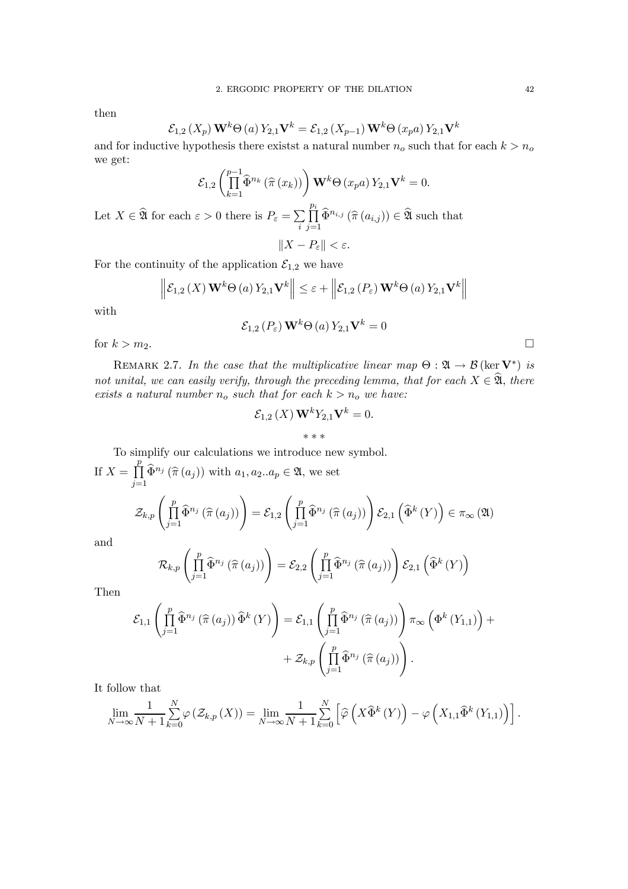then

$$\mathcal{E}_{1,2}\left(X_p\right)\mathbf{W}^k\Theta\left(a\right)Y_{2,1}\mathbf{V}^k = \mathcal{E}_{1,2}\left(X_{p-1}\right)\mathbf{W}^k\Theta\left(x_p a\right)Y_{2,1}\mathbf{V}^k$$

and for inductive hypothesis there existst a natural number $n_o$ such that for each $k > n_o$ we get:

$$\mathcal{E}_{1,2}\left(\prod_{k=1}^{p-1}\widehat{\Phi}^{n_k}\left(\widehat{\pi}\left(x_k\right)\right)\right)\mathbf{W}^k\Theta\left(x_p a\right)Y_{2,1}\mathbf{V}^k = 0.$$

Let $X \in \widehat{\mathfrak{A}}$ for each $\varepsilon > 0$ there is $P_\varepsilon = \sum_i \prod_{j=1}^{p_i}\widehat{\Phi}^{n_{i,j}}\left(\widehat{\pi}\left(a_{i,j}\right)\right) \in \widehat{\mathfrak{A}}$ such that

$$\left\|X - P_\varepsilon\right\| < \varepsilon.$$

For the continuity of the application $\mathcal{E}_{1,2}$ we have

$$\left\|\mathcal{E}_{1,2}\left(X\right)\mathbf{W}^k\Theta\left(a\right)Y_{2,1}\mathbf{V}^k\right\| \leq \varepsilon + \left\|\mathcal{E}_{1,2}\left(P_\varepsilon\right)\mathbf{W}^k\Theta\left(a\right)Y_{2,1}\mathbf{V}^k\right\|$$

with

$$\mathcal{E}_{1,2}\left(P_\varepsilon\right)\mathbf{W}^k\Theta\left(a\right)Y_{2,1}\mathbf{V}^k = 0$$

for $k > m_2$. □

Remark 2.7. *In the case that the multiplicative linear map $\Theta : \mathfrak{A} \to \mathcal{B}\left(\ker \mathbf{V}^*\right)$ is not unital, we can easily verify, through the preceding lemma, that for each $X \in \widehat{\mathfrak{A}}$, there exists a natural number $n_o$ such that for each $k > n_o$ we have:*

$$\mathcal{E}_{1,2}\left(X\right)\mathbf{W}^k Y_{2,1}\mathbf{V}^k = 0.$$

\* \* \*

To simplify our calculations we introduce new symbol.

If $X = \prod_{j=1}^{p}\widehat{\Phi}^{n_j}\left(\widehat{\pi}\left(a_j\right)\right)$ with $a_1, a_2..a_p \in \mathfrak{A}$, we set

$$\mathcal{Z}_{k,p}\left(\prod_{j=1}^{p}\widehat{\Phi}^{n_j}\left(\widehat{\pi}\left(a_j\right)\right)\right) = \mathcal{E}_{1,2}\left(\prod_{j=1}^{p}\widehat{\Phi}^{n_j}\left(\widehat{\pi}\left(a_j\right)\right)\right)\mathcal{E}_{2,1}\left(\widehat{\Phi}^k\left(Y\right)\right) \in \pi_\infty\left(\mathfrak{A}\right)$$

and

$$\mathcal{R}_{k,p}\left(\prod_{j=1}^{p}\widehat{\Phi}^{n_j}\left(\widehat{\pi}\left(a_j\right)\right)\right) = \mathcal{E}_{2,2}\left(\prod_{j=1}^{p}\widehat{\Phi}^{n_j}\left(\widehat{\pi}\left(a_j\right)\right)\right)\mathcal{E}_{2,1}\left(\widehat{\Phi}^k\left(Y\right)\right)$$

Then

$$\mathcal{E}_{1,1}\left(\prod_{j=1}^{p}\widehat{\Phi}^{n_j}\left(\widehat{\pi}\left(a_j\right)\right)\widehat{\Phi}^k\left(Y\right)\right) = \mathcal{E}_{1,1}\left(\prod_{j=1}^{p}\widehat{\Phi}^{n_j}\left(\widehat{\pi}\left(a_j\right)\right)\right)\pi_\infty\left(\Phi^k\left(Y_{1,1}\right)\right) + \\ + \mathcal{Z}_{k,p}\left(\prod_{j=1}^{p}\widehat{\Phi}^{n_j}\left(\widehat{\pi}\left(a_j\right)\right)\right).$$

It follow that

$$\lim_{N\to\infty}\frac{1}{N+1}\sum_{k=0}^{N}\varphi\left(\mathcal{Z}_{k,p}\left(X\right)\right) = \lim_{N\to\infty}\frac{1}{N+1}\sum_{k=0}^{N}\left[\widehat{\varphi}\left(X\widehat{\Phi}^k\left(Y\right)\right) - \varphi\left(X_{1,1}\widehat{\Phi}^k\left(Y_{1,1}\right)\right)\right].$$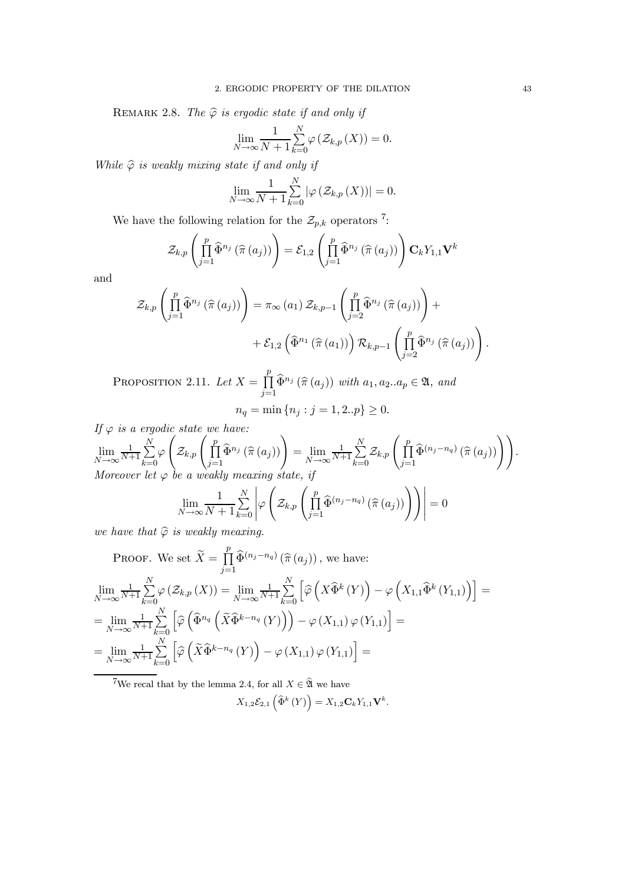REMARK 2.8. *The $\widehat{\varphi}$ is ergodic state if and only if*

$$\lim_{N\to\infty}\frac{1}{N+1}\sum_{k=0}^{N}\varphi\left(\mathcal{Z}_{k,p}\left(X\right)\right)=0.$$

*While $\widehat{\varphi}$ is weakly mixing state if and only if*

$$\lim_{N\to\infty}\frac{1}{N+1}\sum_{k=0}^{N}\left|\varphi\left(\mathcal{Z}_{k,p}\left(X\right)\right)\right|=0.$$

We have the following relation for the $\mathcal{Z}_{p,k}$ operators [7]:

$$\mathcal{Z}_{k,p}\left(\prod_{j=1}^{p}\widehat{\Phi}^{n_j}\left(\widehat{\pi}\left(a_j\right)\right)\right)=\mathcal{E}_{1,2}\left(\prod_{j=1}^{p}\widehat{\Phi}^{n_j}\left(\widehat{\pi}\left(a_j\right)\right)\right)\mathbf{C}_kY_{1,1}\mathbf{V}^k$$

and

$$\mathcal{Z}_{k,p}\left(\prod_{j=1}^{p}\widehat{\Phi}^{n_j}\left(\widehat{\pi}\left(a_j\right)\right)\right)=\pi_{\infty}\left(a_1\right)\mathcal{Z}_{k,p-1}\left(\prod_{j=2}^{p}\widehat{\Phi}^{n_j}\left(\widehat{\pi}\left(a_j\right)\right)\right)+$$
$$+\,\mathcal{E}_{1,2}\left(\widehat{\Phi}^{n_1}\left(\widehat{\pi}\left(a_1\right)\right)\right)\mathcal{R}_{k,p-1}\left(\prod_{j=2}^{p}\widehat{\Phi}^{n_j}\left(\widehat{\pi}\left(a_j\right)\right)\right).$$

PROPOSITION 2.11. *Let $X=\prod_{j=1}^{p}\widehat{\Phi}^{n_j}\left(\widehat{\pi}\left(a_j\right)\right)$ with $a_1,a_2..a_p\in\mathfrak{A}$, and*

$$n_q=\min\left\{n_j:j=1,2..p\right\}\geq 0.$$

*If $\varphi$ is a ergodic state we have:*

$$\lim_{N\to\infty}\frac{1}{N+1}\sum_{k=0}^{N}\varphi\left(\mathcal{Z}_{k,p}\left(\prod_{j=1}^{p}\widehat{\Phi}^{n_j}\left(\widehat{\pi}\left(a_j\right)\right)\right)\right)=\lim_{N\to\infty}\frac{1}{N+1}\sum_{k=0}^{N}\mathcal{Z}_{k,p}\left(\prod_{j=1}^{p}\widehat{\Phi}^{(n_j-n_q)}\left(\widehat{\pi}\left(a_j\right)\right)\right)\Bigg).$$

*Moreover let $\varphi$ be a weakly meaxing state, if*

$$\lim_{N\to\infty}\frac{1}{N+1}\sum_{k=0}^{N}\left|\varphi\left(\mathcal{Z}_{k,p}\left(\prod_{j=1}^{p}\widehat{\Phi}^{(n_j-n_q)}\left(\widehat{\pi}\left(a_j\right)\right)\right)\right)\right|=0$$

*we have that $\widehat{\varphi}$ is weakly meaxing.*

PROOF. We set $\widetilde{X}=\prod_{j=1}^{p}\widehat{\Phi}^{(n_j-n_q)}\left(\widehat{\pi}\left(a_j\right)\right)$, we have:

$$\lim_{N\to\infty}\frac{1}{N+1}\sum_{k=0}^{N}\varphi\left(\mathcal{Z}_{k,p}\left(X\right)\right)=\lim_{N\to\infty}\frac{1}{N+1}\sum_{k=0}^{N}\left[\widehat{\varphi}\left(X\widehat{\Phi}^{k}\left(Y\right)\right)-\varphi\left(X_{1,1}\widehat{\Phi}^{k}\left(Y_{1,1}\right)\right)\right]=$$
$$=\lim_{N\to\infty}\frac{1}{N+1}\sum_{k=0}^{N}\left[\widehat{\varphi}\left(\widehat{\Phi}^{n_q}\left(\widetilde{X}\widehat{\Phi}^{k-n_q}\left(Y\right)\right)\right)-\varphi\left(X_{1,1}\right)\varphi\left(Y_{1,1}\right)\right]=$$
$$=\lim_{N\to\infty}\frac{1}{N+1}\sum_{k=0}^{N}\left[\widehat{\varphi}\left(\widetilde{X}\widehat{\Phi}^{k-n_q}\left(Y\right)\right)-\varphi\left(X_{1,1}\right)\varphi\left(Y_{1,1}\right)\right]=$$

[7] We recal that by the lemma 2.4, for all $X\in\widehat{\mathfrak{A}}$ we have

$$X_{1,2}\mathcal{E}_{2,1}\left(\widehat{\Phi}^{k}\left(Y\right)\right)=X_{1,2}\mathbf{C}_kY_{1,1}\mathbf{V}^k.$$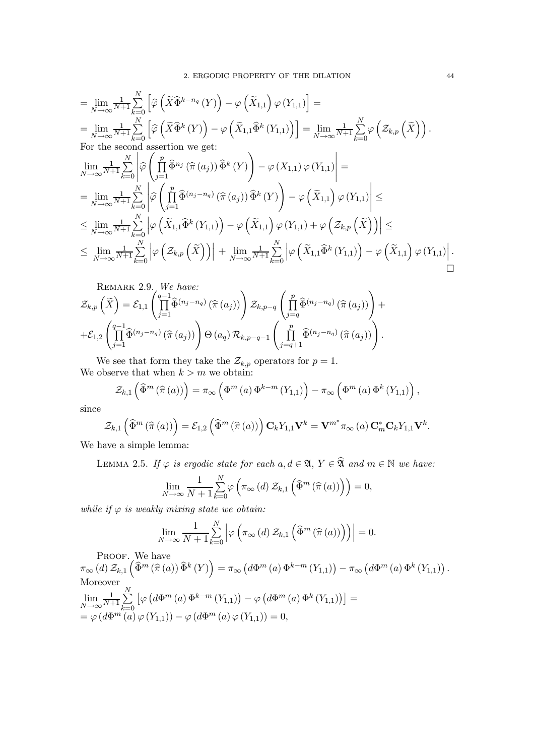$$= \lim_{N\to\infty} \frac{1}{N+1}\sum_{k=0}^{N}\left[\widehat{\varphi}\left(\widetilde{X}\widehat{\Phi}^{k-n_q}(Y)\right) - \varphi\left(\widetilde{X}_{1,1}\right)\varphi\left(Y_{1,1}\right)\right] =$$

$$= \lim_{N\to\infty} \frac{1}{N+1}\sum_{k=0}^{N}\left[\widehat{\varphi}\left(\widetilde{X}\widehat{\Phi}^{k}(Y)\right) - \varphi\left(\widetilde{X}_{1,1}\widehat{\Phi}^{k}\left(Y_{1,1}\right)\right)\right] = \lim_{N\to\infty} \frac{1}{N+1}\sum_{k=0}^{N}\varphi\left(\mathcal{Z}_{k,p}\left(\widetilde{X}\right)\right).$$

For the second assertion we get:

$$\lim_{N\to\infty} \frac{1}{N+1}\sum_{k=0}^{N}\left|\widehat{\varphi}\left(\prod_{j=1}^{p}\widehat{\Phi}^{n_j}\left(\widehat{\pi}\left(a_j\right)\right)\widehat{\Phi}^{k}(Y)\right) - \varphi\left(X_{1,1}\right)\varphi\left(Y_{1,1}\right)\right| =$$

$$= \lim_{N\to\infty} \frac{1}{N+1}\sum_{k=0}^{N}\left|\widehat{\varphi}\left(\prod_{j=1}^{p}\widehat{\Phi}^{(n_j-n_q)}\left(\widehat{\pi}\left(a_j\right)\right)\widehat{\Phi}^{k}(Y)\right) - \varphi\left(\widetilde{X}_{1,1}\right)\varphi\left(Y_{1,1}\right)\right| \leq$$

$$\leq \lim_{N\to\infty} \frac{1}{N+1}\sum_{k=0}^{N}\left|\varphi\left(\widetilde{X}_{1,1}\widehat{\Phi}^{k}\left(Y_{1,1}\right)\right) - \varphi\left(\widetilde{X}_{1,1}\right)\varphi\left(Y_{1,1}\right) + \varphi\left(\mathcal{Z}_{k,p}\left(\widetilde{X}\right)\right)\right| \leq$$

$$\leq \lim_{N\to\infty} \frac{1}{N+1}\sum_{k=0}^{N}\left|\varphi\left(\mathcal{Z}_{k,p}\left(\widetilde{X}\right)\right)\right| + \lim_{N\to\infty} \frac{1}{N+1}\sum_{k=0}^{N}\left|\varphi\left(\widetilde{X}_{1,1}\widehat{\Phi}^{k}\left(Y_{1,1}\right)\right) - \varphi\left(\widetilde{X}_{1,1}\right)\varphi\left(Y_{1,1}\right)\right|.$$

□

Remark 2.9. *We have:*

$$\mathcal{Z}_{k,p}\left(\widetilde{X}\right) = \mathcal{E}_{1,1}\left(\prod_{j=1}^{q-1}\widehat{\Phi}^{(n_j-n_q)}\left(\widehat{\pi}\left(a_j\right)\right)\right)\mathcal{Z}_{k,p-q}\left(\prod_{j=q}^{p}\widehat{\Phi}^{(n_j-n_q)}\left(\widehat{\pi}\left(a_j\right)\right)\right) +$$
$$+\mathcal{E}_{1,2}\left(\prod_{j=1}^{q-1}\widehat{\Phi}^{(n_j-n_q)}\left(\widehat{\pi}\left(a_j\right)\right)\right)\Theta\left(a_q\right)\mathcal{R}_{k,p-q-1}\left(\prod_{j=q+1}^{p}\widehat{\Phi}^{(n_j-n_q)}\left(\widehat{\pi}\left(a_j\right)\right)\right).$$

We see that form they take the $\mathcal{Z}_{k,p}$ operators for $p=1$.
We observe that when $k > m$ we obtain:

$$\mathcal{Z}_{k,1}\left(\widehat{\Phi}^{m}\left(\widehat{\pi}\left(a\right)\right)\right) = \pi_{\infty}\left(\Phi^{m}\left(a\right)\Phi^{k-m}\left(Y_{1,1}\right)\right) - \pi_{\infty}\left(\Phi^{m}\left(a\right)\Phi^{k}\left(Y_{1,1}\right)\right),$$

since

$$\mathcal{Z}_{k,1}\left(\widehat{\Phi}^{m}\left(\widehat{\pi}\left(a\right)\right)\right) = \mathcal{E}_{1,2}\left(\widehat{\Phi}^{m}\left(\widehat{\pi}\left(a\right)\right)\right)\mathbf{C}_{k}Y_{1,1}\mathbf{V}^{k} = \mathbf{V}^{m^{*}}\pi_{\infty}\left(a\right)\mathbf{C}_{m}^{*}\mathbf{C}_{k}Y_{1,1}\mathbf{V}^{k}.$$

We have a simple lemma:

Lemma 2.5. *If $\varphi$ is ergodic state for each $a, d \in \mathfrak{A}$, $Y \in \widehat{\mathfrak{A}}$ and $m \in \mathbb{N}$ we have:*

$$\lim_{N\to\infty} \frac{1}{N+1}\sum_{k=0}^{N}\varphi\left(\pi_{\infty}\left(d\right)\mathcal{Z}_{k,1}\left(\widehat{\Phi}^{m}\left(\widehat{\pi}\left(a\right)\right)\right)\right) = 0,$$

*while if $\varphi$ is weakly mixing state we obtain:*

$$\lim_{N\to\infty} \frac{1}{N+1}\sum_{k=0}^{N}\left|\varphi\left(\pi_{\infty}\left(d\right)\mathcal{Z}_{k,1}\left(\widehat{\Phi}^{m}\left(\widehat{\pi}\left(a\right)\right)\right)\right)\right| = 0.$$

Proof. We have

$$\pi_{\infty}\left(d\right)\mathcal{Z}_{k,1}\left(\widehat{\Phi}^{m}\left(\widehat{\pi}\left(a\right)\right)\widehat{\Phi}^{k}\left(Y\right)\right) = \pi_{\infty}\left(d\Phi^{m}\left(a\right)\Phi^{k-m}\left(Y_{1,1}\right)\right) - \pi_{\infty}\left(d\Phi^{m}\left(a\right)\Phi^{k}\left(Y_{1,1}\right)\right).$$

Moreover

$$\lim_{N\to\infty} \frac{1}{N+1}\sum_{k=0}^{N}\left[\varphi\left(d\Phi^{m}\left(a\right)\Phi^{k-m}\left(Y_{1,1}\right)\right) - \varphi\left(d\Phi^{m}\left(a\right)\Phi^{k}\left(Y_{1,1}\right)\right)\right] =$$
$$= \varphi\left(d\Phi^{m}\left(a\right)\varphi\left(Y_{1,1}\right)\right) - \varphi\left(d\Phi^{m}\left(a\right)\varphi\left(Y_{1,1}\right)\right) = 0,$$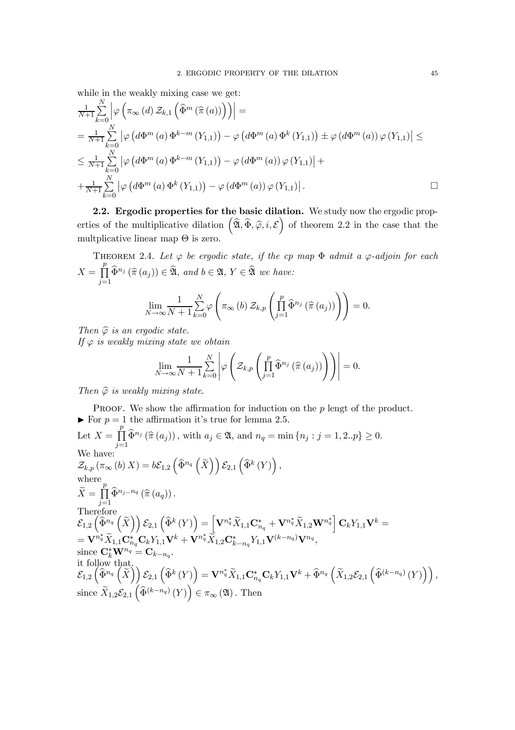while in the weakly mixing case we get:

$$\frac{1}{N+1}\sum_{k=0}^{N}\left|\varphi\left(\pi_{\infty}(d)\,\mathcal{Z}_{k,1}\left(\widehat{\Phi}^{m}(\widehat{\pi}(a))\right)\right)\right| =$$

$$= \frac{1}{N+1}\sum_{k=0}^{N}\left|\varphi\left(d\Phi^{m}(a)\,\Phi^{k-m}(Y_{1,1})\right) - \varphi\left(d\Phi^{m}(a)\,\Phi^{k}(Y_{1,1})\right) \pm \varphi\left(d\Phi^{m}(a)\right)\varphi(Y_{1,1})\right| \leq$$

$$\leq \frac{1}{N+1}\sum_{k=0}^{N}\left|\varphi\left(d\Phi^{m}(a)\,\Phi^{k-m}(Y_{1,1})\right) - \varphi\left(d\Phi^{m}(a)\right)\varphi(Y_{1,1})\right| +$$

$$+\frac{1}{N+1}\sum_{k=0}^{N}\left|\varphi\left(d\Phi^{m}(a)\,\Phi^{k}(Y_{1,1})\right) - \varphi\left(d\Phi^{m}(a)\right)\varphi(Y_{1,1})\right|. \qquad \square$$

**2.2. Ergodic properties for the basic dilation.** We study now the ergodic properties of the multiplicative dilation $\left(\widehat{\mathfrak{A}}, \widehat{\Phi}, \widehat{\varphi}, i, \mathcal{E}\right)$ of theorem 2.2 in the case that the multplicative linear map $\Theta$ is zero.

THEOREM 2.4. *Let $\varphi$ be ergodic state, if the cp map $\Phi$ admit a $\varphi$-adjoin for each $X = \prod_{j=1}^{p}\widehat{\Phi}^{n_j}(\widehat{\pi}(a_j)) \in \widehat{\mathfrak{A}}$, and $b \in \mathfrak{A}$, $Y \in \widehat{\mathfrak{A}}$ we have:*

$$\lim_{N\to\infty}\frac{1}{N+1}\sum_{k=0}^{N}\varphi\left(\pi_{\infty}(b)\,\mathcal{Z}_{k,p}\left(\prod_{j=1}^{p}\widehat{\Phi}^{n_j}(\widehat{\pi}(a_j))\right)\right) = 0.$$

*Then $\widehat{\varphi}$ is an ergodic state.*
*If $\varphi$ is weakly mixing state we obtain*

$$\lim_{N\to\infty}\frac{1}{N+1}\sum_{k=0}^{N}\left|\varphi\left(\mathcal{Z}_{k,p}\left(\prod_{j=1}^{p}\widehat{\Phi}^{n_j}(\widehat{\pi}(a_j))\right)\right)\right| = 0.$$

*Then $\widehat{\varphi}$ is weakly mixing state.*

PROOF. We show the affirmation for induction on the $p$ lengt of the product.
► For $p = 1$ the affirmation it's true for lemma 2.5.
Let $X = \prod_{j=1}^{p}\widehat{\Phi}^{n_j}(\widehat{\pi}(a_j))$, with $a_j \in \mathfrak{A}$, and $n_q = \min\{n_j : j = 1, 2..p\} \geq 0$.
We have:
$\mathcal{Z}_{k,p}(\pi_{\infty}(b)\,X) = b\mathcal{E}_{1,2}\left(\widehat{\Phi}^{n_q}\left(\widetilde{X}\right)\right)\mathcal{E}_{2,1}\left(\widehat{\Phi}^{k}(Y)\right)$,
where
$\widetilde{X} = \prod_{j=1}^{p}\widehat{\Phi}^{n_j - n_q}(\widehat{\pi}(a_q))$.
Therefore
$\mathcal{E}_{1,2}\left(\widehat{\Phi}^{n_q}\left(\widetilde{X}\right)\right)\mathcal{E}_{2,1}\left(\widehat{\Phi}^{k}(Y)\right) = \left[\mathbf{V}^{n_q^*}\widetilde{X}_{1,1}\mathbf{C}^*_{n_q} + \mathbf{V}^{n_q^*}\widetilde{X}_{1,2}\mathbf{W}^{n_q^*}\right]\mathbf{C}_k Y_{1,1}\mathbf{V}^k =$
$= \mathbf{V}^{n_q^*}\widetilde{X}_{1,1}\mathbf{C}^*_{n_q}\mathbf{C}_k Y_{1,1}\mathbf{V}^k + \mathbf{V}^{n_q^*}\widetilde{X}_{1,2}\mathbf{C}^*_{k-n_q}Y_{1,1}\mathbf{V}^{(k-n_q)}\mathbf{V}^{n_q}$,
since $\mathbf{C}^*_k\mathbf{W}^{n_q} = \mathbf{C}_{k-n_q}$.
it follow that.
$\mathcal{E}_{1,2}\left(\widehat{\Phi}^{n_q}\left(\widetilde{X}\right)\right)\mathcal{E}_{2,1}\left(\widehat{\Phi}^{k}(Y)\right) = \mathbf{V}^{n_q^*}\widetilde{X}_{1,1}\mathbf{C}^*_{n_q}\mathbf{C}_k Y_{1,1}\mathbf{V}^k + \widehat{\Phi}^{n_q}\left(\widetilde{X}_{1,2}\mathcal{E}_{2,1}\left(\widehat{\Phi}^{(k-n_q)}(Y)\right)\right)$,
since $\widetilde{X}_{1,2}\mathcal{E}_{2,1}\left(\widehat{\Phi}^{(k-n_q)}(Y)\right) \in \pi_{\infty}(\mathfrak{A})$. Then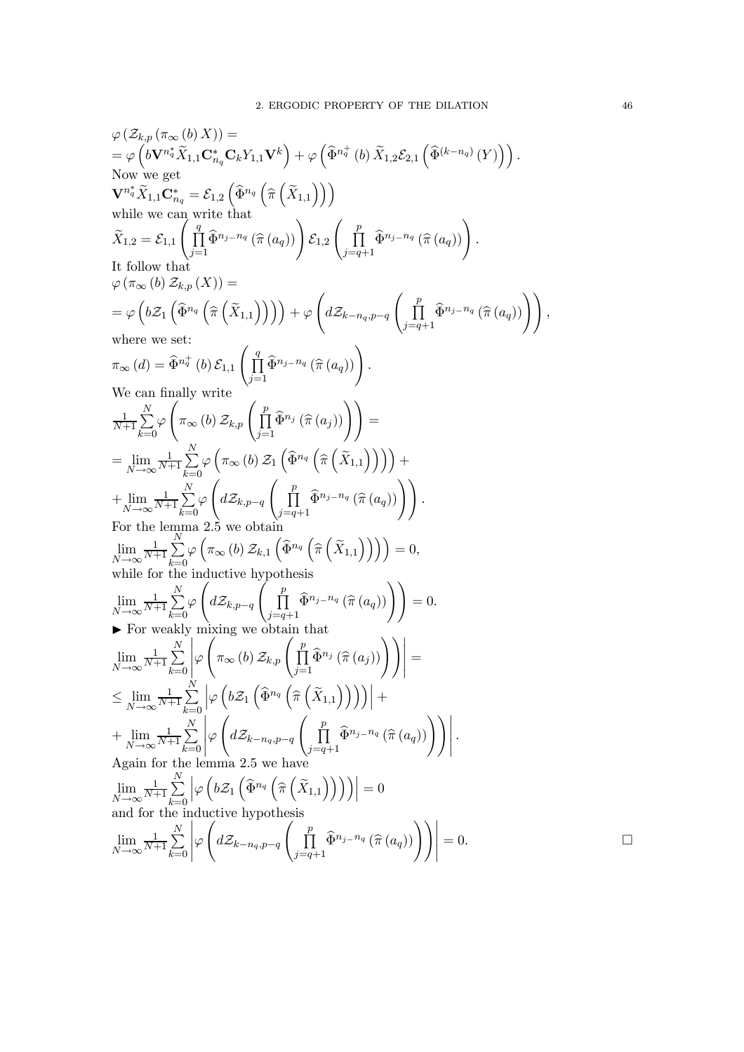$$\varphi\left(\mathcal{Z}_{k,p}\left(\pi_{\infty}\left(b\right)X\right)\right) =$$
$$= \varphi\left(b\mathbf{V}^{n_q^*}\widetilde{X}_{1,1}\mathbf{C}^*_{n_q}\mathbf{C}_k Y_{1,1}\mathbf{V}^k\right) + \varphi\left(\widehat{\Phi}^{n_q^+}\left(b\right)\widetilde{X}_{1,2}\mathcal{E}_{2,1}\left(\widehat{\Phi}^{(k-n_q)}\left(Y\right)\right)\right).$$

Now we get

$$\mathbf{V}^{n_q^*}\widetilde{X}_{1,1}\mathbf{C}^*_{n_q} = \mathcal{E}_{1,2}\left(\widehat{\Phi}^{n_q}\left(\widehat{\pi}\left(\widetilde{X}_{1,1}\right)\right)\right)$$

while we can write that

$$\widetilde{X}_{1,2} = \mathcal{E}_{1,1}\left(\prod_{j=1}^{q}\widehat{\Phi}^{n_j - n_q}\left(\widehat{\pi}\left(a_q\right)\right)\right)\mathcal{E}_{1,2}\left(\prod_{j=q+1}^{p}\widehat{\Phi}^{n_j - n_q}\left(\widehat{\pi}\left(a_q\right)\right)\right).$$

It follow that

$$\varphi\left(\pi_{\infty}\left(b\right)\mathcal{Z}_{k,p}\left(X\right)\right) =$$
$$= \varphi\left(b\mathcal{Z}_1\left(\widehat{\Phi}^{n_q}\left(\widehat{\pi}\left(\widetilde{X}_{1,1}\right)\right)\right)\right) + \varphi\left(d\mathcal{Z}_{k-n_q,p-q}\left(\prod_{j=q+1}^{p}\widehat{\Phi}^{n_j - n_q}\left(\widehat{\pi}\left(a_q\right)\right)\right)\right),$$

where we set:

$$\pi_{\infty}\left(d\right) = \widehat{\Phi}^{n_q^+}\left(b\right)\mathcal{E}_{1,1}\left(\prod_{j=1}^{q}\widehat{\Phi}^{n_j - n_q}\left(\widehat{\pi}\left(a_q\right)\right)\right).$$

We can finally write

$$\frac{1}{N+1}\sum_{k=0}^{N}\varphi\left(\pi_{\infty}\left(b\right)\mathcal{Z}_{k,p}\left(\prod_{j=1}^{p}\widehat{\Phi}^{n_j}\left(\widehat{\pi}\left(a_j\right)\right)\right)\right) =$$
$$= \lim_{N\to\infty}\frac{1}{N+1}\sum_{k=0}^{N}\varphi\left(\pi_{\infty}\left(b\right)\mathcal{Z}_1\left(\widehat{\Phi}^{n_q}\left(\widehat{\pi}\left(\widetilde{X}_{1,1}\right)\right)\right)\right) +$$
$$+ \lim_{N\to\infty}\frac{1}{N+1}\sum_{k=0}^{N}\varphi\left(d\mathcal{Z}_{k,p-q}\left(\prod_{j=q+1}^{p}\widehat{\Phi}^{n_j - n_q}\left(\widehat{\pi}\left(a_q\right)\right)\right)\right).$$

For the lemma 2.5 we obtain

$$\lim_{N\to\infty}\frac{1}{N+1}\sum_{k=0}^{N}\varphi\left(\pi_{\infty}\left(b\right)\mathcal{Z}_{k,1}\left(\widehat{\Phi}^{n_q}\left(\widehat{\pi}\left(\widetilde{X}_{1,1}\right)\right)\right)\right) = 0,$$

while for the inductive hypothesis

$$\lim_{N\to\infty}\frac{1}{N+1}\sum_{k=0}^{N}\varphi\left(d\mathcal{Z}_{k,p-q}\left(\prod_{j=q+1}^{p}\widehat{\Phi}^{n_j - n_q}\left(\widehat{\pi}\left(a_q\right)\right)\right)\right) = 0.$$

► For weakly mixing we obtain that

$$\lim_{N\to\infty}\frac{1}{N+1}\sum_{k=0}^{N}\left|\varphi\left(\pi_{\infty}\left(b\right)\mathcal{Z}_{k,p}\left(\prod_{j=1}^{p}\widehat{\Phi}^{n_j}\left(\widehat{\pi}\left(a_j\right)\right)\right)\right)\right| =$$
$$\leq \lim_{N\to\infty}\frac{1}{N+1}\sum_{k=0}^{N}\left|\varphi\left(b\mathcal{Z}_1\left(\widehat{\Phi}^{n_q}\left(\widehat{\pi}\left(\widetilde{X}_{1,1}\right)\right)\right)\right)\right| +$$
$$+ \lim_{N\to\infty}\frac{1}{N+1}\sum_{k=0}^{N}\left|\varphi\left(d\mathcal{Z}_{k-n_q,p-q}\left(\prod_{j=q+1}^{p}\widehat{\Phi}^{n_j - n_q}\left(\widehat{\pi}\left(a_q\right)\right)\right)\right)\right|.$$

Again for the lemma 2.5 we have

$$\lim_{N\to\infty}\frac{1}{N+1}\sum_{k=0}^{N}\left|\varphi\left(b\mathcal{Z}_1\left(\widehat{\Phi}^{n_q}\left(\widehat{\pi}\left(\widetilde{X}_{1,1}\right)\right)\right)\right)\right| = 0$$

and for the inductive hypothesis

$$\lim_{N\to\infty}\frac{1}{N+1}\sum_{k=0}^{N}\left|\varphi\left(d\mathcal{Z}_{k-n_q,p-q}\left(\prod_{j=q+1}^{p}\widehat{\Phi}^{n_j - n_q}\left(\widehat{\pi}\left(a_q\right)\right)\right)\right)\right| = 0.$$

□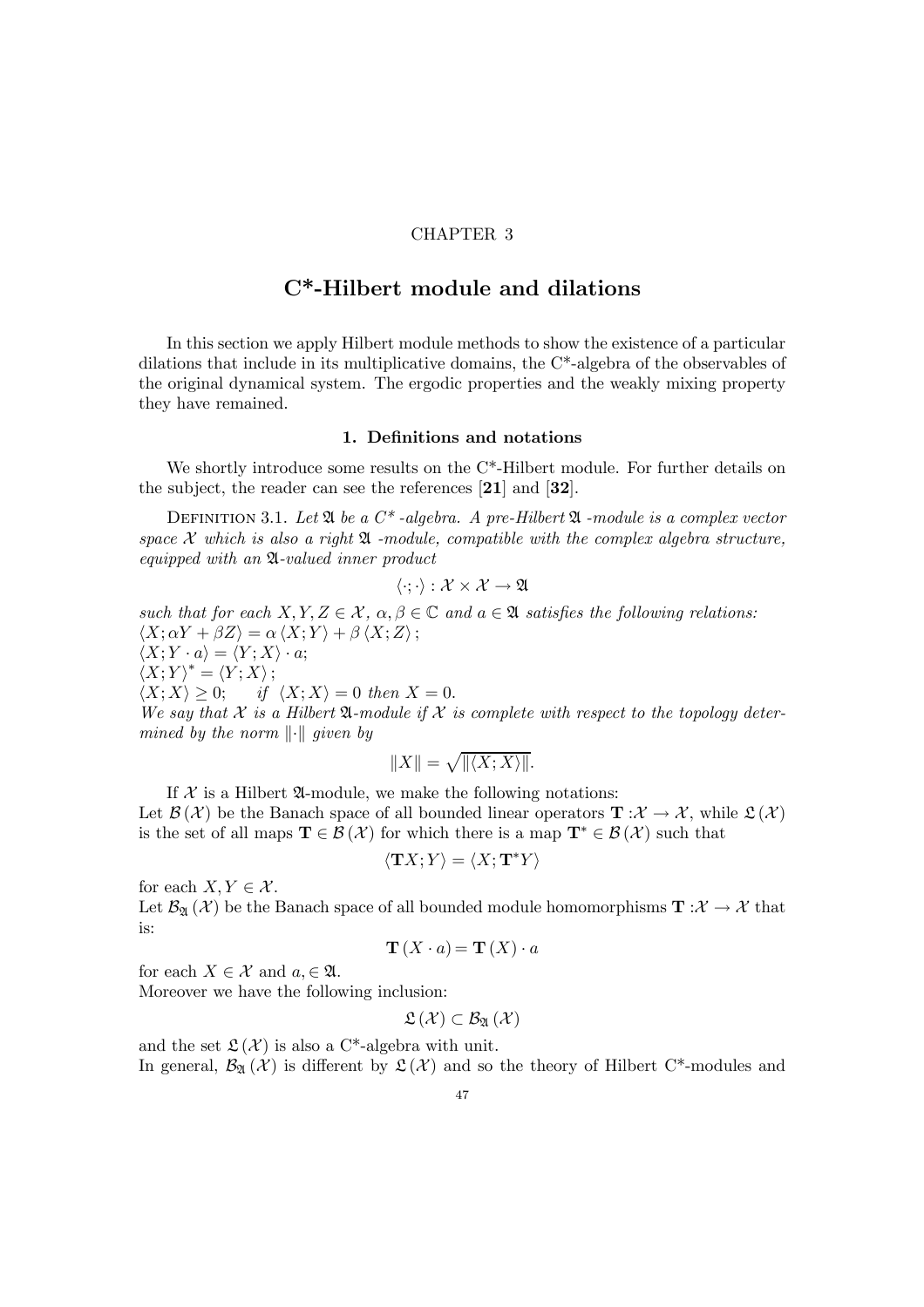CHAPTER 3

# C*-Hilbert module and dilations

In this section we apply Hilbert module methods to show the existence of a particular dilations that include in its multiplicative domains, the C*-algebra of the observables of the original dynamical system. The ergodic properties and the weakly mixing property they have remained.

## 1. Definitions and notations

We shortly introduce some results on the C*-Hilbert module. For further details on the subject, the reader can see the references [**21**] and [**32**].

Definition 3.1. *Let $\mathfrak{A}$ be a $C^*$-algebra. A pre-Hilbert $\mathfrak{A}$-module is a complex vector space $\mathcal{X}$ which is also a right $\mathfrak{A}$-module, compatible with the complex algebra structure, equipped with an $\mathfrak{A}$-valued inner product*

$$\langle \cdot ; \cdot \rangle : \mathcal{X} \times \mathcal{X} \to \mathfrak{A}$$

*such that for each $X, Y, Z \in \mathcal{X}$, $\alpha, \beta \in \mathbb{C}$ and $a \in \mathfrak{A}$ satisfies the following relations:*
$\langle X; \alpha Y + \beta Z \rangle = \alpha \langle X; Y \rangle + \beta \langle X; Z \rangle$;
$\langle X; Y \cdot a \rangle = \langle Y; X \rangle \cdot a$;
$\langle X; Y \rangle^* = \langle Y; X \rangle$;
$\langle X; X \rangle \geq 0$; *if* $\langle X; X \rangle = 0$ *then* $X = 0$.
*We say that $\mathcal{X}$ is a Hilbert $\mathfrak{A}$-module if $\mathcal{X}$ is complete with respect to the topology determined by the norm $\|\cdot\|$ given by*

$$\|X\| = \sqrt{\|\langle X; X \rangle\|}.$$

If $\mathcal{X}$ is a Hilbert $\mathfrak{A}$-module, we make the following notations:
Let $\mathcal{B}(\mathcal{X})$ be the Banach space of all bounded linear operators $\mathbf{T} : \mathcal{X} \to \mathcal{X}$, while $\mathfrak{L}(\mathcal{X})$ is the set of all maps $\mathbf{T} \in \mathcal{B}(\mathcal{X})$ for which there is a map $\mathbf{T}^* \in \mathcal{B}(\mathcal{X})$ such that

$$\langle \mathbf{T} X; Y \rangle = \langle X; \mathbf{T}^* Y \rangle$$

for each $X, Y \in \mathcal{X}$.
Let $\mathcal{B}_{\mathfrak{A}}(\mathcal{X})$ be the Banach space of all bounded module homomorphisms $\mathbf{T} : \mathcal{X} \to \mathcal{X}$ that is:

$$\mathbf{T}(X \cdot a) = \mathbf{T}(X) \cdot a$$

for each $X \in \mathcal{X}$ and $a, \in \mathfrak{A}$.
Moreover we have the following inclusion:

$$\mathfrak{L}(\mathcal{X}) \subset \mathcal{B}_{\mathfrak{A}}(\mathcal{X})$$

and the set $\mathfrak{L}(\mathcal{X})$ is also a C*-algebra with unit.
In general, $\mathcal{B}_{\mathfrak{A}}(\mathcal{X})$ is different by $\mathfrak{L}(\mathcal{X})$ and so the theory of Hilbert C*-modules and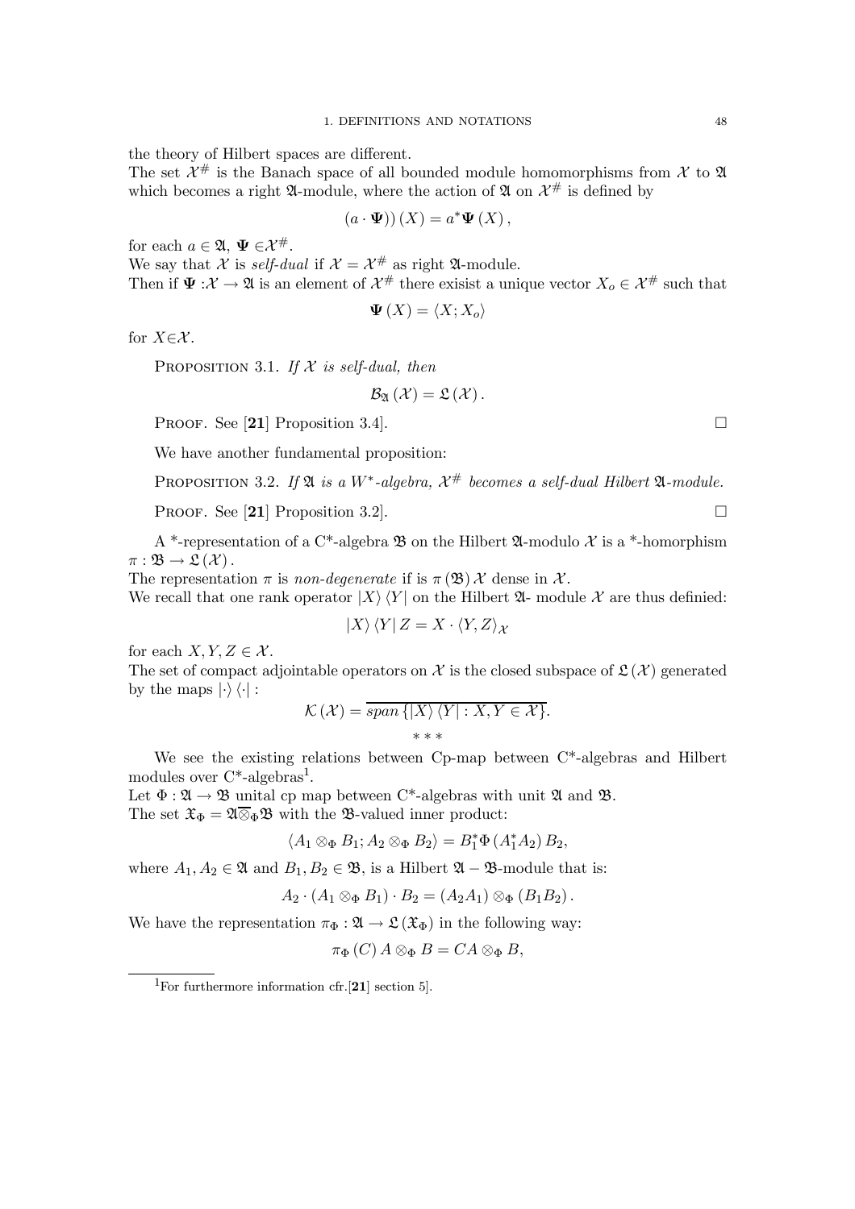the theory of Hilbert spaces are different.
The set $\mathcal{X}^{\#}$ is the Banach space of all bounded module homomorphisms from $\mathcal{X}$ to $\mathfrak{A}$ which becomes a right $\mathfrak{A}$-module, where the action of $\mathfrak{A}$ on $\mathcal{X}^{\#}$ is defined by

$$(a \cdot \mathbf{\Psi}))(X) = a^{*}\mathbf{\Psi}(X),$$

for each $a \in \mathfrak{A}$, $\mathbf{\Psi} \in \mathcal{X}^{\#}$.
We say that $\mathcal{X}$ is *self-dual* if $\mathcal{X} = \mathcal{X}^{\#}$ as right $\mathfrak{A}$-module.
Then if $\mathbf{\Psi} : \mathcal{X} \to \mathfrak{A}$ is an element of $\mathcal{X}^{\#}$ there exisist a unique vector $X_o \in \mathcal{X}^{\#}$ such that

$$\mathbf{\Psi}(X) = \langle X; X_o \rangle$$

for $X \in \mathcal{X}$.

PROPOSITION 3.1. *If $\mathcal{X}$ is self-dual, then*

$$\mathcal{B}_{\mathfrak{A}}(\mathcal{X}) = \mathfrak{L}(\mathcal{X}).$$

PROOF. See [**21**] Proposition 3.4]. □

We have another fundamental proposition:

PROPOSITION 3.2. *If $\mathfrak{A}$ is a $W^{*}$-algebra, $\mathcal{X}^{\#}$ becomes a self-dual Hilbert $\mathfrak{A}$-module.*

PROOF. See [**21**] Proposition 3.2]. □

A *-representation of a C*-algebra $\mathfrak{B}$ on the Hilbert $\mathfrak{A}$-modulo $\mathcal{X}$ is a *-homorphism $\pi : \mathfrak{B} \to \mathfrak{L}(\mathcal{X})$.
The representation $\pi$ is *non-degenerate* if is $\pi(\mathfrak{B})\mathcal{X}$ dense in $\mathcal{X}$.
We recall that one rank operator $|X\rangle\langle Y|$ on the Hilbert $\mathfrak{A}$- module $\mathcal{X}$ are thus definied:

$$|X\rangle\langle Y| Z = X \cdot \langle Y, Z\rangle_{\mathcal{X}}$$

for each $X, Y, Z \in \mathcal{X}$.
The set of compact adjointable operators on $\mathcal{X}$ is the closed subspace of $\mathfrak{L}(\mathcal{X})$ generated by the maps $|\cdot\rangle\langle\cdot|$ :

$$\mathcal{K}(\mathcal{X}) = \overline{span\{|X\rangle\langle Y| : X, Y \in \mathcal{X}\}}.$$

\* \* \*

We see the existing relations between Cp-map between C*-algebras and Hilbert modules over C*-algebras[1].
Let $\Phi : \mathfrak{A} \to \mathfrak{B}$ unital cp map between C*-algebras with unit $\mathfrak{A}$ and $\mathfrak{B}$.
The set $\mathfrak{X}_{\Phi} = \mathfrak{A}\overline{\otimes}_{\Phi}\mathfrak{B}$ with the $\mathfrak{B}$-valued inner product:

$$\langle A_1 \otimes_{\Phi} B_1; A_2 \otimes_{\Phi} B_2\rangle = B_1^{*}\Phi(A_1^{*}A_2)B_2,$$

where $A_1, A_2 \in \mathfrak{A}$ and $B_1, B_2 \in \mathfrak{B}$, is a Hilbert $\mathfrak{A} - \mathfrak{B}$-module that is:

$$A_2 \cdot (A_1 \otimes_{\Phi} B_1) \cdot B_2 = (A_2A_1) \otimes_{\Phi} (B_1B_2).$$

We have the representation $\pi_{\Phi} : \mathfrak{A} \to \mathfrak{L}(\mathfrak{X}_{\Phi})$ in the following way:

$$\pi_{\Phi}(C) A \otimes_{\Phi} B = CA \otimes_{\Phi} B,$$

[1] For furthermore information cfr.[**21**] section 5].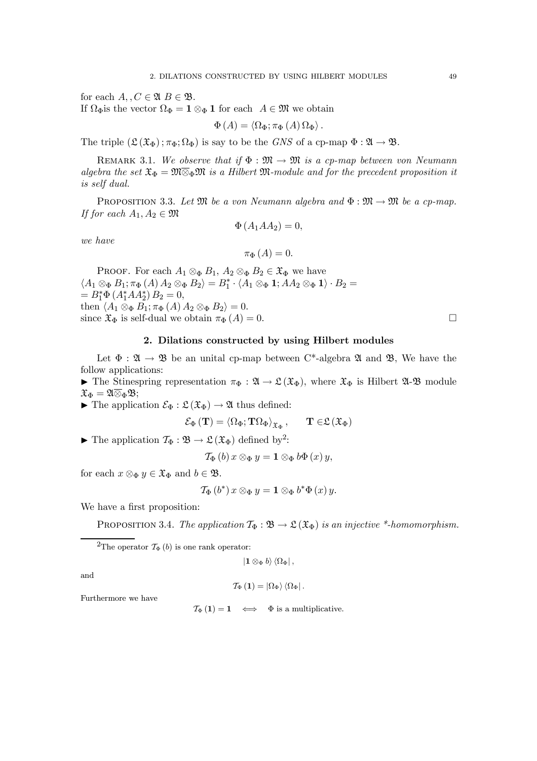for each $A, , C \in \mathfrak{A}$ $B \in \mathfrak{B}$.
If $\Omega_\Phi$is the vector $\Omega_\Phi = \mathbf{1} \otimes_\Phi \mathbf{1}$ for each $A \in \mathfrak{M}$ we obtain

$$\Phi(A) = \langle \Omega_\Phi ; \pi_\Phi(A) \Omega_\Phi \rangle .$$

The triple $(\mathfrak{L}(\mathfrak{X}_\Phi) ; \pi_\Phi ; \Omega_\Phi)$ is say to be the *GNS* of a cp-map $\Phi : \mathfrak{A} \to \mathfrak{B}$.

Remark 3.1. *We observe that if $\Phi : \mathfrak{M} \to \mathfrak{M}$ is a cp-map between von Neumann algebra the set $\mathfrak{X}_\Phi = \mathfrak{M} \overline{\otimes}_\Phi \mathfrak{M}$ is a Hilbert $\mathfrak{M}$-module and for the precedent proposition it is self dual.*

Proposition 3.3. *Let $\mathfrak{M}$ be a von Neumann algebra and $\Phi : \mathfrak{M} \to \mathfrak{M}$ be a cp-map. If for each $A_1, A_2 \in \mathfrak{M}$*

$$\Phi(A_1 A A_2) = 0,$$

*we have*

$$\pi_\Phi(A) = 0.$$

Proof. For each $A_1 \otimes_\Phi B_1$, $A_2 \otimes_\Phi B_2 \in \mathfrak{X}_\Phi$ we have
$\langle A_1 \otimes_\Phi B_1 ; \pi_\Phi(A) A_2 \otimes_\Phi B_2 \rangle = B_1^* \cdot \langle A_1 \otimes_\Phi \mathbf{1} ; A A_2 \otimes_\Phi \mathbf{1} \rangle \cdot B_2 =$
$= B_1^* \Phi(A_1^* A A_2^*) B_2 = 0,$
then $\langle A_1 \otimes_\Phi B_1 ; \pi_\Phi(A) A_2 \otimes_\Phi B_2 \rangle = 0$.
since $\mathfrak{X}_\Phi$ is self-dual we obtain $\pi_\Phi(A) = 0$. □

## 2. Dilations constructed by using Hilbert modules

Let $\Phi : \mathfrak{A} \to \mathfrak{B}$ be an unital cp-map between C*-algebra $\mathfrak{A}$ and $\mathfrak{B}$, We have the follow applications:

► The Stinespring representation $\pi_\Phi : \mathfrak{A} \to \mathfrak{L}(\mathfrak{X}_\Phi)$, where $\mathfrak{X}_\Phi$ is Hilbert $\mathfrak{A}$-$\mathfrak{B}$ module $\mathfrak{X}_\Phi = \mathfrak{A} \overline{\otimes}_\Phi \mathfrak{B}$;

► The application $\mathcal{E}_\Phi : \mathfrak{L}(\mathfrak{X}_\Phi) \to \mathfrak{A}$ thus defined:

$$\mathcal{E}_\Phi(\mathbf{T}) = \langle \Omega_\Phi ; \mathbf{T} \Omega_\Phi \rangle_{\mathfrak{X}_\Phi}, \qquad \mathbf{T} \in \mathfrak{L}(\mathfrak{X}_\Phi)$$

► The application $\mathcal{T}_\Phi : \mathfrak{B} \to \mathfrak{L}(\mathfrak{X}_\Phi)$ defined by[2]:

$$\mathcal{T}_\Phi(b)\, x \otimes_\Phi y = \mathbf{1} \otimes_\Phi b \Phi(x)\, y,$$

for each $x \otimes_\Phi y \in \mathfrak{X}_\Phi$ and $b \in \mathfrak{B}$.

$$\mathcal{T}_\Phi(b^*)\, x \otimes_\Phi y = \mathbf{1} \otimes_\Phi b^* \Phi(x)\, y.$$

We have a first proposition:

Proposition 3.4. *The application $\mathcal{T}_\Phi : \mathfrak{B} \to \mathfrak{L}(\mathfrak{X}_\Phi)$ is an injective \*-homomorphism.*

---

[2]The operator $\mathcal{T}_\Phi(b)$ is one rank operator:

$$|\mathbf{1} \otimes_\Phi b\rangle \langle \Omega_\Phi| ,$$

and

$$\mathcal{T}_\Phi(\mathbf{1}) = |\Omega_\Phi\rangle \langle \Omega_\Phi| .$$

Furthermore we have

$$\mathcal{T}_\Phi(\mathbf{1}) = \mathbf{1} \iff \Phi \text{ is a multiplicative.}$$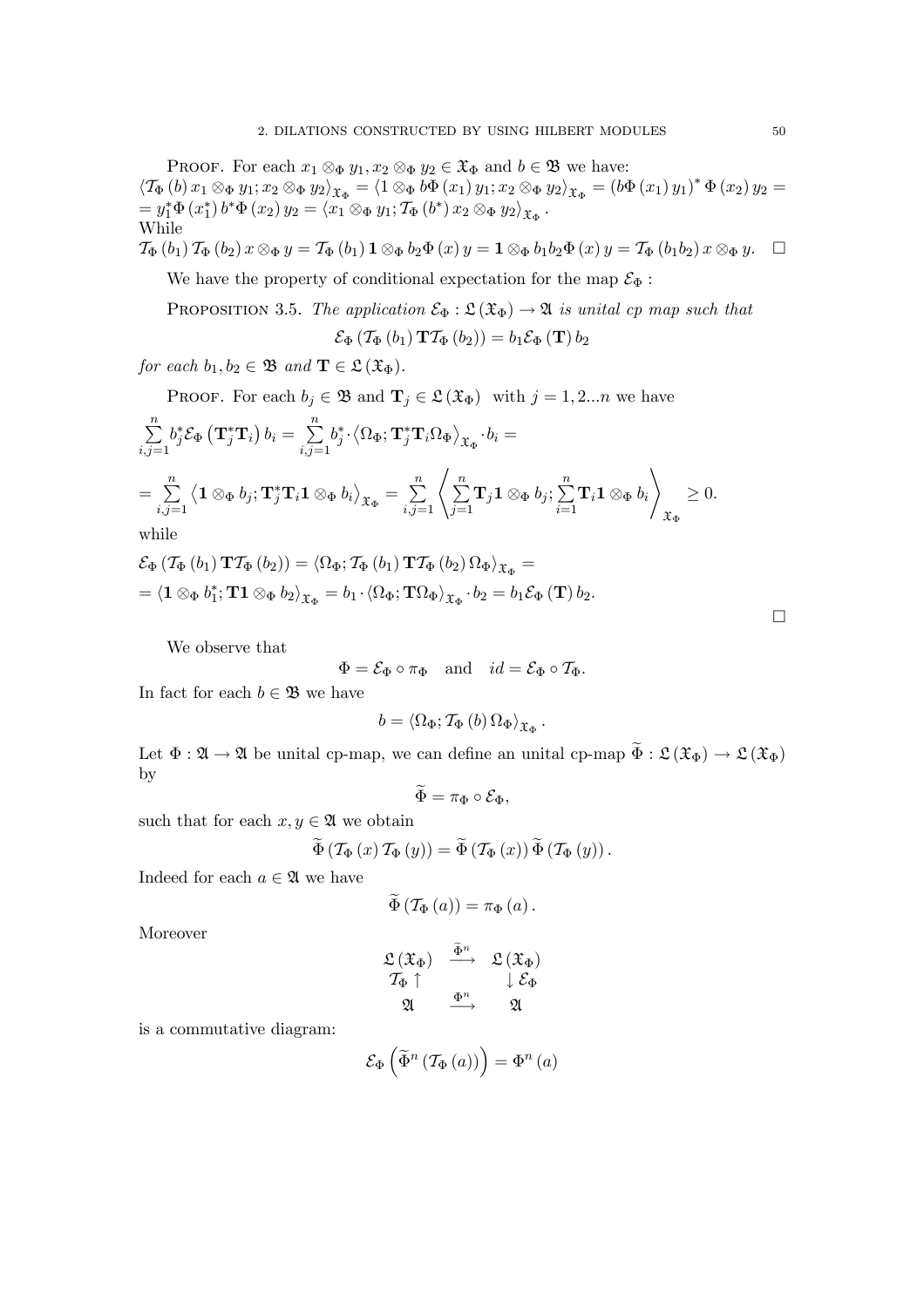Proof. For each $x_1 \otimes_\Phi y_1, x_2 \otimes_\Phi y_2 \in \mathfrak{X}_\Phi$ and $b \in \mathfrak{B}$ we have:
$\langle \mathcal{T}_\Phi(b)\, x_1 \otimes_\Phi y_1; x_2 \otimes_\Phi y_2 \rangle_{\mathfrak{X}_\Phi} = \langle 1 \otimes_\Phi b\Phi(x_1)\, y_1; x_2 \otimes_\Phi y_2 \rangle_{\mathfrak{X}_\Phi} = (b\Phi(x_1)\, y_1)^* \, \Phi(x_2)\, y_2 =$
$= y_1^* \Phi(x_1^*)\, b^* \Phi(x_2)\, y_2 = \langle x_1 \otimes_\Phi y_1; \mathcal{T}_\Phi(b^*)\, x_2 \otimes_\Phi y_2 \rangle_{\mathfrak{X}_\Phi}.$
While
$\mathcal{T}_\Phi(b_1)\, \mathcal{T}_\Phi(b_2)\, x \otimes_\Phi y = \mathcal{T}_\Phi(b_1)\, \mathbf{1} \otimes_\Phi b_2 \Phi(x)\, y = \mathbf{1} \otimes_\Phi b_1 b_2 \Phi(x)\, y = \mathcal{T}_\Phi(b_1 b_2)\, x \otimes_\Phi y.$ □

We have the property of conditional expectation for the map $\mathcal{E}_\Phi$ :

Proposition 3.5. *The application $\mathcal{E}_\Phi : \mathfrak{L}(\mathfrak{X}_\Phi) \to \mathfrak{A}$ is unital cp map such that*

$$\mathcal{E}_\Phi(\mathcal{T}_\Phi(b_1)\, \mathbf{T} \mathcal{T}_\Phi(b_2)) = b_1 \mathcal{E}_\Phi(\mathbf{T})\, b_2$$

*for each $b_1, b_2 \in \mathfrak{B}$ and $\mathbf{T} \in \mathfrak{L}(\mathfrak{X}_\Phi)$.*

Proof. For each $b_j \in \mathfrak{B}$ and $\mathbf{T}_j \in \mathfrak{L}(\mathfrak{X}_\Phi)$ with $j = 1, 2 \ldots n$ we have

$$\sum_{i,j=1}^{n} b_j^* \mathcal{E}_\Phi(\mathbf{T}_j^* \mathbf{T}_i)\, b_i = \sum_{i,j=1}^{n} b_j^* \cdot \langle \Omega_\Phi; \mathbf{T}_j^* \mathbf{T}_i \Omega_\Phi \rangle_{\mathfrak{X}_\Phi} \cdot b_i =$$

$$= \sum_{i,j=1}^{n} \langle \mathbf{1} \otimes_\Phi b_j; \mathbf{T}_j^* \mathbf{T}_i \mathbf{1} \otimes_\Phi b_i \rangle_{\mathfrak{X}_\Phi} = \sum_{i,j=1}^{n} \left\langle \sum_{j=1}^{n} \mathbf{T}_j \mathbf{1} \otimes_\Phi b_j; \sum_{i=1}^{n} \mathbf{T}_i \mathbf{1} \otimes_\Phi b_i \right\rangle_{\mathfrak{X}_\Phi} \geq 0.$$

while

$$\mathcal{E}_\Phi(\mathcal{T}_\Phi(b_1)\, \mathbf{T} \mathcal{T}_\Phi(b_2)) = \langle \Omega_\Phi; \mathcal{T}_\Phi(b_1)\, \mathbf{T} \mathcal{T}_\Phi(b_2)\, \Omega_\Phi \rangle_{\mathfrak{X}_\Phi} =$$

$$= \langle \mathbf{1} \otimes_\Phi b_1^*; \mathbf{T} \mathbf{1} \otimes_\Phi b_2 \rangle_{\mathfrak{X}_\Phi} = b_1 \cdot \langle \Omega_\Phi; \mathbf{T} \Omega_\Phi \rangle_{\mathfrak{X}_\Phi} \cdot b_2 = b_1 \mathcal{E}_\Phi(\mathbf{T})\, b_2.$$

□

We observe that

$$\Phi = \mathcal{E}_\Phi \circ \pi_\Phi \quad \text{and} \quad id = \mathcal{E}_\Phi \circ \mathcal{T}_\Phi.$$

In fact for each $b \in \mathfrak{B}$ we have

$$b = \langle \Omega_\Phi; \mathcal{T}_\Phi(b)\, \Omega_\Phi \rangle_{\mathfrak{X}_\Phi}.$$

Let $\Phi : \mathfrak{A} \to \mathfrak{A}$ be unital cp-map, we can define an unital cp-map $\widetilde{\Phi} : \mathfrak{L}(\mathfrak{X}_\Phi) \to \mathfrak{L}(\mathfrak{X}_\Phi)$ by

$$\widetilde{\Phi} = \pi_\Phi \circ \mathcal{E}_\Phi,$$

such that for each $x, y \in \mathfrak{A}$ we obtain

$$\widetilde{\Phi}(\mathcal{T}_\Phi(x)\, \mathcal{T}_\Phi(y)) = \widetilde{\Phi}(\mathcal{T}_\Phi(x))\, \widetilde{\Phi}(\mathcal{T}_\Phi(y)).$$

Indeed for each $a \in \mathfrak{A}$ we have

$$\widetilde{\Phi}(\mathcal{T}_\Phi(a)) = \pi_\Phi(a).$$

Moreover

$$\begin{array}{ccc} \mathfrak{L}(\mathfrak{X}_\Phi) & \xrightarrow{\widetilde{\Phi}^n} & \mathfrak{L}(\mathfrak{X}_\Phi) \\ \mathcal{T}_\Phi \uparrow & & \downarrow \mathcal{E}_\Phi \\ \mathfrak{A} & \xrightarrow{\Phi^n} & \mathfrak{A} \end{array}$$

is a commutative diagram:

$$\mathcal{E}_\Phi\left(\widetilde{\Phi}^n(\mathcal{T}_\Phi(a))\right) = \Phi^n(a)$$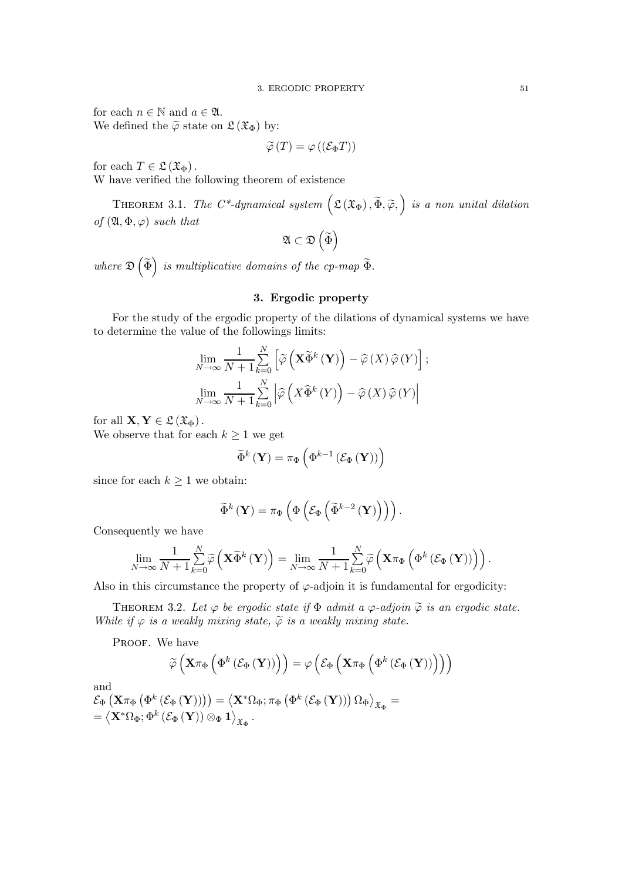for each $n \in \mathbb{N}$ and $a \in \mathfrak{A}$.
We defined the $\widetilde{\varphi}$ state on $\mathfrak{L}(\mathfrak{X}_\Phi)$ by:

$$\widetilde{\varphi}(T) = \varphi((\mathcal{E}_\Phi T))$$

for each $T \in \mathfrak{L}(\mathfrak{X}_\Phi)$.
W have verified the following theorem of existence

THEOREM 3.1. *The $C^*$-dynamical system $\left(\mathfrak{L}(\mathfrak{X}_\Phi), \widetilde{\Phi}, \widetilde{\varphi},\right)$ is a non unital dilation of $(\mathfrak{A}, \Phi, \varphi)$ such that*

$$\mathfrak{A} \subset \mathfrak{D}\left(\widetilde{\Phi}\right)$$

*where $\mathfrak{D}\left(\widetilde{\Phi}\right)$ is multiplicative domains of the cp-map $\widetilde{\Phi}$.*

## 3. Ergodic property

For the study of the ergodic property of the dilations of dynamical systems we have to determine the value of the followings limits:

$$\lim_{N\to\infty} \frac{1}{N+1} \sum_{k=0}^{N} \left[\widetilde{\varphi}\left(\mathbf{X}\widetilde{\Phi}^k(\mathbf{Y})\right) - \widehat{\varphi}(X)\widehat{\varphi}(Y)\right];$$

$$\lim_{N\to\infty} \frac{1}{N+1} \sum_{k=0}^{N} \left|\widehat{\varphi}\left(X\widehat{\Phi}^k(Y)\right) - \widehat{\varphi}(X)\widehat{\varphi}(Y)\right|$$

for all $\mathbf{X}, \mathbf{Y} \in \mathfrak{L}(\mathfrak{X}_\Phi)$.
We observe that for each $k \geq 1$ we get

$$\widetilde{\Phi}^k(\mathbf{Y}) = \pi_\Phi\left(\Phi^{k-1}(\mathcal{E}_\Phi(\mathbf{Y}))\right)$$

since for each $k \geq 1$ we obtain:

$$\widetilde{\Phi}^k(\mathbf{Y}) = \pi_\Phi\left(\Phi\left(\mathcal{E}_\Phi\left(\widetilde{\Phi}^{k-2}(\mathbf{Y})\right)\right)\right).$$

Consequently we have

$$\lim_{N\to\infty} \frac{1}{N+1} \sum_{k=0}^{N} \widetilde{\varphi}\left(\mathbf{X}\widetilde{\Phi}^k(\mathbf{Y})\right) = \lim_{N\to\infty} \frac{1}{N+1} \sum_{k=0}^{N} \widetilde{\varphi}\left(\mathbf{X}\pi_\Phi\left(\Phi^k(\mathcal{E}_\Phi(\mathbf{Y}))\right)\right).$$

Also in this circumstance the property of $\varphi$-adjoin it is fundamental for ergodicity:

THEOREM 3.2. *Let $\varphi$ be ergodic state if $\Phi$ admit a $\varphi$-adjoin $\widetilde{\varphi}$ is an ergodic state. While if $\varphi$ is a weakly mixing state, $\widetilde{\varphi}$ is a weakly mixing state.*

PROOF. We have

$$\widetilde{\varphi}\left(\mathbf{X}\pi_\Phi\left(\Phi^k(\mathcal{E}_\Phi(\mathbf{Y}))\right)\right) = \varphi\left(\mathcal{E}_\Phi\left(\mathbf{X}\pi_\Phi\left(\Phi^k(\mathcal{E}_\Phi(\mathbf{Y}))\right)\right)\right)$$

and
$\mathcal{E}_\Phi\left(\mathbf{X}\pi_\Phi\left(\Phi^k(\mathcal{E}_\Phi(\mathbf{Y}))\right)\right) = \left\langle \mathbf{X}^*\Omega_\Phi; \pi_\Phi\left(\Phi^k(\mathcal{E}_\Phi(\mathbf{Y}))\right)\Omega_\Phi\right\rangle_{\mathfrak{X}_\Phi} =$
$= \left\langle \mathbf{X}^*\Omega_\Phi; \Phi^k(\mathcal{E}_\Phi(\mathbf{Y})) \otimes_\Phi \mathbf{1}\right\rangle_{\mathfrak{X}_\Phi}.$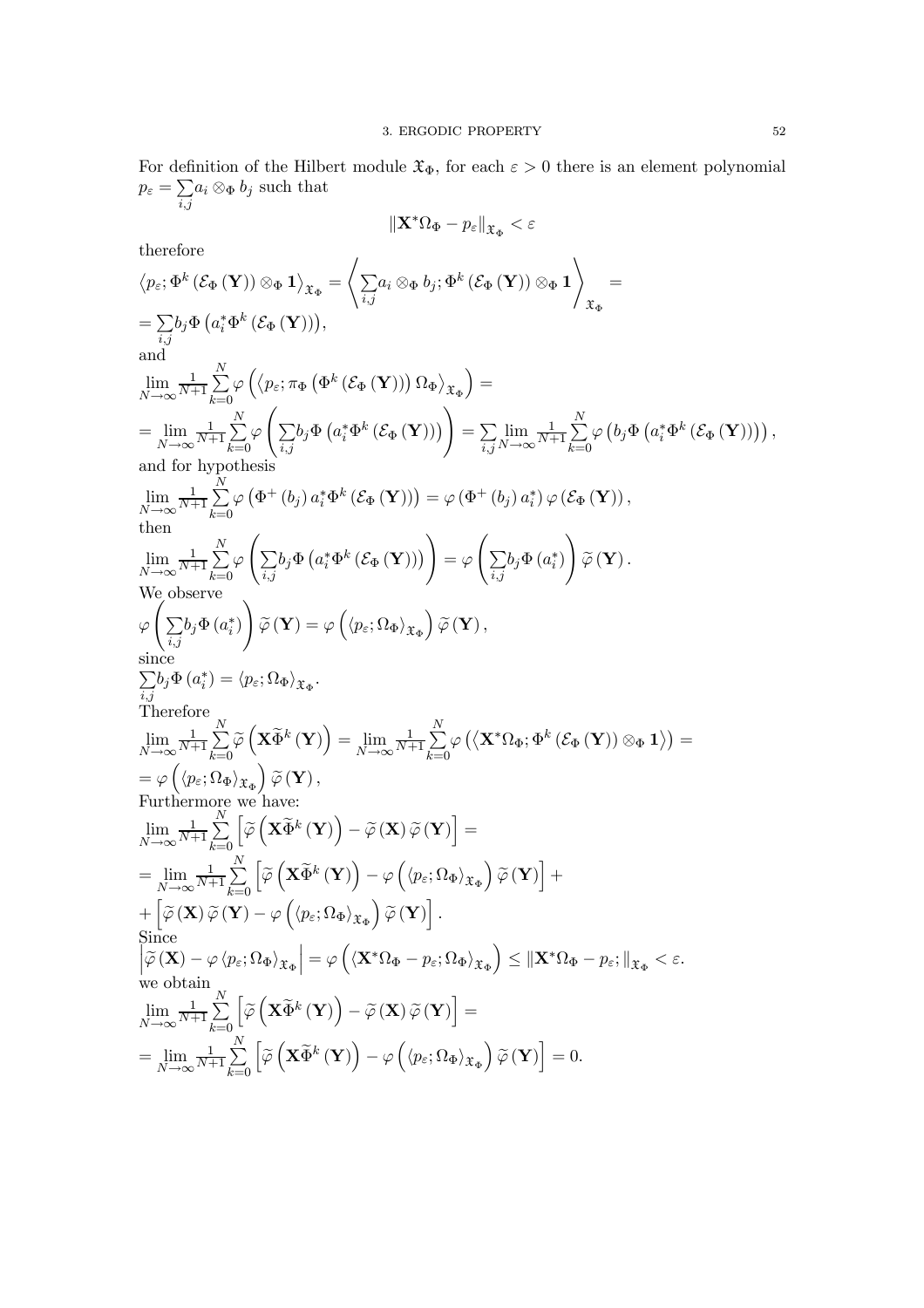For definition of the Hilbert module $\mathfrak{X}_\Phi$, for each $\varepsilon > 0$ there is an element polynomial $p_\varepsilon = \sum_{i,j} a_i \otimes_\Phi b_j$ such that

$$\|\mathbf{X}^* \Omega_\Phi - p_\varepsilon\|_{\mathfrak{X}_\Phi} < \varepsilon$$

therefore

$\left\langle p_\varepsilon; \Phi^k\left(\mathcal{E}_\Phi\left(\mathbf{Y}\right)\right) \otimes_\Phi \mathbf{1}\right\rangle_{\mathfrak{X}_\Phi} = \left\langle \sum_{i,j} a_i \otimes_\Phi b_j; \Phi^k\left(\mathcal{E}_\Phi\left(\mathbf{Y}\right)\right) \otimes_\Phi \mathbf{1}\right\rangle_{\mathfrak{X}_\Phi} =$
$= \sum_{i,j} b_j \Phi\left(a_i^* \Phi^k\left(\mathcal{E}_\Phi\left(\mathbf{Y}\right)\right)\right),$

and

$\lim_{N\to\infty} \frac{1}{N+1} \sum_{k=0}^{N} \varphi\left(\left\langle p_\varepsilon; \pi_\Phi\left(\Phi^k\left(\mathcal{E}_\Phi\left(\mathbf{Y}\right)\right)\right)\Omega_\Phi\right\rangle_{\mathfrak{X}_\Phi}\right) =$
$= \lim_{N\to\infty} \frac{1}{N+1} \sum_{k=0}^{N} \varphi\left(\sum_{i,j} b_j \Phi\left(a_i^* \Phi^k\left(\mathcal{E}_\Phi\left(\mathbf{Y}\right)\right)\right)\right) = \sum_{i,j} \lim_{N\to\infty} \frac{1}{N+1} \sum_{k=0}^{N} \varphi\left(b_j \Phi\left(a_i^* \Phi^k\left(\mathcal{E}_\Phi\left(\mathbf{Y}\right)\right)\right)\right),$

and for hypothesis

$\lim_{N\to\infty} \frac{1}{N+1} \sum_{k=0}^{N} \varphi\left(\Phi^+\left(b_j\right) a_i^* \Phi^k\left(\mathcal{E}_\Phi\left(\mathbf{Y}\right)\right)\right) = \varphi\left(\Phi^+\left(b_j\right) a_i^*\right) \varphi\left(\mathcal{E}_\Phi\left(\mathbf{Y}\right)\right),$

then

$\lim_{N\to\infty} \frac{1}{N+1} \sum_{k=0}^{N} \varphi\left(\sum_{i,j} b_j \Phi\left(a_i^* \Phi^k\left(\mathcal{E}_\Phi\left(\mathbf{Y}\right)\right)\right)\right) = \varphi\left(\sum_{i,j} b_j \Phi\left(a_i^*\right)\right) \widetilde{\varphi}\left(\mathbf{Y}\right).$

We observe

$\varphi\left(\sum_{i,j} b_j \Phi\left(a_i^*\right)\right) \widetilde{\varphi}\left(\mathbf{Y}\right) = \varphi\left(\left\langle p_\varepsilon; \Omega_\Phi\right\rangle_{\mathfrak{X}_\Phi}\right) \widetilde{\varphi}\left(\mathbf{Y}\right),$

since

$\sum_{i,j} b_j \Phi\left(a_i^*\right) = \left\langle p_\varepsilon; \Omega_\Phi\right\rangle_{\mathfrak{X}_\Phi}.$

Therefore

$\lim_{N\to\infty} \frac{1}{N+1} \sum_{k=0}^{N} \widetilde{\varphi}\left(\mathbf{X}\widetilde{\Phi}^k\left(\mathbf{Y}\right)\right) = \lim_{N\to\infty} \frac{1}{N+1} \sum_{k=0}^{N} \varphi\left(\left\langle \mathbf{X}^*\Omega_\Phi; \Phi^k\left(\mathcal{E}_\Phi\left(\mathbf{Y}\right)\right) \otimes_\Phi \mathbf{1}\right\rangle\right) =$
$= \varphi\left(\left\langle p_\varepsilon; \Omega_\Phi\right\rangle_{\mathfrak{X}_\Phi}\right) \widetilde{\varphi}\left(\mathbf{Y}\right),$

Furthermore we have:

$\lim_{N\to\infty} \frac{1}{N+1} \sum_{k=0}^{N} \left[\widetilde{\varphi}\left(\mathbf{X}\widetilde{\Phi}^k\left(\mathbf{Y}\right)\right) - \widetilde{\varphi}\left(\mathbf{X}\right)\widetilde{\varphi}\left(\mathbf{Y}\right)\right] =$
$= \lim_{N\to\infty} \frac{1}{N+1} \sum_{k=0}^{N} \left[\widetilde{\varphi}\left(\mathbf{X}\widetilde{\Phi}^k\left(\mathbf{Y}\right)\right) - \varphi\left(\left\langle p_\varepsilon; \Omega_\Phi\right\rangle_{\mathfrak{X}_\Phi}\right)\widetilde{\varphi}\left(\mathbf{Y}\right)\right] +$
$+ \left[\widetilde{\varphi}\left(\mathbf{X}\right)\widetilde{\varphi}\left(\mathbf{Y}\right) - \varphi\left(\left\langle p_\varepsilon; \Omega_\Phi\right\rangle_{\mathfrak{X}_\Phi}\right)\widetilde{\varphi}\left(\mathbf{Y}\right)\right].$

Since

$\left|\widetilde{\varphi}\left(\mathbf{X}\right) - \varphi\left\langle p_\varepsilon; \Omega_\Phi\right\rangle_{\mathfrak{X}_\Phi}\right| = \varphi\left(\left\langle \mathbf{X}^*\Omega_\Phi - p_\varepsilon; \Omega_\Phi\right\rangle_{\mathfrak{X}_\Phi}\right) \leq \left\|\mathbf{X}^*\Omega_\Phi - p_\varepsilon;\right\|_{\mathfrak{X}_\Phi} < \varepsilon.$

we obtain

$\lim_{N\to\infty} \frac{1}{N+1} \sum_{k=0}^{N} \left[\widetilde{\varphi}\left(\mathbf{X}\widetilde{\Phi}^k\left(\mathbf{Y}\right)\right) - \widetilde{\varphi}\left(\mathbf{X}\right)\widetilde{\varphi}\left(\mathbf{Y}\right)\right] =$
$= \lim_{N\to\infty} \frac{1}{N+1} \sum_{k=0}^{N} \left[\widetilde{\varphi}\left(\mathbf{X}\widetilde{\Phi}^k\left(\mathbf{Y}\right)\right) - \varphi\left(\left\langle p_\varepsilon; \Omega_\Phi\right\rangle_{\mathfrak{X}_\Phi}\right)\widetilde{\varphi}\left(\mathbf{Y}\right)\right] = 0.$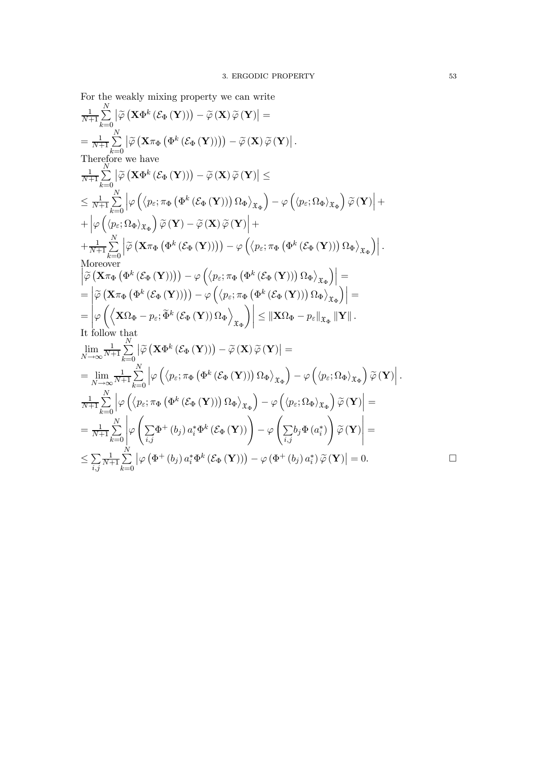For the weakly mixing property we can write

$$\frac{1}{N+1}\sum_{k=0}^{N}\left|\widetilde{\varphi}\left(\mathbf{X}\Phi^{k}\left(\mathcal{E}_{\Phi}\left(\mathbf{Y}\right)\right)\right)-\widetilde{\varphi}\left(\mathbf{X}\right)\widetilde{\varphi}\left(\mathbf{Y}\right)\right|=$$

$$=\frac{1}{N+1}\sum_{k=0}^{N}\left|\widetilde{\varphi}\left(\mathbf{X}\pi_{\Phi}\left(\Phi^{k}\left(\mathcal{E}_{\Phi}\left(\mathbf{Y}\right)\right)\right)\right)-\widetilde{\varphi}\left(\mathbf{X}\right)\widetilde{\varphi}\left(\mathbf{Y}\right)\right|.$$

Therefore we have

$$\frac{1}{N+1}\sum_{k=0}^{N}\left|\widetilde{\varphi}\left(\mathbf{X}\Phi^{k}\left(\mathcal{E}_{\Phi}\left(\mathbf{Y}\right)\right)\right)-\widetilde{\varphi}\left(\mathbf{X}\right)\widetilde{\varphi}\left(\mathbf{Y}\right)\right|\leq$$

$$\leq\frac{1}{N+1}\sum_{k=0}^{N}\left|\varphi\left(\left\langle p_{\varepsilon};\pi_{\Phi}\left(\Phi^{k}\left(\mathcal{E}_{\Phi}\left(\mathbf{Y}\right)\right)\right)\Omega_{\Phi}\right\rangle_{\mathfrak{X}_{\Phi}}\right)-\varphi\left(\left\langle p_{\varepsilon};\Omega_{\Phi}\right\rangle_{\mathfrak{X}_{\Phi}}\right)\widetilde{\varphi}\left(\mathbf{Y}\right)\right|+$$

$$+\left|\varphi\left(\left\langle p_{\varepsilon};\Omega_{\Phi}\right\rangle_{\mathfrak{X}_{\Phi}}\right)\widetilde{\varphi}\left(\mathbf{Y}\right)-\widetilde{\varphi}\left(\mathbf{X}\right)\widetilde{\varphi}\left(\mathbf{Y}\right)\right|+$$

$$+\frac{1}{N+1}\sum_{k=0}^{N}\left|\widetilde{\varphi}\left(\mathbf{X}\pi_{\Phi}\left(\Phi^{k}\left(\mathcal{E}_{\Phi}\left(\mathbf{Y}\right)\right)\right)\right)-\varphi\left(\left\langle p_{\varepsilon};\pi_{\Phi}\left(\Phi^{k}\left(\mathcal{E}_{\Phi}\left(\mathbf{Y}\right)\right)\right)\Omega_{\Phi}\right\rangle_{\mathfrak{X}_{\Phi}}\right)\right|.$$

Moreover

$$\left|\widetilde{\varphi}\left(\mathbf{X}\pi_{\Phi}\left(\Phi^{k}\left(\mathcal{E}_{\Phi}\left(\mathbf{Y}\right)\right)\right)\right)-\varphi\left(\left\langle p_{\varepsilon};\pi_{\Phi}\left(\Phi^{k}\left(\mathcal{E}_{\Phi}\left(\mathbf{Y}\right)\right)\right)\Omega_{\Phi}\right\rangle_{\mathfrak{X}_{\Phi}}\right)\right|=$$

$$=\left|\widetilde{\varphi}\left(\mathbf{X}\pi_{\Phi}\left(\Phi^{k}\left(\mathcal{E}_{\Phi}\left(\mathbf{Y}\right)\right)\right)\right)-\varphi\left(\left\langle p_{\varepsilon};\pi_{\Phi}\left(\Phi^{k}\left(\mathcal{E}_{\Phi}\left(\mathbf{Y}\right)\right)\right)\Omega_{\Phi}\right\rangle_{\mathfrak{X}_{\Phi}}\right)\right|=$$

$$=\left|\varphi\left(\left\langle \mathbf{X}\Omega_{\Phi}-p_{\varepsilon};\widetilde{\Phi}^{k}\left(\mathcal{E}_{\Phi}\left(\mathbf{Y}\right)\right)\Omega_{\Phi}\right\rangle_{\mathfrak{X}_{\Phi}}\right)\right|\leq\left\|\mathbf{X}\Omega_{\Phi}-p_{\varepsilon}\right\|_{\mathfrak{X}_{\Phi}}\left\|\mathbf{Y}\right\|.$$

It follow that

$$\lim_{N\to\infty}\frac{1}{N+1}\sum_{k=0}^{N}\left|\widetilde{\varphi}\left(\mathbf{X}\Phi^{k}\left(\mathcal{E}_{\Phi}\left(\mathbf{Y}\right)\right)\right)-\widetilde{\varphi}\left(\mathbf{X}\right)\widetilde{\varphi}\left(\mathbf{Y}\right)\right|=$$

$$=\lim_{N\to\infty}\frac{1}{N+1}\sum_{k=0}^{N}\left|\varphi\left(\left\langle p_{\varepsilon};\pi_{\Phi}\left(\Phi^{k}\left(\mathcal{E}_{\Phi}\left(\mathbf{Y}\right)\right)\right)\Omega_{\Phi}\right\rangle_{\mathfrak{X}_{\Phi}}\right)-\varphi\left(\left\langle p_{\varepsilon};\Omega_{\Phi}\right\rangle_{\mathfrak{X}_{\Phi}}\right)\widetilde{\varphi}\left(\mathbf{Y}\right)\right|.$$

$$\frac{1}{N+1}\sum_{k=0}^{N}\left|\varphi\left(\left\langle p_{\varepsilon};\pi_{\Phi}\left(\Phi^{k}\left(\mathcal{E}_{\Phi}\left(\mathbf{Y}\right)\right)\right)\Omega_{\Phi}\right\rangle_{\mathfrak{X}_{\Phi}}\right)-\varphi\left(\left\langle p_{\varepsilon};\Omega_{\Phi}\right\rangle_{\mathfrak{X}_{\Phi}}\right)\widetilde{\varphi}\left(\mathbf{Y}\right)\right|=$$

$$=\frac{1}{N+1}\sum_{k=0}^{N}\left|\varphi\left(\sum_{i,j}\Phi^{+}\left(b_{j}\right)a_{i}^{*}\Phi^{k}\left(\mathcal{E}_{\Phi}\left(\mathbf{Y}\right)\right)\right)-\varphi\left(\sum_{i,j}b_{j}\Phi\left(a_{i}^{*}\right)\right)\widetilde{\varphi}\left(\mathbf{Y}\right)\right|=$$

$$\leq\sum_{i,j}\frac{1}{N+1}\sum_{k=0}^{N}\left|\varphi\left(\Phi^{+}\left(b_{j}\right)a_{i}^{*}\Phi^{k}\left(\mathcal{E}_{\Phi}\left(\mathbf{Y}\right)\right)\right)-\varphi\left(\Phi^{+}\left(b_{j}\right)a_{i}^{*}\right)\widetilde{\varphi}\left(\mathbf{Y}\right)\right|=0.$$

□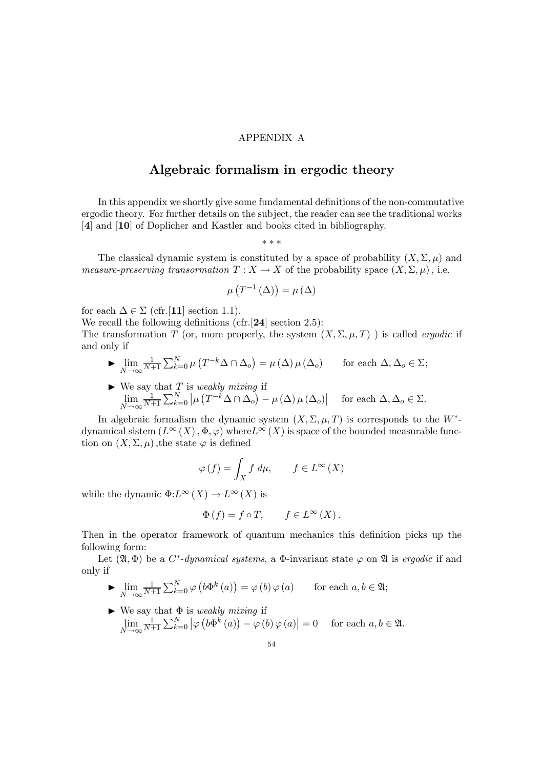APPENDIX A

# Algebraic formalism in ergodic theory

In this appendix we shortly give some fundamental definitions of the non-commutative ergodic theory. For further details on the subject, the reader can see the traditional works [**4**] and [**10**] of Doplicher and Kastler and books cited in bibliography.

\* \* \*

The classical dynamic system is constituted by a space of probability $(X, \Sigma, \mu)$ and *measure-preserving transormation* $T : X \to X$ of the probability space $(X, \Sigma, \mu)$, i.e.

$$\mu\left(T^{-1}(\Delta)\right) = \mu(\Delta)$$

for each $\Delta \in \Sigma$ (cfr.[**11**] section 1.1).

We recall the following definitions (cfr.[**24**] section 2.5):

The transformation $T$ (or, more properly, the system $(X, \Sigma, \mu, T)$ ) is called *ergodic* if and only if

- ► $\lim_{N\to\infty} \frac{1}{N+1} \sum_{k=0}^{N} \mu\left(T^{-k}\Delta \cap \Delta_o\right) = \mu(\Delta)\,\mu(\Delta_o) \qquad$ for each $\Delta, \Delta_o \in \Sigma$;
- ► We say that $T$ is *weakly mixing* if $\lim_{N\to\infty} \frac{1}{N+1} \sum_{k=0}^{N} \left|\mu\left(T^{-k}\Delta \cap \Delta_o\right) - \mu(\Delta)\,\mu(\Delta_o)\right| \quad$ for each $\Delta, \Delta_o \in \Sigma$.

In algebraic formalism the dynamic system $(X, \Sigma, \mu, T)$ is corresponds to the $W^*$-dynamical sistem $(L^\infty(X), \Phi, \varphi)$ where$L^\infty(X)$ is space of the bounded measurable function on $(X, \Sigma, \mu)$ ,the state $\varphi$ is defined

$$\varphi(f) = \int_X f \, d\mu, \qquad f \in L^\infty(X)$$

while the dynamic $\Phi$:$L^\infty(X) \to L^\infty(X)$ is

$$\Phi(f) = f \circ T, \qquad f \in L^\infty(X).$$

Then in the operator framework of quantum mechanics this definition picks up the following form:

Let $(\mathfrak{A}, \Phi)$ be a *$C^*$-dynamical systems*, a $\Phi$-invariant state $\varphi$ on $\mathfrak{A}$ is *ergodic* if and only if

- ► $\lim_{N\to\infty} \frac{1}{N+1} \sum_{k=0}^{N} \varphi\left(b\Phi^k(a)\right) = \varphi(b)\,\varphi(a) \qquad$ for each $a, b \in \mathfrak{A}$;
- ► We say that $\Phi$ is *weakly mixing* if $\lim_{N\to\infty} \frac{1}{N+1} \sum_{k=0}^{N} \left|\varphi\left(b\Phi^k(a)\right) - \varphi(b)\,\varphi(a)\right| = 0 \quad$ for each $a, b \in \mathfrak{A}$.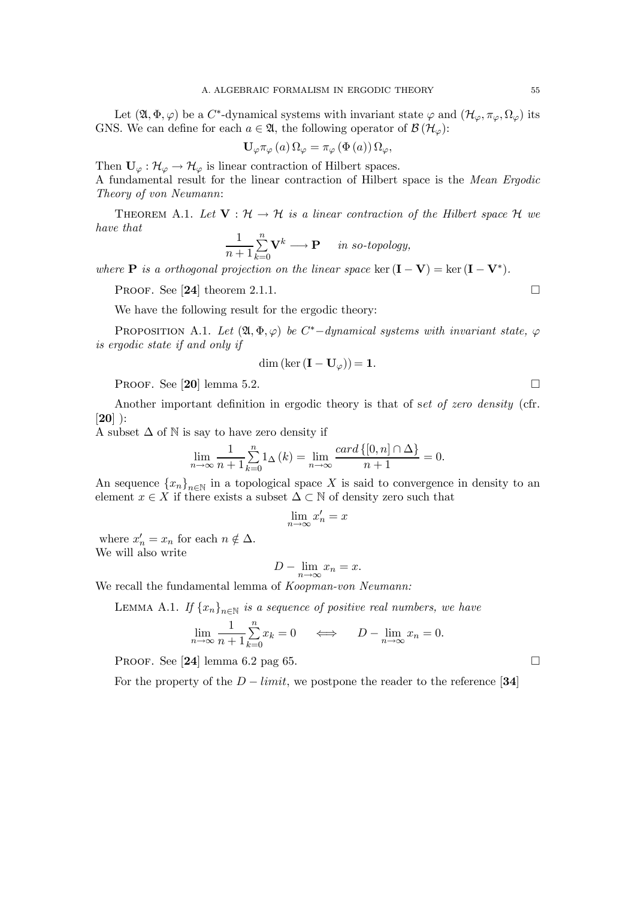Let $(\mathfrak{A}, \Phi, \varphi)$ be a $C^*$-dynamical systems with invariant state $\varphi$ and $(\mathcal{H}_\varphi, \pi_\varphi, \Omega_\varphi)$ its GNS. We can define for each $a \in \mathfrak{A}$, the following operator of $\mathcal{B}(\mathcal{H}_\varphi)$:

$$\mathbf{U}_\varphi \pi_\varphi(a)\,\Omega_\varphi = \pi_\varphi(\Phi(a))\,\Omega_\varphi,$$

Then $\mathbf{U}_\varphi : \mathcal{H}_\varphi \to \mathcal{H}_\varphi$ is linear contraction of Hilbert spaces.
A fundamental result for the linear contraction of Hilbert space is the *Mean Ergodic Theory of von Neumann*:

Theorem A.1. *Let $\mathbf{V} : \mathcal{H} \to \mathcal{H}$ is a linear contraction of the Hilbert space $\mathcal{H}$ we have that*

$$\frac{1}{n+1}\sum_{k=0}^{n} \mathbf{V}^k \longrightarrow \mathbf{P} \qquad \textit{in so-topology,}$$

*where $\mathbf{P}$ is a orthogonal projection on the linear space $\ker(\mathbf{I} - \mathbf{V}) = \ker(\mathbf{I} - \mathbf{V}^*)$.*

Proof. See [**24**] theorem 2.1.1. □

We have the following result for the ergodic theory:

Proposition A.1. *Let $(\mathfrak{A}, \Phi, \varphi)$ be $C^*$−dynamical systems with invariant state, $\varphi$ is ergodic state if and only if*

$$\dim(\ker(\mathbf{I} - \mathbf{U}_\varphi)) = \mathbf{1}.$$

Proof. See [**20**] lemma 5.2. □

Another important definition in ergodic theory is that of s*et of zero density* (cfr. [**20**] ):
A subset $\Delta$ of $\mathbb{N}$ is say to have zero density if

$$\lim_{n\to\infty} \frac{1}{n+1}\sum_{k=0}^{n} 1_\Delta(k) = \lim_{n\to\infty} \frac{card\{[0,n] \cap \Delta\}}{n+1} = 0.$$

An sequence $\{x_n\}_{n\in\mathbb{N}}$ in a topological space $X$ is said to convergence in density to an element $x \in X$ if there exists a subset $\Delta \subset \mathbb{N}$ of density zero such that

$$\lim_{n\to\infty} x'_n = x$$

where $x'_n = x_n$ for each $n \notin \Delta$.
We will also write

$$D - \lim_{n\to\infty} x_n = x.$$

We recall the fundamental lemma of *Koopman-von Neumann:*

Lemma A.1. *If $\{x_n\}_{n\in\mathbb{N}}$ is a sequence of positive real numbers, we have*

$$\lim_{n\to\infty} \frac{1}{n+1}\sum_{k=0}^{n} x_k = 0 \qquad \Longleftrightarrow \qquad D - \lim_{n\to\infty} x_n = 0.$$

Proof. See [**24**] lemma 6.2 pag 65. □

For the property of the $D - limit$, we postpone the reader to the reference [**34**]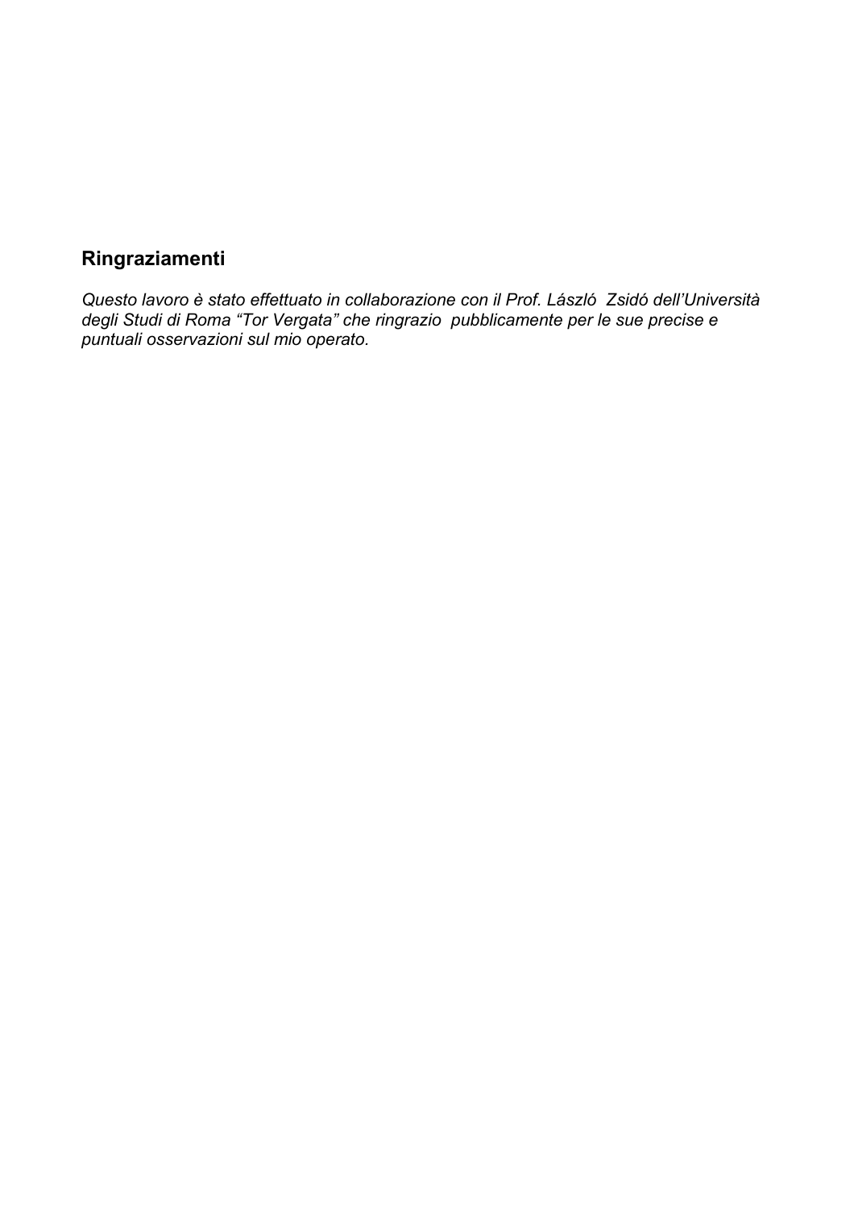## Ringraziamenti

*Questo lavoro è stato effettuato in collaborazione con il Prof. László Zsidó dell'Università degli Studi di Roma "Tor Vergata" che ringrazio pubblicamente per le sue precise e puntuali osservazioni sul mio operato.*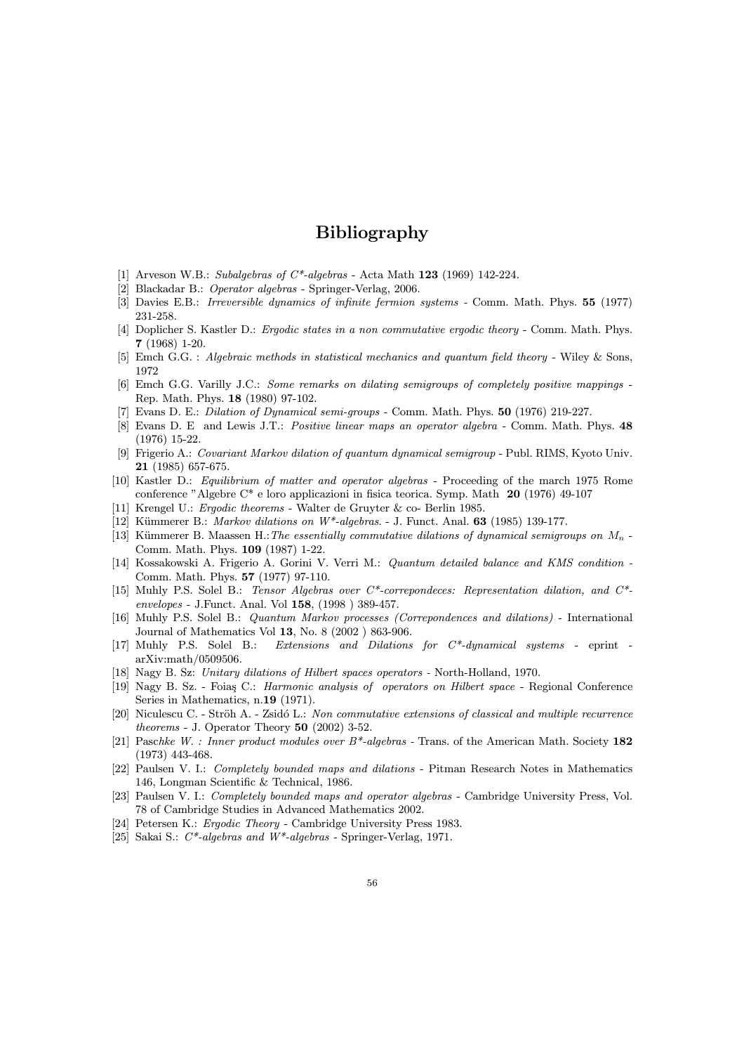# Bibliography

[1] Arveson W.B.: *Subalgebras of C\*-algebras* - Acta Math **123** (1969) 142-224.

[2] Blackadar B.: *Operator algebras* - Springer-Verlag, 2006.

[3] Davies E.B.: *Irreversible dynamics of infinite fermion systems* - Comm. Math. Phys. **55** (1977) 231-258.

[4] Doplicher S. Kastler D.: *Ergodic states in a non commutative ergodic theory* - Comm. Math. Phys. **7** (1968) 1-20.

[5] Emch G.G. : *Algebraic methods in statistical mechanics and quantum field theory* - Wiley & Sons, 1972

[6] Emch G.G. Varilly J.C.: *Some remarks on dilating semigroups of completely positive mappings* - Rep. Math. Phys. **18** (1980) 97-102.

[7] Evans D. E.: *Dilation of Dynamical semi-groups* - Comm. Math. Phys. **50** (1976) 219-227.

[8] Evans D. E and Lewis J.T.: *Positive linear maps an operator algebra* - Comm. Math. Phys. **48** (1976) 15-22.

[9] Frigerio A.: *Covariant Markov dilation of quantum dynamical semigroup* - Publ. RIMS, Kyoto Univ. **21** (1985) 657-675.

[10] Kastler D.: *Equilibrium of matter and operator algebras* - Proceeding of the march 1975 Rome conference "Algebre C\* e loro applicazioni in fisica teorica. Symp. Math **20** (1976) 49-107

[11] Krengel U.: *Ergodic theorems* - Walter de Gruyter & co- Berlin 1985.

[12] Kümmerer B.: *Markov dilations on W\*-algebras.* - J. Funct. Anal. **63** (1985) 139-177.

[13] Kümmerer B. Maassen H.:*The essentially commutative dilations of dynamical semigroups on $M_n$* - Comm. Math. Phys. **109** (1987) 1-22.

[14] Kossakowski A. Frigerio A. Gorini V. Verri M.: *Quantum detailed balance and KMS condition* - Comm. Math. Phys. **57** (1977) 97-110.

[15] Muhly P.S. Solel B.: *Tensor Algebras over C\*-correpondeces: Representation dilation, and C\*-envelopes* - J.Funct. Anal. Vol **158**, (1998 ) 389-457.

[16] Muhly P.S. Solel B.: *Quantum Markov processes (Correpondences and dilations)* - International Journal of Mathematics Vol **13**, No. 8 (2002 ) 863-906.

[17] Muhly P.S. Solel B.: *Extensions and Dilations for C\*-dynamical systems* - eprint - arXiv:math/0509506.

[18] Nagy B. Sz: *Unitary dilations of Hilbert spaces operators* - North-Holland, 1970.

[19] Nagy B. Sz. - Foiaş C.: *Harmonic analysis of operators on Hilbert space* - Regional Conference Series in Mathematics, n.**19** (1971).

[20] Niculescu C. - Ströh A. - Zsidó L.: *Non commutative extensions of classical and multiple recurrence theorems* - J. Operator Theory **50** (2002) 3-52.

[21] Paschke W. : *Inner product modules over B\*-algebras* - Trans. of the American Math. Society **182** (1973) 443-468.

[22] Paulsen V. I.: *Completely bounded maps and dilations* - Pitman Research Notes in Mathematics 146, Longman Scientific & Technical, 1986.

[23] Paulsen V. I.: *Completely bounded maps and operator algebras* - Cambridge University Press, Vol. 78 of Cambridge Studies in Advanced Mathematics 2002.

[24] Petersen K.: *Ergodic Theory* - Cambridge University Press 1983.

[25] Sakai S.: *C\*-algebras and W\*-algebras* - Springer-Verlag, 1971.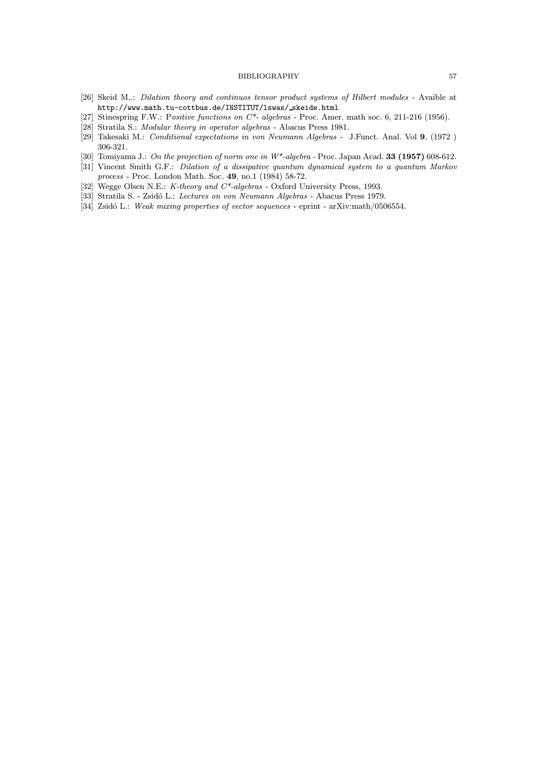[26] Skeid M..: *Dilation theory and continuos tensor product systems of Hilbert modules* - Avaible at http://www.math.tu-cottbus.de/INSTITUT/lswas/_skeide.html

[27] Stinespring F.W.: P*ositive functions on C\*- algebras* - Proc. Amer. math soc. 6, 211-216 (1956).

[28] Stratila S.: *Modular theory in operator algebras* - Abacus Press 1981.

[29] Takesaki M.: *Conditional expectations in von Neumann Algebras* - J.Funct. Anal. Vol **9**, (1972 ) 306-321.

[30] Tomiyama J.: *On the projection of norm one in W\*-algebra* - Proc. Japan Acad. **33 (1957)** 608-612.

[31] Vincent Smith G.F.: *Dilation of a dissipative quantum dynamical system to a quantum Markov process* - Proc. London Math. Soc. **49**, no.1 (1984) 58-72.

[32] Wegge Olsen N.E.: *K-theory and C\*-algebras* - Oxford University Press, 1993.

[33] Stratila S. - Zsidó L.: *Lectures on von Neumann Algebras* - Abacus Press 1979.

[34] Zsidó L.: *Weak mixing properties of vector sequences* - eprint - arXiv:math/0506554.